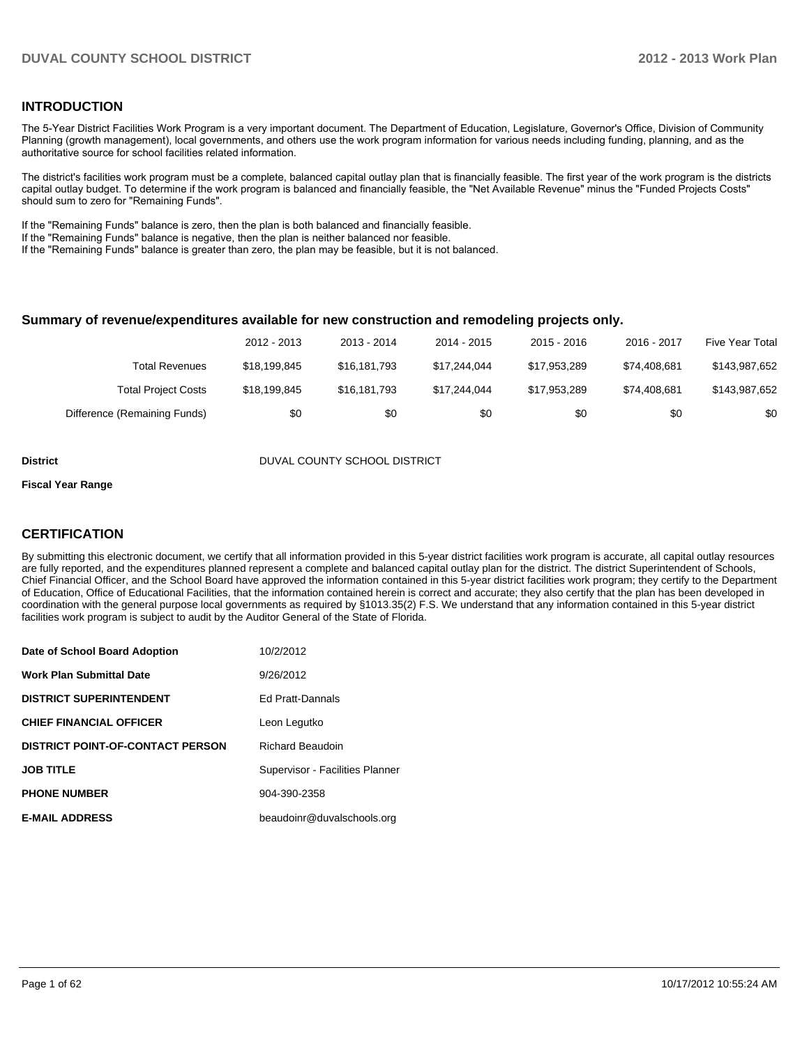## INTRODUCTION

The 5-Year District Facilities Work Program is a very important document. The Department of Education, Legislature, Governor's Office, Division of Community Planning (growth management), local governments, and others use the work program information for various needs including funding, planning, and as the authoritative source for school facilities related information.

The district's facilities work program must be a complete, balanced capital outlay plan that is financially feasible. The first year of the work program is the districts capital outlay budget. To determine if the work program is balanced and financially feasible, the "Net Available Revenue" minus the "Funded Projects Costs" should sum to zero for "Remaining Funds".

If the "Remaining Funds" balance is zero, then the plan is both balanced and financially feasible.
If the "Remaining Funds" balance is negative, then the plan is neither balanced nor feasible.
If the "Remaining Funds" balance is greater than zero, the plan may be feasible, but it is not balanced.

### Summary of revenue/expenditures available for new construction and remodeling projects only.

| | 2012 - 2013 | 2013 - 2014 | 2014 - 2015 | 2015 - 2016 | 2016 - 2017 | Five Year Total |
|---|---|---|---|---|---|---|
| Total Revenues | $18,199,845 | $16,181,793 | $17,244,044 | $17,953,289 | $74,408,681 | $143,987,652 |
| Total Project Costs | $18,199,845 | $16,181,793 | $17,244,044 | $17,953,289 | $74,408,681 | $143,987,652 |
| Difference (Remaining Funds) | $0 | $0 | $0 | $0 | $0 | $0 |

**District** DUVAL COUNTY SCHOOL DISTRICT

**Fiscal Year Range**

## CERTIFICATION

By submitting this electronic document, we certify that all information provided in this 5-year district facilities work program is accurate, all capital outlay resources are fully reported, and the expenditures planned represent a complete and balanced capital outlay plan for the district. The district Superintendent of Schools, Chief Financial Officer, and the School Board have approved the information contained in this 5-year district facilities work program; they certify to the Department of Education, Office of Educational Facilities, that the information contained herein is correct and accurate; they also certify that the plan has been developed in coordination with the general purpose local governments as required by §1013.35(2) F.S. We understand that any information contained in this 5-year district facilities work program is subject to audit by the Auditor General of the State of Florida.

| | |
|---|---|
| **Date of School Board Adoption** | 10/2/2012 |
| **Work Plan Submittal Date** | 9/26/2012 |
| **DISTRICT SUPERINTENDENT** | Ed Pratt-Dannals |
| **CHIEF FINANCIAL OFFICER** | Leon Legutko |
| **DISTRICT POINT-OF-CONTACT PERSON** | Richard Beaudoin |
| **JOB TITLE** | Supervisor - Facilities Planner |
| **PHONE NUMBER** | 904-390-2358 |
| **E-MAIL ADDRESS** | beaudoinr@duvalschools.org |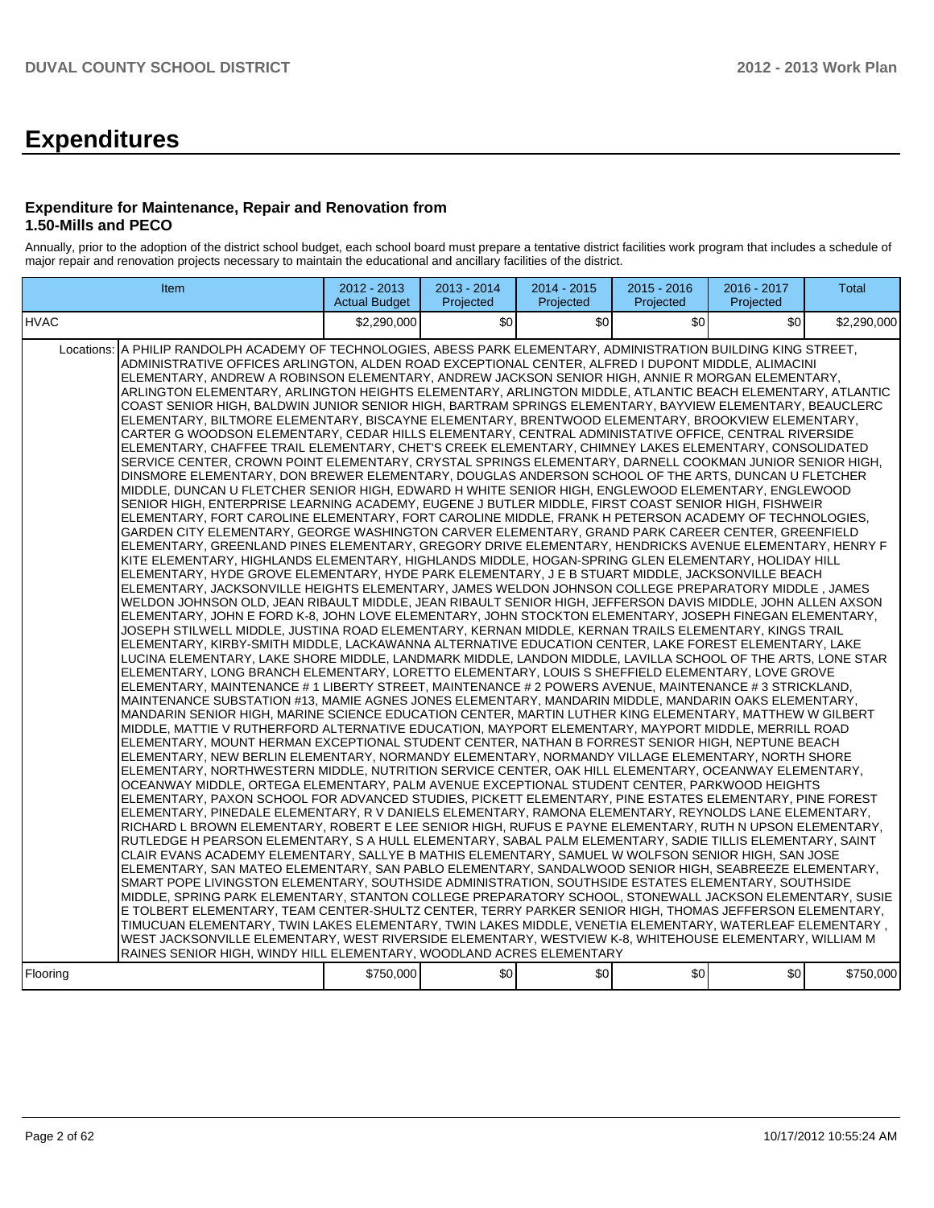# Expenditures

### Expenditure for Maintenance, Repair and Renovation from 1.50-Mills and PECO

Annually, prior to the adoption of the district school budget, each school board must prepare a tentative district facilities work program that includes a schedule of major repair and renovation projects necessary to maintain the educational and ancillary facilities of the district.

| Item | | 2012 - 2013 Actual Budget | 2013 - 2014 Projected | 2014 - 2015 Projected | 2015 - 2016 Projected | 2016 - 2017 Projected | Total |
|---|---|---|---|---|---|---|---|
| HVAC | | $2,290,000 | $0 | $0 | $0 | $0 | $2,290,000 |
| Locations: | A PHILIP RANDOLPH ACADEMY OF TECHNOLOGIES, ABESS PARK ELEMENTARY, ADMINISTRATION BUILDING KING STREET, ADMINISTRATIVE OFFICES ARLINGTON, ALDEN ROAD EXCEPTIONAL CENTER, ALFRED I DUPONT MIDDLE, ALIMACINI ELEMENTARY, ANDREW A ROBINSON ELEMENTARY, ANDREW JACKSON SENIOR HIGH, ANNIE R MORGAN ELEMENTARY, ARLINGTON ELEMENTARY, ARLINGTON HEIGHTS ELEMENTARY, ARLINGTON MIDDLE, ATLANTIC BEACH ELEMENTARY, ATLANTIC COAST SENIOR HIGH, BALDWIN JUNIOR SENIOR HIGH, BARTRAM SPRINGS ELEMENTARY, BAYVIEW ELEMENTARY, BEAUCLERC ELEMENTARY, BILTMORE ELEMENTARY, BISCAYNE ELEMENTARY, BRENTWOOD ELEMENTARY, BROOKVIEW ELEMENTARY, CARTER G WOODSON ELEMENTARY, CEDAR HILLS ELEMENTARY, CENTRAL ADMINISTATIVE OFFICE, CENTRAL RIVERSIDE ELEMENTARY, CHAFFEE TRAIL ELEMENTARY, CHET'S CREEK ELEMENTARY, CHIMNEY LAKES ELEMENTARY, CONSOLIDATED SERVICE CENTER, CROWN POINT ELEMENTARY, CRYSTAL SPRINGS ELEMENTARY, DARNELL COOKMAN JUNIOR SENIOR HIGH, DINSMORE ELEMENTARY, DON BREWER ELEMENTARY, DOUGLAS ANDERSON SCHOOL OF THE ARTS, DUNCAN U FLETCHER MIDDLE, DUNCAN U FLETCHER SENIOR HIGH, EDWARD H WHITE SENIOR HIGH, ENGLEWOOD ELEMENTARY, ENGLEWOOD SENIOR HIGH, ENTERPRISE LEARNING ACADEMY, EUGENE J BUTLER MIDDLE, FIRST COAST SENIOR HIGH, FISHWEIR ELEMENTARY, FORT CAROLINE ELEMENTARY, FORT CAROLINE MIDDLE, FRANK H PETERSON ACADEMY OF TECHNOLOGIES, GARDEN CITY ELEMENTARY, GEORGE WASHINGTON CARVER ELEMENTARY, GRAND PARK CAREER CENTER, GREENFIELD ELEMENTARY, GREENLAND PINES ELEMENTARY, GREGORY DRIVE ELEMENTARY, HENDRICKS AVENUE ELEMENTARY, HENRY F KITE ELEMENTARY, HIGHLANDS ELEMENTARY, HIGHLANDS MIDDLE, HOGAN-SPRING GLEN ELEMENTARY, HOLIDAY HILL ELEMENTARY, HYDE GROVE ELEMENTARY, HYDE PARK ELEMENTARY, J E B STUART MIDDLE, JACKSONVILLE BEACH ELEMENTARY, JACKSONVILLE HEIGHTS ELEMENTARY, JAMES WELDON JOHNSON COLLEGE PREPARATORY MIDDLE , JAMES WELDON JOHNSON OLD, JEAN RIBAULT MIDDLE, JEAN RIBAULT SENIOR HIGH, JEFFERSON DAVIS MIDDLE, JOHN ALLEN AXSON ELEMENTARY, JOHN E FORD K-8, JOHN LOVE ELEMENTARY, JOHN STOCKTON ELEMENTARY, JOSEPH FINEGAN ELEMENTARY, JOSEPH STILWELL MIDDLE, JUSTINA ROAD ELEMENTARY, KERNAN MIDDLE, KERNAN TRAILS ELEMENTARY, KINGS TRAIL ELEMENTARY, KIRBY-SMITH MIDDLE, LACKAWANNA ALTERNATIVE EDUCATION CENTER, LAKE FOREST ELEMENTARY, LAKE LUCINA ELEMENTARY, LAKE SHORE MIDDLE, LANDMARK MIDDLE, LANDON MIDDLE, LAVILLA SCHOOL OF THE ARTS, LONE STAR ELEMENTARY, LONG BRANCH ELEMENTARY, LORETTO ELEMENTARY, LOUIS S SHEFFIELD ELEMENTARY, LOVE GROVE ELEMENTARY, MAINTENANCE # 1 LIBERTY STREET, MAINTENANCE # 2 POWERS AVENUE, MAINTENANCE # 3 STRICKLAND, MAINTENANCE SUBSTATION #13, MAMIE AGNES JONES ELEMENTARY, MANDARIN MIDDLE, MANDARIN OAKS ELEMENTARY, MANDARIN SENIOR HIGH, MARINE SCIENCE EDUCATION CENTER, MARTIN LUTHER KING ELEMENTARY, MATTHEW W GILBERT MIDDLE, MATTIE V RUTHERFORD ALTERNATIVE EDUCATION, MAYPORT ELEMENTARY, MAYPORT MIDDLE, MERRILL ROAD ELEMENTARY, MOUNT HERMAN EXCEPTIONAL STUDENT CENTER, NATHAN B FORREST SENIOR HIGH, NEPTUNE BEACH ELEMENTARY, NEW BERLIN ELEMENTARY, NORMANDY ELEMENTARY, NORMANDY VILLAGE ELEMENTARY, NORTH SHORE ELEMENTARY, NORTHWESTERN MIDDLE, NUTRITION SERVICE CENTER, OAK HILL ELEMENTARY, OCEANWAY ELEMENTARY, OCEANWAY MIDDLE, ORTEGA ELEMENTARY, PALM AVENUE EXCEPTIONAL STUDENT CENTER, PARKWOOD HEIGHTS ELEMENTARY, PAXON SCHOOL FOR ADVANCED STUDIES, PICKETT ELEMENTARY, PINE ESTATES ELEMENTARY, PINE FOREST ELEMENTARY, PINEDALE ELEMENTARY, R V DANIELS ELEMENTARY, RAMONA ELEMENTARY, REYNOLDS LANE ELEMENTARY, RICHARD L BROWN ELEMENTARY, ROBERT E LEE SENIOR HIGH, RUFUS E PAYNE ELEMENTARY, RUTH N UPSON ELEMENTARY, RUTLEDGE H PEARSON ELEMENTARY, S A HULL ELEMENTARY, SABAL PALM ELEMENTARY, SADIE TILLIS ELEMENTARY, SAINT CLAIR EVANS ACADEMY ELEMENTARY, SALLYE B MATHIS ELEMENTARY, SAMUEL W WOLFSON SENIOR HIGH, SAN JOSE ELEMENTARY, SAN MATEO ELEMENTARY, SAN PABLO ELEMENTARY, SANDALWOOD SENIOR HIGH, SEABREEZE ELEMENTARY, SMART POPE LIVINGSTON ELEMENTARY, SOUTHSIDE ADMINISTRATION, SOUTHSIDE ESTATES ELEMENTARY, SOUTHSIDE MIDDLE, SPRING PARK ELEMENTARY, STANTON COLLEGE PREPARATORY SCHOOL, STONEWALL JACKSON ELEMENTARY, SUSIE E TOLBERT ELEMENTARY, TEAM CENTER-SHULTZ CENTER, TERRY PARKER SENIOR HIGH, THOMAS JEFFERSON ELEMENTARY, TIMUCUAN ELEMENTARY, TWIN LAKES ELEMENTARY, TWIN LAKES MIDDLE, VENETIA ELEMENTARY, WATERLEAF ELEMENTARY , WEST JACKSONVILLE ELEMENTARY, WEST RIVERSIDE ELEMENTARY, WESTVIEW K-8, WHITEHOUSE ELEMENTARY, WILLIAM M RAINES SENIOR HIGH, WINDY HILL ELEMENTARY, WOODLAND ACRES ELEMENTARY | | | | | | |
| Flooring | | $750,000 | $0 | $0 | $0 | $0 | $750,000 |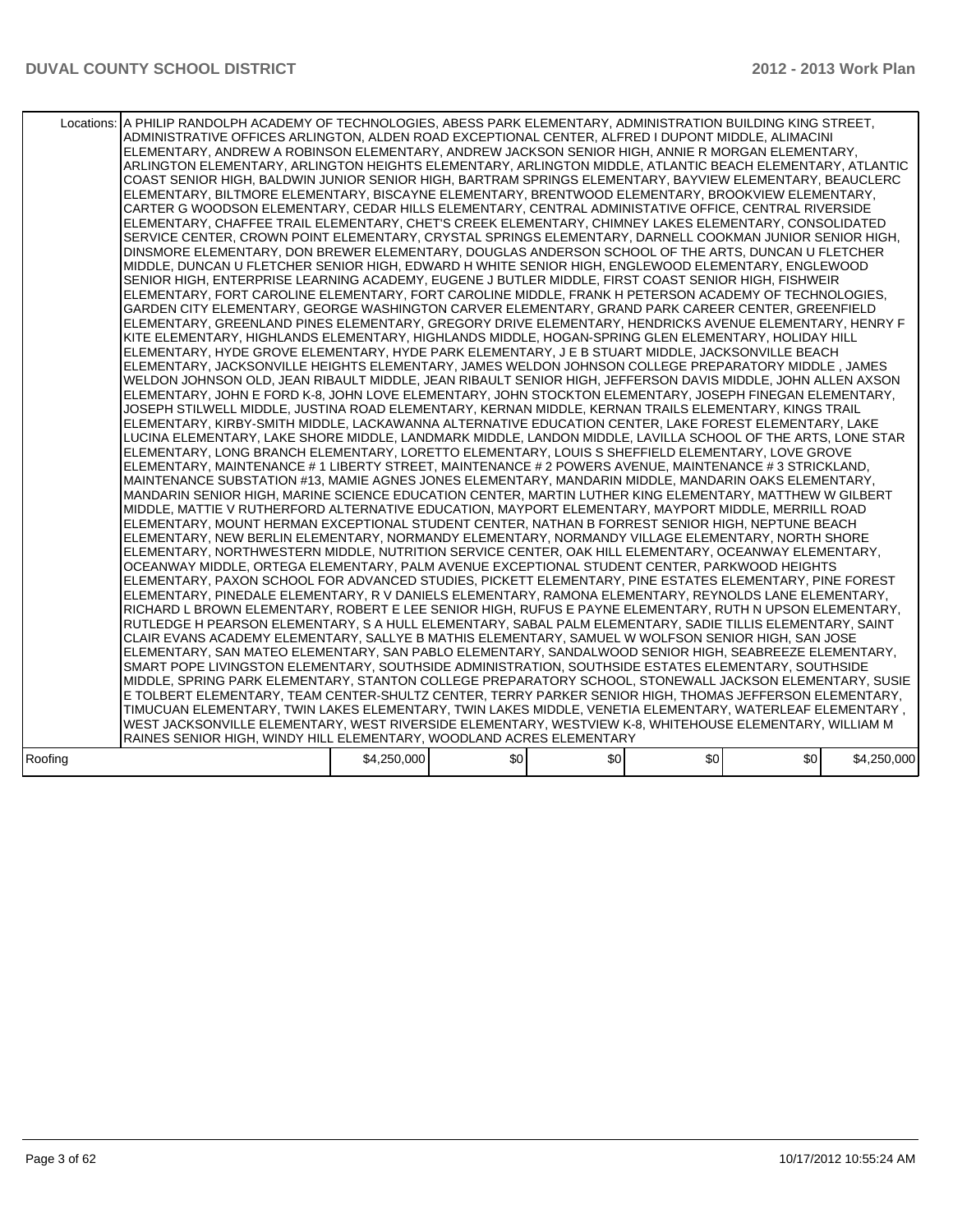| | Locations: | A PHILIP RANDOLPH ACADEMY OF TECHNOLOGIES, ABESS PARK ELEMENTARY, ADMINISTRATION BUILDING KING STREET, ADMINISTRATIVE OFFICES ARLINGTON, ALDEN ROAD EXCEPTIONAL CENTER, ALFRED I DUPONT MIDDLE, ALIMACINI ELEMENTARY, ANDREW A ROBINSON ELEMENTARY, ANDREW JACKSON SENIOR HIGH, ANNIE R MORGAN ELEMENTARY, ARLINGTON ELEMENTARY, ARLINGTON HEIGHTS ELEMENTARY, ARLINGTON MIDDLE, ATLANTIC BEACH ELEMENTARY, ATLANTIC COAST SENIOR HIGH, BALDWIN JUNIOR SENIOR HIGH, BARTRAM SPRINGS ELEMENTARY, BAYVIEW ELEMENTARY, BEAUCLERC ELEMENTARY, BILTMORE ELEMENTARY, BISCAYNE ELEMENTARY, BRENTWOOD ELEMENTARY, BROOKVIEW ELEMENTARY, CARTER G WOODSON ELEMENTARY, CEDAR HILLS ELEMENTARY, CENTRAL ADMINISTATIVE OFFICE, CENTRAL RIVERSIDE ELEMENTARY, CHAFFEE TRAIL ELEMENTARY, CHET'S CREEK ELEMENTARY, CHIMNEY LAKES ELEMENTARY, CONSOLIDATED SERVICE CENTER, CROWN POINT ELEMENTARY, CRYSTAL SPRINGS ELEMENTARY, DARNELL COOKMAN JUNIOR SENIOR HIGH, DINSMORE ELEMENTARY, DON BREWER ELEMENTARY, DOUGLAS ANDERSON SCHOOL OF THE ARTS, DUNCAN U FLETCHER MIDDLE, DUNCAN U FLETCHER SENIOR HIGH, EDWARD H WHITE SENIOR HIGH, ENGLEWOOD ELEMENTARY, ENGLEWOOD SENIOR HIGH, ENTERPRISE LEARNING ACADEMY, EUGENE J BUTLER MIDDLE, FIRST COAST SENIOR HIGH, FISHWEIR ELEMENTARY, FORT CAROLINE ELEMENTARY, FORT CAROLINE MIDDLE, FRANK H PETERSON ACADEMY OF TECHNOLOGIES, GARDEN CITY ELEMENTARY, GEORGE WASHINGTON CARVER ELEMENTARY, GRAND PARK CAREER CENTER, GREENFIELD ELEMENTARY, GREENLAND PINES ELEMENTARY, GREGORY DRIVE ELEMENTARY, HENDRICKS AVENUE ELEMENTARY, HENRY F KITE ELEMENTARY, HIGHLANDS ELEMENTARY, HIGHLANDS MIDDLE, HOGAN-SPRING GLEN ELEMENTARY, HOLIDAY HILL ELEMENTARY, HYDE GROVE ELEMENTARY, HYDE PARK ELEMENTARY, J E B STUART MIDDLE, JACKSONVILLE BEACH ELEMENTARY, JACKSONVILLE HEIGHTS ELEMENTARY, JAMES WELDON JOHNSON COLLEGE PREPARATORY MIDDLE , JAMES WELDON JOHNSON OLD, JEAN RIBAULT MIDDLE, JEAN RIBAULT SENIOR HIGH, JEFFERSON DAVIS MIDDLE, JOHN ALLEN AXSON ELEMENTARY, JOHN E FORD K-8, JOHN LOVE ELEMENTARY, JOHN STOCKTON ELEMENTARY, JOSEPH FINEGAN ELEMENTARY, JOSEPH STILWELL MIDDLE, JUSTINA ROAD ELEMENTARY, KERNAN MIDDLE, KERNAN TRAILS ELEMENTARY, KINGS TRAIL ELEMENTARY, KIRBY-SMITH MIDDLE, LACKAWANNA ALTERNATIVE EDUCATION CENTER, LAKE FOREST ELEMENTARY, LAKE LUCINA ELEMENTARY, LAKE SHORE MIDDLE, LANDMARK MIDDLE, LANDON MIDDLE, LAVILLA SCHOOL OF THE ARTS, LONE STAR ELEMENTARY, LONG BRANCH ELEMENTARY, LORETTO ELEMENTARY, LOUIS S SHEFFIELD ELEMENTARY, LOVE GROVE ELEMENTARY, MAINTENANCE # 1 LIBERTY STREET, MAINTENANCE # 2 POWERS AVENUE, MAINTENANCE # 3 STRICKLAND, MAINTENANCE SUBSTATION #13, MAMIE AGNES JONES ELEMENTARY, MANDARIN MIDDLE, MANDARIN OAKS ELEMENTARY, MANDARIN SENIOR HIGH, MARINE SCIENCE EDUCATION CENTER, MARTIN LUTHER KING ELEMENTARY, MATTHEW W GILBERT MIDDLE, MATTIE V RUTHERFORD ALTERNATIVE EDUCATION, MAYPORT ELEMENTARY, MAYPORT MIDDLE, MERRILL ROAD ELEMENTARY, MOUNT HERMAN EXCEPTIONAL STUDENT CENTER, NATHAN B FORREST SENIOR HIGH, NEPTUNE BEACH ELEMENTARY, NEW BERLIN ELEMENTARY, NORMANDY ELEMENTARY, NORMANDY VILLAGE ELEMENTARY, NORTH SHORE ELEMENTARY, NORTHWESTERN MIDDLE, NUTRITION SERVICE CENTER, OAK HILL ELEMENTARY, OCEANWAY ELEMENTARY, OCEANWAY MIDDLE, ORTEGA ELEMENTARY, PALM AVENUE EXCEPTIONAL STUDENT CENTER, PARKWOOD HEIGHTS ELEMENTARY, PAXON SCHOOL FOR ADVANCED STUDIES, PICKETT ELEMENTARY, PINE ESTATES ELEMENTARY, PINE FOREST ELEMENTARY, PINEDALE ELEMENTARY, R V DANIELS ELEMENTARY, RAMONA ELEMENTARY, REYNOLDS LANE ELEMENTARY, RICHARD L BROWN ELEMENTARY, ROBERT E LEE SENIOR HIGH, RUFUS E PAYNE ELEMENTARY, RUTH N UPSON ELEMENTARY, RUTLEDGE H PEARSON ELEMENTARY, S A HULL ELEMENTARY, SABAL PALM ELEMENTARY, SADIE TILLIS ELEMENTARY, SAINT CLAIR EVANS ACADEMY ELEMENTARY, SALLYE B MATHIS ELEMENTARY, SAMUEL W WOLFSON SENIOR HIGH, SAN JOSE ELEMENTARY, SAN MATEO ELEMENTARY, SAN PABLO ELEMENTARY, SANDALWOOD SENIOR HIGH, SEABREEZE ELEMENTARY, SMART POPE LIVINGSTON ELEMENTARY, SOUTHSIDE ADMINISTRATION, SOUTHSIDE ESTATES ELEMENTARY, SOUTHSIDE MIDDLE, SPRING PARK ELEMENTARY, STANTON COLLEGE PREPARATORY SCHOOL, STONEWALL JACKSON ELEMENTARY, SUSIE E TOLBERT ELEMENTARY, TEAM CENTER-SHULTZ CENTER, TERRY PARKER SENIOR HIGH, THOMAS JEFFERSON ELEMENTARY, TIMUCUAN ELEMENTARY, TWIN LAKES ELEMENTARY, TWIN LAKES MIDDLE, VENETIA ELEMENTARY, WATERLEAF ELEMENTARY , WEST JACKSONVILLE ELEMENTARY, WEST RIVERSIDE ELEMENTARY, WESTVIEW K-8, WHITEHOUSE ELEMENTARY, WILLIAM M RAINES SENIOR HIGH, WINDY HILL ELEMENTARY, WOODLAND ACRES ELEMENTARY | | | | | |
|---|---|---|---|---|---|---|---|
| Roofing | | $4,250,000 | $0 | $0 | $0 | $0 | $4,250,000 |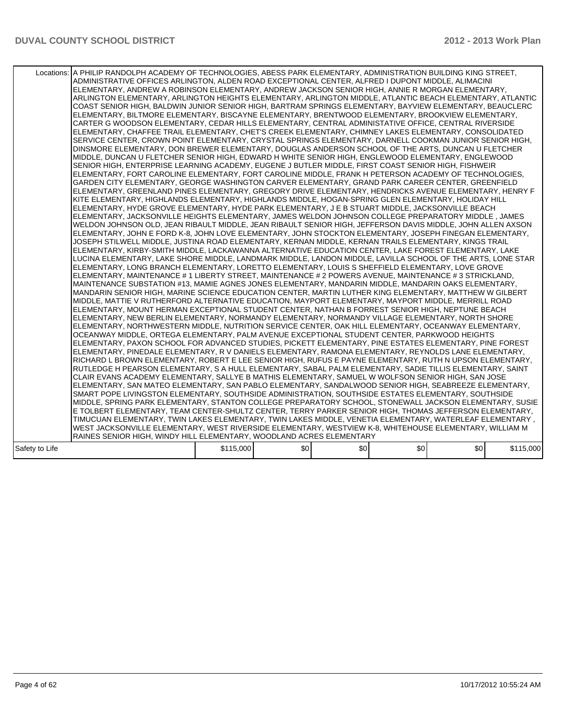| | | | | | | |
|---|---|---|---|---|---|---|
| Locations: | A PHILIP RANDOLPH ACADEMY OF TECHNOLOGIES, ABESS PARK ELEMENTARY, ADMINISTRATION BUILDING KING STREET, ADMINISTRATIVE OFFICES ARLINGTON, ALDEN ROAD EXCEPTIONAL CENTER, ALFRED I DUPONT MIDDLE, ALIMACINI ELEMENTARY, ANDREW A ROBINSON ELEMENTARY, ANDREW JACKSON SENIOR HIGH, ANNIE R MORGAN ELEMENTARY, ARLINGTON ELEMENTARY, ARLINGTON HEIGHTS ELEMENTARY, ARLINGTON MIDDLE, ATLANTIC BEACH ELEMENTARY, ATLANTIC COAST SENIOR HIGH, BALDWIN JUNIOR SENIOR HIGH, BARTRAM SPRINGS ELEMENTARY, BAYVIEW ELEMENTARY, BEAUCLERC ELEMENTARY, BILTMORE ELEMENTARY, BISCAYNE ELEMENTARY, BRENTWOOD ELEMENTARY, BROOKVIEW ELEMENTARY, CARTER G WOODSON ELEMENTARY, CEDAR HILLS ELEMENTARY, CENTRAL ADMINISTATIVE OFFICE, CENTRAL RIVERSIDE ELEMENTARY, CHAFFEE TRAIL ELEMENTARY, CHET'S CREEK ELEMENTARY, CHIMNEY LAKES ELEMENTARY, CONSOLIDATED SERVICE CENTER, CROWN POINT ELEMENTARY, CRYSTAL SPRINGS ELEMENTARY, DARNELL COOKMAN JUNIOR SENIOR HIGH, DINSMORE ELEMENTARY, DON BREWER ELEMENTARY, DOUGLAS ANDERSON SCHOOL OF THE ARTS, DUNCAN U FLETCHER MIDDLE, DUNCAN U FLETCHER SENIOR HIGH, EDWARD H WHITE SENIOR HIGH, ENGLEWOOD ELEMENTARY, ENGLEWOOD SENIOR HIGH, ENTERPRISE LEARNING ACADEMY, EUGENE J BUTLER MIDDLE, FIRST COAST SENIOR HIGH, FISHWEIR ELEMENTARY, FORT CAROLINE ELEMENTARY, FORT CAROLINE MIDDLE, FRANK H PETERSON ACADEMY OF TECHNOLOGIES, GARDEN CITY ELEMENTARY, GEORGE WASHINGTON CARVER ELEMENTARY, GRAND PARK CAREER CENTER, GREENFIELD ELEMENTARY, GREENLAND PINES ELEMENTARY, GREGORY DRIVE ELEMENTARY, HENDRICKS AVENUE ELEMENTARY, HENRY F KITE ELEMENTARY, HIGHLANDS ELEMENTARY, HIGHLANDS MIDDLE, HOGAN-SPRING GLEN ELEMENTARY, HOLIDAY HILL ELEMENTARY, HYDE GROVE ELEMENTARY, HYDE PARK ELEMENTARY, J E B STUART MIDDLE, JACKSONVILLE BEACH ELEMENTARY, JACKSONVILLE HEIGHTS ELEMENTARY, JAMES WELDON JOHNSON COLLEGE PREPARATORY MIDDLE , JAMES WELDON JOHNSON OLD, JEAN RIBAULT MIDDLE, JEAN RIBAULT SENIOR HIGH, JEFFERSON DAVIS MIDDLE, JOHN ALLEN AXSON ELEMENTARY, JOHN E FORD K-8, JOHN LOVE ELEMENTARY, JOHN STOCKTON ELEMENTARY, JOSEPH FINEGAN ELEMENTARY, JOSEPH STILWELL MIDDLE, JUSTINA ROAD ELEMENTARY, KERNAN MIDDLE, KERNAN TRAILS ELEMENTARY, KINGS TRAIL ELEMENTARY, KIRBY-SMITH MIDDLE, LACKAWANNA ALTERNATIVE EDUCATION CENTER, LAKE FOREST ELEMENTARY, LAKE LUCINA ELEMENTARY, LAKE SHORE MIDDLE, LANDMARK MIDDLE, LANDON MIDDLE, LAVILLA SCHOOL OF THE ARTS, LONE STAR ELEMENTARY, LONG BRANCH ELEMENTARY, LORETTO ELEMENTARY, LOUIS S SHEFFIELD ELEMENTARY, LOVE GROVE ELEMENTARY, MAINTENANCE # 1 LIBERTY STREET, MAINTENANCE # 2 POWERS AVENUE, MAINTENANCE # 3 STRICKLAND, MAINTENANCE SUBSTATION #13, MAMIE AGNES JONES ELEMENTARY, MANDARIN MIDDLE, MANDARIN OAKS ELEMENTARY, MANDARIN SENIOR HIGH, MARINE SCIENCE EDUCATION CENTER, MARTIN LUTHER KING ELEMENTARY, MATTHEW W GILBERT MIDDLE, MATTIE V RUTHERFORD ALTERNATIVE EDUCATION, MAYPORT ELEMENTARY, MAYPORT MIDDLE, MERRILL ROAD ELEMENTARY, MOUNT HERMAN EXCEPTIONAL STUDENT CENTER, NATHAN B FORREST SENIOR HIGH, NEPTUNE BEACH ELEMENTARY, NEW BERLIN ELEMENTARY, NORMANDY ELEMENTARY, NORMANDY VILLAGE ELEMENTARY, NORTH SHORE ELEMENTARY, NORTHWESTERN MIDDLE, NUTRITION SERVICE CENTER, OAK HILL ELEMENTARY, OCEANWAY ELEMENTARY, OCEANWAY MIDDLE, ORTEGA ELEMENTARY, PALM AVENUE EXCEPTIONAL STUDENT CENTER, PARKWOOD HEIGHTS ELEMENTARY, PAXON SCHOOL FOR ADVANCED STUDIES, PICKETT ELEMENTARY, PINE ESTATES ELEMENTARY, PINE FOREST ELEMENTARY, PINEDALE ELEMENTARY, R V DANIELS ELEMENTARY, RAMONA ELEMENTARY, REYNOLDS LANE ELEMENTARY, RICHARD L BROWN ELEMENTARY, ROBERT E LEE SENIOR HIGH, RUFUS E PAYNE ELEMENTARY, RUTH N UPSON ELEMENTARY, RUTLEDGE H PEARSON ELEMENTARY, S A HULL ELEMENTARY, SABAL PALM ELEMENTARY, SADIE TILLIS ELEMENTARY, SAINT CLAIR EVANS ACADEMY ELEMENTARY, SALLYE B MATHIS ELEMENTARY, SAMUEL W WOLFSON SENIOR HIGH, SAN JOSE ELEMENTARY, SAN MATEO ELEMENTARY, SAN PABLO ELEMENTARY, SANDALWOOD SENIOR HIGH, SEABREEZE ELEMENTARY, SMART POPE LIVINGSTON ELEMENTARY, SOUTHSIDE ADMINISTRATION, SOUTHSIDE ESTATES ELEMENTARY, SOUTHSIDE MIDDLE, SPRING PARK ELEMENTARY, STANTON COLLEGE PREPARATORY SCHOOL, STONEWALL JACKSON ELEMENTARY, SUSIE E TOLBERT ELEMENTARY, TEAM CENTER-SHULTZ CENTER, TERRY PARKER SENIOR HIGH, THOMAS JEFFERSON ELEMENTARY, TIMUCUAN ELEMENTARY, TWIN LAKES ELEMENTARY, TWIN LAKES MIDDLE, VENETIA ELEMENTARY, WATERLEAF ELEMENTARY , WEST JACKSONVILLE ELEMENTARY, WEST RIVERSIDE ELEMENTARY, WESTVIEW K-8, WHITEHOUSE ELEMENTARY, WILLIAM M RAINES SENIOR HIGH, WINDY HILL ELEMENTARY, WOODLAND ACRES ELEMENTARY | | | | | |
| Safety to Life | | $115,000 | $0 | $0 | $0 | $0 | $115,000 |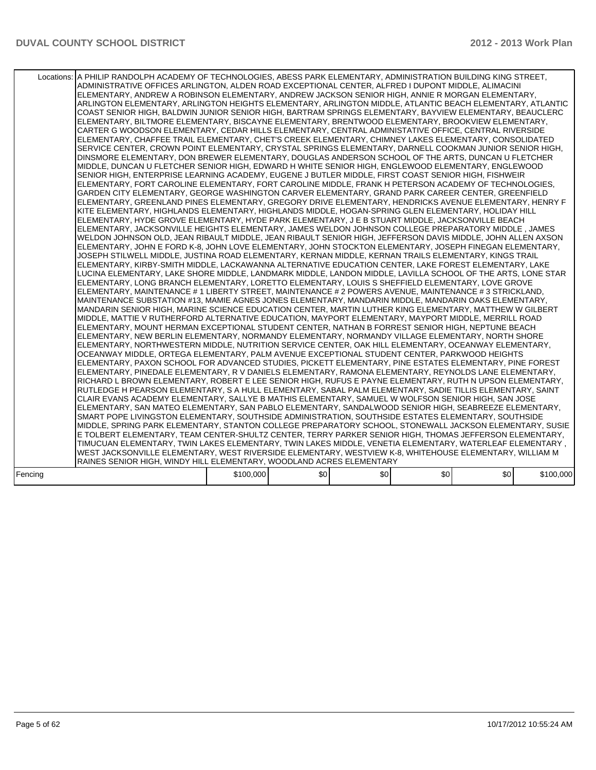| | | | | | | |
|---|---|---|---|---|---|---|
| Locations: | A PHILIP RANDOLPH ACADEMY OF TECHNOLOGIES, ABESS PARK ELEMENTARY, ADMINISTRATION BUILDING KING STREET, ADMINISTRATIVE OFFICES ARLINGTON, ALDEN ROAD EXCEPTIONAL CENTER, ALFRED I DUPONT MIDDLE, ALIMACINI ELEMENTARY, ANDREW A ROBINSON ELEMENTARY, ANDREW JACKSON SENIOR HIGH, ANNIE R MORGAN ELEMENTARY, ARLINGTON ELEMENTARY, ARLINGTON HEIGHTS ELEMENTARY, ARLINGTON MIDDLE, ATLANTIC BEACH ELEMENTARY, ATLANTIC COAST SENIOR HIGH, BALDWIN JUNIOR SENIOR HIGH, BARTRAM SPRINGS ELEMENTARY, BAYVIEW ELEMENTARY, BEAUCLERC ELEMENTARY, BILTMORE ELEMENTARY, BISCAYNE ELEMENTARY, BRENTWOOD ELEMENTARY, BROOKVIEW ELEMENTARY, CARTER G WOODSON ELEMENTARY, CEDAR HILLS ELEMENTARY, CENTRAL ADMINISTATIVE OFFICE, CENTRAL RIVERSIDE ELEMENTARY, CHAFFEE TRAIL ELEMENTARY, CHET'S CREEK ELEMENTARY, CHIMNEY LAKES ELEMENTARY, CONSOLIDATED SERVICE CENTER, CROWN POINT ELEMENTARY, CRYSTAL SPRINGS ELEMENTARY, DARNELL COOKMAN JUNIOR SENIOR HIGH, DINSMORE ELEMENTARY, DON BREWER ELEMENTARY, DOUGLAS ANDERSON SCHOOL OF THE ARTS, DUNCAN U FLETCHER MIDDLE, DUNCAN U FLETCHER SENIOR HIGH, EDWARD H WHITE SENIOR HIGH, ENGLEWOOD ELEMENTARY, ENGLEWOOD SENIOR HIGH, ENTERPRISE LEARNING ACADEMY, EUGENE J BUTLER MIDDLE, FIRST COAST SENIOR HIGH, FISHWEIR ELEMENTARY, FORT CAROLINE ELEMENTARY, FORT CAROLINE MIDDLE, FRANK H PETERSON ACADEMY OF TECHNOLOGIES, GARDEN CITY ELEMENTARY, GEORGE WASHINGTON CARVER ELEMENTARY, GRAND PARK CAREER CENTER, GREENFIELD ELEMENTARY, GREENLAND PINES ELEMENTARY, GREGORY DRIVE ELEMENTARY, HENDRICKS AVENUE ELEMENTARY, HENRY F KITE ELEMENTARY, HIGHLANDS ELEMENTARY, HIGHLANDS MIDDLE, HOGAN-SPRING GLEN ELEMENTARY, HOLIDAY HILL ELEMENTARY, HYDE GROVE ELEMENTARY, HYDE PARK ELEMENTARY, J E B STUART MIDDLE, JACKSONVILLE BEACH ELEMENTARY, JACKSONVILLE HEIGHTS ELEMENTARY, JAMES WELDON JOHNSON COLLEGE PREPARATORY MIDDLE , JAMES WELDON JOHNSON OLD, JEAN RIBAULT MIDDLE, JEAN RIBAULT SENIOR HIGH, JEFFERSON DAVIS MIDDLE, JOHN ALLEN AXSON ELEMENTARY, JOHN E FORD K-8, JOHN LOVE ELEMENTARY, JOHN STOCKTON ELEMENTARY, JOSEPH FINEGAN ELEMENTARY, JOSEPH STILWELL MIDDLE, JUSTINA ROAD ELEMENTARY, KERNAN MIDDLE, KERNAN TRAILS ELEMENTARY, KINGS TRAIL ELEMENTARY, KIRBY-SMITH MIDDLE, LACKAWANNA ALTERNATIVE EDUCATION CENTER, LAKE FOREST ELEMENTARY, LAKE LUCINA ELEMENTARY, LAKE SHORE MIDDLE, LANDMARK MIDDLE, LANDON MIDDLE, LAVILLA SCHOOL OF THE ARTS, LONE STAR ELEMENTARY, LONG BRANCH ELEMENTARY, LORETTO ELEMENTARY, LOUIS S SHEFFIELD ELEMENTARY, LOVE GROVE ELEMENTARY, MAINTENANCE # 1 LIBERTY STREET, MAINTENANCE # 2 POWERS AVENUE, MAINTENANCE # 3 STRICKLAND, MAINTENANCE SUBSTATION #13, MAMIE AGNES JONES ELEMENTARY, MANDARIN MIDDLE, MANDARIN OAKS ELEMENTARY, MANDARIN SENIOR HIGH, MARINE SCIENCE EDUCATION CENTER, MARTIN LUTHER KING ELEMENTARY, MATTHEW W GILBERT MIDDLE, MATTIE V RUTHERFORD ALTERNATIVE EDUCATION, MAYPORT ELEMENTARY, MAYPORT MIDDLE, MERRILL ROAD ELEMENTARY, MOUNT HERMAN EXCEPTIONAL STUDENT CENTER, NATHAN B FORREST SENIOR HIGH, NEPTUNE BEACH ELEMENTARY, NEW BERLIN ELEMENTARY, NORMANDY ELEMENTARY, NORMANDY VILLAGE ELEMENTARY, NORTH SHORE ELEMENTARY, NORTHWESTERN MIDDLE, NUTRITION SERVICE CENTER, OAK HILL ELEMENTARY, OCEANWAY ELEMENTARY, OCEANWAY MIDDLE, ORTEGA ELEMENTARY, PALM AVENUE EXCEPTIONAL STUDENT CENTER, PARKWOOD HEIGHTS ELEMENTARY, PAXON SCHOOL FOR ADVANCED STUDIES, PICKETT ELEMENTARY, PINE ESTATES ELEMENTARY, PINE FOREST ELEMENTARY, PINEDALE ELEMENTARY, R V DANIELS ELEMENTARY, RAMONA ELEMENTARY, REYNOLDS LANE ELEMENTARY, RICHARD L BROWN ELEMENTARY, ROBERT E LEE SENIOR HIGH, RUFUS E PAYNE ELEMENTARY, RUTH N UPSON ELEMENTARY, RUTLEDGE H PEARSON ELEMENTARY, S A HULL ELEMENTARY, SABAL PALM ELEMENTARY, SADIE TILLIS ELEMENTARY, SAINT CLAIR EVANS ACADEMY ELEMENTARY, SALLYE B MATHIS ELEMENTARY, SAMUEL W WOLFSON SENIOR HIGH, SAN JOSE ELEMENTARY, SAN MATEO ELEMENTARY, SAN PABLO ELEMENTARY, SANDALWOOD SENIOR HIGH, SEABREEZE ELEMENTARY, SMART POPE LIVINGSTON ELEMENTARY, SOUTHSIDE ADMINISTRATION, SOUTHSIDE ESTATES ELEMENTARY, SOUTHSIDE MIDDLE, SPRING PARK ELEMENTARY, STANTON COLLEGE PREPARATORY SCHOOL, STONEWALL JACKSON ELEMENTARY, SUSIE E TOLBERT ELEMENTARY, TEAM CENTER-SHULTZ CENTER, TERRY PARKER SENIOR HIGH, THOMAS JEFFERSON ELEMENTARY, TIMUCUAN ELEMENTARY, TWIN LAKES ELEMENTARY, TWIN LAKES MIDDLE, VENETIA ELEMENTARY, WATERLEAF ELEMENTARY , WEST JACKSONVILLE ELEMENTARY, WEST RIVERSIDE ELEMENTARY, WESTVIEW K-8, WHITEHOUSE ELEMENTARY, WILLIAM M RAINES SENIOR HIGH, WINDY HILL ELEMENTARY, WOODLAND ACRES ELEMENTARY | | | | | |
| Fencing | $100,000 | $0 | $0 | $0 | $0 | $100,000 |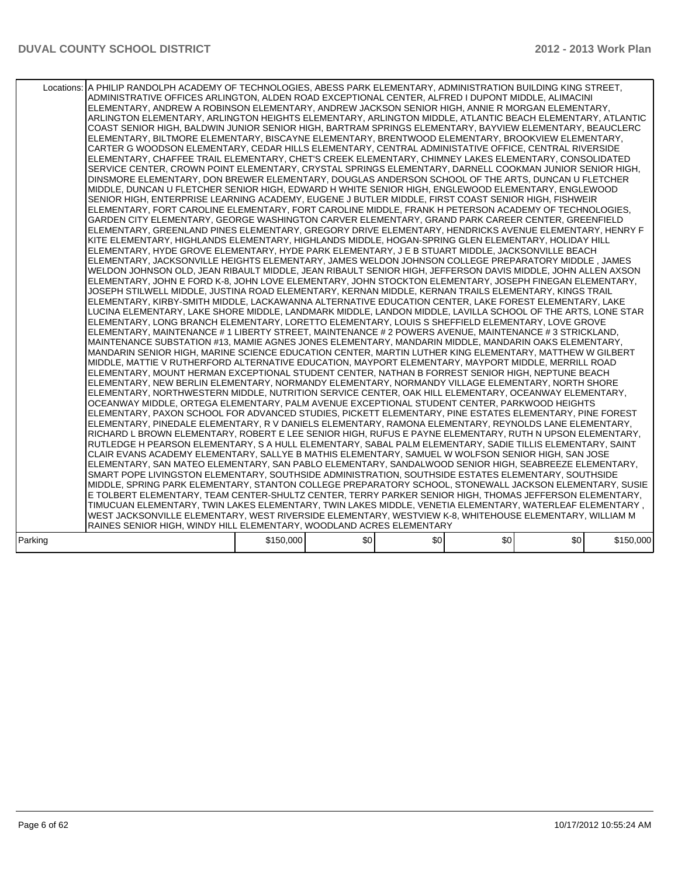| | | | | | | |
|---|---|---|---|---|---|---|
| Locations: | A PHILIP RANDOLPH ACADEMY OF TECHNOLOGIES, ABESS PARK ELEMENTARY, ADMINISTRATION BUILDING KING STREET, ADMINISTRATIVE OFFICES ARLINGTON, ALDEN ROAD EXCEPTIONAL CENTER, ALFRED I DUPONT MIDDLE, ALIMACINI ELEMENTARY, ANDREW A ROBINSON ELEMENTARY, ANDREW JACKSON SENIOR HIGH, ANNIE R MORGAN ELEMENTARY, ARLINGTON ELEMENTARY, ARLINGTON HEIGHTS ELEMENTARY, ARLINGTON MIDDLE, ATLANTIC BEACH ELEMENTARY, ATLANTIC COAST SENIOR HIGH, BALDWIN JUNIOR SENIOR HIGH, BARTRAM SPRINGS ELEMENTARY, BAYVIEW ELEMENTARY, BEAUCLERC ELEMENTARY, BILTMORE ELEMENTARY, BISCAYNE ELEMENTARY, BRENTWOOD ELEMENTARY, BROOKVIEW ELEMENTARY, CARTER G WOODSON ELEMENTARY, CEDAR HILLS ELEMENTARY, CENTRAL ADMINISTATIVE OFFICE, CENTRAL RIVERSIDE ELEMENTARY, CHAFFEE TRAIL ELEMENTARY, CHET'S CREEK ELEMENTARY, CHIMNEY LAKES ELEMENTARY, CONSOLIDATED SERVICE CENTER, CROWN POINT ELEMENTARY, CRYSTAL SPRINGS ELEMENTARY, DARNELL COOKMAN JUNIOR SENIOR HIGH, DINSMORE ELEMENTARY, DON BREWER ELEMENTARY, DOUGLAS ANDERSON SCHOOL OF THE ARTS, DUNCAN U FLETCHER MIDDLE, DUNCAN U FLETCHER SENIOR HIGH, EDWARD H WHITE SENIOR HIGH, ENGLEWOOD ELEMENTARY, ENGLEWOOD SENIOR HIGH, ENTERPRISE LEARNING ACADEMY, EUGENE J BUTLER MIDDLE, FIRST COAST SENIOR HIGH, FISHWEIR ELEMENTARY, FORT CAROLINE ELEMENTARY, FORT CAROLINE MIDDLE, FRANK H PETERSON ACADEMY OF TECHNOLOGIES, GARDEN CITY ELEMENTARY, GEORGE WASHINGTON CARVER ELEMENTARY, GRAND PARK CAREER CENTER, GREENFIELD ELEMENTARY, GREENLAND PINES ELEMENTARY, GREGORY DRIVE ELEMENTARY, HENDRICKS AVENUE ELEMENTARY, HENRY F KITE ELEMENTARY, HIGHLANDS ELEMENTARY, HIGHLANDS MIDDLE, HOGAN-SPRING GLEN ELEMENTARY, HOLIDAY HILL ELEMENTARY, HYDE GROVE ELEMENTARY, HYDE PARK ELEMENTARY, J E B STUART MIDDLE, JACKSONVILLE BEACH ELEMENTARY, JACKSONVILLE HEIGHTS ELEMENTARY, JAMES WELDON JOHNSON COLLEGE PREPARATORY MIDDLE , JAMES WELDON JOHNSON OLD, JEAN RIBAULT MIDDLE, JEAN RIBAULT SENIOR HIGH, JEFFERSON DAVIS MIDDLE, JOHN ALLEN AXSON ELEMENTARY, JOHN E FORD K-8, JOHN LOVE ELEMENTARY, JOHN STOCKTON ELEMENTARY, JOSEPH FINEGAN ELEMENTARY, JOSEPH STILWELL MIDDLE, JUSTINA ROAD ELEMENTARY, KERNAN MIDDLE, KERNAN TRAILS ELEMENTARY, KINGS TRAIL ELEMENTARY, KIRBY-SMITH MIDDLE, LACKAWANNA ALTERNATIVE EDUCATION CENTER, LAKE FOREST ELEMENTARY, LAKE LUCINA ELEMENTARY, LAKE SHORE MIDDLE, LANDMARK MIDDLE, LANDON MIDDLE, LAVILLA SCHOOL OF THE ARTS, LONE STAR ELEMENTARY, LONG BRANCH ELEMENTARY, LORETTO ELEMENTARY, LOUIS S SHEFFIELD ELEMENTARY, LOVE GROVE ELEMENTARY, MAINTENANCE # 1 LIBERTY STREET, MAINTENANCE # 2 POWERS AVENUE, MAINTENANCE # 3 STRICKLAND, MAINTENANCE SUBSTATION #13, MAMIE AGNES JONES ELEMENTARY, MANDARIN MIDDLE, MANDARIN OAKS ELEMENTARY, MANDARIN SENIOR HIGH, MARINE SCIENCE EDUCATION CENTER, MARTIN LUTHER KING ELEMENTARY, MATTHEW W GILBERT MIDDLE, MATTIE V RUTHERFORD ALTERNATIVE EDUCATION, MAYPORT ELEMENTARY, MAYPORT MIDDLE, MERRILL ROAD ELEMENTARY, MOUNT HERMAN EXCEPTIONAL STUDENT CENTER, NATHAN B FORREST SENIOR HIGH, NEPTUNE BEACH ELEMENTARY, NEW BERLIN ELEMENTARY, NORMANDY ELEMENTARY, NORMANDY VILLAGE ELEMENTARY, NORTH SHORE ELEMENTARY, NORTHWESTERN MIDDLE, NUTRITION SERVICE CENTER, OAK HILL ELEMENTARY, OCEANWAY ELEMENTARY, OCEANWAY MIDDLE, ORTEGA ELEMENTARY, PALM AVENUE EXCEPTIONAL STUDENT CENTER, PARKWOOD HEIGHTS ELEMENTARY, PAXON SCHOOL FOR ADVANCED STUDIES, PICKETT ELEMENTARY, PINE ESTATES ELEMENTARY, PINE FOREST ELEMENTARY, PINEDALE ELEMENTARY, R V DANIELS ELEMENTARY, RAMONA ELEMENTARY, REYNOLDS LANE ELEMENTARY, RICHARD L BROWN ELEMENTARY, ROBERT E LEE SENIOR HIGH, RUFUS E PAYNE ELEMENTARY, RUTH N UPSON ELEMENTARY, RUTLEDGE H PEARSON ELEMENTARY, S A HULL ELEMENTARY, SABAL PALM ELEMENTARY, SADIE TILLIS ELEMENTARY, SAINT CLAIR EVANS ACADEMY ELEMENTARY, SALLYE B MATHIS ELEMENTARY, SAMUEL W WOLFSON SENIOR HIGH, SAN JOSE ELEMENTARY, SAN MATEO ELEMENTARY, SAN PABLO ELEMENTARY, SANDALWOOD SENIOR HIGH, SEABREEZE ELEMENTARY, SMART POPE LIVINGSTON ELEMENTARY, SOUTHSIDE ADMINISTRATION, SOUTHSIDE ESTATES ELEMENTARY, SOUTHSIDE MIDDLE, SPRING PARK ELEMENTARY, STANTON COLLEGE PREPARATORY SCHOOL, STONEWALL JACKSON ELEMENTARY, SUSIE E TOLBERT ELEMENTARY, TEAM CENTER-SHULTZ CENTER, TERRY PARKER SENIOR HIGH, THOMAS JEFFERSON ELEMENTARY, TIMUCUAN ELEMENTARY, TWIN LAKES ELEMENTARY, TWIN LAKES MIDDLE, VENETIA ELEMENTARY, WATERLEAF ELEMENTARY , WEST JACKSONVILLE ELEMENTARY, WEST RIVERSIDE ELEMENTARY, WESTVIEW K-8, WHITEHOUSE ELEMENTARY, WILLIAM M RAINES SENIOR HIGH, WINDY HILL ELEMENTARY, WOODLAND ACRES ELEMENTARY | | | | | |
| Parking | | $150,000 | $0 | $0 | $0 | $0 | $150,000 |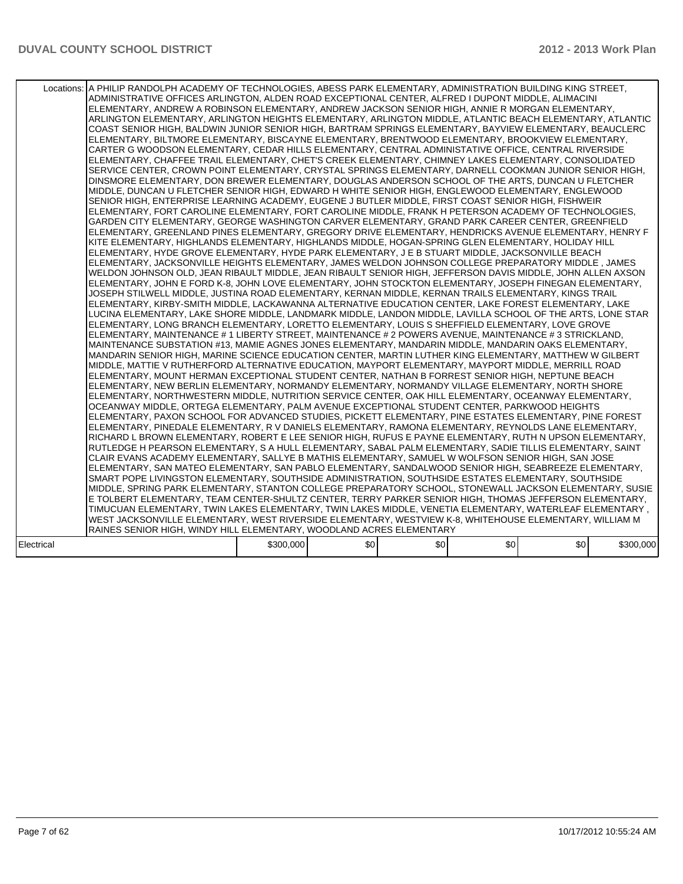| | | | | | | |
|---|---|---|---|---|---|---|
| Locations: | A PHILIP RANDOLPH ACADEMY OF TECHNOLOGIES, ABESS PARK ELEMENTARY, ADMINISTRATION BUILDING KING STREET, ADMINISTRATIVE OFFICES ARLINGTON, ALDEN ROAD EXCEPTIONAL CENTER, ALFRED I DUPONT MIDDLE, ALIMACINI ELEMENTARY, ANDREW A ROBINSON ELEMENTARY, ANDREW JACKSON SENIOR HIGH, ANNIE R MORGAN ELEMENTARY, ARLINGTON ELEMENTARY, ARLINGTON HEIGHTS ELEMENTARY, ARLINGTON MIDDLE, ATLANTIC BEACH ELEMENTARY, ATLANTIC COAST SENIOR HIGH, BALDWIN JUNIOR SENIOR HIGH, BARTRAM SPRINGS ELEMENTARY, BAYVIEW ELEMENTARY, BEAUCLERC ELEMENTARY, BILTMORE ELEMENTARY, BISCAYNE ELEMENTARY, BRENTWOOD ELEMENTARY, BROOKVIEW ELEMENTARY, CARTER G WOODSON ELEMENTARY, CEDAR HILLS ELEMENTARY, CENTRAL ADMINISTATIVE OFFICE, CENTRAL RIVERSIDE ELEMENTARY, CHAFFEE TRAIL ELEMENTARY, CHET'S CREEK ELEMENTARY, CHIMNEY LAKES ELEMENTARY, CONSOLIDATED SERVICE CENTER, CROWN POINT ELEMENTARY, CRYSTAL SPRINGS ELEMENTARY, DARNELL COOKMAN JUNIOR SENIOR HIGH, DINSMORE ELEMENTARY, DON BREWER ELEMENTARY, DOUGLAS ANDERSON SCHOOL OF THE ARTS, DUNCAN U FLETCHER MIDDLE, DUNCAN U FLETCHER SENIOR HIGH, EDWARD H WHITE SENIOR HIGH, ENGLEWOOD ELEMENTARY, ENGLEWOOD SENIOR HIGH, ENTERPRISE LEARNING ACADEMY, EUGENE J BUTLER MIDDLE, FIRST COAST SENIOR HIGH, FISHWEIR ELEMENTARY, FORT CAROLINE ELEMENTARY, FORT CAROLINE MIDDLE, FRANK H PETERSON ACADEMY OF TECHNOLOGIES, GARDEN CITY ELEMENTARY, GEORGE WASHINGTON CARVER ELEMENTARY, GRAND PARK CAREER CENTER, GREENFIELD ELEMENTARY, GREENLAND PINES ELEMENTARY, GREGORY DRIVE ELEMENTARY, HENDRICKS AVENUE ELEMENTARY, HENRY F KITE ELEMENTARY, HIGHLANDS ELEMENTARY, HIGHLANDS MIDDLE, HOGAN-SPRING GLEN ELEMENTARY, HOLIDAY HILL ELEMENTARY, HYDE GROVE ELEMENTARY, HYDE PARK ELEMENTARY, J E B STUART MIDDLE, JACKSONVILLE BEACH ELEMENTARY, JACKSONVILLE HEIGHTS ELEMENTARY, JAMES WELDON JOHNSON COLLEGE PREPARATORY MIDDLE , JAMES WELDON JOHNSON OLD, JEAN RIBAULT MIDDLE, JEAN RIBAULT SENIOR HIGH, JEFFERSON DAVIS MIDDLE, JOHN ALLEN AXSON ELEMENTARY, JOHN E FORD K-8, JOHN LOVE ELEMENTARY, JOHN STOCKTON ELEMENTARY, JOSEPH FINEGAN ELEMENTARY, JOSEPH STILWELL MIDDLE, JUSTINA ROAD ELEMENTARY, KERNAN MIDDLE, KERNAN TRAILS ELEMENTARY, KINGS TRAIL ELEMENTARY, KIRBY-SMITH MIDDLE, LACKAWANNA ALTERNATIVE EDUCATION CENTER, LAKE FOREST ELEMENTARY, LAKE LUCINA ELEMENTARY, LAKE SHORE MIDDLE, LANDMARK MIDDLE, LANDON MIDDLE, LAVILLA SCHOOL OF THE ARTS, LONE STAR ELEMENTARY, LONG BRANCH ELEMENTARY, LORETTO ELEMENTARY, LOUIS S SHEFFIELD ELEMENTARY, LOVE GROVE ELEMENTARY, MAINTENANCE # 1 LIBERTY STREET, MAINTENANCE # 2 POWERS AVENUE, MAINTENANCE # 3 STRICKLAND, MAINTENANCE SUBSTATION #13, MAMIE AGNES JONES ELEMENTARY, MANDARIN MIDDLE, MANDARIN OAKS ELEMENTARY, MANDARIN SENIOR HIGH, MARINE SCIENCE EDUCATION CENTER, MARTIN LUTHER KING ELEMENTARY, MATTHEW W GILBERT MIDDLE, MATTIE V RUTHERFORD ALTERNATIVE EDUCATION, MAYPORT ELEMENTARY, MAYPORT MIDDLE, MERRILL ROAD ELEMENTARY, MOUNT HERMAN EXCEPTIONAL STUDENT CENTER, NATHAN B FORREST SENIOR HIGH, NEPTUNE BEACH ELEMENTARY, NEW BERLIN ELEMENTARY, NORMANDY ELEMENTARY, NORMANDY VILLAGE ELEMENTARY, NORTH SHORE ELEMENTARY, NORTHWESTERN MIDDLE, NUTRITION SERVICE CENTER, OAK HILL ELEMENTARY, OCEANWAY ELEMENTARY, OCEANWAY MIDDLE, ORTEGA ELEMENTARY, PALM AVENUE EXCEPTIONAL STUDENT CENTER, PARKWOOD HEIGHTS ELEMENTARY, PAXON SCHOOL FOR ADVANCED STUDIES, PICKETT ELEMENTARY, PINE ESTATES ELEMENTARY, PINE FOREST ELEMENTARY, PINEDALE ELEMENTARY, R V DANIELS ELEMENTARY, RAMONA ELEMENTARY, REYNOLDS LANE ELEMENTARY, RICHARD L BROWN ELEMENTARY, ROBERT E LEE SENIOR HIGH, RUFUS E PAYNE ELEMENTARY, RUTH N UPSON ELEMENTARY, RUTLEDGE H PEARSON ELEMENTARY, S A HULL ELEMENTARY, SABAL PALM ELEMENTARY, SADIE TILLIS ELEMENTARY, SAINT CLAIR EVANS ACADEMY ELEMENTARY, SALLYE B MATHIS ELEMENTARY, SAMUEL W WOLFSON SENIOR HIGH, SAN JOSE ELEMENTARY, SAN MATEO ELEMENTARY, SAN PABLO ELEMENTARY, SANDALWOOD SENIOR HIGH, SEABREEZE ELEMENTARY, SMART POPE LIVINGSTON ELEMENTARY, SOUTHSIDE ADMINISTRATION, SOUTHSIDE ESTATES ELEMENTARY, SOUTHSIDE MIDDLE, SPRING PARK ELEMENTARY, STANTON COLLEGE PREPARATORY SCHOOL, STONEWALL JACKSON ELEMENTARY, SUSIE E TOLBERT ELEMENTARY, TEAM CENTER-SHULTZ CENTER, TERRY PARKER SENIOR HIGH, THOMAS JEFFERSON ELEMENTARY, TIMUCUAN ELEMENTARY, TWIN LAKES ELEMENTARY, TWIN LAKES MIDDLE, VENETIA ELEMENTARY, WATERLEAF ELEMENTARY , WEST JACKSONVILLE ELEMENTARY, WEST RIVERSIDE ELEMENTARY, WESTVIEW K-8, WHITEHOUSE ELEMENTARY, WILLIAM M RAINES SENIOR HIGH, WINDY HILL ELEMENTARY, WOODLAND ACRES ELEMENTARY | | | | | | |
| Electrical | | $300,000 | $0 | $0 | $0 | $0 | $300,000 |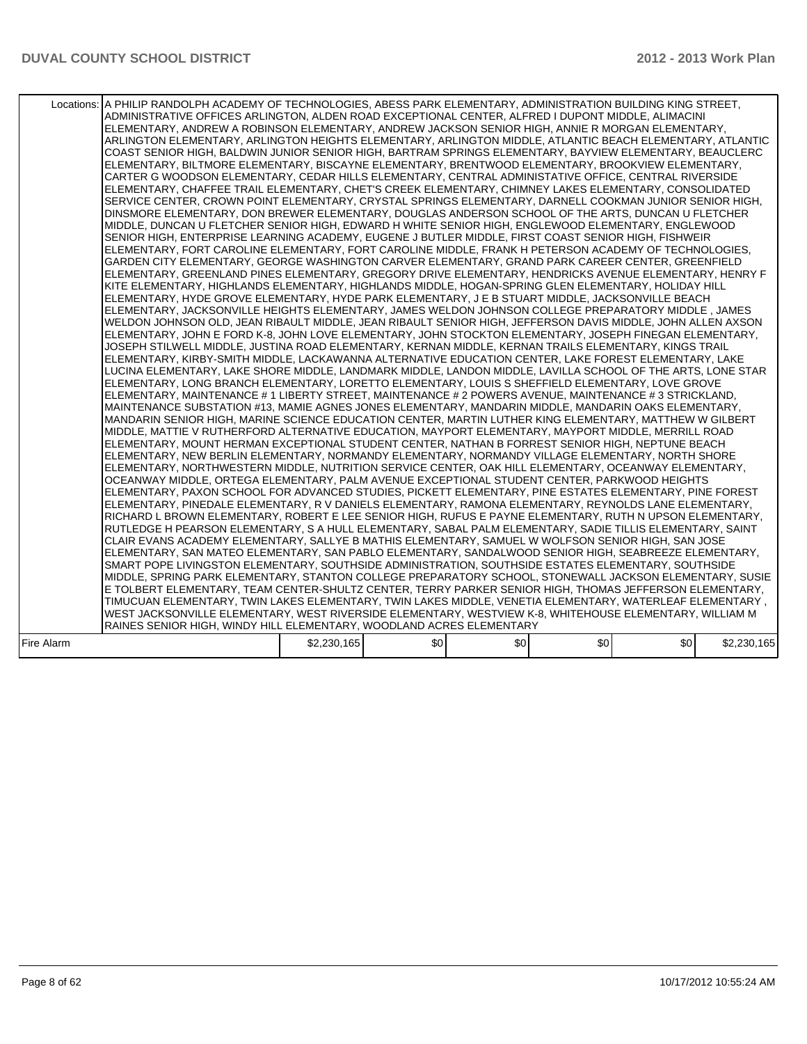| | | | | | | |
|---|---|---|---|---|---|---|
| Locations: | A PHILIP RANDOLPH ACADEMY OF TECHNOLOGIES, ABESS PARK ELEMENTARY, ADMINISTRATION BUILDING KING STREET, ADMINISTRATIVE OFFICES ARLINGTON, ALDEN ROAD EXCEPTIONAL CENTER, ALFRED I DUPONT MIDDLE, ALIMACINI ELEMENTARY, ANDREW A ROBINSON ELEMENTARY, ANDREW JACKSON SENIOR HIGH, ANNIE R MORGAN ELEMENTARY, ARLINGTON ELEMENTARY, ARLINGTON HEIGHTS ELEMENTARY, ARLINGTON MIDDLE, ATLANTIC BEACH ELEMENTARY, ATLANTIC COAST SENIOR HIGH, BALDWIN JUNIOR SENIOR HIGH, BARTRAM SPRINGS ELEMENTARY, BAYVIEW ELEMENTARY, BEAUCLERC ELEMENTARY, BILTMORE ELEMENTARY, BISCAYNE ELEMENTARY, BRENTWOOD ELEMENTARY, BROOKVIEW ELEMENTARY, CARTER G WOODSON ELEMENTARY, CEDAR HILLS ELEMENTARY, CENTRAL ADMINISTATIVE OFFICE, CENTRAL RIVERSIDE ELEMENTARY, CHAFFEE TRAIL ELEMENTARY, CHET'S CREEK ELEMENTARY, CHIMNEY LAKES ELEMENTARY, CONSOLIDATED SERVICE CENTER, CROWN POINT ELEMENTARY, CRYSTAL SPRINGS ELEMENTARY, DARNELL COOKMAN JUNIOR SENIOR HIGH, DINSMORE ELEMENTARY, DON BREWER ELEMENTARY, DOUGLAS ANDERSON SCHOOL OF THE ARTS, DUNCAN U FLETCHER MIDDLE, DUNCAN U FLETCHER SENIOR HIGH, EDWARD H WHITE SENIOR HIGH, ENGLEWOOD ELEMENTARY, ENGLEWOOD SENIOR HIGH, ENTERPRISE LEARNING ACADEMY, EUGENE J BUTLER MIDDLE, FIRST COAST SENIOR HIGH, FISHWEIR ELEMENTARY, FORT CAROLINE ELEMENTARY, FORT CAROLINE MIDDLE, FRANK H PETERSON ACADEMY OF TECHNOLOGIES, GARDEN CITY ELEMENTARY, GEORGE WASHINGTON CARVER ELEMENTARY, GRAND PARK CAREER CENTER, GREENFIELD ELEMENTARY, GREENLAND PINES ELEMENTARY, GREGORY DRIVE ELEMENTARY, HENDRICKS AVENUE ELEMENTARY, HENRY F KITE ELEMENTARY, HIGHLANDS ELEMENTARY, HIGHLANDS MIDDLE, HOGAN-SPRING GLEN ELEMENTARY, HOLIDAY HILL ELEMENTARY, HYDE GROVE ELEMENTARY, HYDE PARK ELEMENTARY, J E B STUART MIDDLE, JACKSONVILLE BEACH ELEMENTARY, JACKSONVILLE HEIGHTS ELEMENTARY, JAMES WELDON JOHNSON COLLEGE PREPARATORY MIDDLE , JAMES WELDON JOHNSON OLD, JEAN RIBAULT MIDDLE, JEAN RIBAULT SENIOR HIGH, JEFFERSON DAVIS MIDDLE, JOHN ALLEN AXSON ELEMENTARY, JOHN E FORD K-8, JOHN LOVE ELEMENTARY, JOHN STOCKTON ELEMENTARY, JOSEPH FINEGAN ELEMENTARY, JOSEPH STILWELL MIDDLE, JUSTINA ROAD ELEMENTARY, KERNAN MIDDLE, KERNAN TRAILS ELEMENTARY, KINGS TRAIL ELEMENTARY, KIRBY-SMITH MIDDLE, LACKAWANNA ALTERNATIVE EDUCATION CENTER, LAKE FOREST ELEMENTARY, LAKE LUCINA ELEMENTARY, LAKE SHORE MIDDLE, LANDMARK MIDDLE, LANDON MIDDLE, LAVILLA SCHOOL OF THE ARTS, LONE STAR ELEMENTARY, LONG BRANCH ELEMENTARY, LORETTO ELEMENTARY, LOUIS S SHEFFIELD ELEMENTARY, LOVE GROVE ELEMENTARY, MAINTENANCE # 1 LIBERTY STREET, MAINTENANCE # 2 POWERS AVENUE, MAINTENANCE # 3 STRICKLAND, MAINTENANCE SUBSTATION #13, MAMIE AGNES JONES ELEMENTARY, MANDARIN MIDDLE, MANDARIN OAKS ELEMENTARY, MANDARIN SENIOR HIGH, MARINE SCIENCE EDUCATION CENTER, MARTIN LUTHER KING ELEMENTARY, MATTHEW W GILBERT MIDDLE, MATTIE V RUTHERFORD ALTERNATIVE EDUCATION, MAYPORT ELEMENTARY, MAYPORT MIDDLE, MERRILL ROAD ELEMENTARY, MOUNT HERMAN EXCEPTIONAL STUDENT CENTER, NATHAN B FORREST SENIOR HIGH, NEPTUNE BEACH ELEMENTARY, NEW BERLIN ELEMENTARY, NORMANDY ELEMENTARY, NORMANDY VILLAGE ELEMENTARY, NORTH SHORE ELEMENTARY, NORTHWESTERN MIDDLE, NUTRITION SERVICE CENTER, OAK HILL ELEMENTARY, OCEANWAY ELEMENTARY, OCEANWAY MIDDLE, ORTEGA ELEMENTARY, PALM AVENUE EXCEPTIONAL STUDENT CENTER, PARKWOOD HEIGHTS ELEMENTARY, PAXON SCHOOL FOR ADVANCED STUDIES, PICKETT ELEMENTARY, PINE ESTATES ELEMENTARY, PINE FOREST ELEMENTARY, PINEDALE ELEMENTARY, R V DANIELS ELEMENTARY, RAMONA ELEMENTARY, REYNOLDS LANE ELEMENTARY, RICHARD L BROWN ELEMENTARY, ROBERT E LEE SENIOR HIGH, RUFUS E PAYNE ELEMENTARY, RUTH N UPSON ELEMENTARY, RUTLEDGE H PEARSON ELEMENTARY, S A HULL ELEMENTARY, SABAL PALM ELEMENTARY, SADIE TILLIS ELEMENTARY, SAINT CLAIR EVANS ACADEMY ELEMENTARY, SALLYE B MATHIS ELEMENTARY, SAMUEL W WOLFSON SENIOR HIGH, SAN JOSE ELEMENTARY, SAN MATEO ELEMENTARY, SAN PABLO ELEMENTARY, SANDALWOOD SENIOR HIGH, SEABREEZE ELEMENTARY, SMART POPE LIVINGSTON ELEMENTARY, SOUTHSIDE ADMINISTRATION, SOUTHSIDE ESTATES ELEMENTARY, SOUTHSIDE MIDDLE, SPRING PARK ELEMENTARY, STANTON COLLEGE PREPARATORY SCHOOL, STONEWALL JACKSON ELEMENTARY, SUSIE E TOLBERT ELEMENTARY, TEAM CENTER-SHULTZ CENTER, TERRY PARKER SENIOR HIGH, THOMAS JEFFERSON ELEMENTARY, TIMUCUAN ELEMENTARY, TWIN LAKES ELEMENTARY, TWIN LAKES MIDDLE, VENETIA ELEMENTARY, WATERLEAF ELEMENTARY , WEST JACKSONVILLE ELEMENTARY, WEST RIVERSIDE ELEMENTARY, WESTVIEW K-8, WHITEHOUSE ELEMENTARY, WILLIAM M RAINES SENIOR HIGH, WINDY HILL ELEMENTARY, WOODLAND ACRES ELEMENTARY | | | | | |
| Fire Alarm | | $2,230,165 | $0 | $0 | $0 | $0 | $2,230,165 |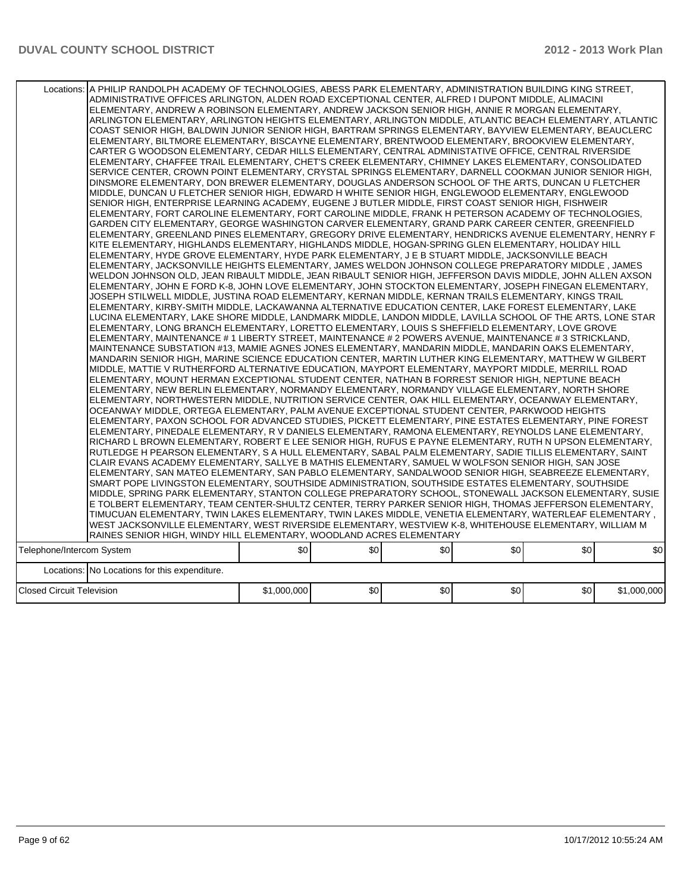| | | | | | | |
|---|---|---|---|---|---|---|
| Locations: | A PHILIP RANDOLPH ACADEMY OF TECHNOLOGIES, ABESS PARK ELEMENTARY, ADMINISTRATION BUILDING KING STREET, ADMINISTRATIVE OFFICES ARLINGTON, ALDEN ROAD EXCEPTIONAL CENTER, ALFRED I DUPONT MIDDLE, ALIMACINI ELEMENTARY, ANDREW A ROBINSON ELEMENTARY, ANDREW JACKSON SENIOR HIGH, ANNIE R MORGAN ELEMENTARY, ARLINGTON ELEMENTARY, ARLINGTON HEIGHTS ELEMENTARY, ARLINGTON MIDDLE, ATLANTIC BEACH ELEMENTARY, ATLANTIC COAST SENIOR HIGH, BALDWIN JUNIOR SENIOR HIGH, BARTRAM SPRINGS ELEMENTARY, BAYVIEW ELEMENTARY, BEAUCLERC ELEMENTARY, BILTMORE ELEMENTARY, BISCAYNE ELEMENTARY, BRENTWOOD ELEMENTARY, BROOKVIEW ELEMENTARY, CARTER G WOODSON ELEMENTARY, CEDAR HILLS ELEMENTARY, CENTRAL ADMINISTATIVE OFFICE, CENTRAL RIVERSIDE ELEMENTARY, CHAFFEE TRAIL ELEMENTARY, CHET'S CREEK ELEMENTARY, CHIMNEY LAKES ELEMENTARY, CONSOLIDATED SERVICE CENTER, CROWN POINT ELEMENTARY, CRYSTAL SPRINGS ELEMENTARY, DARNELL COOKMAN JUNIOR SENIOR HIGH, DINSMORE ELEMENTARY, DON BREWER ELEMENTARY, DOUGLAS ANDERSON SCHOOL OF THE ARTS, DUNCAN U FLETCHER MIDDLE, DUNCAN U FLETCHER SENIOR HIGH, EDWARD H WHITE SENIOR HIGH, ENGLEWOOD ELEMENTARY, ENGLEWOOD SENIOR HIGH, ENTERPRISE LEARNING ACADEMY, EUGENE J BUTLER MIDDLE, FIRST COAST SENIOR HIGH, FISHWEIR ELEMENTARY, FORT CAROLINE ELEMENTARY, FORT CAROLINE MIDDLE, FRANK H PETERSON ACADEMY OF TECHNOLOGIES, GARDEN CITY ELEMENTARY, GEORGE WASHINGTON CARVER ELEMENTARY, GRAND PARK CAREER CENTER, GREENFIELD ELEMENTARY, GREENLAND PINES ELEMENTARY, GREGORY DRIVE ELEMENTARY, HENDRICKS AVENUE ELEMENTARY, HENRY F KITE ELEMENTARY, HIGHLANDS ELEMENTARY, HIGHLANDS MIDDLE, HOGAN-SPRING GLEN ELEMENTARY, HOLIDAY HILL ELEMENTARY, HYDE GROVE ELEMENTARY, HYDE PARK ELEMENTARY, J E B STUART MIDDLE, JACKSONVILLE BEACH ELEMENTARY, JACKSONVILLE HEIGHTS ELEMENTARY, JAMES WELDON JOHNSON COLLEGE PREPARATORY MIDDLE , JAMES WELDON JOHNSON OLD, JEAN RIBAULT MIDDLE, JEAN RIBAULT SENIOR HIGH, JEFFERSON DAVIS MIDDLE, JOHN ALLEN AXSON ELEMENTARY, JOHN E FORD K-8, JOHN LOVE ELEMENTARY, JOHN STOCKTON ELEMENTARY, JOSEPH FINEGAN ELEMENTARY, JOSEPH STILWELL MIDDLE, JUSTINA ROAD ELEMENTARY, KERNAN MIDDLE, KERNAN TRAILS ELEMENTARY, KINGS TRAIL ELEMENTARY, KIRBY-SMITH MIDDLE, LACKAWANNA ALTERNATIVE EDUCATION CENTER, LAKE FOREST ELEMENTARY, LAKE LUCINA ELEMENTARY, LAKE SHORE MIDDLE, LANDMARK MIDDLE, LANDON MIDDLE, LAVILLA SCHOOL OF THE ARTS, LONE STAR ELEMENTARY, LONG BRANCH ELEMENTARY, LORETTO ELEMENTARY, LOUIS S SHEFFIELD ELEMENTARY, LOVE GROVE ELEMENTARY, MAINTENANCE # 1 LIBERTY STREET, MAINTENANCE # 2 POWERS AVENUE, MAINTENANCE # 3 STRICKLAND, MAINTENANCE SUBSTATION #13, MAMIE AGNES JONES ELEMENTARY, MANDARIN MIDDLE, MANDARIN OAKS ELEMENTARY, MANDARIN SENIOR HIGH, MARINE SCIENCE EDUCATION CENTER, MARTIN LUTHER KING ELEMENTARY, MATTHEW W GILBERT MIDDLE, MATTIE V RUTHERFORD ALTERNATIVE EDUCATION, MAYPORT ELEMENTARY, MAYPORT MIDDLE, MERRILL ROAD ELEMENTARY, MOUNT HERMAN EXCEPTIONAL STUDENT CENTER, NATHAN B FORREST SENIOR HIGH, NEPTUNE BEACH ELEMENTARY, NEW BERLIN ELEMENTARY, NORMANDY ELEMENTARY, NORMANDY VILLAGE ELEMENTARY, NORTH SHORE ELEMENTARY, NORTHWESTERN MIDDLE, NUTRITION SERVICE CENTER, OAK HILL ELEMENTARY, OCEANWAY ELEMENTARY, OCEANWAY MIDDLE, ORTEGA ELEMENTARY, PALM AVENUE EXCEPTIONAL STUDENT CENTER, PARKWOOD HEIGHTS ELEMENTARY, PAXON SCHOOL FOR ADVANCED STUDIES, PICKETT ELEMENTARY, PINE ESTATES ELEMENTARY, PINE FOREST ELEMENTARY, PINEDALE ELEMENTARY, R V DANIELS ELEMENTARY, RAMONA ELEMENTARY, REYNOLDS LANE ELEMENTARY, RICHARD L BROWN ELEMENTARY, ROBERT E LEE SENIOR HIGH, RUFUS E PAYNE ELEMENTARY, RUTH N UPSON ELEMENTARY, RUTLEDGE H PEARSON ELEMENTARY, S A HULL ELEMENTARY, SABAL PALM ELEMENTARY, SADIE TILLIS ELEMENTARY, SAINT CLAIR EVANS ACADEMY ELEMENTARY, SALLYE B MATHIS ELEMENTARY, SAMUEL W WOLFSON SENIOR HIGH, SAN JOSE ELEMENTARY, SAN MATEO ELEMENTARY, SAN PABLO ELEMENTARY, SANDALWOOD SENIOR HIGH, SEABREEZE ELEMENTARY, SMART POPE LIVINGSTON ELEMENTARY, SOUTHSIDE ADMINISTRATION, SOUTHSIDE ESTATES ELEMENTARY, SOUTHSIDE MIDDLE, SPRING PARK ELEMENTARY, STANTON COLLEGE PREPARATORY SCHOOL, STONEWALL JACKSON ELEMENTARY, SUSIE E TOLBERT ELEMENTARY, TEAM CENTER-SHULTZ CENTER, TERRY PARKER SENIOR HIGH, THOMAS JEFFERSON ELEMENTARY, TIMUCUAN ELEMENTARY, TWIN LAKES ELEMENTARY, TWIN LAKES MIDDLE, VENETIA ELEMENTARY, WATERLEAF ELEMENTARY , WEST JACKSONVILLE ELEMENTARY, WEST RIVERSIDE ELEMENTARY, WESTVIEW K-8, WHITEHOUSE ELEMENTARY, WILLIAM M RAINES SENIOR HIGH, WINDY HILL ELEMENTARY, WOODLAND ACRES ELEMENTARY | | | | | |
| Telephone/Intercom System | | $0 | $0 | $0 | $0 | $0 | $0 |
| Locations: | No Locations for this expenditure. | | | | | |
| Closed Circuit Television | | $1,000,000 | $0 | $0 | $0 | $0 | $1,000,000 |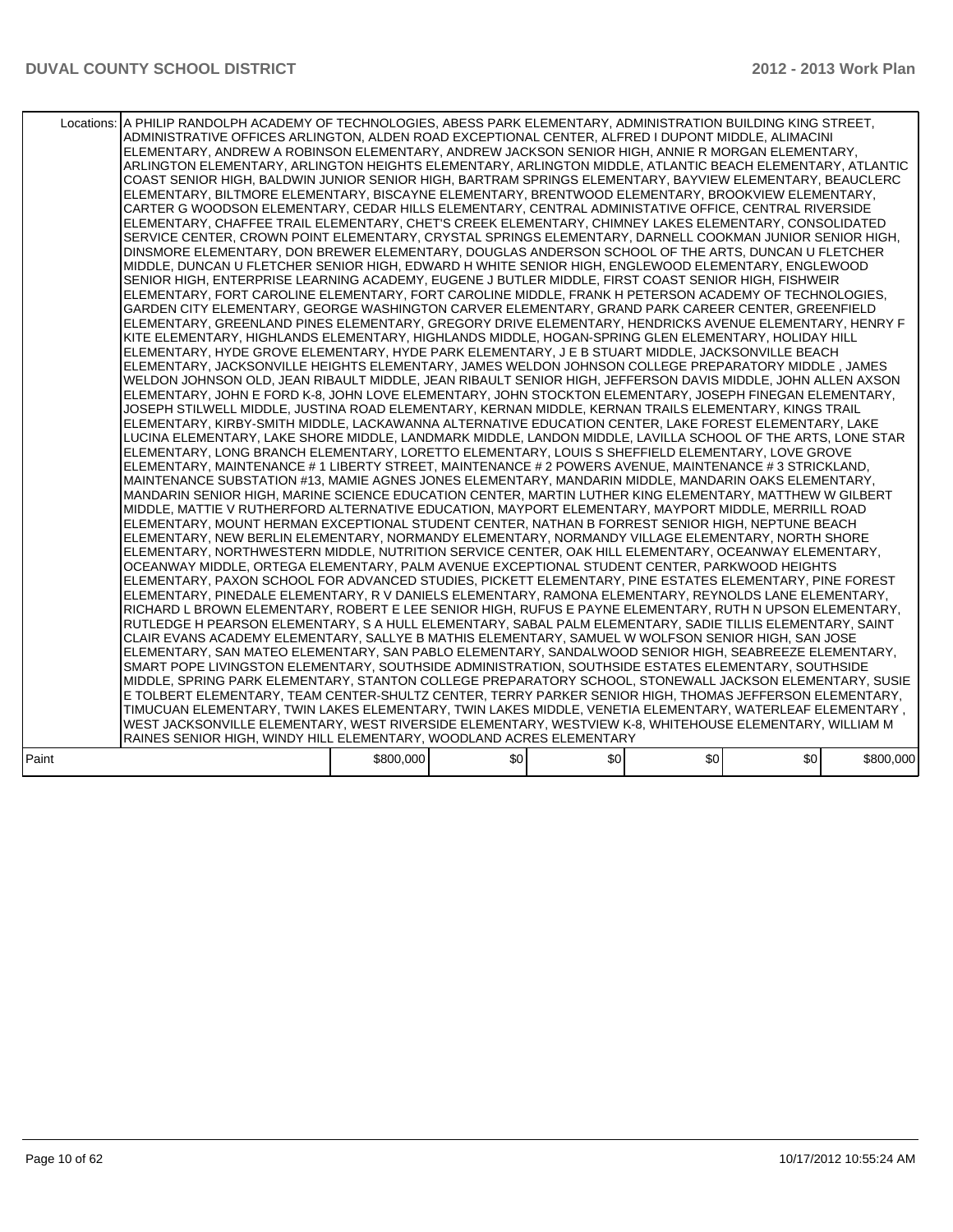| | | | | | | |
|---|---|---|---|---|---|---|
| Locations: | A PHILIP RANDOLPH ACADEMY OF TECHNOLOGIES, ABESS PARK ELEMENTARY, ADMINISTRATION BUILDING KING STREET, ADMINISTRATIVE OFFICES ARLINGTON, ALDEN ROAD EXCEPTIONAL CENTER, ALFRED I DUPONT MIDDLE, ALIMACINI ELEMENTARY, ANDREW A ROBINSON ELEMENTARY, ANDREW JACKSON SENIOR HIGH, ANNIE R MORGAN ELEMENTARY, ARLINGTON ELEMENTARY, ARLINGTON HEIGHTS ELEMENTARY, ARLINGTON MIDDLE, ATLANTIC BEACH ELEMENTARY, ATLANTIC COAST SENIOR HIGH, BALDWIN JUNIOR SENIOR HIGH, BARTRAM SPRINGS ELEMENTARY, BAYVIEW ELEMENTARY, BEAUCLERC ELEMENTARY, BILTMORE ELEMENTARY, BISCAYNE ELEMENTARY, BRENTWOOD ELEMENTARY, BROOKVIEW ELEMENTARY, CARTER G WOODSON ELEMENTARY, CEDAR HILLS ELEMENTARY, CENTRAL ADMINISTATIVE OFFICE, CENTRAL RIVERSIDE ELEMENTARY, CHAFFEE TRAIL ELEMENTARY, CHET'S CREEK ELEMENTARY, CHIMNEY LAKES ELEMENTARY, CONSOLIDATED SERVICE CENTER, CROWN POINT ELEMENTARY, CRYSTAL SPRINGS ELEMENTARY, DARNELL COOKMAN JUNIOR SENIOR HIGH, DINSMORE ELEMENTARY, DON BREWER ELEMENTARY, DOUGLAS ANDERSON SCHOOL OF THE ARTS, DUNCAN U FLETCHER MIDDLE, DUNCAN U FLETCHER SENIOR HIGH, EDWARD H WHITE SENIOR HIGH, ENGLEWOOD ELEMENTARY, ENGLEWOOD SENIOR HIGH, ENTERPRISE LEARNING ACADEMY, EUGENE J BUTLER MIDDLE, FIRST COAST SENIOR HIGH, FISHWEIR ELEMENTARY, FORT CAROLINE ELEMENTARY, FORT CAROLINE MIDDLE, FRANK H PETERSON ACADEMY OF TECHNOLOGIES, GARDEN CITY ELEMENTARY, GEORGE WASHINGTON CARVER ELEMENTARY, GRAND PARK CAREER CENTER, GREENFIELD ELEMENTARY, GREENLAND PINES ELEMENTARY, GREGORY DRIVE ELEMENTARY, HENDRICKS AVENUE ELEMENTARY, HENRY F KITE ELEMENTARY, HIGHLANDS ELEMENTARY, HIGHLANDS MIDDLE, HOGAN-SPRING GLEN ELEMENTARY, HOLIDAY HILL ELEMENTARY, HYDE GROVE ELEMENTARY, HYDE PARK ELEMENTARY, J E B STUART MIDDLE, JACKSONVILLE BEACH ELEMENTARY, JACKSONVILLE HEIGHTS ELEMENTARY, JAMES WELDON JOHNSON COLLEGE PREPARATORY MIDDLE , JAMES WELDON JOHNSON OLD, JEAN RIBAULT MIDDLE, JEAN RIBAULT SENIOR HIGH, JEFFERSON DAVIS MIDDLE, JOHN ALLEN AXSON ELEMENTARY, JOHN E FORD K-8, JOHN LOVE ELEMENTARY, JOHN STOCKTON ELEMENTARY, JOSEPH FINEGAN ELEMENTARY, JOSEPH STILWELL MIDDLE, JUSTINA ROAD ELEMENTARY, KERNAN MIDDLE, KERNAN TRAILS ELEMENTARY, KINGS TRAIL ELEMENTARY, KIRBY-SMITH MIDDLE, LACKAWANNA ALTERNATIVE EDUCATION CENTER, LAKE FOREST ELEMENTARY, LAKE LUCINA ELEMENTARY, LAKE SHORE MIDDLE, LANDMARK MIDDLE, LANDON MIDDLE, LAVILLA SCHOOL OF THE ARTS, LONE STAR ELEMENTARY, LONG BRANCH ELEMENTARY, LORETTO ELEMENTARY, LOUIS S SHEFFIELD ELEMENTARY, LOVE GROVE ELEMENTARY, MAINTENANCE # 1 LIBERTY STREET, MAINTENANCE # 2 POWERS AVENUE, MAINTENANCE # 3 STRICKLAND, MAINTENANCE SUBSTATION #13, MAMIE AGNES JONES ELEMENTARY, MANDARIN MIDDLE, MANDARIN OAKS ELEMENTARY, MANDARIN SENIOR HIGH, MARINE SCIENCE EDUCATION CENTER, MARTIN LUTHER KING ELEMENTARY, MATTHEW W GILBERT MIDDLE, MATTIE V RUTHERFORD ALTERNATIVE EDUCATION, MAYPORT ELEMENTARY, MAYPORT MIDDLE, MERRILL ROAD ELEMENTARY, MOUNT HERMAN EXCEPTIONAL STUDENT CENTER, NATHAN B FORREST SENIOR HIGH, NEPTUNE BEACH ELEMENTARY, NEW BERLIN ELEMENTARY, NORMANDY ELEMENTARY, NORMANDY VILLAGE ELEMENTARY, NORTH SHORE ELEMENTARY, NORTHWESTERN MIDDLE, NUTRITION SERVICE CENTER, OAK HILL ELEMENTARY, OCEANWAY ELEMENTARY, OCEANWAY MIDDLE, ORTEGA ELEMENTARY, PALM AVENUE EXCEPTIONAL STUDENT CENTER, PARKWOOD HEIGHTS ELEMENTARY, PAXON SCHOOL FOR ADVANCED STUDIES, PICKETT ELEMENTARY, PINE ESTATES ELEMENTARY, PINE FOREST ELEMENTARY, PINEDALE ELEMENTARY, R V DANIELS ELEMENTARY, RAMONA ELEMENTARY, REYNOLDS LANE ELEMENTARY, RICHARD L BROWN ELEMENTARY, ROBERT E LEE SENIOR HIGH, RUFUS E PAYNE ELEMENTARY, RUTH N UPSON ELEMENTARY, RUTLEDGE H PEARSON ELEMENTARY, S A HULL ELEMENTARY, SABAL PALM ELEMENTARY, SADIE TILLIS ELEMENTARY, SAINT CLAIR EVANS ACADEMY ELEMENTARY, SALLYE B MATHIS ELEMENTARY, SAMUEL W WOLFSON SENIOR HIGH, SAN JOSE ELEMENTARY, SAN MATEO ELEMENTARY, SAN PABLO ELEMENTARY, SANDALWOOD SENIOR HIGH, SEABREEZE ELEMENTARY, SMART POPE LIVINGSTON ELEMENTARY, SOUTHSIDE ADMINISTRATION, SOUTHSIDE ESTATES ELEMENTARY, SOUTHSIDE MIDDLE, SPRING PARK ELEMENTARY, STANTON COLLEGE PREPARATORY SCHOOL, STONEWALL JACKSON ELEMENTARY, SUSIE E TOLBERT ELEMENTARY, TEAM CENTER-SHULTZ CENTER, TERRY PARKER SENIOR HIGH, THOMAS JEFFERSON ELEMENTARY, TIMUCUAN ELEMENTARY, TWIN LAKES ELEMENTARY, TWIN LAKES MIDDLE, VENETIA ELEMENTARY, WATERLEAF ELEMENTARY , WEST JACKSONVILLE ELEMENTARY, WEST RIVERSIDE ELEMENTARY, WESTVIEW K-8, WHITEHOUSE ELEMENTARY, WILLIAM M RAINES SENIOR HIGH, WINDY HILL ELEMENTARY, WOODLAND ACRES ELEMENTARY | | | | | | |
| Paint | | $800,000 | $0 | $0 | $0 | $0 | $800,000 |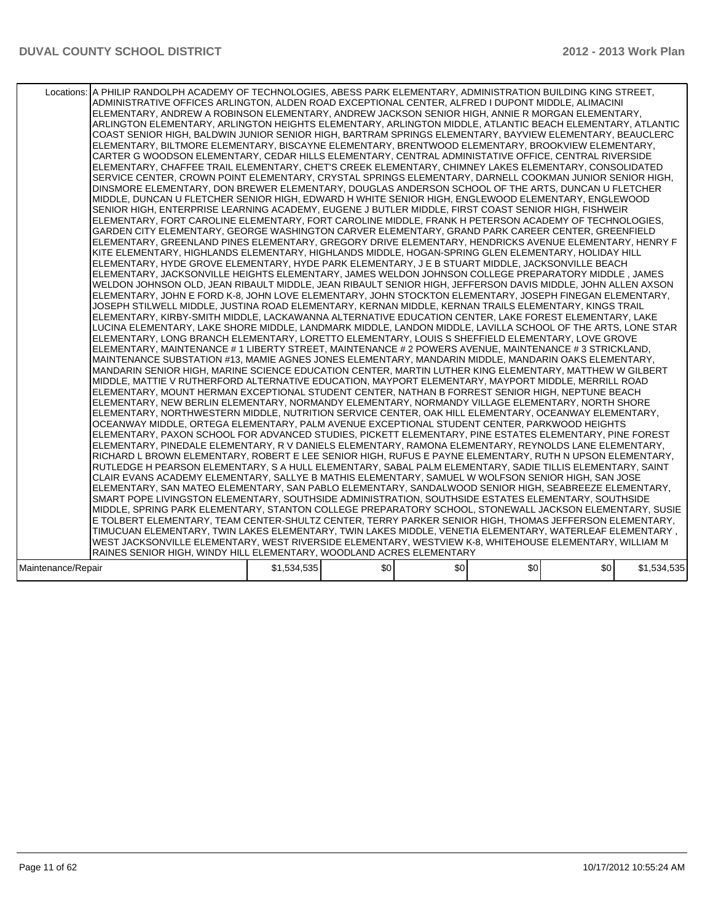| Locations: | A PHILIP RANDOLPH ACADEMY OF TECHNOLOGIES, ABESS PARK ELEMENTARY, ADMINISTRATION BUILDING KING STREET, ADMINISTRATIVE OFFICES ARLINGTON, ALDEN ROAD EXCEPTIONAL CENTER, ALFRED I DUPONT MIDDLE, ALIMACINI ELEMENTARY, ANDREW A ROBINSON ELEMENTARY, ANDREW JACKSON SENIOR HIGH, ANNIE R MORGAN ELEMENTARY, ARLINGTON ELEMENTARY, ARLINGTON HEIGHTS ELEMENTARY, ARLINGTON MIDDLE, ATLANTIC BEACH ELEMENTARY, ATLANTIC COAST SENIOR HIGH, BALDWIN JUNIOR SENIOR HIGH, BARTRAM SPRINGS ELEMENTARY, BAYVIEW ELEMENTARY, BEAUCLERC ELEMENTARY, BILTMORE ELEMENTARY, BISCAYNE ELEMENTARY, BRENTWOOD ELEMENTARY, BROOKVIEW ELEMENTARY, CARTER G WOODSON ELEMENTARY, CEDAR HILLS ELEMENTARY, CENTRAL ADMINISTATIVE OFFICE, CENTRAL RIVERSIDE ELEMENTARY, CHAFFEE TRAIL ELEMENTARY, CHET'S CREEK ELEMENTARY, CHIMNEY LAKES ELEMENTARY, CONSOLIDATED SERVICE CENTER, CROWN POINT ELEMENTARY, CRYSTAL SPRINGS ELEMENTARY, DARNELL COOKMAN JUNIOR SENIOR HIGH, DINSMORE ELEMENTARY, DON BREWER ELEMENTARY, DOUGLAS ANDERSON SCHOOL OF THE ARTS, DUNCAN U FLETCHER MIDDLE, DUNCAN U FLETCHER SENIOR HIGH, EDWARD H WHITE SENIOR HIGH, ENGLEWOOD ELEMENTARY, ENGLEWOOD SENIOR HIGH, ENTERPRISE LEARNING ACADEMY, EUGENE J BUTLER MIDDLE, FIRST COAST SENIOR HIGH, FISHWEIR ELEMENTARY, FORT CAROLINE ELEMENTARY, FORT CAROLINE MIDDLE, FRANK H PETERSON ACADEMY OF TECHNOLOGIES, GARDEN CITY ELEMENTARY, GEORGE WASHINGTON CARVER ELEMENTARY, GRAND PARK CAREER CENTER, GREENFIELD ELEMENTARY, GREENLAND PINES ELEMENTARY, GREGORY DRIVE ELEMENTARY, HENDRICKS AVENUE ELEMENTARY, HENRY F KITE ELEMENTARY, HIGHLANDS ELEMENTARY, HIGHLANDS MIDDLE, HOGAN-SPRING GLEN ELEMENTARY, HOLIDAY HILL ELEMENTARY, HYDE GROVE ELEMENTARY, HYDE PARK ELEMENTARY, J E B STUART MIDDLE, JACKSONVILLE BEACH ELEMENTARY, JACKSONVILLE HEIGHTS ELEMENTARY, JAMES WELDON JOHNSON COLLEGE PREPARATORY MIDDLE , JAMES WELDON JOHNSON OLD, JEAN RIBAULT MIDDLE, JEAN RIBAULT SENIOR HIGH, JEFFERSON DAVIS MIDDLE, JOHN ALLEN AXSON ELEMENTARY, JOHN E FORD K-8, JOHN LOVE ELEMENTARY, JOHN STOCKTON ELEMENTARY, JOSEPH FINEGAN ELEMENTARY, JOSEPH STILWELL MIDDLE, JUSTINA ROAD ELEMENTARY, KERNAN MIDDLE, KERNAN TRAILS ELEMENTARY, KINGS TRAIL ELEMENTARY, KIRBY-SMITH MIDDLE, LACKAWANNA ALTERNATIVE EDUCATION CENTER, LAKE FOREST ELEMENTARY, LAKE LUCINA ELEMENTARY, LAKE SHORE MIDDLE, LANDMARK MIDDLE, LANDON MIDDLE, LAVILLA SCHOOL OF THE ARTS, LONE STAR ELEMENTARY, LONG BRANCH ELEMENTARY, LORETTO ELEMENTARY, LOUIS S SHEFFIELD ELEMENTARY, LOVE GROVE ELEMENTARY, MAINTENANCE # 1 LIBERTY STREET, MAINTENANCE # 2 POWERS AVENUE, MAINTENANCE # 3 STRICKLAND, MAINTENANCE SUBSTATION #13, MAMIE AGNES JONES ELEMENTARY, MANDARIN MIDDLE, MANDARIN OAKS ELEMENTARY, MANDARIN SENIOR HIGH, MARINE SCIENCE EDUCATION CENTER, MARTIN LUTHER KING ELEMENTARY, MATTHEW W GILBERT MIDDLE, MATTIE V RUTHERFORD ALTERNATIVE EDUCATION, MAYPORT ELEMENTARY, MAYPORT MIDDLE, MERRILL ROAD ELEMENTARY, MOUNT HERMAN EXCEPTIONAL STUDENT CENTER, NATHAN B FORREST SENIOR HIGH, NEPTUNE BEACH ELEMENTARY, NEW BERLIN ELEMENTARY, NORMANDY ELEMENTARY, NORMANDY VILLAGE ELEMENTARY, NORTH SHORE ELEMENTARY, NORTHWESTERN MIDDLE, NUTRITION SERVICE CENTER, OAK HILL ELEMENTARY, OCEANWAY ELEMENTARY, OCEANWAY MIDDLE, ORTEGA ELEMENTARY, PALM AVENUE EXCEPTIONAL STUDENT CENTER, PARKWOOD HEIGHTS ELEMENTARY, PAXON SCHOOL FOR ADVANCED STUDIES, PICKETT ELEMENTARY, PINE ESTATES ELEMENTARY, PINE FOREST ELEMENTARY, PINEDALE ELEMENTARY, R V DANIELS ELEMENTARY, RAMONA ELEMENTARY, REYNOLDS LANE ELEMENTARY, RICHARD L BROWN ELEMENTARY, ROBERT E LEE SENIOR HIGH, RUFUS E PAYNE ELEMENTARY, RUTH N UPSON ELEMENTARY, RUTLEDGE H PEARSON ELEMENTARY, S A HULL ELEMENTARY, SABAL PALM ELEMENTARY, SADIE TILLIS ELEMENTARY, SAINT CLAIR EVANS ACADEMY ELEMENTARY, SALLYE B MATHIS ELEMENTARY, SAMUEL W WOLFSON SENIOR HIGH, SAN JOSE ELEMENTARY, SAN MATEO ELEMENTARY, SAN PABLO ELEMENTARY, SANDALWOOD SENIOR HIGH, SEABREEZE ELEMENTARY, SMART POPE LIVINGSTON ELEMENTARY, SOUTHSIDE ADMINISTRATION, SOUTHSIDE ESTATES ELEMENTARY, SOUTHSIDE MIDDLE, SPRING PARK ELEMENTARY, STANTON COLLEGE PREPARATORY SCHOOL, STONEWALL JACKSON ELEMENTARY, SUSIE E TOLBERT ELEMENTARY, TEAM CENTER-SHULTZ CENTER, TERRY PARKER SENIOR HIGH, THOMAS JEFFERSON ELEMENTARY, TIMUCUAN ELEMENTARY, TWIN LAKES ELEMENTARY, TWIN LAKES MIDDLE, VENETIA ELEMENTARY, WATERLEAF ELEMENTARY , WEST JACKSONVILLE ELEMENTARY, WEST RIVERSIDE ELEMENTARY, WESTVIEW K-8, WHITEHOUSE ELEMENTARY, WILLIAM M RAINES SENIOR HIGH, WINDY HILL ELEMENTARY, WOODLAND ACRES ELEMENTARY | | | | | |
|---|---|---|---|---|---|---|
| Maintenance/Repair | $1,534,535 | $0 | $0 | $0 | $0 | $1,534,535 |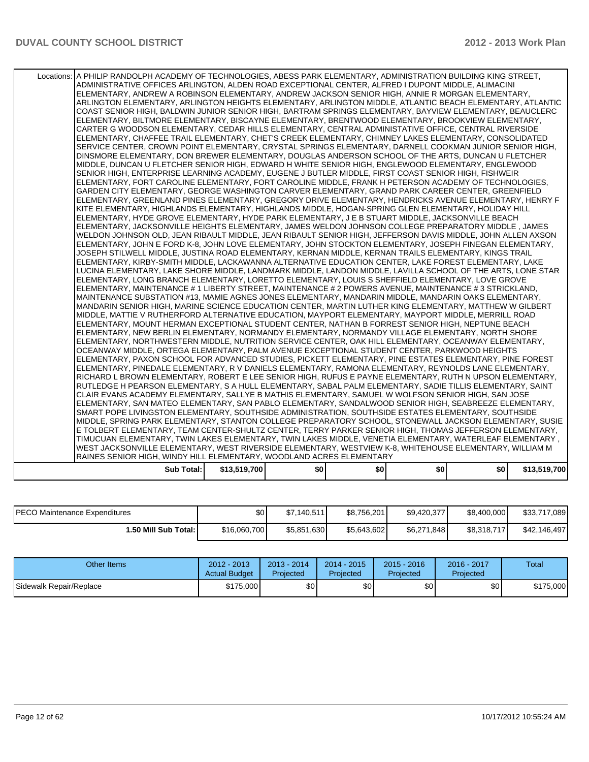| Locations: | A PHILIP RANDOLPH ACADEMY OF TECHNOLOGIES, ABESS PARK ELEMENTARY, ADMINISTRATION BUILDING KING STREET, ADMINISTRATIVE OFFICES ARLINGTON, ALDEN ROAD EXCEPTIONAL CENTER, ALFRED I DUPONT MIDDLE, ALIMACINI ELEMENTARY, ANDREW A ROBINSON ELEMENTARY, ANDREW JACKSON SENIOR HIGH, ANNIE R MORGAN ELEMENTARY, ARLINGTON ELEMENTARY, ARLINGTON HEIGHTS ELEMENTARY, ARLINGTON MIDDLE, ATLANTIC BEACH ELEMENTARY, ATLANTIC COAST SENIOR HIGH, BALDWIN JUNIOR SENIOR HIGH, BARTRAM SPRINGS ELEMENTARY, BAYVIEW ELEMENTARY, BEAUCLERC ELEMENTARY, BILTMORE ELEMENTARY, BISCAYNE ELEMENTARY, BRENTWOOD ELEMENTARY, BROOKVIEW ELEMENTARY, CARTER G WOODSON ELEMENTARY, CEDAR HILLS ELEMENTARY, CENTRAL ADMINISTATIVE OFFICE, CENTRAL RIVERSIDE ELEMENTARY, CHAFFEE TRAIL ELEMENTARY, CHET'S CREEK ELEMENTARY, CHIMNEY LAKES ELEMENTARY, CONSOLIDATED SERVICE CENTER, CROWN POINT ELEMENTARY, CRYSTAL SPRINGS ELEMENTARY, DARNELL COOKMAN JUNIOR SENIOR HIGH, DINSMORE ELEMENTARY, DON BREWER ELEMENTARY, DOUGLAS ANDERSON SCHOOL OF THE ARTS, DUNCAN U FLETCHER MIDDLE, DUNCAN U FLETCHER SENIOR HIGH, EDWARD H WHITE SENIOR HIGH, ENGLEWOOD ELEMENTARY, ENGLEWOOD SENIOR HIGH, ENTERPRISE LEARNING ACADEMY, EUGENE J BUTLER MIDDLE, FIRST COAST SENIOR HIGH, FISHWEIR ELEMENTARY, FORT CAROLINE ELEMENTARY, FORT CAROLINE MIDDLE, FRANK H PETERSON ACADEMY OF TECHNOLOGIES, GARDEN CITY ELEMENTARY, GEORGE WASHINGTON CARVER ELEMENTARY, GRAND PARK CAREER CENTER, GREENFIELD ELEMENTARY, GREENLAND PINES ELEMENTARY, GREGORY DRIVE ELEMENTARY, HENDRICKS AVENUE ELEMENTARY, HENRY F KITE ELEMENTARY, HIGHLANDS ELEMENTARY, HIGHLANDS MIDDLE, HOGAN-SPRING GLEN ELEMENTARY, HOLIDAY HILL ELEMENTARY, HYDE GROVE ELEMENTARY, HYDE PARK ELEMENTARY, J E B STUART MIDDLE, JACKSONVILLE BEACH ELEMENTARY, JACKSONVILLE HEIGHTS ELEMENTARY, JAMES WELDON JOHNSON COLLEGE PREPARATORY MIDDLE , JAMES WELDON JOHNSON OLD, JEAN RIBAULT MIDDLE, JEAN RIBAULT SENIOR HIGH, JEFFERSON DAVIS MIDDLE, JOHN ALLEN AXSON ELEMENTARY, JOHN E FORD K-8, JOHN LOVE ELEMENTARY, JOHN STOCKTON ELEMENTARY, JOSEPH FINEGAN ELEMENTARY, JOSEPH STILWELL MIDDLE, JUSTINA ROAD ELEMENTARY, KERNAN MIDDLE, KERNAN TRAILS ELEMENTARY, KINGS TRAIL ELEMENTARY, KIRBY-SMITH MIDDLE, LACKAWANNA ALTERNATIVE EDUCATION CENTER, LAKE FOREST ELEMENTARY, LAKE LUCINA ELEMENTARY, LAKE SHORE MIDDLE, LANDMARK MIDDLE, LANDON MIDDLE, LAVILLA SCHOOL OF THE ARTS, LONE STAR ELEMENTARY, LONG BRANCH ELEMENTARY, LORETTO ELEMENTARY, LOUIS S SHEFFIELD ELEMENTARY, LOVE GROVE ELEMENTARY, MAINTENANCE # 1 LIBERTY STREET, MAINTENANCE # 2 POWERS AVENUE, MAINTENANCE # 3 STRICKLAND, MAINTENANCE SUBSTATION #13, MAMIE AGNES JONES ELEMENTARY, MANDARIN MIDDLE, MANDARIN OAKS ELEMENTARY, MANDARIN SENIOR HIGH, MARINE SCIENCE EDUCATION CENTER, MARTIN LUTHER KING ELEMENTARY, MATTHEW W GILBERT MIDDLE, MATTIE V RUTHERFORD ALTERNATIVE EDUCATION, MAYPORT ELEMENTARY, MAYPORT MIDDLE, MERRILL ROAD ELEMENTARY, MOUNT HERMAN EXCEPTIONAL STUDENT CENTER, NATHAN B FORREST SENIOR HIGH, NEPTUNE BEACH ELEMENTARY, NEW BERLIN ELEMENTARY, NORMANDY ELEMENTARY, NORMANDY VILLAGE ELEMENTARY, NORTH SHORE ELEMENTARY, NORTHWESTERN MIDDLE, NUTRITION SERVICE CENTER, OAK HILL ELEMENTARY, OCEANWAY ELEMENTARY, OCEANWAY MIDDLE, ORTEGA ELEMENTARY, PALM AVENUE EXCEPTIONAL STUDENT CENTER, PARKWOOD HEIGHTS ELEMENTARY, PAXON SCHOOL FOR ADVANCED STUDIES, PICKETT ELEMENTARY, PINE ESTATES ELEMENTARY, PINE FOREST ELEMENTARY, PINEDALE ELEMENTARY, R V DANIELS ELEMENTARY, RAMONA ELEMENTARY, REYNOLDS LANE ELEMENTARY, RICHARD L BROWN ELEMENTARY, ROBERT E LEE SENIOR HIGH, RUFUS E PAYNE ELEMENTARY, RUTH N UPSON ELEMENTARY, RUTLEDGE H PEARSON ELEMENTARY, S A HULL ELEMENTARY, SABAL PALM ELEMENTARY, SADIE TILLIS ELEMENTARY, SAINT CLAIR EVANS ACADEMY ELEMENTARY, SALLYE B MATHIS ELEMENTARY, SAMUEL W WOLFSON SENIOR HIGH, SAN JOSE ELEMENTARY, SAN MATEO ELEMENTARY, SAN PABLO ELEMENTARY, SANDALWOOD SENIOR HIGH, SEABREEZE ELEMENTARY, SMART POPE LIVINGSTON ELEMENTARY, SOUTHSIDE ADMINISTRATION, SOUTHSIDE ESTATES ELEMENTARY, SOUTHSIDE MIDDLE, SPRING PARK ELEMENTARY, STANTON COLLEGE PREPARATORY SCHOOL, STONEWALL JACKSON ELEMENTARY, SUSIE E TOLBERT ELEMENTARY, TEAM CENTER-SHULTZ CENTER, TERRY PARKER SENIOR HIGH, THOMAS JEFFERSON ELEMENTARY, TIMUCUAN ELEMENTARY, TWIN LAKES ELEMENTARY, TWIN LAKES MIDDLE, VENETIA ELEMENTARY, WATERLEAF ELEMENTARY , WEST JACKSONVILLE ELEMENTARY, WEST RIVERSIDE ELEMENTARY, WESTVIEW K-8, WHITEHOUSE ELEMENTARY, WILLIAM M RAINES SENIOR HIGH, WINDY HILL ELEMENTARY, WOODLAND ACRES ELEMENTARY | | | | | |
|---|---|---|---|---|---|---|
| | **Sub Total:** | **$13,519,700** | **$0** | **$0** | **$0** | **$0** | **$13,519,700** |

| PECO Maintenance Expenditures | $0 | $7,140,511 | $8,756,201 | $9,420,377 | $8,400,000 | $33,717,089 |
|---|---|---|---|---|---|---|
| **1.50 Mill Sub Total:** | $16,060,700 | $5,851,630 | $5,643,602 | $6,271,848 | $8,318,717 | $42,146,497 |

| Other Items | 2012 - 2013 Actual Budget | 2013 - 2014 Projected | 2014 - 2015 Projected | 2015 - 2016 Projected | 2016 - 2017 Projected | Total |
|---|---|---|---|---|---|---|
| Sidewalk Repair/Replace | $175,000 | $0 | $0 | $0 | $0 | $175,000 |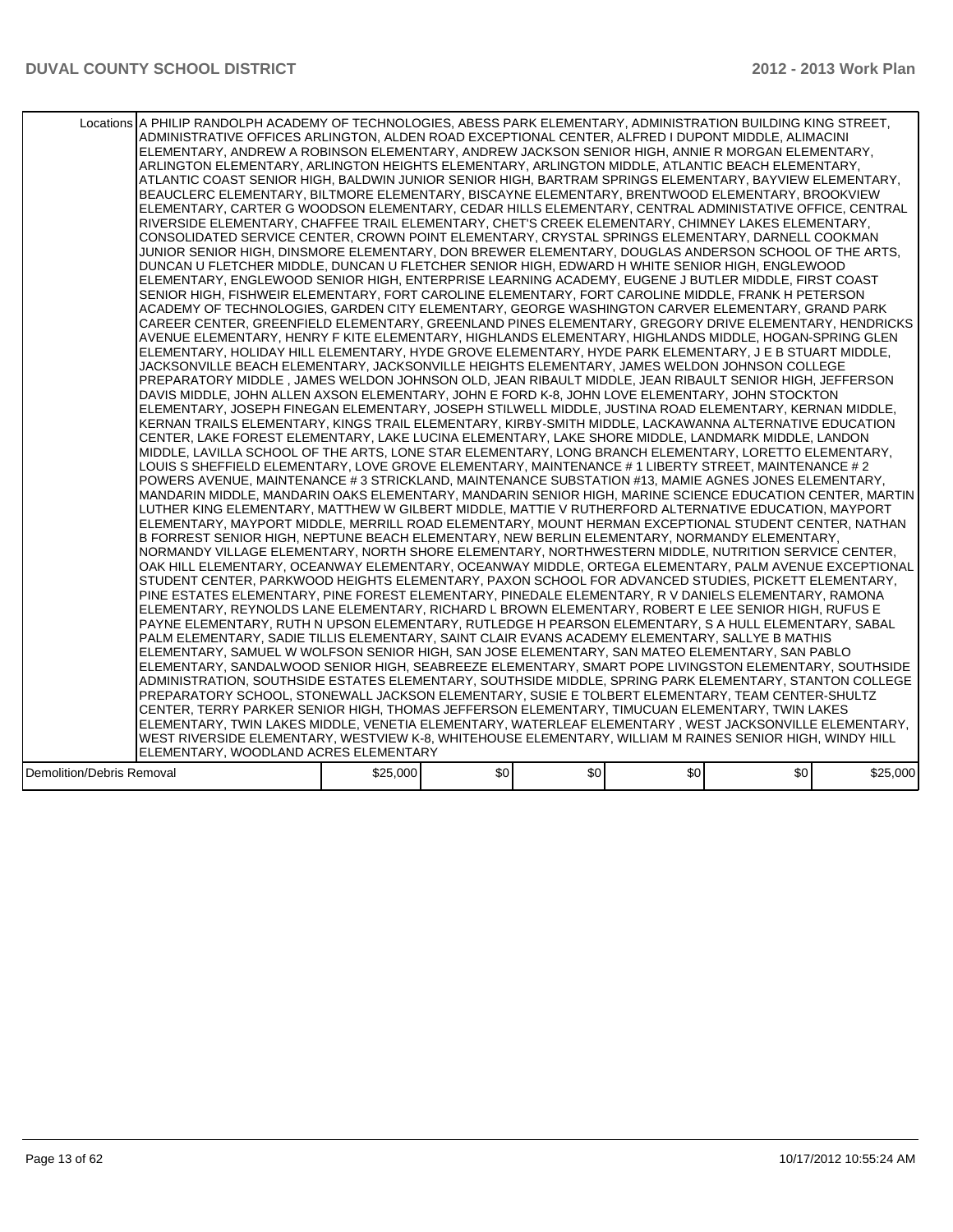| | | | | | | |
|---|---|---|---|---|---|---|
| Locations | A PHILIP RANDOLPH ACADEMY OF TECHNOLOGIES, ABESS PARK ELEMENTARY, ADMINISTRATION BUILDING KING STREET, ADMINISTRATIVE OFFICES ARLINGTON, ALDEN ROAD EXCEPTIONAL CENTER, ALFRED I DUPONT MIDDLE, ALIMACINI ELEMENTARY, ANDREW A ROBINSON ELEMENTARY, ANDREW JACKSON SENIOR HIGH, ANNIE R MORGAN ELEMENTARY, ARLINGTON ELEMENTARY, ARLINGTON HEIGHTS ELEMENTARY, ARLINGTON MIDDLE, ATLANTIC BEACH ELEMENTARY, ATLANTIC COAST SENIOR HIGH, BALDWIN JUNIOR SENIOR HIGH, BARTRAM SPRINGS ELEMENTARY, BAYVIEW ELEMENTARY, BEAUCLERC ELEMENTARY, BILTMORE ELEMENTARY, BISCAYNE ELEMENTARY, BRENTWOOD ELEMENTARY, BROOKVIEW ELEMENTARY, CARTER G WOODSON ELEMENTARY, CEDAR HILLS ELEMENTARY, CENTRAL ADMINISTATIVE OFFICE, CENTRAL RIVERSIDE ELEMENTARY, CHAFFEE TRAIL ELEMENTARY, CHET'S CREEK ELEMENTARY, CHIMNEY LAKES ELEMENTARY, CONSOLIDATED SERVICE CENTER, CROWN POINT ELEMENTARY, CRYSTAL SPRINGS ELEMENTARY, DARNELL COOKMAN JUNIOR SENIOR HIGH, DINSMORE ELEMENTARY, DON BREWER ELEMENTARY, DOUGLAS ANDERSON SCHOOL OF THE ARTS, DUNCAN U FLETCHER MIDDLE, DUNCAN U FLETCHER SENIOR HIGH, EDWARD H WHITE SENIOR HIGH, ENGLEWOOD ELEMENTARY, ENGLEWOOD SENIOR HIGH, ENTERPRISE LEARNING ACADEMY, EUGENE J BUTLER MIDDLE, FIRST COAST SENIOR HIGH, FISHWEIR ELEMENTARY, FORT CAROLINE ELEMENTARY, FORT CAROLINE MIDDLE, FRANK H PETERSON ACADEMY OF TECHNOLOGIES, GARDEN CITY ELEMENTARY, GEORGE WASHINGTON CARVER ELEMENTARY, GRAND PARK CAREER CENTER, GREENFIELD ELEMENTARY, GREENLAND PINES ELEMENTARY, GREGORY DRIVE ELEMENTARY, HENDRICKS AVENUE ELEMENTARY, HENRY F KITE ELEMENTARY, HIGHLANDS ELEMENTARY, HIGHLANDS MIDDLE, HOGAN-SPRING GLEN ELEMENTARY, HOLIDAY HILL ELEMENTARY, HYDE GROVE ELEMENTARY, HYDE PARK ELEMENTARY, J E B STUART MIDDLE, JACKSONVILLE BEACH ELEMENTARY, JACKSONVILLE HEIGHTS ELEMENTARY, JAMES WELDON JOHNSON COLLEGE PREPARATORY MIDDLE , JAMES WELDON JOHNSON OLD, JEAN RIBAULT MIDDLE, JEAN RIBAULT SENIOR HIGH, JEFFERSON DAVIS MIDDLE, JOHN ALLEN AXSON ELEMENTARY, JOHN E FORD K-8, JOHN LOVE ELEMENTARY, JOHN STOCKTON ELEMENTARY, JOSEPH FINEGAN ELEMENTARY, JOSEPH STILWELL MIDDLE, JUSTINA ROAD ELEMENTARY, KERNAN MIDDLE, KERNAN TRAILS ELEMENTARY, KINGS TRAIL ELEMENTARY, KIRBY-SMITH MIDDLE, LACKAWANNA ALTERNATIVE EDUCATION CENTER, LAKE FOREST ELEMENTARY, LAKE LUCINA ELEMENTARY, LAKE SHORE MIDDLE, LANDMARK MIDDLE, LANDON MIDDLE, LAVILLA SCHOOL OF THE ARTS, LONE STAR ELEMENTARY, LONG BRANCH ELEMENTARY, LORETTO ELEMENTARY, LOUIS S SHEFFIELD ELEMENTARY, LOVE GROVE ELEMENTARY, MAINTENANCE # 1 LIBERTY STREET, MAINTENANCE # 2 POWERS AVENUE, MAINTENANCE # 3 STRICKLAND, MAINTENANCE SUBSTATION #13, MAMIE AGNES JONES ELEMENTARY, MANDARIN MIDDLE, MANDARIN OAKS ELEMENTARY, MANDARIN SENIOR HIGH, MARINE SCIENCE EDUCATION CENTER, MARTIN LUTHER KING ELEMENTARY, MATTHEW W GILBERT MIDDLE, MATTIE V RUTHERFORD ALTERNATIVE EDUCATION, MAYPORT ELEMENTARY, MAYPORT MIDDLE, MERRILL ROAD ELEMENTARY, MOUNT HERMAN EXCEPTIONAL STUDENT CENTER, NATHAN B FORREST SENIOR HIGH, NEPTUNE BEACH ELEMENTARY, NEW BERLIN ELEMENTARY, NORMANDY ELEMENTARY, NORMANDY VILLAGE ELEMENTARY, NORTH SHORE ELEMENTARY, NORTHWESTERN MIDDLE, NUTRITION SERVICE CENTER, OAK HILL ELEMENTARY, OCEANWAY ELEMENTARY, OCEANWAY MIDDLE, ORTEGA ELEMENTARY, PALM AVENUE EXCEPTIONAL STUDENT CENTER, PARKWOOD HEIGHTS ELEMENTARY, PAXON SCHOOL FOR ADVANCED STUDIES, PICKETT ELEMENTARY, PINE ESTATES ELEMENTARY, PINE FOREST ELEMENTARY, PINEDALE ELEMENTARY, R V DANIELS ELEMENTARY, RAMONA ELEMENTARY, REYNOLDS LANE ELEMENTARY, RICHARD L BROWN ELEMENTARY, ROBERT E LEE SENIOR HIGH, RUFUS E PAYNE ELEMENTARY, RUTH N UPSON ELEMENTARY, RUTLEDGE H PEARSON ELEMENTARY, S A HULL ELEMENTARY, SABAL PALM ELEMENTARY, SADIE TILLIS ELEMENTARY, SAINT CLAIR EVANS ACADEMY ELEMENTARY, SALLYE B MATHIS ELEMENTARY, SAMUEL W WOLFSON SENIOR HIGH, SAN JOSE ELEMENTARY, SAN MATEO ELEMENTARY, SAN PABLO ELEMENTARY, SANDALWOOD SENIOR HIGH, SEABREEZE ELEMENTARY, SMART POPE LIVINGSTON ELEMENTARY, SOUTHSIDE ADMINISTRATION, SOUTHSIDE ESTATES ELEMENTARY, SOUTHSIDE MIDDLE, SPRING PARK ELEMENTARY, STANTON COLLEGE PREPARATORY SCHOOL, STONEWALL JACKSON ELEMENTARY, SUSIE E TOLBERT ELEMENTARY, TEAM CENTER-SHULTZ CENTER, TERRY PARKER SENIOR HIGH, THOMAS JEFFERSON ELEMENTARY, TIMUCUAN ELEMENTARY, TWIN LAKES ELEMENTARY, TWIN LAKES MIDDLE, VENETIA ELEMENTARY, WATERLEAF ELEMENTARY , WEST JACKSONVILLE ELEMENTARY, WEST RIVERSIDE ELEMENTARY, WESTVIEW K-8, WHITEHOUSE ELEMENTARY, WILLIAM M RAINES SENIOR HIGH, WINDY HILL ELEMENTARY, WOODLAND ACRES ELEMENTARY | | | | | |
| Demolition/Debris Removal | $25,000 | $0 | $0 | $0 | $0 | $25,000 |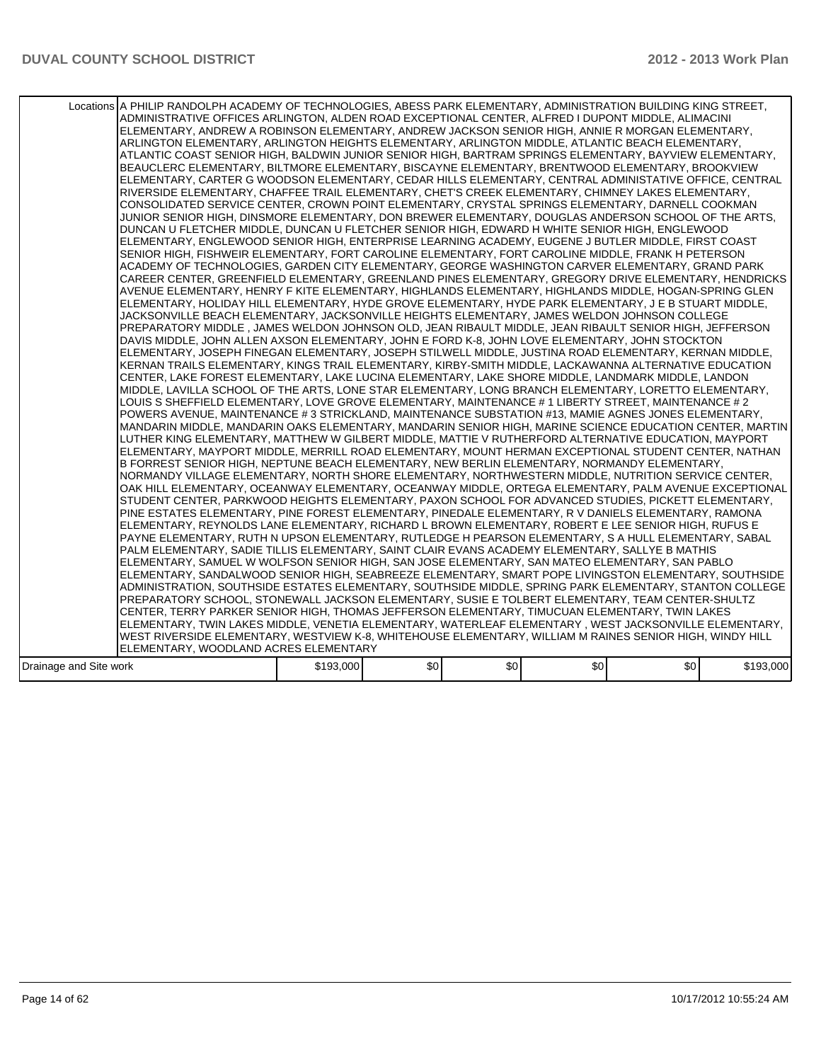# DUVAL COUNTY SCHOOL DISTRICT — 2012 - 2013 Work Plan

| | | | | | | |
|---|---|---|---|---|---|---|
| Locations | A PHILIP RANDOLPH ACADEMY OF TECHNOLOGIES, ABESS PARK ELEMENTARY, ADMINISTRATION BUILDING KING STREET, ADMINISTRATIVE OFFICES ARLINGTON, ALDEN ROAD EXCEPTIONAL CENTER, ALFRED I DUPONT MIDDLE, ALIMACINI ELEMENTARY, ANDREW A ROBINSON ELEMENTARY, ANDREW JACKSON SENIOR HIGH, ANNIE R MORGAN ELEMENTARY, ARLINGTON ELEMENTARY, ARLINGTON HEIGHTS ELEMENTARY, ARLINGTON MIDDLE, ATLANTIC BEACH ELEMENTARY, ATLANTIC COAST SENIOR HIGH, BALDWIN JUNIOR SENIOR HIGH, BARTRAM SPRINGS ELEMENTARY, BAYVIEW ELEMENTARY, BEAUCLERC ELEMENTARY, BILTMORE ELEMENTARY, BISCAYNE ELEMENTARY, BRENTWOOD ELEMENTARY, BROOKVIEW ELEMENTARY, CARTER G WOODSON ELEMENTARY, CEDAR HILLS ELEMENTARY, CENTRAL ADMINISTATIVE OFFICE, CENTRAL RIVERSIDE ELEMENTARY, CHAFFEE TRAIL ELEMENTARY, CHET'S CREEK ELEMENTARY, CHIMNEY LAKES ELEMENTARY, CONSOLIDATED SERVICE CENTER, CROWN POINT ELEMENTARY, CRYSTAL SPRINGS ELEMENTARY, DARNELL COOKMAN JUNIOR SENIOR HIGH, DINSMORE ELEMENTARY, DON BREWER ELEMENTARY, DOUGLAS ANDERSON SCHOOL OF THE ARTS, DUNCAN U FLETCHER MIDDLE, DUNCAN U FLETCHER SENIOR HIGH, EDWARD H WHITE SENIOR HIGH, ENGLEWOOD ELEMENTARY, ENGLEWOOD SENIOR HIGH, ENTERPRISE LEARNING ACADEMY, EUGENE J BUTLER MIDDLE, FIRST COAST SENIOR HIGH, FISHWEIR ELEMENTARY, FORT CAROLINE ELEMENTARY, FORT CAROLINE MIDDLE, FRANK H PETERSON ACADEMY OF TECHNOLOGIES, GARDEN CITY ELEMENTARY, GEORGE WASHINGTON CARVER ELEMENTARY, GRAND PARK CAREER CENTER, GREENFIELD ELEMENTARY, GREENLAND PINES ELEMENTARY, GREGORY DRIVE ELEMENTARY, HENDRICKS AVENUE ELEMENTARY, HENRY F KITE ELEMENTARY, HIGHLANDS ELEMENTARY, HIGHLANDS MIDDLE, HOGAN-SPRING GLEN ELEMENTARY, HOLIDAY HILL ELEMENTARY, HYDE GROVE ELEMENTARY, HYDE PARK ELEMENTARY, J E B STUART MIDDLE, JACKSONVILLE BEACH ELEMENTARY, JACKSONVILLE HEIGHTS ELEMENTARY, JAMES WELDON JOHNSON COLLEGE PREPARATORY MIDDLE , JAMES WELDON JOHNSON OLD, JEAN RIBAULT MIDDLE, JEAN RIBAULT SENIOR HIGH, JEFFERSON DAVIS MIDDLE, JOHN ALLEN AXSON ELEMENTARY, JOHN E FORD K-8, JOHN LOVE ELEMENTARY, JOHN STOCKTON ELEMENTARY, JOSEPH FINEGAN ELEMENTARY, JOSEPH STILWELL MIDDLE, JUSTINA ROAD ELEMENTARY, KERNAN MIDDLE, KERNAN TRAILS ELEMENTARY, KINGS TRAIL ELEMENTARY, KIRBY-SMITH MIDDLE, LACKAWANNA ALTERNATIVE EDUCATION CENTER, LAKE FOREST ELEMENTARY, LAKE LUCINA ELEMENTARY, LAKE SHORE MIDDLE, LANDMARK MIDDLE, LANDON MIDDLE, LAVILLA SCHOOL OF THE ARTS, LONE STAR ELEMENTARY, LONG BRANCH ELEMENTARY, LORETTO ELEMENTARY, LOUIS S SHEFFIELD ELEMENTARY, LOVE GROVE ELEMENTARY, MAINTENANCE # 1 LIBERTY STREET, MAINTENANCE # 2 POWERS AVENUE, MAINTENANCE # 3 STRICKLAND, MAINTENANCE SUBSTATION #13, MAMIE AGNES JONES ELEMENTARY, MANDARIN MIDDLE, MANDARIN OAKS ELEMENTARY, MANDARIN SENIOR HIGH, MARINE SCIENCE EDUCATION CENTER, MARTIN LUTHER KING ELEMENTARY, MATTHEW W GILBERT MIDDLE, MATTIE V RUTHERFORD ALTERNATIVE EDUCATION, MAYPORT ELEMENTARY, MAYPORT MIDDLE, MERRILL ROAD ELEMENTARY, MOUNT HERMAN EXCEPTIONAL STUDENT CENTER, NATHAN B FORREST SENIOR HIGH, NEPTUNE BEACH ELEMENTARY, NEW BERLIN ELEMENTARY, NORMANDY ELEMENTARY, NORMANDY VILLAGE ELEMENTARY, NORTH SHORE ELEMENTARY, NORTHWESTERN MIDDLE, NUTRITION SERVICE CENTER, OAK HILL ELEMENTARY, OCEANWAY ELEMENTARY, OCEANWAY MIDDLE, ORTEGA ELEMENTARY, PALM AVENUE EXCEPTIONAL STUDENT CENTER, PARKWOOD HEIGHTS ELEMENTARY, PAXON SCHOOL FOR ADVANCED STUDIES, PICKETT ELEMENTARY, PINE ESTATES ELEMENTARY, PINE FOREST ELEMENTARY, PINEDALE ELEMENTARY, R V DANIELS ELEMENTARY, RAMONA ELEMENTARY, REYNOLDS LANE ELEMENTARY, RICHARD L BROWN ELEMENTARY, ROBERT E LEE SENIOR HIGH, RUFUS E PAYNE ELEMENTARY, RUTH N UPSON ELEMENTARY, RUTLEDGE H PEARSON ELEMENTARY, S A HULL ELEMENTARY, SABAL PALM ELEMENTARY, SADIE TILLIS ELEMENTARY, SAINT CLAIR EVANS ACADEMY ELEMENTARY, SALLYE B MATHIS ELEMENTARY, SAMUEL W WOLFSON SENIOR HIGH, SAN JOSE ELEMENTARY, SAN MATEO ELEMENTARY, SAN PABLO ELEMENTARY, SANDALWOOD SENIOR HIGH, SEABREEZE ELEMENTARY, SMART POPE LIVINGSTON ELEMENTARY, SOUTHSIDE ADMINISTRATION, SOUTHSIDE ESTATES ELEMENTARY, SOUTHSIDE MIDDLE, SPRING PARK ELEMENTARY, STANTON COLLEGE PREPARATORY SCHOOL, STONEWALL JACKSON ELEMENTARY, SUSIE E TOLBERT ELEMENTARY, TEAM CENTER-SHULTZ CENTER, TERRY PARKER SENIOR HIGH, THOMAS JEFFERSON ELEMENTARY, TIMUCUAN ELEMENTARY, TWIN LAKES ELEMENTARY, TWIN LAKES MIDDLE, VENETIA ELEMENTARY, WATERLEAF ELEMENTARY , WEST JACKSONVILLE ELEMENTARY, WEST RIVERSIDE ELEMENTARY, WESTVIEW K-8, WHITEHOUSE ELEMENTARY, WILLIAM M RAINES SENIOR HIGH, WINDY HILL ELEMENTARY, WOODLAND ACRES ELEMENTARY | | | | | |
| Drainage and Site work | $193,000 | $0 | $0 | $0 | $0 | $193,000 |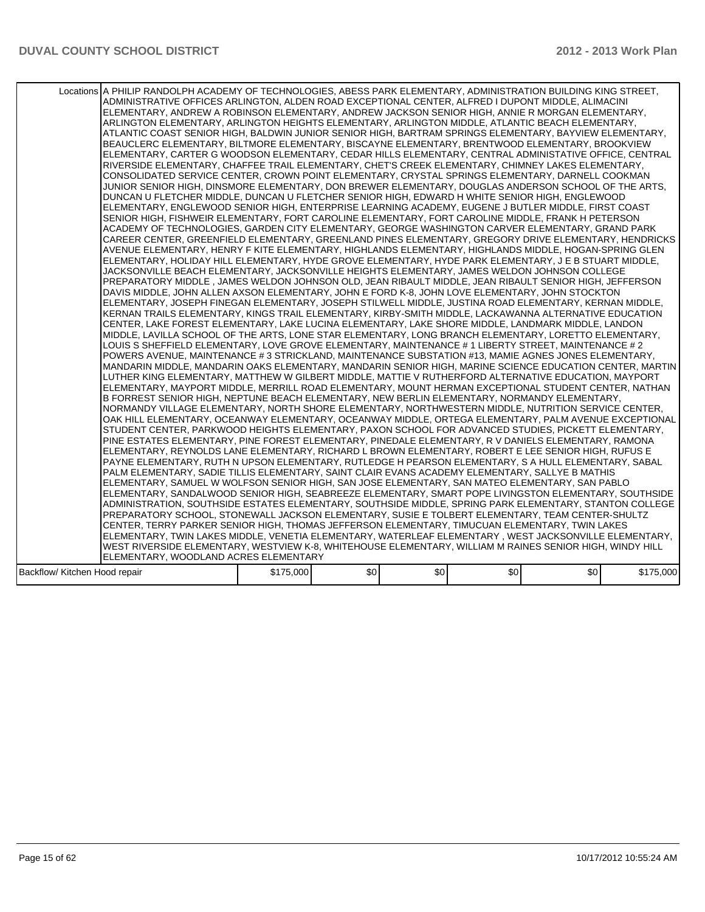| | | | | | | |
|---|---|---|---|---|---|---|
| Locations | A PHILIP RANDOLPH ACADEMY OF TECHNOLOGIES, ABESS PARK ELEMENTARY, ADMINISTRATION BUILDING KING STREET, ADMINISTRATIVE OFFICES ARLINGTON, ALDEN ROAD EXCEPTIONAL CENTER, ALFRED I DUPONT MIDDLE, ALIMACINI ELEMENTARY, ANDREW A ROBINSON ELEMENTARY, ANDREW JACKSON SENIOR HIGH, ANNIE R MORGAN ELEMENTARY, ARLINGTON ELEMENTARY, ARLINGTON HEIGHTS ELEMENTARY, ARLINGTON MIDDLE, ATLANTIC BEACH ELEMENTARY, ATLANTIC COAST SENIOR HIGH, BALDWIN JUNIOR SENIOR HIGH, BARTRAM SPRINGS ELEMENTARY, BAYVIEW ELEMENTARY, BEAUCLERC ELEMENTARY, BILTMORE ELEMENTARY, BISCAYNE ELEMENTARY, BRENTWOOD ELEMENTARY, BROOKVIEW ELEMENTARY, CARTER G WOODSON ELEMENTARY, CEDAR HILLS ELEMENTARY, CENTRAL ADMINISTATIVE OFFICE, CENTRAL RIVERSIDE ELEMENTARY, CHAFFEE TRAIL ELEMENTARY, CHET'S CREEK ELEMENTARY, CHIMNEY LAKES ELEMENTARY, CONSOLIDATED SERVICE CENTER, CROWN POINT ELEMENTARY, CRYSTAL SPRINGS ELEMENTARY, DARNELL COOKMAN JUNIOR SENIOR HIGH, DINSMORE ELEMENTARY, DON BREWER ELEMENTARY, DOUGLAS ANDERSON SCHOOL OF THE ARTS, DUNCAN U FLETCHER MIDDLE, DUNCAN U FLETCHER SENIOR HIGH, EDWARD H WHITE SENIOR HIGH, ENGLEWOOD ELEMENTARY, ENGLEWOOD SENIOR HIGH, ENTERPRISE LEARNING ACADEMY, EUGENE J BUTLER MIDDLE, FIRST COAST SENIOR HIGH, FISHWEIR ELEMENTARY, FORT CAROLINE ELEMENTARY, FORT CAROLINE MIDDLE, FRANK H PETERSON ACADEMY OF TECHNOLOGIES, GARDEN CITY ELEMENTARY, GEORGE WASHINGTON CARVER ELEMENTARY, GRAND PARK CAREER CENTER, GREENFIELD ELEMENTARY, GREENLAND PINES ELEMENTARY, GREGORY DRIVE ELEMENTARY, HENDRICKS AVENUE ELEMENTARY, HENRY F KITE ELEMENTARY, HIGHLANDS ELEMENTARY, HIGHLANDS MIDDLE, HOGAN-SPRING GLEN ELEMENTARY, HOLIDAY HILL ELEMENTARY, HYDE GROVE ELEMENTARY, HYDE PARK ELEMENTARY, J E B STUART MIDDLE, JACKSONVILLE BEACH ELEMENTARY, JACKSONVILLE HEIGHTS ELEMENTARY, JAMES WELDON JOHNSON COLLEGE PREPARATORY MIDDLE , JAMES WELDON JOHNSON OLD, JEAN RIBAULT MIDDLE, JEAN RIBAULT SENIOR HIGH, JEFFERSON DAVIS MIDDLE, JOHN ALLEN AXSON ELEMENTARY, JOHN E FORD K-8, JOHN LOVE ELEMENTARY, JOHN STOCKTON ELEMENTARY, JOSEPH FINEGAN ELEMENTARY, JOSEPH STILWELL MIDDLE, JUSTINA ROAD ELEMENTARY, KERNAN MIDDLE, KERNAN TRAILS ELEMENTARY, KINGS TRAIL ELEMENTARY, KIRBY-SMITH MIDDLE, LACKAWANNA ALTERNATIVE EDUCATION CENTER, LAKE FOREST ELEMENTARY, LAKE LUCINA ELEMENTARY, LAKE SHORE MIDDLE, LANDMARK MIDDLE, LANDON MIDDLE, LAVILLA SCHOOL OF THE ARTS, LONE STAR ELEMENTARY, LONG BRANCH ELEMENTARY, LORETTO ELEMENTARY, LOUIS S SHEFFIELD ELEMENTARY, LOVE GROVE ELEMENTARY, MAINTENANCE # 1 LIBERTY STREET, MAINTENANCE # 2 POWERS AVENUE, MAINTENANCE # 3 STRICKLAND, MAINTENANCE SUBSTATION #13, MAMIE AGNES JONES ELEMENTARY, MANDARIN MIDDLE, MANDARIN OAKS ELEMENTARY, MANDARIN SENIOR HIGH, MARINE SCIENCE EDUCATION CENTER, MARTIN LUTHER KING ELEMENTARY, MATTHEW W GILBERT MIDDLE, MATTIE V RUTHERFORD ALTERNATIVE EDUCATION, MAYPORT ELEMENTARY, MAYPORT MIDDLE, MERRILL ROAD ELEMENTARY, MOUNT HERMAN EXCEPTIONAL STUDENT CENTER, NATHAN B FORREST SENIOR HIGH, NEPTUNE BEACH ELEMENTARY, NEW BERLIN ELEMENTARY, NORMANDY ELEMENTARY, NORMANDY VILLAGE ELEMENTARY, NORTH SHORE ELEMENTARY, NORTHWESTERN MIDDLE, NUTRITION SERVICE CENTER, OAK HILL ELEMENTARY, OCEANWAY ELEMENTARY, OCEANWAY MIDDLE, ORTEGA ELEMENTARY, PALM AVENUE EXCEPTIONAL STUDENT CENTER, PARKWOOD HEIGHTS ELEMENTARY, PAXON SCHOOL FOR ADVANCED STUDIES, PICKETT ELEMENTARY, PINE ESTATES ELEMENTARY, PINE FOREST ELEMENTARY, PINEDALE ELEMENTARY, R V DANIELS ELEMENTARY, RAMONA ELEMENTARY, REYNOLDS LANE ELEMENTARY, RICHARD L BROWN ELEMENTARY, ROBERT E LEE SENIOR HIGH, RUFUS E PAYNE ELEMENTARY, RUTH N UPSON ELEMENTARY, RUTLEDGE H PEARSON ELEMENTARY, S A HULL ELEMENTARY, SABAL PALM ELEMENTARY, SADIE TILLIS ELEMENTARY, SAINT CLAIR EVANS ACADEMY ELEMENTARY, SALLYE B MATHIS ELEMENTARY, SAMUEL W WOLFSON SENIOR HIGH, SAN JOSE ELEMENTARY, SAN MATEO ELEMENTARY, SAN PABLO ELEMENTARY, SANDALWOOD SENIOR HIGH, SEABREEZE ELEMENTARY, SMART POPE LIVINGSTON ELEMENTARY, SOUTHSIDE ADMINISTRATION, SOUTHSIDE ESTATES ELEMENTARY, SOUTHSIDE MIDDLE, SPRING PARK ELEMENTARY, STANTON COLLEGE PREPARATORY SCHOOL, STONEWALL JACKSON ELEMENTARY, SUSIE E TOLBERT ELEMENTARY, TEAM CENTER-SHULTZ CENTER, TERRY PARKER SENIOR HIGH, THOMAS JEFFERSON ELEMENTARY, TIMUCUAN ELEMENTARY, TWIN LAKES ELEMENTARY, TWIN LAKES MIDDLE, VENETIA ELEMENTARY, WATERLEAF ELEMENTARY , WEST JACKSONVILLE ELEMENTARY, WEST RIVERSIDE ELEMENTARY, WESTVIEW K-8, WHITEHOUSE ELEMENTARY, WILLIAM M RAINES SENIOR HIGH, WINDY HILL ELEMENTARY, WOODLAND ACRES ELEMENTARY | | | | | |
| Backflow/ Kitchen Hood repair | $175,000 | $0 | $0 | $0 | $0 | $175,000 |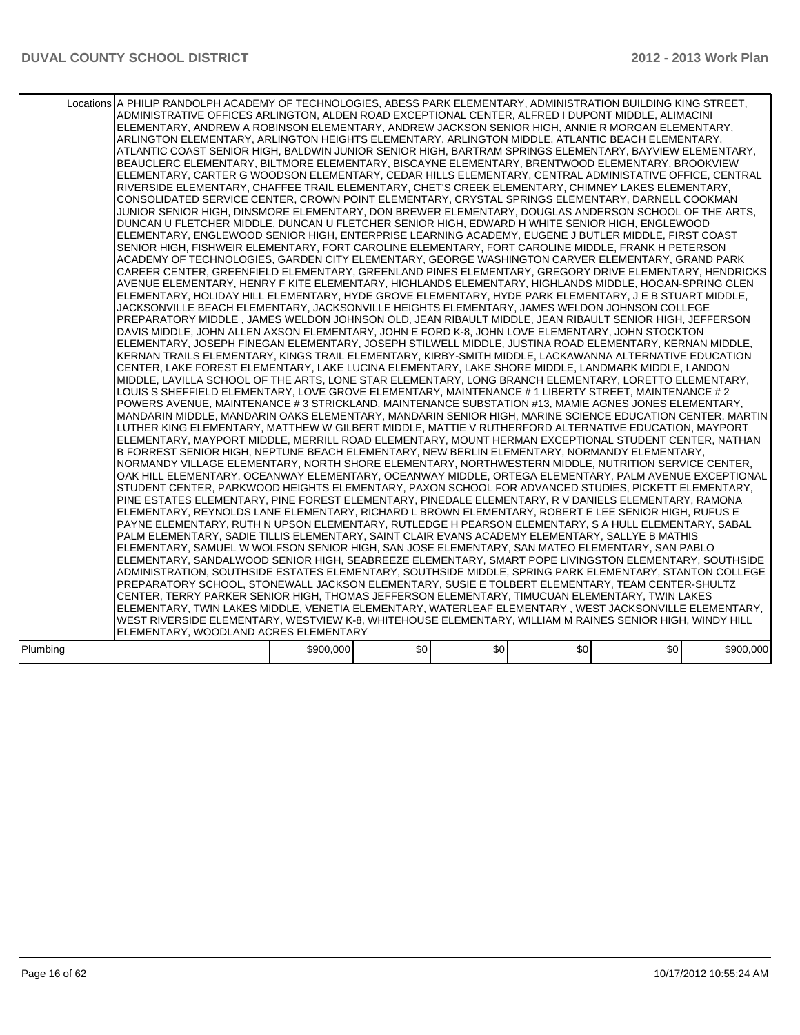| | | | | | | |
|---|---|---|---|---|---|---|
| Locations | A PHILIP RANDOLPH ACADEMY OF TECHNOLOGIES, ABESS PARK ELEMENTARY, ADMINISTRATION BUILDING KING STREET, ADMINISTRATIVE OFFICES ARLINGTON, ALDEN ROAD EXCEPTIONAL CENTER, ALFRED I DUPONT MIDDLE, ALIMACINI ELEMENTARY, ANDREW A ROBINSON ELEMENTARY, ANDREW JACKSON SENIOR HIGH, ANNIE R MORGAN ELEMENTARY, ARLINGTON ELEMENTARY, ARLINGTON HEIGHTS ELEMENTARY, ARLINGTON MIDDLE, ATLANTIC BEACH ELEMENTARY, ATLANTIC COAST SENIOR HIGH, BALDWIN JUNIOR SENIOR HIGH, BARTRAM SPRINGS ELEMENTARY, BAYVIEW ELEMENTARY, BEAUCLERC ELEMENTARY, BILTMORE ELEMENTARY, BISCAYNE ELEMENTARY, BRENTWOOD ELEMENTARY, BROOKVIEW ELEMENTARY, CARTER G WOODSON ELEMENTARY, CEDAR HILLS ELEMENTARY, CENTRAL ADMINISTATIVE OFFICE, CENTRAL RIVERSIDE ELEMENTARY, CHAFFEE TRAIL ELEMENTARY, CHET'S CREEK ELEMENTARY, CHIMNEY LAKES ELEMENTARY, CONSOLIDATED SERVICE CENTER, CROWN POINT ELEMENTARY, CRYSTAL SPRINGS ELEMENTARY, DARNELL COOKMAN JUNIOR SENIOR HIGH, DINSMORE ELEMENTARY, DON BREWER ELEMENTARY, DOUGLAS ANDERSON SCHOOL OF THE ARTS, DUNCAN U FLETCHER MIDDLE, DUNCAN U FLETCHER SENIOR HIGH, EDWARD H WHITE SENIOR HIGH, ENGLEWOOD ELEMENTARY, ENGLEWOOD SENIOR HIGH, ENTERPRISE LEARNING ACADEMY, EUGENE J BUTLER MIDDLE, FIRST COAST SENIOR HIGH, FISHWEIR ELEMENTARY, FORT CAROLINE ELEMENTARY, FORT CAROLINE MIDDLE, FRANK H PETERSON ACADEMY OF TECHNOLOGIES, GARDEN CITY ELEMENTARY, GEORGE WASHINGTON CARVER ELEMENTARY, GRAND PARK CAREER CENTER, GREENFIELD ELEMENTARY, GREENLAND PINES ELEMENTARY, GREGORY DRIVE ELEMENTARY, HENDRICKS AVENUE ELEMENTARY, HENRY F KITE ELEMENTARY, HIGHLANDS ELEMENTARY, HIGHLANDS MIDDLE, HOGAN-SPRING GLEN ELEMENTARY, HOLIDAY HILL ELEMENTARY, HYDE GROVE ELEMENTARY, HYDE PARK ELEMENTARY, J E B STUART MIDDLE, JACKSONVILLE BEACH ELEMENTARY, JACKSONVILLE HEIGHTS ELEMENTARY, JAMES WELDON JOHNSON COLLEGE PREPARATORY MIDDLE , JAMES WELDON JOHNSON OLD, JEAN RIBAULT MIDDLE, JEAN RIBAULT SENIOR HIGH, JEFFERSON DAVIS MIDDLE, JOHN ALLEN AXSON ELEMENTARY, JOHN E FORD K-8, JOHN LOVE ELEMENTARY, JOHN STOCKTON ELEMENTARY, JOSEPH FINEGAN ELEMENTARY, JOSEPH STILWELL MIDDLE, JUSTINA ROAD ELEMENTARY, KERNAN MIDDLE, KERNAN TRAILS ELEMENTARY, KINGS TRAIL ELEMENTARY, KIRBY-SMITH MIDDLE, LACKAWANNA ALTERNATIVE EDUCATION CENTER, LAKE FOREST ELEMENTARY, LAKE LUCINA ELEMENTARY, LAKE SHORE MIDDLE, LANDMARK MIDDLE, LANDON MIDDLE, LAVILLA SCHOOL OF THE ARTS, LONE STAR ELEMENTARY, LONG BRANCH ELEMENTARY, LORETTO ELEMENTARY, LOUIS S SHEFFIELD ELEMENTARY, LOVE GROVE ELEMENTARY, MAINTENANCE # 1 LIBERTY STREET, MAINTENANCE # 2 POWERS AVENUE, MAINTENANCE # 3 STRICKLAND, MAINTENANCE SUBSTATION #13, MAMIE AGNES JONES ELEMENTARY, MANDARIN MIDDLE, MANDARIN OAKS ELEMENTARY, MANDARIN SENIOR HIGH, MARINE SCIENCE EDUCATION CENTER, MARTIN LUTHER KING ELEMENTARY, MATTHEW W GILBERT MIDDLE, MATTIE V RUTHERFORD ALTERNATIVE EDUCATION, MAYPORT ELEMENTARY, MAYPORT MIDDLE, MERRILL ROAD ELEMENTARY, MOUNT HERMAN EXCEPTIONAL STUDENT CENTER, NATHAN B FORREST SENIOR HIGH, NEPTUNE BEACH ELEMENTARY, NEW BERLIN ELEMENTARY, NORMANDY ELEMENTARY, NORMANDY VILLAGE ELEMENTARY, NORTH SHORE ELEMENTARY, NORTHWESTERN MIDDLE, NUTRITION SERVICE CENTER, OAK HILL ELEMENTARY, OCEANWAY ELEMENTARY, OCEANWAY MIDDLE, ORTEGA ELEMENTARY, PALM AVENUE EXCEPTIONAL STUDENT CENTER, PARKWOOD HEIGHTS ELEMENTARY, PAXON SCHOOL FOR ADVANCED STUDIES, PICKETT ELEMENTARY, PINE ESTATES ELEMENTARY, PINE FOREST ELEMENTARY, PINEDALE ELEMENTARY, R V DANIELS ELEMENTARY, RAMONA ELEMENTARY, REYNOLDS LANE ELEMENTARY, RICHARD L BROWN ELEMENTARY, ROBERT E LEE SENIOR HIGH, RUFUS E PAYNE ELEMENTARY, RUTH N UPSON ELEMENTARY, RUTLEDGE H PEARSON ELEMENTARY, S A HULL ELEMENTARY, SABAL PALM ELEMENTARY, SADIE TILLIS ELEMENTARY, SAINT CLAIR EVANS ACADEMY ELEMENTARY, SALLYE B MATHIS ELEMENTARY, SAMUEL W WOLFSON SENIOR HIGH, SAN JOSE ELEMENTARY, SAN MATEO ELEMENTARY, SAN PABLO ELEMENTARY, SANDALWOOD SENIOR HIGH, SEABREEZE ELEMENTARY, SMART POPE LIVINGSTON ELEMENTARY, SOUTHSIDE ADMINISTRATION, SOUTHSIDE ESTATES ELEMENTARY, SOUTHSIDE MIDDLE, SPRING PARK ELEMENTARY, STANTON COLLEGE PREPARATORY SCHOOL, STONEWALL JACKSON ELEMENTARY, SUSIE E TOLBERT ELEMENTARY, TEAM CENTER-SHULTZ CENTER, TERRY PARKER SENIOR HIGH, THOMAS JEFFERSON ELEMENTARY, TIMUCUAN ELEMENTARY, TWIN LAKES ELEMENTARY, TWIN LAKES MIDDLE, VENETIA ELEMENTARY, WATERLEAF ELEMENTARY , WEST JACKSONVILLE ELEMENTARY, WEST RIVERSIDE ELEMENTARY, WESTVIEW K-8, WHITEHOUSE ELEMENTARY, WILLIAM M RAINES SENIOR HIGH, WINDY HILL ELEMENTARY, WOODLAND ACRES ELEMENTARY | | | | | |
| Plumbing | $900,000 | $0 | $0 | $0 | $0 | $900,000 |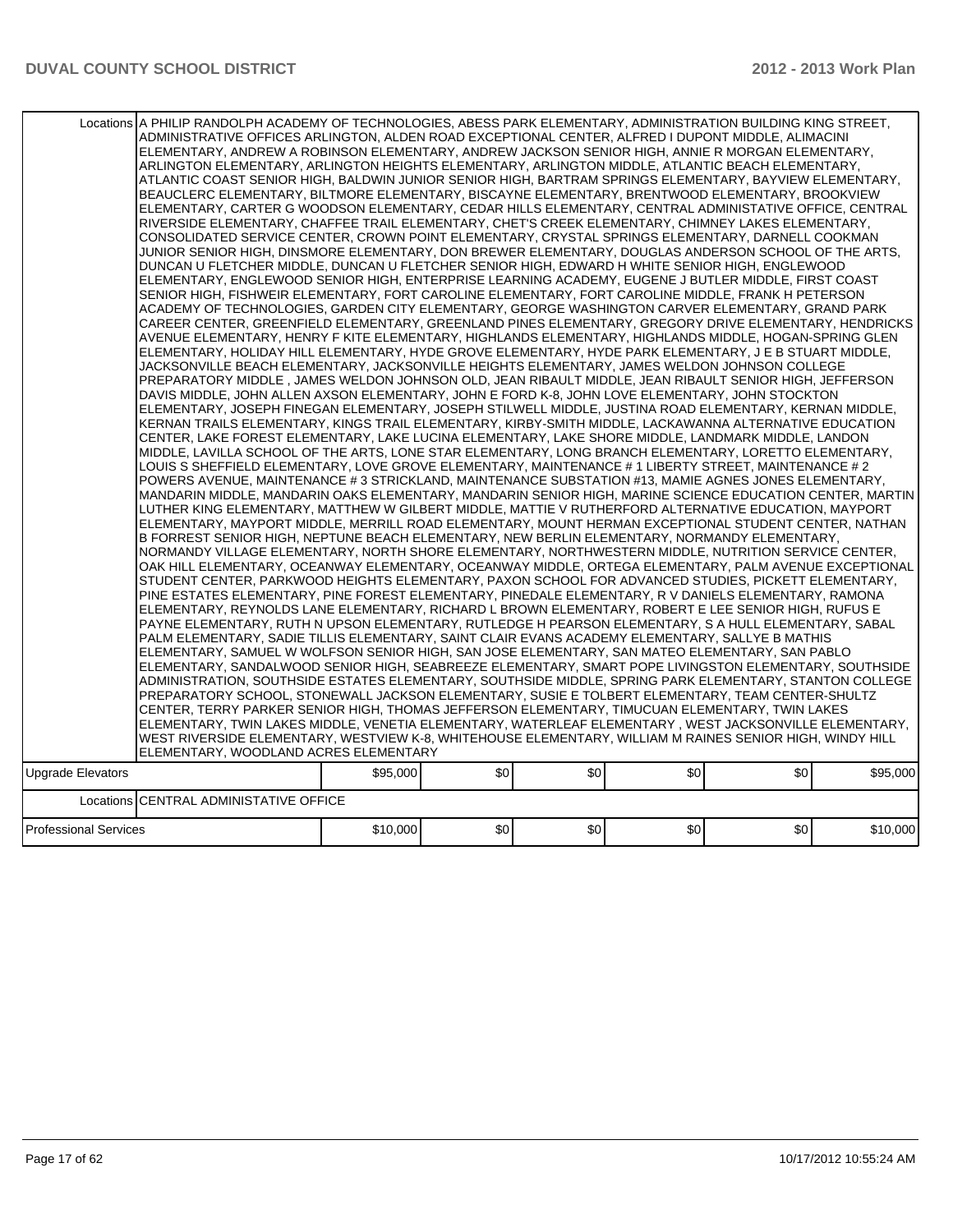| | | | | | | |
|---|---|---|---|---|---|---|
| Locations | A PHILIP RANDOLPH ACADEMY OF TECHNOLOGIES, ABESS PARK ELEMENTARY, ADMINISTRATION BUILDING KING STREET, ADMINISTRATIVE OFFICES ARLINGTON, ALDEN ROAD EXCEPTIONAL CENTER, ALFRED I DUPONT MIDDLE, ALIMACINI ELEMENTARY, ANDREW A ROBINSON ELEMENTARY, ANDREW JACKSON SENIOR HIGH, ANNIE R MORGAN ELEMENTARY, ARLINGTON ELEMENTARY, ARLINGTON HEIGHTS ELEMENTARY, ARLINGTON MIDDLE, ATLANTIC BEACH ELEMENTARY, ATLANTIC COAST SENIOR HIGH, BALDWIN JUNIOR SENIOR HIGH, BARTRAM SPRINGS ELEMENTARY, BAYVIEW ELEMENTARY, BEAUCLERC ELEMENTARY, BILTMORE ELEMENTARY, BISCAYNE ELEMENTARY, BRENTWOOD ELEMENTARY, BROOKVIEW ELEMENTARY, CARTER G WOODSON ELEMENTARY, CEDAR HILLS ELEMENTARY, CENTRAL ADMINISTATIVE OFFICE, CENTRAL RIVERSIDE ELEMENTARY, CHAFFEE TRAIL ELEMENTARY, CHET'S CREEK ELEMENTARY, CHIMNEY LAKES ELEMENTARY, CONSOLIDATED SERVICE CENTER, CROWN POINT ELEMENTARY, CRYSTAL SPRINGS ELEMENTARY, DARNELL COOKMAN JUNIOR SENIOR HIGH, DINSMORE ELEMENTARY, DON BREWER ELEMENTARY, DOUGLAS ANDERSON SCHOOL OF THE ARTS, DUNCAN U FLETCHER MIDDLE, DUNCAN U FLETCHER SENIOR HIGH, EDWARD H WHITE SENIOR HIGH, ENGLEWOOD ELEMENTARY, ENGLEWOOD SENIOR HIGH, ENTERPRISE LEARNING ACADEMY, EUGENE J BUTLER MIDDLE, FIRST COAST SENIOR HIGH, FISHWEIR ELEMENTARY, FORT CAROLINE ELEMENTARY, FORT CAROLINE MIDDLE, FRANK H PETERSON ACADEMY OF TECHNOLOGIES, GARDEN CITY ELEMENTARY, GEORGE WASHINGTON CARVER ELEMENTARY, GRAND PARK CAREER CENTER, GREENFIELD ELEMENTARY, GREENLAND PINES ELEMENTARY, GREGORY DRIVE ELEMENTARY, HENDRICKS AVENUE ELEMENTARY, HENRY F KITE ELEMENTARY, HIGHLANDS ELEMENTARY, HIGHLANDS MIDDLE, HOGAN-SPRING GLEN ELEMENTARY, HOLIDAY HILL ELEMENTARY, HYDE GROVE ELEMENTARY, HYDE PARK ELEMENTARY, J E B STUART MIDDLE, JACKSONVILLE BEACH ELEMENTARY, JACKSONVILLE HEIGHTS ELEMENTARY, JAMES WELDON JOHNSON COLLEGE PREPARATORY MIDDLE , JAMES WELDON JOHNSON OLD, JEAN RIBAULT MIDDLE, JEAN RIBAULT SENIOR HIGH, JEFFERSON DAVIS MIDDLE, JOHN ALLEN AXSON ELEMENTARY, JOHN E FORD K-8, JOHN LOVE ELEMENTARY, JOHN STOCKTON ELEMENTARY, JOSEPH FINEGAN ELEMENTARY, JOSEPH STILWELL MIDDLE, JUSTINA ROAD ELEMENTARY, KERNAN MIDDLE, KERNAN TRAILS ELEMENTARY, KINGS TRAIL ELEMENTARY, KIRBY-SMITH MIDDLE, LACKAWANNA ALTERNATIVE EDUCATION CENTER, LAKE FOREST ELEMENTARY, LAKE LUCINA ELEMENTARY, LAKE SHORE MIDDLE, LANDMARK MIDDLE, LANDON MIDDLE, LAVILLA SCHOOL OF THE ARTS, LONE STAR ELEMENTARY, LONG BRANCH ELEMENTARY, LORETTO ELEMENTARY, LOUIS S SHEFFIELD ELEMENTARY, LOVE GROVE ELEMENTARY, MAINTENANCE # 1 LIBERTY STREET, MAINTENANCE # 2 POWERS AVENUE, MAINTENANCE # 3 STRICKLAND, MAINTENANCE SUBSTATION #13, MAMIE AGNES JONES ELEMENTARY, MANDARIN MIDDLE, MANDARIN OAKS ELEMENTARY, MANDARIN SENIOR HIGH, MARINE SCIENCE EDUCATION CENTER, MARTIN LUTHER KING ELEMENTARY, MATTHEW W GILBERT MIDDLE, MATTIE V RUTHERFORD ALTERNATIVE EDUCATION, MAYPORT ELEMENTARY, MAYPORT MIDDLE, MERRILL ROAD ELEMENTARY, MOUNT HERMAN EXCEPTIONAL STUDENT CENTER, NATHAN B FORREST SENIOR HIGH, NEPTUNE BEACH ELEMENTARY, NEW BERLIN ELEMENTARY, NORMANDY ELEMENTARY, NORMANDY VILLAGE ELEMENTARY, NORTH SHORE ELEMENTARY, NORTHWESTERN MIDDLE, NUTRITION SERVICE CENTER, OAK HILL ELEMENTARY, OCEANWAY ELEMENTARY, OCEANWAY MIDDLE, ORTEGA ELEMENTARY, PALM AVENUE EXCEPTIONAL STUDENT CENTER, PARKWOOD HEIGHTS ELEMENTARY, PAXON SCHOOL FOR ADVANCED STUDIES, PICKETT ELEMENTARY, PINE ESTATES ELEMENTARY, PINE FOREST ELEMENTARY, PINEDALE ELEMENTARY, R V DANIELS ELEMENTARY, RAMONA ELEMENTARY, REYNOLDS LANE ELEMENTARY, RICHARD L BROWN ELEMENTARY, ROBERT E LEE SENIOR HIGH, RUFUS E PAYNE ELEMENTARY, RUTH N UPSON ELEMENTARY, RUTLEDGE H PEARSON ELEMENTARY, S A HULL ELEMENTARY, SABAL PALM ELEMENTARY, SADIE TILLIS ELEMENTARY, SAINT CLAIR EVANS ACADEMY ELEMENTARY, SALLYE B MATHIS ELEMENTARY, SAMUEL W WOLFSON SENIOR HIGH, SAN JOSE ELEMENTARY, SAN MATEO ELEMENTARY, SAN PABLO ELEMENTARY, SANDALWOOD SENIOR HIGH, SEABREEZE ELEMENTARY, SMART POPE LIVINGSTON ELEMENTARY, SOUTHSIDE ADMINISTRATION, SOUTHSIDE ESTATES ELEMENTARY, SOUTHSIDE MIDDLE, SPRING PARK ELEMENTARY, STANTON COLLEGE PREPARATORY SCHOOL, STONEWALL JACKSON ELEMENTARY, SUSIE E TOLBERT ELEMENTARY, TEAM CENTER-SHULTZ CENTER, TERRY PARKER SENIOR HIGH, THOMAS JEFFERSON ELEMENTARY, TIMUCUAN ELEMENTARY, TWIN LAKES ELEMENTARY, TWIN LAKES MIDDLE, VENETIA ELEMENTARY, WATERLEAF ELEMENTARY , WEST JACKSONVILLE ELEMENTARY, WEST RIVERSIDE ELEMENTARY, WESTVIEW K-8, WHITEHOUSE ELEMENTARY, WILLIAM M RAINES SENIOR HIGH, WINDY HILL ELEMENTARY, WOODLAND ACRES ELEMENTARY | | | | | |
| Upgrade Elevators | | $95,000 | $0 | $0 | $0 | $0 | $95,000 |
| Locations | CENTRAL ADMINISTATIVE OFFICE | | | | | |
| Professional Services | | $10,000 | $0 | $0 | $0 | $0 | $10,000 |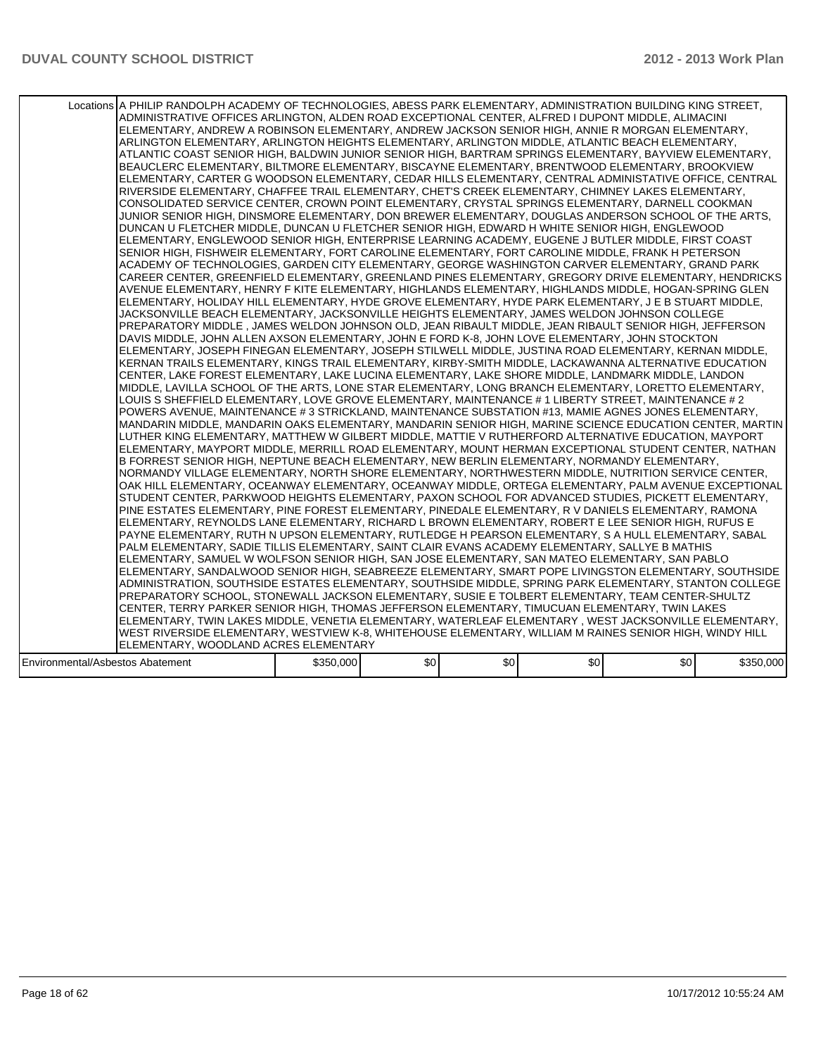| | | | | | | |
|---|---|---|---|---|---|---|
| Locations | A PHILIP RANDOLPH ACADEMY OF TECHNOLOGIES, ABESS PARK ELEMENTARY, ADMINISTRATION BUILDING KING STREET, ADMINISTRATIVE OFFICES ARLINGTON, ALDEN ROAD EXCEPTIONAL CENTER, ALFRED I DUPONT MIDDLE, ALIMACINI ELEMENTARY, ANDREW A ROBINSON ELEMENTARY, ANDREW JACKSON SENIOR HIGH, ANNIE R MORGAN ELEMENTARY, ARLINGTON ELEMENTARY, ARLINGTON HEIGHTS ELEMENTARY, ARLINGTON MIDDLE, ATLANTIC BEACH ELEMENTARY, ATLANTIC COAST SENIOR HIGH, BALDWIN JUNIOR SENIOR HIGH, BARTRAM SPRINGS ELEMENTARY, BAYVIEW ELEMENTARY, BEAUCLERC ELEMENTARY, BILTMORE ELEMENTARY, BISCAYNE ELEMENTARY, BRENTWOOD ELEMENTARY, BROOKVIEW ELEMENTARY, CARTER G WOODSON ELEMENTARY, CEDAR HILLS ELEMENTARY, CENTRAL ADMINISTATIVE OFFICE, CENTRAL RIVERSIDE ELEMENTARY, CHAFFEE TRAIL ELEMENTARY, CHET'S CREEK ELEMENTARY, CHIMNEY LAKES ELEMENTARY, CONSOLIDATED SERVICE CENTER, CROWN POINT ELEMENTARY, CRYSTAL SPRINGS ELEMENTARY, DARNELL COOKMAN JUNIOR SENIOR HIGH, DINSMORE ELEMENTARY, DON BREWER ELEMENTARY, DOUGLAS ANDERSON SCHOOL OF THE ARTS, DUNCAN U FLETCHER MIDDLE, DUNCAN U FLETCHER SENIOR HIGH, EDWARD H WHITE SENIOR HIGH, ENGLEWOOD ELEMENTARY, ENGLEWOOD SENIOR HIGH, ENTERPRISE LEARNING ACADEMY, EUGENE J BUTLER MIDDLE, FIRST COAST SENIOR HIGH, FISHWEIR ELEMENTARY, FORT CAROLINE ELEMENTARY, FORT CAROLINE MIDDLE, FRANK H PETERSON ACADEMY OF TECHNOLOGIES, GARDEN CITY ELEMENTARY, GEORGE WASHINGTON CARVER ELEMENTARY, GRAND PARK CAREER CENTER, GREENFIELD ELEMENTARY, GREENLAND PINES ELEMENTARY, GREGORY DRIVE ELEMENTARY, HENDRICKS AVENUE ELEMENTARY, HENRY F KITE ELEMENTARY, HIGHLANDS ELEMENTARY, HIGHLANDS MIDDLE, HOGAN-SPRING GLEN ELEMENTARY, HOLIDAY HILL ELEMENTARY, HYDE GROVE ELEMENTARY, HYDE PARK ELEMENTARY, J E B STUART MIDDLE, JACKSONVILLE BEACH ELEMENTARY, JACKSONVILLE HEIGHTS ELEMENTARY, JAMES WELDON JOHNSON COLLEGE PREPARATORY MIDDLE , JAMES WELDON JOHNSON OLD, JEAN RIBAULT MIDDLE, JEAN RIBAULT SENIOR HIGH, JEFFERSON DAVIS MIDDLE, JOHN ALLEN AXSON ELEMENTARY, JOHN E FORD K-8, JOHN LOVE ELEMENTARY, JOHN STOCKTON ELEMENTARY, JOSEPH FINEGAN ELEMENTARY, JOSEPH STILWELL MIDDLE, JUSTINA ROAD ELEMENTARY, KERNAN MIDDLE, KERNAN TRAILS ELEMENTARY, KINGS TRAIL ELEMENTARY, KIRBY-SMITH MIDDLE, LACKAWANNA ALTERNATIVE EDUCATION CENTER, LAKE FOREST ELEMENTARY, LAKE LUCINA ELEMENTARY, LAKE SHORE MIDDLE, LANDMARK MIDDLE, LANDON MIDDLE, LAVILLA SCHOOL OF THE ARTS, LONE STAR ELEMENTARY, LONG BRANCH ELEMENTARY, LORETTO ELEMENTARY, LOUIS S SHEFFIELD ELEMENTARY, LOVE GROVE ELEMENTARY, MAINTENANCE # 1 LIBERTY STREET, MAINTENANCE # 2 POWERS AVENUE, MAINTENANCE # 3 STRICKLAND, MAINTENANCE SUBSTATION #13, MAMIE AGNES JONES ELEMENTARY, MANDARIN MIDDLE, MANDARIN OAKS ELEMENTARY, MANDARIN SENIOR HIGH, MARINE SCIENCE EDUCATION CENTER, MARTIN LUTHER KING ELEMENTARY, MATTHEW W GILBERT MIDDLE, MATTIE V RUTHERFORD ALTERNATIVE EDUCATION, MAYPORT ELEMENTARY, MAYPORT MIDDLE, MERRILL ROAD ELEMENTARY, MOUNT HERMAN EXCEPTIONAL STUDENT CENTER, NATHAN B FORREST SENIOR HIGH, NEPTUNE BEACH ELEMENTARY, NEW BERLIN ELEMENTARY, NORMANDY ELEMENTARY, NORMANDY VILLAGE ELEMENTARY, NORTH SHORE ELEMENTARY, NORTHWESTERN MIDDLE, NUTRITION SERVICE CENTER, OAK HILL ELEMENTARY, OCEANWAY ELEMENTARY, OCEANWAY MIDDLE, ORTEGA ELEMENTARY, PALM AVENUE EXCEPTIONAL STUDENT CENTER, PARKWOOD HEIGHTS ELEMENTARY, PAXON SCHOOL FOR ADVANCED STUDIES, PICKETT ELEMENTARY, PINE ESTATES ELEMENTARY, PINE FOREST ELEMENTARY, PINEDALE ELEMENTARY, R V DANIELS ELEMENTARY, RAMONA ELEMENTARY, REYNOLDS LANE ELEMENTARY, RICHARD L BROWN ELEMENTARY, ROBERT E LEE SENIOR HIGH, RUFUS E PAYNE ELEMENTARY, RUTH N UPSON ELEMENTARY, RUTLEDGE H PEARSON ELEMENTARY, S A HULL ELEMENTARY, SABAL PALM ELEMENTARY, SADIE TILLIS ELEMENTARY, SAINT CLAIR EVANS ACADEMY ELEMENTARY, SALLYE B MATHIS ELEMENTARY, SAMUEL W WOLFSON SENIOR HIGH, SAN JOSE ELEMENTARY, SAN MATEO ELEMENTARY, SAN PABLO ELEMENTARY, SANDALWOOD SENIOR HIGH, SEABREEZE ELEMENTARY, SMART POPE LIVINGSTON ELEMENTARY, SOUTHSIDE ADMINISTRATION, SOUTHSIDE ESTATES ELEMENTARY, SOUTHSIDE MIDDLE, SPRING PARK ELEMENTARY, STANTON COLLEGE PREPARATORY SCHOOL, STONEWALL JACKSON ELEMENTARY, SUSIE E TOLBERT ELEMENTARY, TEAM CENTER-SHULTZ CENTER, TERRY PARKER SENIOR HIGH, THOMAS JEFFERSON ELEMENTARY, TIMUCUAN ELEMENTARY, TWIN LAKES ELEMENTARY, TWIN LAKES MIDDLE, VENETIA ELEMENTARY, WATERLEAF ELEMENTARY , WEST JACKSONVILLE ELEMENTARY, WEST RIVERSIDE ELEMENTARY, WESTVIEW K-8, WHITEHOUSE ELEMENTARY, WILLIAM M RAINES SENIOR HIGH, WINDY HILL ELEMENTARY, WOODLAND ACRES ELEMENTARY | | | | | |
| Environmental/Asbestos Abatement | | $350,000 | $0 | $0 | $0 | $0 | $350,000 |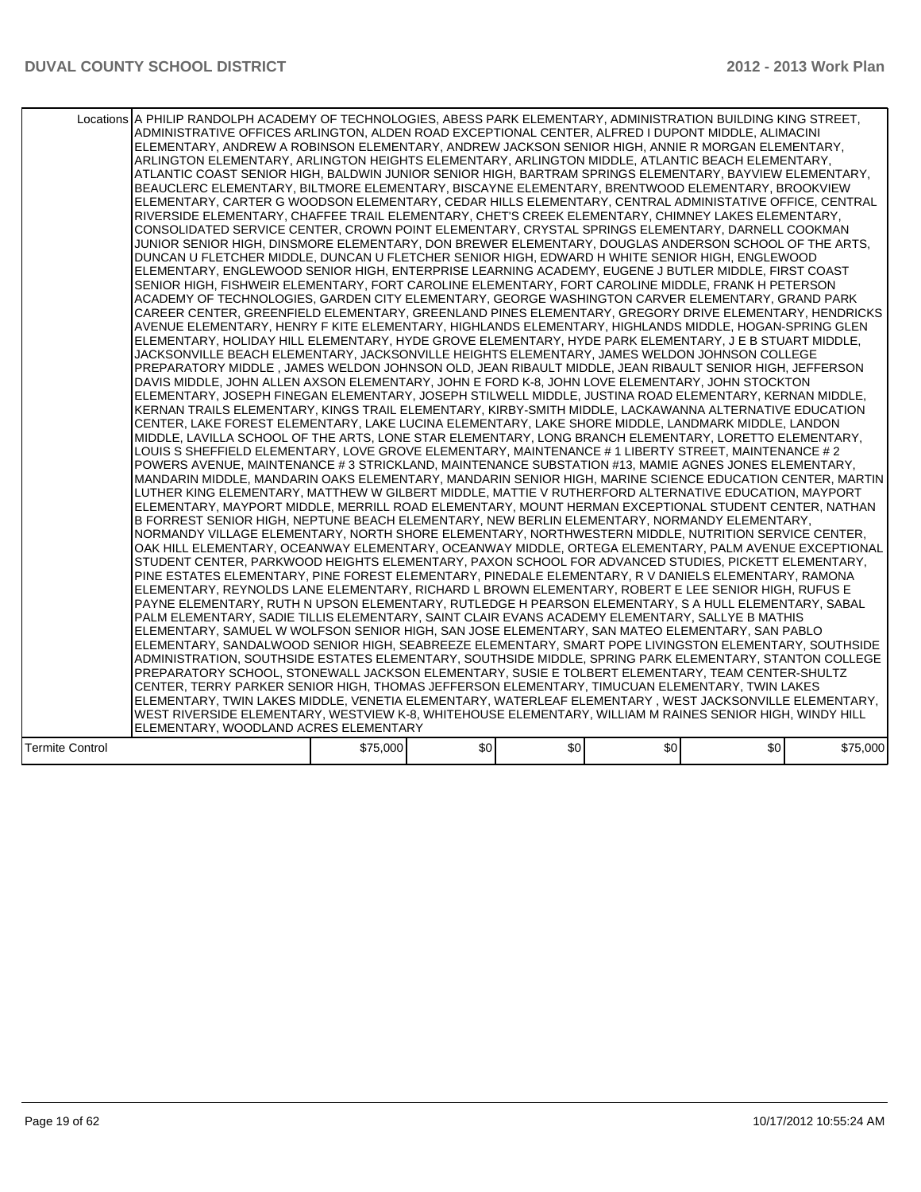| | | | | | | |
|---|---|---|---|---|---|---|
| Locations | A PHILIP RANDOLPH ACADEMY OF TECHNOLOGIES, ABESS PARK ELEMENTARY, ADMINISTRATION BUILDING KING STREET, ADMINISTRATIVE OFFICES ARLINGTON, ALDEN ROAD EXCEPTIONAL CENTER, ALFRED I DUPONT MIDDLE, ALIMACINI ELEMENTARY, ANDREW A ROBINSON ELEMENTARY, ANDREW JACKSON SENIOR HIGH, ANNIE R MORGAN ELEMENTARY, ARLINGTON ELEMENTARY, ARLINGTON HEIGHTS ELEMENTARY, ARLINGTON MIDDLE, ATLANTIC BEACH ELEMENTARY, ATLANTIC COAST SENIOR HIGH, BALDWIN JUNIOR SENIOR HIGH, BARTRAM SPRINGS ELEMENTARY, BAYVIEW ELEMENTARY, BEAUCLERC ELEMENTARY, BILTMORE ELEMENTARY, BISCAYNE ELEMENTARY, BRENTWOOD ELEMENTARY, BROOKVIEW ELEMENTARY, CARTER G WOODSON ELEMENTARY, CEDAR HILLS ELEMENTARY, CENTRAL ADMINISTATIVE OFFICE, CENTRAL RIVERSIDE ELEMENTARY, CHAFFEE TRAIL ELEMENTARY, CHET'S CREEK ELEMENTARY, CHIMNEY LAKES ELEMENTARY, CONSOLIDATED SERVICE CENTER, CROWN POINT ELEMENTARY, CRYSTAL SPRINGS ELEMENTARY, DARNELL COOKMAN JUNIOR SENIOR HIGH, DINSMORE ELEMENTARY, DON BREWER ELEMENTARY, DOUGLAS ANDERSON SCHOOL OF THE ARTS, DUNCAN U FLETCHER MIDDLE, DUNCAN U FLETCHER SENIOR HIGH, EDWARD H WHITE SENIOR HIGH, ENGLEWOOD ELEMENTARY, ENGLEWOOD SENIOR HIGH, ENTERPRISE LEARNING ACADEMY, EUGENE J BUTLER MIDDLE, FIRST COAST SENIOR HIGH, FISHWEIR ELEMENTARY, FORT CAROLINE ELEMENTARY, FORT CAROLINE MIDDLE, FRANK H PETERSON ACADEMY OF TECHNOLOGIES, GARDEN CITY ELEMENTARY, GEORGE WASHINGTON CARVER ELEMENTARY, GRAND PARK CAREER CENTER, GREENFIELD ELEMENTARY, GREENLAND PINES ELEMENTARY, GREGORY DRIVE ELEMENTARY, HENDRICKS AVENUE ELEMENTARY, HENRY F KITE ELEMENTARY, HIGHLANDS ELEMENTARY, HIGHLANDS MIDDLE, HOGAN-SPRING GLEN ELEMENTARY, HOLIDAY HILL ELEMENTARY, HYDE GROVE ELEMENTARY, HYDE PARK ELEMENTARY, J E B STUART MIDDLE, JACKSONVILLE BEACH ELEMENTARY, JACKSONVILLE HEIGHTS ELEMENTARY, JAMES WELDON JOHNSON COLLEGE PREPARATORY MIDDLE , JAMES WELDON JOHNSON OLD, JEAN RIBAULT MIDDLE, JEAN RIBAULT SENIOR HIGH, JEFFERSON DAVIS MIDDLE, JOHN ALLEN AXSON ELEMENTARY, JOHN E FORD K-8, JOHN LOVE ELEMENTARY, JOHN STOCKTON ELEMENTARY, JOSEPH FINEGAN ELEMENTARY, JOSEPH STILWELL MIDDLE, JUSTINA ROAD ELEMENTARY, KERNAN MIDDLE, KERNAN TRAILS ELEMENTARY, KINGS TRAIL ELEMENTARY, KIRBY-SMITH MIDDLE, LACKAWANNA ALTERNATIVE EDUCATION CENTER, LAKE FOREST ELEMENTARY, LAKE LUCINA ELEMENTARY, LAKE SHORE MIDDLE, LANDMARK MIDDLE, LANDON MIDDLE, LAVILLA SCHOOL OF THE ARTS, LONE STAR ELEMENTARY, LONG BRANCH ELEMENTARY, LORETTO ELEMENTARY, LOUIS S SHEFFIELD ELEMENTARY, LOVE GROVE ELEMENTARY, MAINTENANCE # 1 LIBERTY STREET, MAINTENANCE # 2 POWERS AVENUE, MAINTENANCE # 3 STRICKLAND, MAINTENANCE SUBSTATION #13, MAMIE AGNES JONES ELEMENTARY, MANDARIN MIDDLE, MANDARIN OAKS ELEMENTARY, MANDARIN SENIOR HIGH, MARINE SCIENCE EDUCATION CENTER, MARTIN LUTHER KING ELEMENTARY, MATTHEW W GILBERT MIDDLE, MATTIE V RUTHERFORD ALTERNATIVE EDUCATION, MAYPORT ELEMENTARY, MAYPORT MIDDLE, MERRILL ROAD ELEMENTARY, MOUNT HERMAN EXCEPTIONAL STUDENT CENTER, NATHAN B FORREST SENIOR HIGH, NEPTUNE BEACH ELEMENTARY, NEW BERLIN ELEMENTARY, NORMANDY ELEMENTARY, NORMANDY VILLAGE ELEMENTARY, NORTH SHORE ELEMENTARY, NORTHWESTERN MIDDLE, NUTRITION SERVICE CENTER, OAK HILL ELEMENTARY, OCEANWAY ELEMENTARY, OCEANWAY MIDDLE, ORTEGA ELEMENTARY, PALM AVENUE EXCEPTIONAL STUDENT CENTER, PARKWOOD HEIGHTS ELEMENTARY, PAXON SCHOOL FOR ADVANCED STUDIES, PICKETT ELEMENTARY, PINE ESTATES ELEMENTARY, PINE FOREST ELEMENTARY, PINEDALE ELEMENTARY, R V DANIELS ELEMENTARY, RAMONA ELEMENTARY, REYNOLDS LANE ELEMENTARY, RICHARD L BROWN ELEMENTARY, ROBERT E LEE SENIOR HIGH, RUFUS E PAYNE ELEMENTARY, RUTH N UPSON ELEMENTARY, RUTLEDGE H PEARSON ELEMENTARY, S A HULL ELEMENTARY, SABAL PALM ELEMENTARY, SADIE TILLIS ELEMENTARY, SAINT CLAIR EVANS ACADEMY ELEMENTARY, SALLYE B MATHIS ELEMENTARY, SAMUEL W WOLFSON SENIOR HIGH, SAN JOSE ELEMENTARY, SAN MATEO ELEMENTARY, SAN PABLO ELEMENTARY, SANDALWOOD SENIOR HIGH, SEABREEZE ELEMENTARY, SMART POPE LIVINGSTON ELEMENTARY, SOUTHSIDE ADMINISTRATION, SOUTHSIDE ESTATES ELEMENTARY, SOUTHSIDE MIDDLE, SPRING PARK ELEMENTARY, STANTON COLLEGE PREPARATORY SCHOOL, STONEWALL JACKSON ELEMENTARY, SUSIE E TOLBERT ELEMENTARY, TEAM CENTER-SHULTZ CENTER, TERRY PARKER SENIOR HIGH, THOMAS JEFFERSON ELEMENTARY, TIMUCUAN ELEMENTARY, TWIN LAKES ELEMENTARY, TWIN LAKES MIDDLE, VENETIA ELEMENTARY, WATERLEAF ELEMENTARY , WEST JACKSONVILLE ELEMENTARY, WEST RIVERSIDE ELEMENTARY, WESTVIEW K-8, WHITEHOUSE ELEMENTARY, WILLIAM M RAINES SENIOR HIGH, WINDY HILL ELEMENTARY, WOODLAND ACRES ELEMENTARY | | | | | |
| Termite Control | | $75,000 | $0 | $0 | $0 | $0 | $75,000 |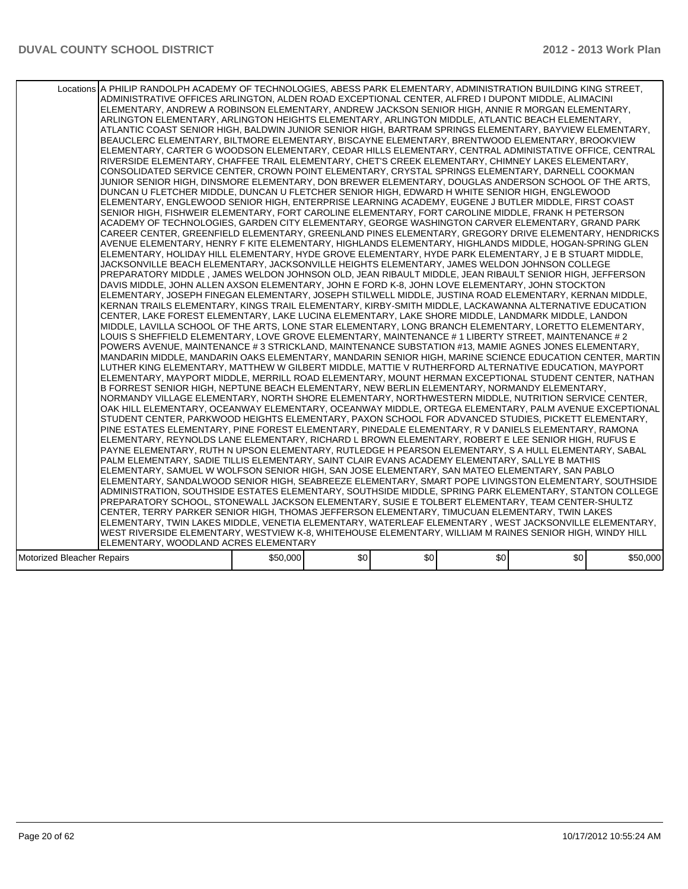| Locations | A PHILIP RANDOLPH ACADEMY OF TECHNOLOGIES, ABESS PARK ELEMENTARY, ADMINISTRATION BUILDING KING STREET, ADMINISTRATIVE OFFICES ARLINGTON, ALDEN ROAD EXCEPTIONAL CENTER, ALFRED I DUPONT MIDDLE, ALIMACINI ELEMENTARY, ANDREW A ROBINSON ELEMENTARY, ANDREW JACKSON SENIOR HIGH, ANNIE R MORGAN ELEMENTARY, ARLINGTON ELEMENTARY, ARLINGTON HEIGHTS ELEMENTARY, ARLINGTON MIDDLE, ATLANTIC BEACH ELEMENTARY, ATLANTIC COAST SENIOR HIGH, BALDWIN JUNIOR SENIOR HIGH, BARTRAM SPRINGS ELEMENTARY, BAYVIEW ELEMENTARY, BEAUCLERC ELEMENTARY, BILTMORE ELEMENTARY, BISCAYNE ELEMENTARY, BRENTWOOD ELEMENTARY, BROOKVIEW ELEMENTARY, CARTER G WOODSON ELEMENTARY, CEDAR HILLS ELEMENTARY, CENTRAL ADMINISTATIVE OFFICE, CENTRAL RIVERSIDE ELEMENTARY, CHAFFEE TRAIL ELEMENTARY, CHET'S CREEK ELEMENTARY, CHIMNEY LAKES ELEMENTARY, CONSOLIDATED SERVICE CENTER, CROWN POINT ELEMENTARY, CRYSTAL SPRINGS ELEMENTARY, DARNELL COOKMAN JUNIOR SENIOR HIGH, DINSMORE ELEMENTARY, DON BREWER ELEMENTARY, DOUGLAS ANDERSON SCHOOL OF THE ARTS, DUNCAN U FLETCHER MIDDLE, DUNCAN U FLETCHER SENIOR HIGH, EDWARD H WHITE SENIOR HIGH, ENGLEWOOD ELEMENTARY, ENGLEWOOD SENIOR HIGH, ENTERPRISE LEARNING ACADEMY, EUGENE J BUTLER MIDDLE, FIRST COAST SENIOR HIGH, FISHWEIR ELEMENTARY, FORT CAROLINE ELEMENTARY, FORT CAROLINE MIDDLE, FRANK H PETERSON ACADEMY OF TECHNOLOGIES, GARDEN CITY ELEMENTARY, GEORGE WASHINGTON CARVER ELEMENTARY, GRAND PARK CAREER CENTER, GREENFIELD ELEMENTARY, GREENLAND PINES ELEMENTARY, GREGORY DRIVE ELEMENTARY, HENDRICKS AVENUE ELEMENTARY, HENRY F KITE ELEMENTARY, HIGHLANDS ELEMENTARY, HIGHLANDS MIDDLE, HOGAN-SPRING GLEN ELEMENTARY, HOLIDAY HILL ELEMENTARY, HYDE GROVE ELEMENTARY, HYDE PARK ELEMENTARY, J E B STUART MIDDLE, JACKSONVILLE BEACH ELEMENTARY, JACKSONVILLE HEIGHTS ELEMENTARY, JAMES WELDON JOHNSON COLLEGE PREPARATORY MIDDLE , JAMES WELDON JOHNSON OLD, JEAN RIBAULT MIDDLE, JEAN RIBAULT SENIOR HIGH, JEFFERSON DAVIS MIDDLE, JOHN ALLEN AXSON ELEMENTARY, JOHN E FORD K-8, JOHN LOVE ELEMENTARY, JOHN STOCKTON ELEMENTARY, JOSEPH FINEGAN ELEMENTARY, JOSEPH STILWELL MIDDLE, JUSTINA ROAD ELEMENTARY, KERNAN MIDDLE, KERNAN TRAILS ELEMENTARY, KINGS TRAIL ELEMENTARY, KIRBY-SMITH MIDDLE, LACKAWANNA ALTERNATIVE EDUCATION CENTER, LAKE FOREST ELEMENTARY, LAKE LUCINA ELEMENTARY, LAKE SHORE MIDDLE, LANDMARK MIDDLE, LANDON MIDDLE, LAVILLA SCHOOL OF THE ARTS, LONE STAR ELEMENTARY, LONG BRANCH ELEMENTARY, LORETTO ELEMENTARY, LOUIS S SHEFFIELD ELEMENTARY, LOVE GROVE ELEMENTARY, MAINTENANCE # 1 LIBERTY STREET, MAINTENANCE # 2 POWERS AVENUE, MAINTENANCE # 3 STRICKLAND, MAINTENANCE SUBSTATION #13, MAMIE AGNES JONES ELEMENTARY, MANDARIN MIDDLE, MANDARIN OAKS ELEMENTARY, MANDARIN SENIOR HIGH, MARINE SCIENCE EDUCATION CENTER, MARTIN LUTHER KING ELEMENTARY, MATTHEW W GILBERT MIDDLE, MATTIE V RUTHERFORD ALTERNATIVE EDUCATION, MAYPORT ELEMENTARY, MAYPORT MIDDLE, MERRILL ROAD ELEMENTARY, MOUNT HERMAN EXCEPTIONAL STUDENT CENTER, NATHAN B FORREST SENIOR HIGH, NEPTUNE BEACH ELEMENTARY, NEW BERLIN ELEMENTARY, NORMANDY ELEMENTARY, NORMANDY VILLAGE ELEMENTARY, NORTH SHORE ELEMENTARY, NORTHWESTERN MIDDLE, NUTRITION SERVICE CENTER, OAK HILL ELEMENTARY, OCEANWAY ELEMENTARY, OCEANWAY MIDDLE, ORTEGA ELEMENTARY, PALM AVENUE EXCEPTIONAL STUDENT CENTER, PARKWOOD HEIGHTS ELEMENTARY, PAXON SCHOOL FOR ADVANCED STUDIES, PICKETT ELEMENTARY, PINE ESTATES ELEMENTARY, PINE FOREST ELEMENTARY, PINEDALE ELEMENTARY, R V DANIELS ELEMENTARY, RAMONA ELEMENTARY, REYNOLDS LANE ELEMENTARY, RICHARD L BROWN ELEMENTARY, ROBERT E LEE SENIOR HIGH, RUFUS E PAYNE ELEMENTARY, RUTH N UPSON ELEMENTARY, RUTLEDGE H PEARSON ELEMENTARY, S A HULL ELEMENTARY, SABAL PALM ELEMENTARY, SADIE TILLIS ELEMENTARY, SAINT CLAIR EVANS ACADEMY ELEMENTARY, SALLYE B MATHIS ELEMENTARY, SAMUEL W WOLFSON SENIOR HIGH, SAN JOSE ELEMENTARY, SAN MATEO ELEMENTARY, SAN PABLO ELEMENTARY, SANDALWOOD SENIOR HIGH, SEABREEZE ELEMENTARY, SMART POPE LIVINGSTON ELEMENTARY, SOUTHSIDE ADMINISTRATION, SOUTHSIDE ESTATES ELEMENTARY, SOUTHSIDE MIDDLE, SPRING PARK ELEMENTARY, STANTON COLLEGE PREPARATORY SCHOOL, STONEWALL JACKSON ELEMENTARY, SUSIE E TOLBERT ELEMENTARY, TEAM CENTER-SHULTZ CENTER, TERRY PARKER SENIOR HIGH, THOMAS JEFFERSON ELEMENTARY, TIMUCUAN ELEMENTARY, TWIN LAKES ELEMENTARY, TWIN LAKES MIDDLE, VENETIA ELEMENTARY, WATERLEAF ELEMENTARY , WEST JACKSONVILLE ELEMENTARY, WEST RIVERSIDE ELEMENTARY, WESTVIEW K-8, WHITEHOUSE ELEMENTARY, WILLIAM M RAINES SENIOR HIGH, WINDY HILL ELEMENTARY, WOODLAND ACRES ELEMENTARY | | | | | |
|---|---|---|---|---|---|---|
| Motorized Bleacher Repairs | $50,000 | $0 | $0 | $0 | $0 | $50,000 |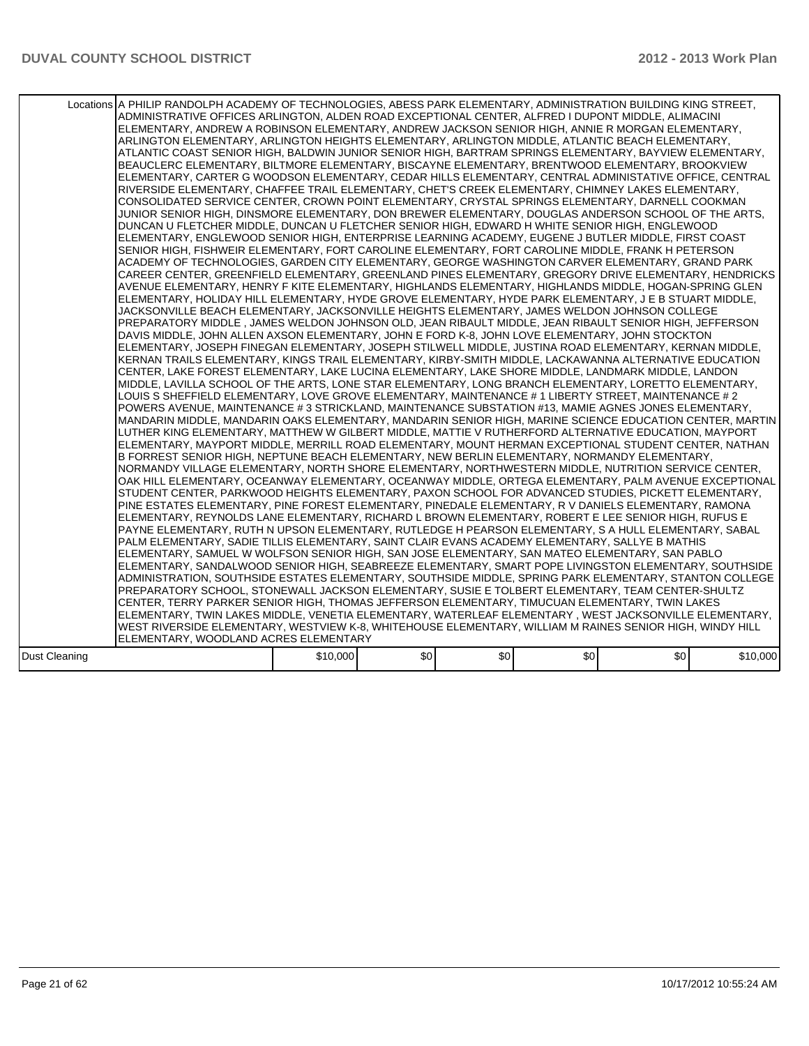| | | | | | | |
|---|---|---|---|---|---|---|
| Locations | A PHILIP RANDOLPH ACADEMY OF TECHNOLOGIES, ABESS PARK ELEMENTARY, ADMINISTRATION BUILDING KING STREET, ADMINISTRATIVE OFFICES ARLINGTON, ALDEN ROAD EXCEPTIONAL CENTER, ALFRED I DUPONT MIDDLE, ALIMACINI ELEMENTARY, ANDREW A ROBINSON ELEMENTARY, ANDREW JACKSON SENIOR HIGH, ANNIE R MORGAN ELEMENTARY, ARLINGTON ELEMENTARY, ARLINGTON HEIGHTS ELEMENTARY, ARLINGTON MIDDLE, ATLANTIC BEACH ELEMENTARY, ATLANTIC COAST SENIOR HIGH, BALDWIN JUNIOR SENIOR HIGH, BARTRAM SPRINGS ELEMENTARY, BAYVIEW ELEMENTARY, BEAUCLERC ELEMENTARY, BILTMORE ELEMENTARY, BISCAYNE ELEMENTARY, BRENTWOOD ELEMENTARY, BROOKVIEW ELEMENTARY, CARTER G WOODSON ELEMENTARY, CEDAR HILLS ELEMENTARY, CENTRAL ADMINISTATIVE OFFICE, CENTRAL RIVERSIDE ELEMENTARY, CHAFFEE TRAIL ELEMENTARY, CHET'S CREEK ELEMENTARY, CHIMNEY LAKES ELEMENTARY, CONSOLIDATED SERVICE CENTER, CROWN POINT ELEMENTARY, CRYSTAL SPRINGS ELEMENTARY, DARNELL COOKMAN JUNIOR SENIOR HIGH, DINSMORE ELEMENTARY, DON BREWER ELEMENTARY, DOUGLAS ANDERSON SCHOOL OF THE ARTS, DUNCAN U FLETCHER MIDDLE, DUNCAN U FLETCHER SENIOR HIGH, EDWARD H WHITE SENIOR HIGH, ENGLEWOOD ELEMENTARY, ENGLEWOOD SENIOR HIGH, ENTERPRISE LEARNING ACADEMY, EUGENE J BUTLER MIDDLE, FIRST COAST SENIOR HIGH, FISHWEIR ELEMENTARY, FORT CAROLINE ELEMENTARY, FORT CAROLINE MIDDLE, FRANK H PETERSON ACADEMY OF TECHNOLOGIES, GARDEN CITY ELEMENTARY, GEORGE WASHINGTON CARVER ELEMENTARY, GRAND PARK CAREER CENTER, GREENFIELD ELEMENTARY, GREENLAND PINES ELEMENTARY, GREGORY DRIVE ELEMENTARY, HENDRICKS AVENUE ELEMENTARY, HENRY F KITE ELEMENTARY, HIGHLANDS ELEMENTARY, HIGHLANDS MIDDLE, HOGAN-SPRING GLEN ELEMENTARY, HOLIDAY HILL ELEMENTARY, HYDE GROVE ELEMENTARY, HYDE PARK ELEMENTARY, J E B STUART MIDDLE, JACKSONVILLE BEACH ELEMENTARY, JACKSONVILLE HEIGHTS ELEMENTARY, JAMES WELDON JOHNSON COLLEGE PREPARATORY MIDDLE , JAMES WELDON JOHNSON OLD, JEAN RIBAULT MIDDLE, JEAN RIBAULT SENIOR HIGH, JEFFERSON DAVIS MIDDLE, JOHN ALLEN AXSON ELEMENTARY, JOHN E FORD K-8, JOHN LOVE ELEMENTARY, JOHN STOCKTON ELEMENTARY, JOSEPH FINEGAN ELEMENTARY, JOSEPH STILWELL MIDDLE, JUSTINA ROAD ELEMENTARY, KERNAN MIDDLE, KERNAN TRAILS ELEMENTARY, KINGS TRAIL ELEMENTARY, KIRBY-SMITH MIDDLE, LACKAWANNA ALTERNATIVE EDUCATION CENTER, LAKE FOREST ELEMENTARY, LAKE LUCINA ELEMENTARY, LAKE SHORE MIDDLE, LANDMARK MIDDLE, LANDON MIDDLE, LAVILLA SCHOOL OF THE ARTS, LONE STAR ELEMENTARY, LONG BRANCH ELEMENTARY, LORETTO ELEMENTARY, LOUIS S SHEFFIELD ELEMENTARY, LOVE GROVE ELEMENTARY, MAINTENANCE # 1 LIBERTY STREET, MAINTENANCE # 2 POWERS AVENUE, MAINTENANCE # 3 STRICKLAND, MAINTENANCE SUBSTATION #13, MAMIE AGNES JONES ELEMENTARY, MANDARIN MIDDLE, MANDARIN OAKS ELEMENTARY, MANDARIN SENIOR HIGH, MARINE SCIENCE EDUCATION CENTER, MARTIN LUTHER KING ELEMENTARY, MATTHEW W GILBERT MIDDLE, MATTIE V RUTHERFORD ALTERNATIVE EDUCATION, MAYPORT ELEMENTARY, MAYPORT MIDDLE, MERRILL ROAD ELEMENTARY, MOUNT HERMAN EXCEPTIONAL STUDENT CENTER, NATHAN B FORREST SENIOR HIGH, NEPTUNE BEACH ELEMENTARY, NEW BERLIN ELEMENTARY, NORMANDY ELEMENTARY, NORMANDY VILLAGE ELEMENTARY, NORTH SHORE ELEMENTARY, NORTHWESTERN MIDDLE, NUTRITION SERVICE CENTER, OAK HILL ELEMENTARY, OCEANWAY ELEMENTARY, OCEANWAY MIDDLE, ORTEGA ELEMENTARY, PALM AVENUE EXCEPTIONAL STUDENT CENTER, PARKWOOD HEIGHTS ELEMENTARY, PAXON SCHOOL FOR ADVANCED STUDIES, PICKETT ELEMENTARY, PINE ESTATES ELEMENTARY, PINE FOREST ELEMENTARY, PINEDALE ELEMENTARY, R V DANIELS ELEMENTARY, RAMONA ELEMENTARY, REYNOLDS LANE ELEMENTARY, RICHARD L BROWN ELEMENTARY, ROBERT E LEE SENIOR HIGH, RUFUS E PAYNE ELEMENTARY, RUTH N UPSON ELEMENTARY, RUTLEDGE H PEARSON ELEMENTARY, S A HULL ELEMENTARY, SABAL PALM ELEMENTARY, SADIE TILLIS ELEMENTARY, SAINT CLAIR EVANS ACADEMY ELEMENTARY, SALLYE B MATHIS ELEMENTARY, SAMUEL W WOLFSON SENIOR HIGH, SAN JOSE ELEMENTARY, SAN MATEO ELEMENTARY, SAN PABLO ELEMENTARY, SANDALWOOD SENIOR HIGH, SEABREEZE ELEMENTARY, SMART POPE LIVINGSTON ELEMENTARY, SOUTHSIDE ADMINISTRATION, SOUTHSIDE ESTATES ELEMENTARY, SOUTHSIDE MIDDLE, SPRING PARK ELEMENTARY, STANTON COLLEGE PREPARATORY SCHOOL, STONEWALL JACKSON ELEMENTARY, SUSIE E TOLBERT ELEMENTARY, TEAM CENTER-SHULTZ CENTER, TERRY PARKER SENIOR HIGH, THOMAS JEFFERSON ELEMENTARY, TIMUCUAN ELEMENTARY, TWIN LAKES ELEMENTARY, TWIN LAKES MIDDLE, VENETIA ELEMENTARY, WATERLEAF ELEMENTARY , WEST JACKSONVILLE ELEMENTARY, WEST RIVERSIDE ELEMENTARY, WESTVIEW K-8, WHITEHOUSE ELEMENTARY, WILLIAM M RAINES SENIOR HIGH, WINDY HILL ELEMENTARY, WOODLAND ACRES ELEMENTARY | | | | | |
| Dust Cleaning | | $10,000 | $0 | $0 | $0 | $0 | $10,000 |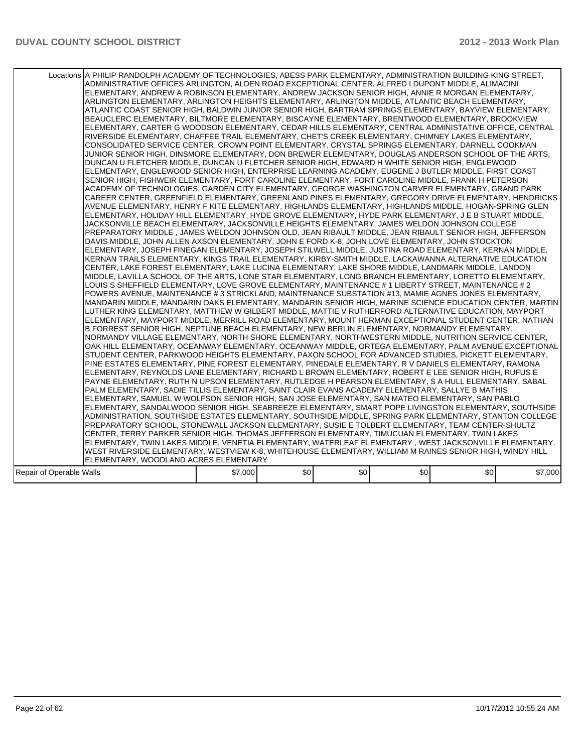| | | | | | | |
|---|---|---|---|---|---|---|
| Locations | A PHILIP RANDOLPH ACADEMY OF TECHNOLOGIES, ABESS PARK ELEMENTARY, ADMINISTRATION BUILDING KING STREET, ADMINISTRATIVE OFFICES ARLINGTON, ALDEN ROAD EXCEPTIONAL CENTER, ALFRED I DUPONT MIDDLE, ALIMACINI ELEMENTARY, ANDREW A ROBINSON ELEMENTARY, ANDREW JACKSON SENIOR HIGH, ANNIE R MORGAN ELEMENTARY, ARLINGTON ELEMENTARY, ARLINGTON HEIGHTS ELEMENTARY, ARLINGTON MIDDLE, ATLANTIC BEACH ELEMENTARY, ATLANTIC COAST SENIOR HIGH, BALDWIN JUNIOR SENIOR HIGH, BARTRAM SPRINGS ELEMENTARY, BAYVIEW ELEMENTARY, BEAUCLERC ELEMENTARY, BILTMORE ELEMENTARY, BISCAYNE ELEMENTARY, BRENTWOOD ELEMENTARY, BROOKVIEW ELEMENTARY, CARTER G WOODSON ELEMENTARY, CEDAR HILLS ELEMENTARY, CENTRAL ADMINISTATIVE OFFICE, CENTRAL RIVERSIDE ELEMENTARY, CHAFFEE TRAIL ELEMENTARY, CHET'S CREEK ELEMENTARY, CHIMNEY LAKES ELEMENTARY, CONSOLIDATED SERVICE CENTER, CROWN POINT ELEMENTARY, CRYSTAL SPRINGS ELEMENTARY, DARNELL COOKMAN JUNIOR SENIOR HIGH, DINSMORE ELEMENTARY, DON BREWER ELEMENTARY, DOUGLAS ANDERSON SCHOOL OF THE ARTS, DUNCAN U FLETCHER MIDDLE, DUNCAN U FLETCHER SENIOR HIGH, EDWARD H WHITE SENIOR HIGH, ENGLEWOOD ELEMENTARY, ENGLEWOOD SENIOR HIGH, ENTERPRISE LEARNING ACADEMY, EUGENE J BUTLER MIDDLE, FIRST COAST SENIOR HIGH, FISHWEIR ELEMENTARY, FORT CAROLINE ELEMENTARY, FORT CAROLINE MIDDLE, FRANK H PETERSON ACADEMY OF TECHNOLOGIES, GARDEN CITY ELEMENTARY, GEORGE WASHINGTON CARVER ELEMENTARY, GRAND PARK CAREER CENTER, GREENFIELD ELEMENTARY, GREENLAND PINES ELEMENTARY, GREGORY DRIVE ELEMENTARY, HENDRICKS AVENUE ELEMENTARY, HENRY F KITE ELEMENTARY, HIGHLANDS ELEMENTARY, HIGHLANDS MIDDLE, HOGAN-SPRING GLEN ELEMENTARY, HOLIDAY HILL ELEMENTARY, HYDE GROVE ELEMENTARY, HYDE PARK ELEMENTARY, J E B STUART MIDDLE, JACKSONVILLE BEACH ELEMENTARY, JACKSONVILLE HEIGHTS ELEMENTARY, JAMES WELDON JOHNSON COLLEGE PREPARATORY MIDDLE , JAMES WELDON JOHNSON OLD, JEAN RIBAULT MIDDLE, JEAN RIBAULT SENIOR HIGH, JEFFERSON DAVIS MIDDLE, JOHN ALLEN AXSON ELEMENTARY, JOHN E FORD K-8, JOHN LOVE ELEMENTARY, JOHN STOCKTON ELEMENTARY, JOSEPH FINEGAN ELEMENTARY, JOSEPH STILWELL MIDDLE, JUSTINA ROAD ELEMENTARY, KERNAN MIDDLE, KERNAN TRAILS ELEMENTARY, KINGS TRAIL ELEMENTARY, KIRBY-SMITH MIDDLE, LACKAWANNA ALTERNATIVE EDUCATION CENTER, LAKE FOREST ELEMENTARY, LAKE LUCINA ELEMENTARY, LAKE SHORE MIDDLE, LANDMARK MIDDLE, LANDON MIDDLE, LAVILLA SCHOOL OF THE ARTS, LONE STAR ELEMENTARY, LONG BRANCH ELEMENTARY, LORETTO ELEMENTARY, LOUIS S SHEFFIELD ELEMENTARY, LOVE GROVE ELEMENTARY, MAINTENANCE # 1 LIBERTY STREET, MAINTENANCE # 2 POWERS AVENUE, MAINTENANCE # 3 STRICKLAND, MAINTENANCE SUBSTATION #13, MAMIE AGNES JONES ELEMENTARY, MANDARIN MIDDLE, MANDARIN OAKS ELEMENTARY, MANDARIN SENIOR HIGH, MARINE SCIENCE EDUCATION CENTER, MARTIN LUTHER KING ELEMENTARY, MATTHEW W GILBERT MIDDLE, MATTIE V RUTHERFORD ALTERNATIVE EDUCATION, MAYPORT ELEMENTARY, MAYPORT MIDDLE, MERRILL ROAD ELEMENTARY, MOUNT HERMAN EXCEPTIONAL STUDENT CENTER, NATHAN B FORREST SENIOR HIGH, NEPTUNE BEACH ELEMENTARY, NEW BERLIN ELEMENTARY, NORMANDY ELEMENTARY, NORMANDY VILLAGE ELEMENTARY, NORTH SHORE ELEMENTARY, NORTHWESTERN MIDDLE, NUTRITION SERVICE CENTER, OAK HILL ELEMENTARY, OCEANWAY ELEMENTARY, OCEANWAY MIDDLE, ORTEGA ELEMENTARY, PALM AVENUE EXCEPTIONAL STUDENT CENTER, PARKWOOD HEIGHTS ELEMENTARY, PAXON SCHOOL FOR ADVANCED STUDIES, PICKETT ELEMENTARY, PINE ESTATES ELEMENTARY, PINE FOREST ELEMENTARY, PINEDALE ELEMENTARY, R V DANIELS ELEMENTARY, RAMONA ELEMENTARY, REYNOLDS LANE ELEMENTARY, RICHARD L BROWN ELEMENTARY, ROBERT E LEE SENIOR HIGH, RUFUS E PAYNE ELEMENTARY, RUTH N UPSON ELEMENTARY, RUTLEDGE H PEARSON ELEMENTARY, S A HULL ELEMENTARY, SABAL PALM ELEMENTARY, SADIE TILLIS ELEMENTARY, SAINT CLAIR EVANS ACADEMY ELEMENTARY, SALLYE B MATHIS ELEMENTARY, SAMUEL W WOLFSON SENIOR HIGH, SAN JOSE ELEMENTARY, SAN MATEO ELEMENTARY, SAN PABLO ELEMENTARY, SANDALWOOD SENIOR HIGH, SEABREEZE ELEMENTARY, SMART POPE LIVINGSTON ELEMENTARY, SOUTHSIDE ADMINISTRATION, SOUTHSIDE ESTATES ELEMENTARY, SOUTHSIDE MIDDLE, SPRING PARK ELEMENTARY, STANTON COLLEGE PREPARATORY SCHOOL, STONEWALL JACKSON ELEMENTARY, SUSIE E TOLBERT ELEMENTARY, TEAM CENTER-SHULTZ CENTER, TERRY PARKER SENIOR HIGH, THOMAS JEFFERSON ELEMENTARY, TIMUCUAN ELEMENTARY, TWIN LAKES ELEMENTARY, TWIN LAKES MIDDLE, VENETIA ELEMENTARY, WATERLEAF ELEMENTARY , WEST JACKSONVILLE ELEMENTARY, WEST RIVERSIDE ELEMENTARY, WESTVIEW K-8, WHITEHOUSE ELEMENTARY, WILLIAM M RAINES SENIOR HIGH, WINDY HILL ELEMENTARY, WOODLAND ACRES ELEMENTARY | | | | | |
| Repair of Operable Walls | $7,000 | $0 | $0 | $0 | $0 | $7,000 |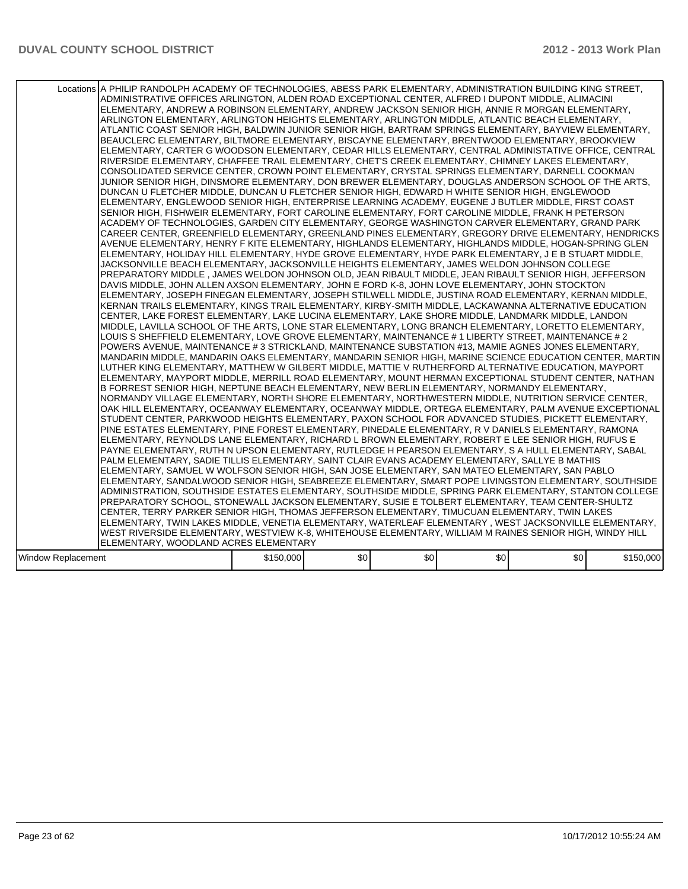| | | | | | | |
|---|---|---|---|---|---|---|
| Locations | A PHILIP RANDOLPH ACADEMY OF TECHNOLOGIES, ABESS PARK ELEMENTARY, ADMINISTRATION BUILDING KING STREET, ADMINISTRATIVE OFFICES ARLINGTON, ALDEN ROAD EXCEPTIONAL CENTER, ALFRED I DUPONT MIDDLE, ALIMACINI ELEMENTARY, ANDREW A ROBINSON ELEMENTARY, ANDREW JACKSON SENIOR HIGH, ANNIE R MORGAN ELEMENTARY, ARLINGTON ELEMENTARY, ARLINGTON HEIGHTS ELEMENTARY, ARLINGTON MIDDLE, ATLANTIC BEACH ELEMENTARY, ATLANTIC COAST SENIOR HIGH, BALDWIN JUNIOR SENIOR HIGH, BARTRAM SPRINGS ELEMENTARY, BAYVIEW ELEMENTARY, BEAUCLERC ELEMENTARY, BILTMORE ELEMENTARY, BISCAYNE ELEMENTARY, BRENTWOOD ELEMENTARY, BROOKVIEW ELEMENTARY, CARTER G WOODSON ELEMENTARY, CEDAR HILLS ELEMENTARY, CENTRAL ADMINISTATIVE OFFICE, CENTRAL RIVERSIDE ELEMENTARY, CHAFFEE TRAIL ELEMENTARY, CHET'S CREEK ELEMENTARY, CHIMNEY LAKES ELEMENTARY, CONSOLIDATED SERVICE CENTER, CROWN POINT ELEMENTARY, CRYSTAL SPRINGS ELEMENTARY, DARNELL COOKMAN JUNIOR SENIOR HIGH, DINSMORE ELEMENTARY, DON BREWER ELEMENTARY, DOUGLAS ANDERSON SCHOOL OF THE ARTS, DUNCAN U FLETCHER MIDDLE, DUNCAN U FLETCHER SENIOR HIGH, EDWARD H WHITE SENIOR HIGH, ENGLEWOOD ELEMENTARY, ENGLEWOOD SENIOR HIGH, ENTERPRISE LEARNING ACADEMY, EUGENE J BUTLER MIDDLE, FIRST COAST SENIOR HIGH, FISHWEIR ELEMENTARY, FORT CAROLINE ELEMENTARY, FORT CAROLINE MIDDLE, FRANK H PETERSON ACADEMY OF TECHNOLOGIES, GARDEN CITY ELEMENTARY, GEORGE WASHINGTON CARVER ELEMENTARY, GRAND PARK CAREER CENTER, GREENFIELD ELEMENTARY, GREENLAND PINES ELEMENTARY, GREGORY DRIVE ELEMENTARY, HENDRICKS AVENUE ELEMENTARY, HENRY F KITE ELEMENTARY, HIGHLANDS ELEMENTARY, HIGHLANDS MIDDLE, HOGAN-SPRING GLEN ELEMENTARY, HOLIDAY HILL ELEMENTARY, HYDE GROVE ELEMENTARY, HYDE PARK ELEMENTARY, J E B STUART MIDDLE, JACKSONVILLE BEACH ELEMENTARY, JACKSONVILLE HEIGHTS ELEMENTARY, JAMES WELDON JOHNSON COLLEGE PREPARATORY MIDDLE , JAMES WELDON JOHNSON OLD, JEAN RIBAULT MIDDLE, JEAN RIBAULT SENIOR HIGH, JEFFERSON DAVIS MIDDLE, JOHN ALLEN AXSON ELEMENTARY, JOHN E FORD K-8, JOHN LOVE ELEMENTARY, JOHN STOCKTON ELEMENTARY, JOSEPH FINEGAN ELEMENTARY, JOSEPH STILWELL MIDDLE, JUSTINA ROAD ELEMENTARY, KERNAN MIDDLE, KERNAN TRAILS ELEMENTARY, KINGS TRAIL ELEMENTARY, KIRBY-SMITH MIDDLE, LACKAWANNA ALTERNATIVE EDUCATION CENTER, LAKE FOREST ELEMENTARY, LAKE LUCINA ELEMENTARY, LAKE SHORE MIDDLE, LANDMARK MIDDLE, LANDON MIDDLE, LAVILLA SCHOOL OF THE ARTS, LONE STAR ELEMENTARY, LONG BRANCH ELEMENTARY, LORETTO ELEMENTARY, LOUIS S SHEFFIELD ELEMENTARY, LOVE GROVE ELEMENTARY, MAINTENANCE # 1 LIBERTY STREET, MAINTENANCE # 2 POWERS AVENUE, MAINTENANCE # 3 STRICKLAND, MAINTENANCE SUBSTATION #13, MAMIE AGNES JONES ELEMENTARY, MANDARIN MIDDLE, MANDARIN OAKS ELEMENTARY, MANDARIN SENIOR HIGH, MARINE SCIENCE EDUCATION CENTER, MARTIN LUTHER KING ELEMENTARY, MATTHEW W GILBERT MIDDLE, MATTIE V RUTHERFORD ALTERNATIVE EDUCATION, MAYPORT ELEMENTARY, MAYPORT MIDDLE, MERRILL ROAD ELEMENTARY, MOUNT HERMAN EXCEPTIONAL STUDENT CENTER, NATHAN B FORREST SENIOR HIGH, NEPTUNE BEACH ELEMENTARY, NEW BERLIN ELEMENTARY, NORMANDY ELEMENTARY, NORMANDY VILLAGE ELEMENTARY, NORTH SHORE ELEMENTARY, NORTHWESTERN MIDDLE, NUTRITION SERVICE CENTER, OAK HILL ELEMENTARY, OCEANWAY ELEMENTARY, OCEANWAY MIDDLE, ORTEGA ELEMENTARY, PALM AVENUE EXCEPTIONAL STUDENT CENTER, PARKWOOD HEIGHTS ELEMENTARY, PAXON SCHOOL FOR ADVANCED STUDIES, PICKETT ELEMENTARY, PINE ESTATES ELEMENTARY, PINE FOREST ELEMENTARY, PINEDALE ELEMENTARY, R V DANIELS ELEMENTARY, RAMONA ELEMENTARY, REYNOLDS LANE ELEMENTARY, RICHARD L BROWN ELEMENTARY, ROBERT E LEE SENIOR HIGH, RUFUS E PAYNE ELEMENTARY, RUTH N UPSON ELEMENTARY, RUTLEDGE H PEARSON ELEMENTARY, S A HULL ELEMENTARY, SABAL PALM ELEMENTARY, SADIE TILLIS ELEMENTARY, SAINT CLAIR EVANS ACADEMY ELEMENTARY, SALLYE B MATHIS ELEMENTARY, SAMUEL W WOLFSON SENIOR HIGH, SAN JOSE ELEMENTARY, SAN MATEO ELEMENTARY, SAN PABLO ELEMENTARY, SANDALWOOD SENIOR HIGH, SEABREEZE ELEMENTARY, SMART POPE LIVINGSTON ELEMENTARY, SOUTHSIDE ADMINISTRATION, SOUTHSIDE ESTATES ELEMENTARY, SOUTHSIDE MIDDLE, SPRING PARK ELEMENTARY, STANTON COLLEGE PREPARATORY SCHOOL, STONEWALL JACKSON ELEMENTARY, SUSIE E TOLBERT ELEMENTARY, TEAM CENTER-SHULTZ CENTER, TERRY PARKER SENIOR HIGH, THOMAS JEFFERSON ELEMENTARY, TIMUCUAN ELEMENTARY, TWIN LAKES ELEMENTARY, TWIN LAKES MIDDLE, VENETIA ELEMENTARY, WATERLEAF ELEMENTARY , WEST JACKSONVILLE ELEMENTARY, WEST RIVERSIDE ELEMENTARY, WESTVIEW K-8, WHITEHOUSE ELEMENTARY, WILLIAM M RAINES SENIOR HIGH, WINDY HILL ELEMENTARY, WOODLAND ACRES ELEMENTARY | | | | | |
| Window Replacement | $150,000 | $0 | $0 | $0 | $0 | $150,000 |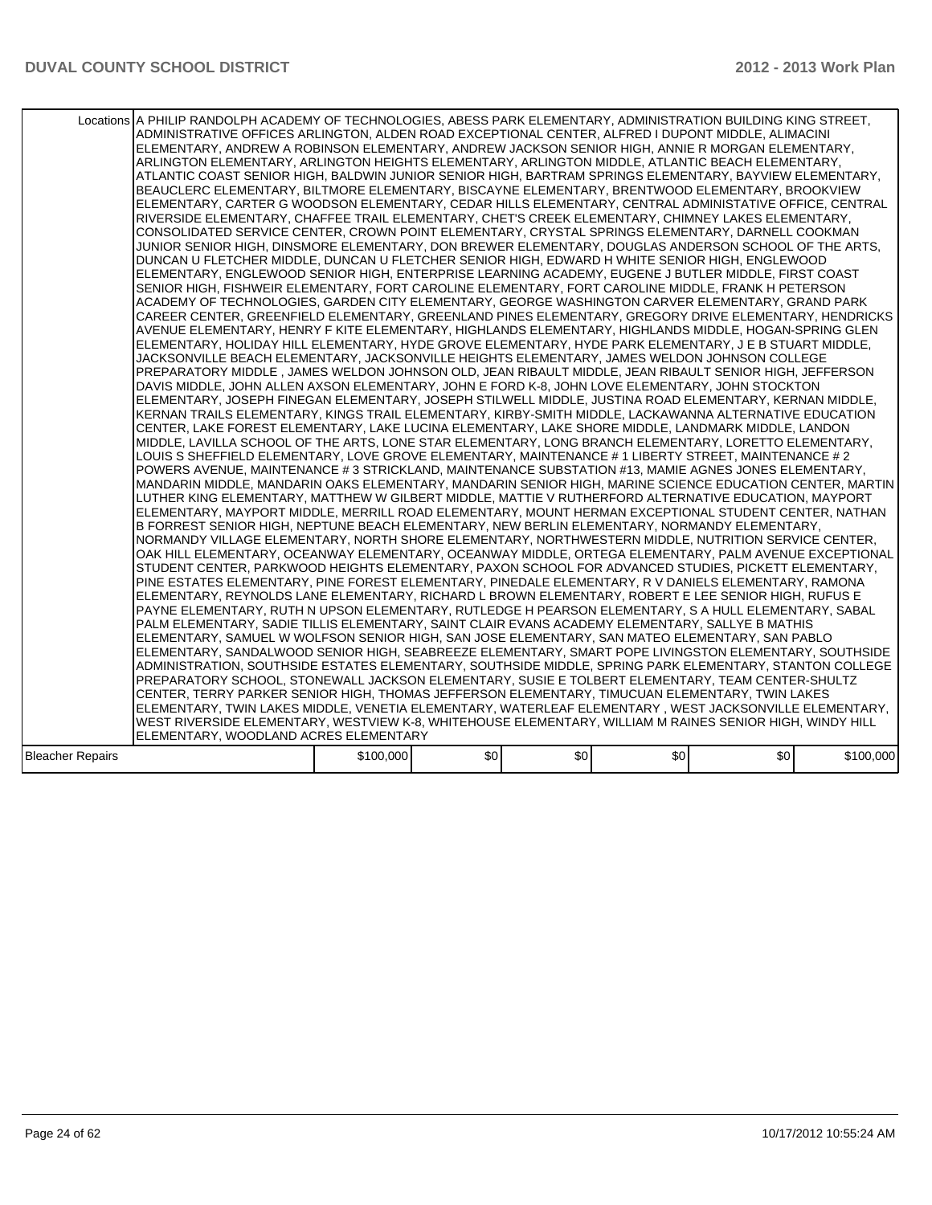| | | | | | | |
|---|---|---|---|---|---|---|
| Locations | A PHILIP RANDOLPH ACADEMY OF TECHNOLOGIES, ABESS PARK ELEMENTARY, ADMINISTRATION BUILDING KING STREET, ADMINISTRATIVE OFFICES ARLINGTON, ALDEN ROAD EXCEPTIONAL CENTER, ALFRED I DUPONT MIDDLE, ALIMACINI ELEMENTARY, ANDREW A ROBINSON ELEMENTARY, ANDREW JACKSON SENIOR HIGH, ANNIE R MORGAN ELEMENTARY, ARLINGTON ELEMENTARY, ARLINGTON HEIGHTS ELEMENTARY, ARLINGTON MIDDLE, ATLANTIC BEACH ELEMENTARY, ATLANTIC COAST SENIOR HIGH, BALDWIN JUNIOR SENIOR HIGH, BARTRAM SPRINGS ELEMENTARY, BAYVIEW ELEMENTARY, BEAUCLERC ELEMENTARY, BILTMORE ELEMENTARY, BISCAYNE ELEMENTARY, BRENTWOOD ELEMENTARY, BROOKVIEW ELEMENTARY, CARTER G WOODSON ELEMENTARY, CEDAR HILLS ELEMENTARY, CENTRAL ADMINISTATIVE OFFICE, CENTRAL RIVERSIDE ELEMENTARY, CHAFFEE TRAIL ELEMENTARY, CHET'S CREEK ELEMENTARY, CHIMNEY LAKES ELEMENTARY, CONSOLIDATED SERVICE CENTER, CROWN POINT ELEMENTARY, CRYSTAL SPRINGS ELEMENTARY, DARNELL COOKMAN JUNIOR SENIOR HIGH, DINSMORE ELEMENTARY, DON BREWER ELEMENTARY, DOUGLAS ANDERSON SCHOOL OF THE ARTS, DUNCAN U FLETCHER MIDDLE, DUNCAN U FLETCHER SENIOR HIGH, EDWARD H WHITE SENIOR HIGH, ENGLEWOOD ELEMENTARY, ENGLEWOOD SENIOR HIGH, ENTERPRISE LEARNING ACADEMY, EUGENE J BUTLER MIDDLE, FIRST COAST SENIOR HIGH, FISHWEIR ELEMENTARY, FORT CAROLINE ELEMENTARY, FORT CAROLINE MIDDLE, FRANK H PETERSON ACADEMY OF TECHNOLOGIES, GARDEN CITY ELEMENTARY, GEORGE WASHINGTON CARVER ELEMENTARY, GRAND PARK CAREER CENTER, GREENFIELD ELEMENTARY, GREENLAND PINES ELEMENTARY, GREGORY DRIVE ELEMENTARY, HENDRICKS AVENUE ELEMENTARY, HENRY F KITE ELEMENTARY, HIGHLANDS ELEMENTARY, HIGHLANDS MIDDLE, HOGAN-SPRING GLEN ELEMENTARY, HOLIDAY HILL ELEMENTARY, HYDE GROVE ELEMENTARY, HYDE PARK ELEMENTARY, J E B STUART MIDDLE, JACKSONVILLE BEACH ELEMENTARY, JACKSONVILLE HEIGHTS ELEMENTARY, JAMES WELDON JOHNSON COLLEGE PREPARATORY MIDDLE , JAMES WELDON JOHNSON OLD, JEAN RIBAULT MIDDLE, JEAN RIBAULT SENIOR HIGH, JEFFERSON DAVIS MIDDLE, JOHN ALLEN AXSON ELEMENTARY, JOHN E FORD K-8, JOHN LOVE ELEMENTARY, JOHN STOCKTON ELEMENTARY, JOSEPH FINEGAN ELEMENTARY, JOSEPH STILWELL MIDDLE, JUSTINA ROAD ELEMENTARY, KERNAN MIDDLE, KERNAN TRAILS ELEMENTARY, KINGS TRAIL ELEMENTARY, KIRBY-SMITH MIDDLE, LACKAWANNA ALTERNATIVE EDUCATION CENTER, LAKE FOREST ELEMENTARY, LAKE LUCINA ELEMENTARY, LAKE SHORE MIDDLE, LANDMARK MIDDLE, LANDON MIDDLE, LAVILLA SCHOOL OF THE ARTS, LONE STAR ELEMENTARY, LONG BRANCH ELEMENTARY, LORETTO ELEMENTARY, LOUIS S SHEFFIELD ELEMENTARY, LOVE GROVE ELEMENTARY, MAINTENANCE # 1 LIBERTY STREET, MAINTENANCE # 2 POWERS AVENUE, MAINTENANCE # 3 STRICKLAND, MAINTENANCE SUBSTATION #13, MAMIE AGNES JONES ELEMENTARY, MANDARIN MIDDLE, MANDARIN OAKS ELEMENTARY, MANDARIN SENIOR HIGH, MARINE SCIENCE EDUCATION CENTER, MARTIN LUTHER KING ELEMENTARY, MATTHEW W GILBERT MIDDLE, MATTIE V RUTHERFORD ALTERNATIVE EDUCATION, MAYPORT ELEMENTARY, MAYPORT MIDDLE, MERRILL ROAD ELEMENTARY, MOUNT HERMAN EXCEPTIONAL STUDENT CENTER, NATHAN B FORREST SENIOR HIGH, NEPTUNE BEACH ELEMENTARY, NEW BERLIN ELEMENTARY, NORMANDY ELEMENTARY, NORMANDY VILLAGE ELEMENTARY, NORTH SHORE ELEMENTARY, NORTHWESTERN MIDDLE, NUTRITION SERVICE CENTER, OAK HILL ELEMENTARY, OCEANWAY ELEMENTARY, OCEANWAY MIDDLE, ORTEGA ELEMENTARY, PALM AVENUE EXCEPTIONAL STUDENT CENTER, PARKWOOD HEIGHTS ELEMENTARY, PAXON SCHOOL FOR ADVANCED STUDIES, PICKETT ELEMENTARY, PINE ESTATES ELEMENTARY, PINE FOREST ELEMENTARY, PINEDALE ELEMENTARY, R V DANIELS ELEMENTARY, RAMONA ELEMENTARY, REYNOLDS LANE ELEMENTARY, RICHARD L BROWN ELEMENTARY, ROBERT E LEE SENIOR HIGH, RUFUS E PAYNE ELEMENTARY, RUTH N UPSON ELEMENTARY, RUTLEDGE H PEARSON ELEMENTARY, S A HULL ELEMENTARY, SABAL PALM ELEMENTARY, SADIE TILLIS ELEMENTARY, SAINT CLAIR EVANS ACADEMY ELEMENTARY, SALLYE B MATHIS ELEMENTARY, SAMUEL W WOLFSON SENIOR HIGH, SAN JOSE ELEMENTARY, SAN MATEO ELEMENTARY, SAN PABLO ELEMENTARY, SANDALWOOD SENIOR HIGH, SEABREEZE ELEMENTARY, SMART POPE LIVINGSTON ELEMENTARY, SOUTHSIDE ADMINISTRATION, SOUTHSIDE ESTATES ELEMENTARY, SOUTHSIDE MIDDLE, SPRING PARK ELEMENTARY, STANTON COLLEGE PREPARATORY SCHOOL, STONEWALL JACKSON ELEMENTARY, SUSIE E TOLBERT ELEMENTARY, TEAM CENTER-SHULTZ CENTER, TERRY PARKER SENIOR HIGH, THOMAS JEFFERSON ELEMENTARY, TIMUCUAN ELEMENTARY, TWIN LAKES ELEMENTARY, TWIN LAKES MIDDLE, VENETIA ELEMENTARY, WATERLEAF ELEMENTARY , WEST JACKSONVILLE ELEMENTARY, WEST RIVERSIDE ELEMENTARY, WESTVIEW K-8, WHITEHOUSE ELEMENTARY, WILLIAM M RAINES SENIOR HIGH, WINDY HILL ELEMENTARY, WOODLAND ACRES ELEMENTARY | | | | | |
| Bleacher Repairs | $100,000 | $0 | $0 | $0 | $0 | $100,000 |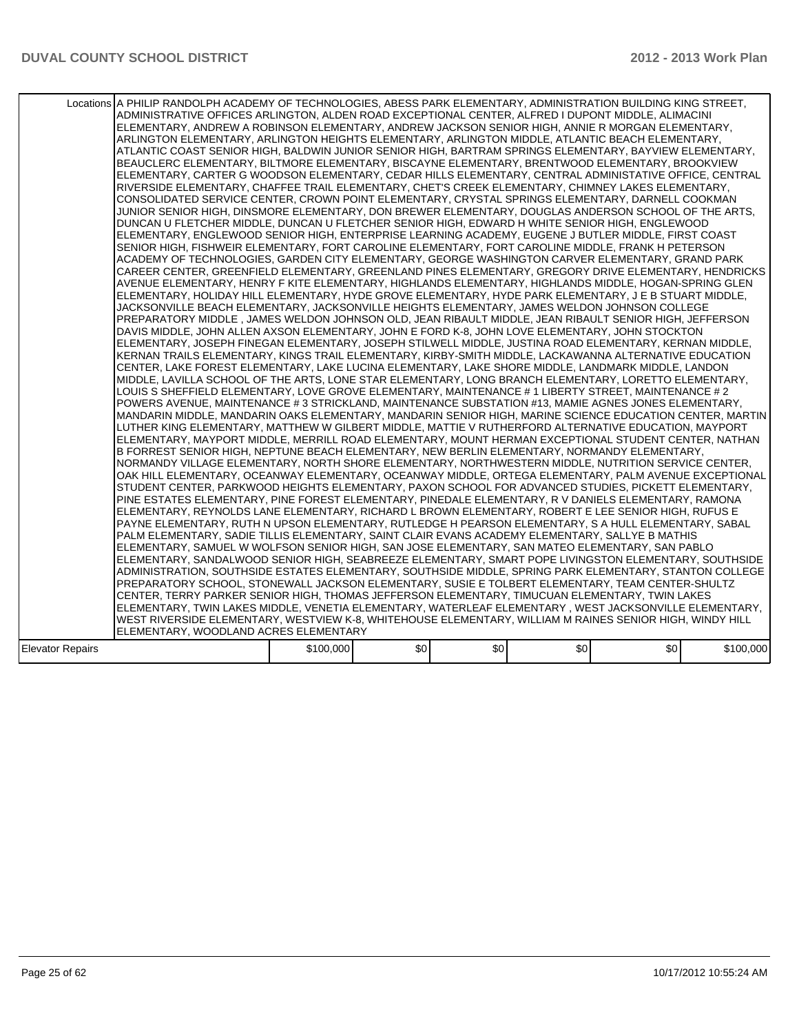| | | | | | | |
|---|---|---|---|---|---|---|
| Locations | A PHILIP RANDOLPH ACADEMY OF TECHNOLOGIES, ABESS PARK ELEMENTARY, ADMINISTRATION BUILDING KING STREET, ADMINISTRATIVE OFFICES ARLINGTON, ALDEN ROAD EXCEPTIONAL CENTER, ALFRED I DUPONT MIDDLE, ALIMACINI ELEMENTARY, ANDREW A ROBINSON ELEMENTARY, ANDREW JACKSON SENIOR HIGH, ANNIE R MORGAN ELEMENTARY, ARLINGTON ELEMENTARY, ARLINGTON HEIGHTS ELEMENTARY, ARLINGTON MIDDLE, ATLANTIC BEACH ELEMENTARY, ATLANTIC COAST SENIOR HIGH, BALDWIN JUNIOR SENIOR HIGH, BARTRAM SPRINGS ELEMENTARY, BAYVIEW ELEMENTARY, BEAUCLERC ELEMENTARY, BILTMORE ELEMENTARY, BISCAYNE ELEMENTARY, BRENTWOOD ELEMENTARY, BROOKVIEW ELEMENTARY, CARTER G WOODSON ELEMENTARY, CEDAR HILLS ELEMENTARY, CENTRAL ADMINISTATIVE OFFICE, CENTRAL RIVERSIDE ELEMENTARY, CHAFFEE TRAIL ELEMENTARY, CHET'S CREEK ELEMENTARY, CHIMNEY LAKES ELEMENTARY, CONSOLIDATED SERVICE CENTER, CROWN POINT ELEMENTARY, CRYSTAL SPRINGS ELEMENTARY, DARNELL COOKMAN JUNIOR SENIOR HIGH, DINSMORE ELEMENTARY, DON BREWER ELEMENTARY, DOUGLAS ANDERSON SCHOOL OF THE ARTS, DUNCAN U FLETCHER MIDDLE, DUNCAN U FLETCHER SENIOR HIGH, EDWARD H WHITE SENIOR HIGH, ENGLEWOOD ELEMENTARY, ENGLEWOOD SENIOR HIGH, ENTERPRISE LEARNING ACADEMY, EUGENE J BUTLER MIDDLE, FIRST COAST SENIOR HIGH, FISHWEIR ELEMENTARY, FORT CAROLINE ELEMENTARY, FORT CAROLINE MIDDLE, FRANK H PETERSON ACADEMY OF TECHNOLOGIES, GARDEN CITY ELEMENTARY, GEORGE WASHINGTON CARVER ELEMENTARY, GRAND PARK CAREER CENTER, GREENFIELD ELEMENTARY, GREENLAND PINES ELEMENTARY, GREGORY DRIVE ELEMENTARY, HENDRICKS AVENUE ELEMENTARY, HENRY F KITE ELEMENTARY, HIGHLANDS ELEMENTARY, HIGHLANDS MIDDLE, HOGAN-SPRING GLEN ELEMENTARY, HOLIDAY HILL ELEMENTARY, HYDE GROVE ELEMENTARY, HYDE PARK ELEMENTARY, J E B STUART MIDDLE, JACKSONVILLE BEACH ELEMENTARY, JACKSONVILLE HEIGHTS ELEMENTARY, JAMES WELDON JOHNSON COLLEGE PREPARATORY MIDDLE , JAMES WELDON JOHNSON OLD, JEAN RIBAULT MIDDLE, JEAN RIBAULT SENIOR HIGH, JEFFERSON DAVIS MIDDLE, JOHN ALLEN AXSON ELEMENTARY, JOHN E FORD K-8, JOHN LOVE ELEMENTARY, JOHN STOCKTON ELEMENTARY, JOSEPH FINEGAN ELEMENTARY, JOSEPH STILWELL MIDDLE, JUSTINA ROAD ELEMENTARY, KERNAN MIDDLE, KERNAN TRAILS ELEMENTARY, KINGS TRAIL ELEMENTARY, KIRBY-SMITH MIDDLE, LACKAWANNA ALTERNATIVE EDUCATION CENTER, LAKE FOREST ELEMENTARY, LAKE LUCINA ELEMENTARY, LAKE SHORE MIDDLE, LANDMARK MIDDLE, LANDON MIDDLE, LAVILLA SCHOOL OF THE ARTS, LONE STAR ELEMENTARY, LONG BRANCH ELEMENTARY, LORETTO ELEMENTARY, LOUIS S SHEFFIELD ELEMENTARY, LOVE GROVE ELEMENTARY, MAINTENANCE # 1 LIBERTY STREET, MAINTENANCE # 2 POWERS AVENUE, MAINTENANCE # 3 STRICKLAND, MAINTENANCE SUBSTATION #13, MAMIE AGNES JONES ELEMENTARY, MANDARIN MIDDLE, MANDARIN OAKS ELEMENTARY, MANDARIN SENIOR HIGH, MARINE SCIENCE EDUCATION CENTER, MARTIN LUTHER KING ELEMENTARY, MATTHEW W GILBERT MIDDLE, MATTIE V RUTHERFORD ALTERNATIVE EDUCATION, MAYPORT ELEMENTARY, MAYPORT MIDDLE, MERRILL ROAD ELEMENTARY, MOUNT HERMAN EXCEPTIONAL STUDENT CENTER, NATHAN B FORREST SENIOR HIGH, NEPTUNE BEACH ELEMENTARY, NEW BERLIN ELEMENTARY, NORMANDY ELEMENTARY, NORMANDY VILLAGE ELEMENTARY, NORTH SHORE ELEMENTARY, NORTHWESTERN MIDDLE, NUTRITION SERVICE CENTER, OAK HILL ELEMENTARY, OCEANWAY ELEMENTARY, OCEANWAY MIDDLE, ORTEGA ELEMENTARY, PALM AVENUE EXCEPTIONAL STUDENT CENTER, PARKWOOD HEIGHTS ELEMENTARY, PAXON SCHOOL FOR ADVANCED STUDIES, PICKETT ELEMENTARY, PINE ESTATES ELEMENTARY, PINE FOREST ELEMENTARY, PINEDALE ELEMENTARY, R V DANIELS ELEMENTARY, RAMONA ELEMENTARY, REYNOLDS LANE ELEMENTARY, RICHARD L BROWN ELEMENTARY, ROBERT E LEE SENIOR HIGH, RUFUS E PAYNE ELEMENTARY, RUTH N UPSON ELEMENTARY, RUTLEDGE H PEARSON ELEMENTARY, S A HULL ELEMENTARY, SABAL PALM ELEMENTARY, SADIE TILLIS ELEMENTARY, SAINT CLAIR EVANS ACADEMY ELEMENTARY, SALLYE B MATHIS ELEMENTARY, SAMUEL W WOLFSON SENIOR HIGH, SAN JOSE ELEMENTARY, SAN MATEO ELEMENTARY, SAN PABLO ELEMENTARY, SANDALWOOD SENIOR HIGH, SEABREEZE ELEMENTARY, SMART POPE LIVINGSTON ELEMENTARY, SOUTHSIDE ADMINISTRATION, SOUTHSIDE ESTATES ELEMENTARY, SOUTHSIDE MIDDLE, SPRING PARK ELEMENTARY, STANTON COLLEGE PREPARATORY SCHOOL, STONEWALL JACKSON ELEMENTARY, SUSIE E TOLBERT ELEMENTARY, TEAM CENTER-SHULTZ CENTER, TERRY PARKER SENIOR HIGH, THOMAS JEFFERSON ELEMENTARY, TIMUCUAN ELEMENTARY, TWIN LAKES ELEMENTARY, TWIN LAKES MIDDLE, VENETIA ELEMENTARY, WATERLEAF ELEMENTARY , WEST JACKSONVILLE ELEMENTARY, WEST RIVERSIDE ELEMENTARY, WESTVIEW K-8, WHITEHOUSE ELEMENTARY, WILLIAM M RAINES SENIOR HIGH, WINDY HILL ELEMENTARY, WOODLAND ACRES ELEMENTARY | | | | | |
| Elevator Repairs | $100,000 | $0 | $0 | $0 | $0 | $100,000 |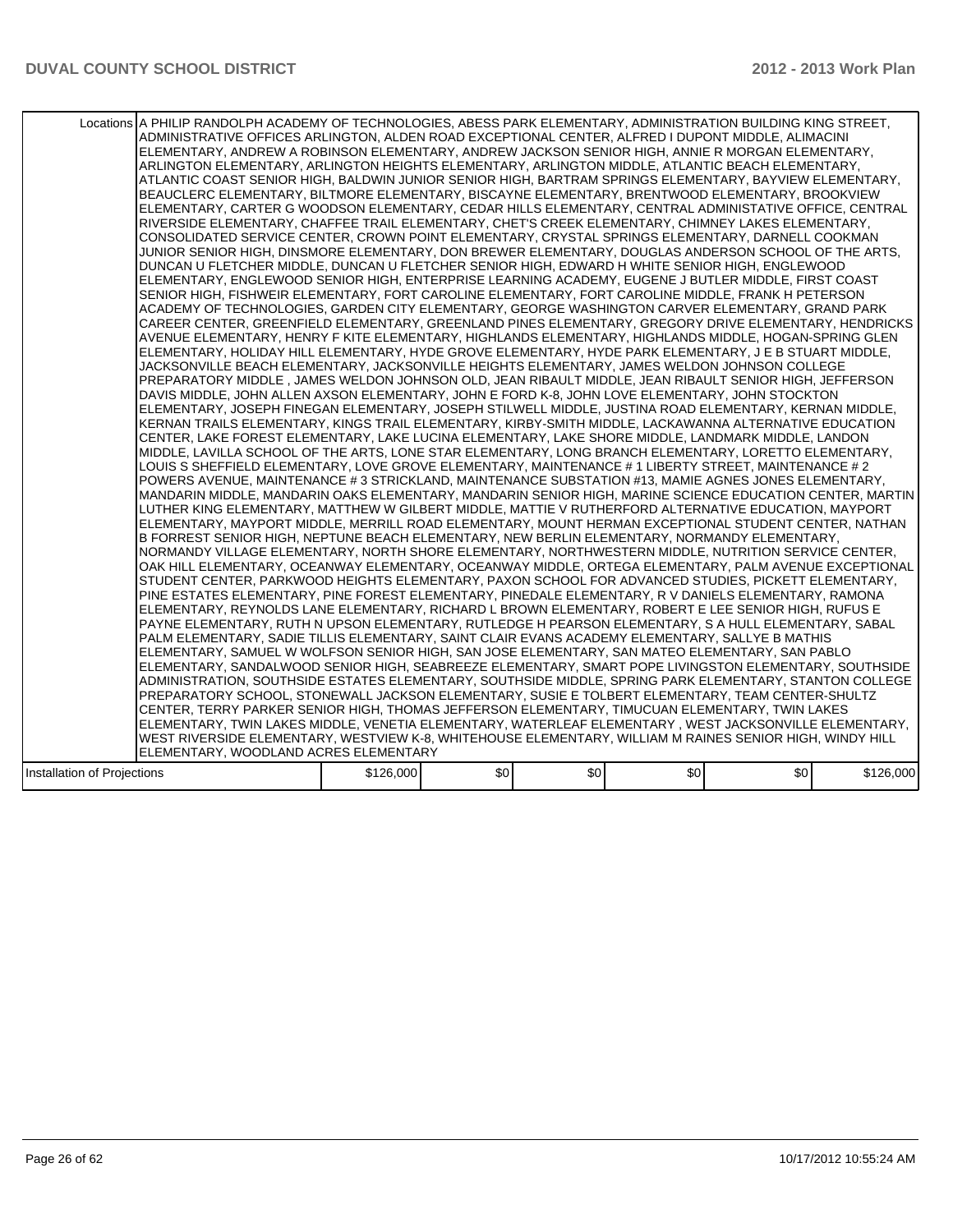| Locations | A PHILIP RANDOLPH ACADEMY OF TECHNOLOGIES, ABESS PARK ELEMENTARY, ADMINISTRATION BUILDING KING STREET, ADMINISTRATIVE OFFICES ARLINGTON, ALDEN ROAD EXCEPTIONAL CENTER, ALFRED I DUPONT MIDDLE, ALIMACINI ELEMENTARY, ANDREW A ROBINSON ELEMENTARY, ANDREW JACKSON SENIOR HIGH, ANNIE R MORGAN ELEMENTARY, ARLINGTON ELEMENTARY, ARLINGTON HEIGHTS ELEMENTARY, ARLINGTON MIDDLE, ATLANTIC BEACH ELEMENTARY, ATLANTIC COAST SENIOR HIGH, BALDWIN JUNIOR SENIOR HIGH, BARTRAM SPRINGS ELEMENTARY, BAYVIEW ELEMENTARY, BEAUCLERC ELEMENTARY, BILTMORE ELEMENTARY, BISCAYNE ELEMENTARY, BRENTWOOD ELEMENTARY, BROOKVIEW ELEMENTARY, CARTER G WOODSON ELEMENTARY, CEDAR HILLS ELEMENTARY, CENTRAL ADMINISTATIVE OFFICE, CENTRAL RIVERSIDE ELEMENTARY, CHAFFEE TRAIL ELEMENTARY, CHET'S CREEK ELEMENTARY, CHIMNEY LAKES ELEMENTARY, CONSOLIDATED SERVICE CENTER, CROWN POINT ELEMENTARY, CRYSTAL SPRINGS ELEMENTARY, DARNELL COOKMAN JUNIOR SENIOR HIGH, DINSMORE ELEMENTARY, DON BREWER ELEMENTARY, DOUGLAS ANDERSON SCHOOL OF THE ARTS, DUNCAN U FLETCHER MIDDLE, DUNCAN U FLETCHER SENIOR HIGH, EDWARD H WHITE SENIOR HIGH, ENGLEWOOD ELEMENTARY, ENGLEWOOD SENIOR HIGH, ENTERPRISE LEARNING ACADEMY, EUGENE J BUTLER MIDDLE, FIRST COAST SENIOR HIGH, FISHWEIR ELEMENTARY, FORT CAROLINE ELEMENTARY, FORT CAROLINE MIDDLE, FRANK H PETERSON ACADEMY OF TECHNOLOGIES, GARDEN CITY ELEMENTARY, GEORGE WASHINGTON CARVER ELEMENTARY, GRAND PARK CAREER CENTER, GREENFIELD ELEMENTARY, GREENLAND PINES ELEMENTARY, GREGORY DRIVE ELEMENTARY, HENDRICKS AVENUE ELEMENTARY, HENRY F KITE ELEMENTARY, HIGHLANDS ELEMENTARY, HIGHLANDS MIDDLE, HOGAN-SPRING GLEN ELEMENTARY, HOLIDAY HILL ELEMENTARY, HYDE GROVE ELEMENTARY, HYDE PARK ELEMENTARY, J E B STUART MIDDLE, JACKSONVILLE BEACH ELEMENTARY, JACKSONVILLE HEIGHTS ELEMENTARY, JAMES WELDON JOHNSON COLLEGE PREPARATORY MIDDLE , JAMES WELDON JOHNSON OLD, JEAN RIBAULT MIDDLE, JEAN RIBAULT SENIOR HIGH, JEFFERSON DAVIS MIDDLE, JOHN ALLEN AXSON ELEMENTARY, JOHN E FORD K-8, JOHN LOVE ELEMENTARY, JOHN STOCKTON ELEMENTARY, JOSEPH FINEGAN ELEMENTARY, JOSEPH STILWELL MIDDLE, JUSTINA ROAD ELEMENTARY, KERNAN MIDDLE, KERNAN TRAILS ELEMENTARY, KINGS TRAIL ELEMENTARY, KIRBY-SMITH MIDDLE, LACKAWANNA ALTERNATIVE EDUCATION CENTER, LAKE FOREST ELEMENTARY, LAKE LUCINA ELEMENTARY, LAKE SHORE MIDDLE, LANDMARK MIDDLE, LANDON MIDDLE, LAVILLA SCHOOL OF THE ARTS, LONE STAR ELEMENTARY, LONG BRANCH ELEMENTARY, LORETTO ELEMENTARY, LOUIS S SHEFFIELD ELEMENTARY, LOVE GROVE ELEMENTARY, MAINTENANCE # 1 LIBERTY STREET, MAINTENANCE # 2 POWERS AVENUE, MAINTENANCE # 3 STRICKLAND, MAINTENANCE SUBSTATION #13, MAMIE AGNES JONES ELEMENTARY, MANDARIN MIDDLE, MANDARIN OAKS ELEMENTARY, MANDARIN SENIOR HIGH, MARINE SCIENCE EDUCATION CENTER, MARTIN LUTHER KING ELEMENTARY, MATTHEW W GILBERT MIDDLE, MATTIE V RUTHERFORD ALTERNATIVE EDUCATION, MAYPORT ELEMENTARY, MAYPORT MIDDLE, MERRILL ROAD ELEMENTARY, MOUNT HERMAN EXCEPTIONAL STUDENT CENTER, NATHAN B FORREST SENIOR HIGH, NEPTUNE BEACH ELEMENTARY, NEW BERLIN ELEMENTARY, NORMANDY ELEMENTARY, NORMANDY VILLAGE ELEMENTARY, NORTH SHORE ELEMENTARY, NORTHWESTERN MIDDLE, NUTRITION SERVICE CENTER, OAK HILL ELEMENTARY, OCEANWAY ELEMENTARY, OCEANWAY MIDDLE, ORTEGA ELEMENTARY, PALM AVENUE EXCEPTIONAL STUDENT CENTER, PARKWOOD HEIGHTS ELEMENTARY, PAXON SCHOOL FOR ADVANCED STUDIES, PICKETT ELEMENTARY, PINE ESTATES ELEMENTARY, PINE FOREST ELEMENTARY, PINEDALE ELEMENTARY, R V DANIELS ELEMENTARY, RAMONA ELEMENTARY, REYNOLDS LANE ELEMENTARY, RICHARD L BROWN ELEMENTARY, ROBERT E LEE SENIOR HIGH, RUFUS E PAYNE ELEMENTARY, RUTH N UPSON ELEMENTARY, RUTLEDGE H PEARSON ELEMENTARY, S A HULL ELEMENTARY, SABAL PALM ELEMENTARY, SADIE TILLIS ELEMENTARY, SAINT CLAIR EVANS ACADEMY ELEMENTARY, SALLYE B MATHIS ELEMENTARY, SAMUEL W WOLFSON SENIOR HIGH, SAN JOSE ELEMENTARY, SAN MATEO ELEMENTARY, SAN PABLO ELEMENTARY, SANDALWOOD SENIOR HIGH, SEABREEZE ELEMENTARY, SMART POPE LIVINGSTON ELEMENTARY, SOUTHSIDE ADMINISTRATION, SOUTHSIDE ESTATES ELEMENTARY, SOUTHSIDE MIDDLE, SPRING PARK ELEMENTARY, STANTON COLLEGE PREPARATORY SCHOOL, STONEWALL JACKSON ELEMENTARY, SUSIE E TOLBERT ELEMENTARY, TEAM CENTER-SHULTZ CENTER, TERRY PARKER SENIOR HIGH, THOMAS JEFFERSON ELEMENTARY, TIMUCUAN ELEMENTARY, TWIN LAKES ELEMENTARY, TWIN LAKES MIDDLE, VENETIA ELEMENTARY, WATERLEAF ELEMENTARY , WEST JACKSONVILLE ELEMENTARY, WEST RIVERSIDE ELEMENTARY, WESTVIEW K-8, WHITEHOUSE ELEMENTARY, WILLIAM M RAINES SENIOR HIGH, WINDY HILL ELEMENTARY, WOODLAND ACRES ELEMENTARY | | | | | |
|---|---|---|---|---|---|---|
| Installation of Projections | $126,000 | $0 | $0 | $0 | $0 | $126,000 |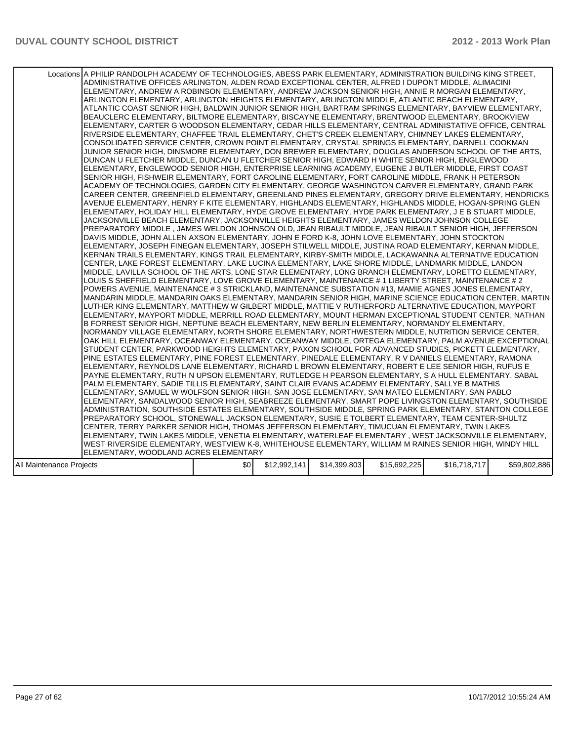| Locations | A PHILIP RANDOLPH ACADEMY OF TECHNOLOGIES, ABESS PARK ELEMENTARY, ADMINISTRATION BUILDING KING STREET, ADMINISTRATIVE OFFICES ARLINGTON, ALDEN ROAD EXCEPTIONAL CENTER, ALFRED I DUPONT MIDDLE, ALIMACINI ELEMENTARY, ANDREW A ROBINSON ELEMENTARY, ANDREW JACKSON SENIOR HIGH, ANNIE R MORGAN ELEMENTARY, ARLINGTON ELEMENTARY, ARLINGTON HEIGHTS ELEMENTARY, ARLINGTON MIDDLE, ATLANTIC BEACH ELEMENTARY, ATLANTIC COAST SENIOR HIGH, BALDWIN JUNIOR SENIOR HIGH, BARTRAM SPRINGS ELEMENTARY, BAYVIEW ELEMENTARY, BEAUCLERC ELEMENTARY, BILTMORE ELEMENTARY, BISCAYNE ELEMENTARY, BRENTWOOD ELEMENTARY, BROOKVIEW ELEMENTARY, CARTER G WOODSON ELEMENTARY, CEDAR HILLS ELEMENTARY, CENTRAL ADMINISTATIVE OFFICE, CENTRAL RIVERSIDE ELEMENTARY, CHAFFEE TRAIL ELEMENTARY, CHET'S CREEK ELEMENTARY, CHIMNEY LAKES ELEMENTARY, CONSOLIDATED SERVICE CENTER, CROWN POINT ELEMENTARY, CRYSTAL SPRINGS ELEMENTARY, DARNELL COOKMAN JUNIOR SENIOR HIGH, DINSMORE ELEMENTARY, DON BREWER ELEMENTARY, DOUGLAS ANDERSON SCHOOL OF THE ARTS, DUNCAN U FLETCHER MIDDLE, DUNCAN U FLETCHER SENIOR HIGH, EDWARD H WHITE SENIOR HIGH, ENGLEWOOD ELEMENTARY, ENGLEWOOD SENIOR HIGH, ENTERPRISE LEARNING ACADEMY, EUGENE J BUTLER MIDDLE, FIRST COAST SENIOR HIGH, FISHWEIR ELEMENTARY, FORT CAROLINE ELEMENTARY, FORT CAROLINE MIDDLE, FRANK H PETERSON ACADEMY OF TECHNOLOGIES, GARDEN CITY ELEMENTARY, GEORGE WASHINGTON CARVER ELEMENTARY, GRAND PARK CAREER CENTER, GREENFIELD ELEMENTARY, GREENLAND PINES ELEMENTARY, GREGORY DRIVE ELEMENTARY, HENDRICKS AVENUE ELEMENTARY, HENRY F KITE ELEMENTARY, HIGHLANDS ELEMENTARY, HIGHLANDS MIDDLE, HOGAN-SPRING GLEN ELEMENTARY, HOLIDAY HILL ELEMENTARY, HYDE GROVE ELEMENTARY, HYDE PARK ELEMENTARY, J E B STUART MIDDLE, JACKSONVILLE BEACH ELEMENTARY, JACKSONVILLE HEIGHTS ELEMENTARY, JAMES WELDON JOHNSON COLLEGE PREPARATORY MIDDLE , JAMES WELDON JOHNSON OLD, JEAN RIBAULT MIDDLE, JEAN RIBAULT SENIOR HIGH, JEFFERSON DAVIS MIDDLE, JOHN ALLEN AXSON ELEMENTARY, JOHN E FORD K-8, JOHN LOVE ELEMENTARY, JOHN STOCKTON ELEMENTARY, JOSEPH FINEGAN ELEMENTARY, JOSEPH STILWELL MIDDLE, JUSTINA ROAD ELEMENTARY, KERNAN MIDDLE, KERNAN TRAILS ELEMENTARY, KINGS TRAIL ELEMENTARY, KIRBY-SMITH MIDDLE, LACKAWANNA ALTERNATIVE EDUCATION CENTER, LAKE FOREST ELEMENTARY, LAKE LUCINA ELEMENTARY, LAKE SHORE MIDDLE, LANDMARK MIDDLE, LANDON MIDDLE, LAVILLA SCHOOL OF THE ARTS, LONE STAR ELEMENTARY, LONG BRANCH ELEMENTARY, LORETTO ELEMENTARY, LOUIS S SHEFFIELD ELEMENTARY, LOVE GROVE ELEMENTARY, MAINTENANCE # 1 LIBERTY STREET, MAINTENANCE # 2 POWERS AVENUE, MAINTENANCE # 3 STRICKLAND, MAINTENANCE SUBSTATION #13, MAMIE AGNES JONES ELEMENTARY, MANDARIN MIDDLE, MANDARIN OAKS ELEMENTARY, MANDARIN SENIOR HIGH, MARINE SCIENCE EDUCATION CENTER, MARTIN LUTHER KING ELEMENTARY, MATTHEW W GILBERT MIDDLE, MATTIE V RUTHERFORD ALTERNATIVE EDUCATION, MAYPORT ELEMENTARY, MAYPORT MIDDLE, MERRILL ROAD ELEMENTARY, MOUNT HERMAN EXCEPTIONAL STUDENT CENTER, NATHAN B FORREST SENIOR HIGH, NEPTUNE BEACH ELEMENTARY, NEW BERLIN ELEMENTARY, NORMANDY ELEMENTARY, NORMANDY VILLAGE ELEMENTARY, NORTH SHORE ELEMENTARY, NORTHWESTERN MIDDLE, NUTRITION SERVICE CENTER, OAK HILL ELEMENTARY, OCEANWAY ELEMENTARY, OCEANWAY MIDDLE, ORTEGA ELEMENTARY, PALM AVENUE EXCEPTIONAL STUDENT CENTER, PARKWOOD HEIGHTS ELEMENTARY, PAXON SCHOOL FOR ADVANCED STUDIES, PICKETT ELEMENTARY, PINE ESTATES ELEMENTARY, PINE FOREST ELEMENTARY, PINEDALE ELEMENTARY, R V DANIELS ELEMENTARY, RAMONA ELEMENTARY, REYNOLDS LANE ELEMENTARY, RICHARD L BROWN ELEMENTARY, ROBERT E LEE SENIOR HIGH, RUFUS E PAYNE ELEMENTARY, RUTH N UPSON ELEMENTARY, RUTLEDGE H PEARSON ELEMENTARY, S A HULL ELEMENTARY, SABAL PALM ELEMENTARY, SADIE TILLIS ELEMENTARY, SAINT CLAIR EVANS ACADEMY ELEMENTARY, SALLYE B MATHIS ELEMENTARY, SAMUEL W WOLFSON SENIOR HIGH, SAN JOSE ELEMENTARY, SAN MATEO ELEMENTARY, SAN PABLO ELEMENTARY, SANDALWOOD SENIOR HIGH, SEABREEZE ELEMENTARY, SMART POPE LIVINGSTON ELEMENTARY, SOUTHSIDE ADMINISTRATION, SOUTHSIDE ESTATES ELEMENTARY, SOUTHSIDE MIDDLE, SPRING PARK ELEMENTARY, STANTON COLLEGE PREPARATORY SCHOOL, STONEWALL JACKSON ELEMENTARY, SUSIE E TOLBERT ELEMENTARY, TEAM CENTER-SHULTZ CENTER, TERRY PARKER SENIOR HIGH, THOMAS JEFFERSON ELEMENTARY, TIMUCUAN ELEMENTARY, TWIN LAKES ELEMENTARY, TWIN LAKES MIDDLE, VENETIA ELEMENTARY, WATERLEAF ELEMENTARY , WEST JACKSONVILLE ELEMENTARY, WEST RIVERSIDE ELEMENTARY, WESTVIEW K-8, WHITEHOUSE ELEMENTARY, WILLIAM M RAINES SENIOR HIGH, WINDY HILL ELEMENTARY, WOODLAND ACRES ELEMENTARY | | | | | |
|---|---|---|---|---|---|---|
| All Maintenance Projects | $0 | $12,992,141 | $14,399,803 | $15,692,225 | $16,718,717 | $59,802,886 |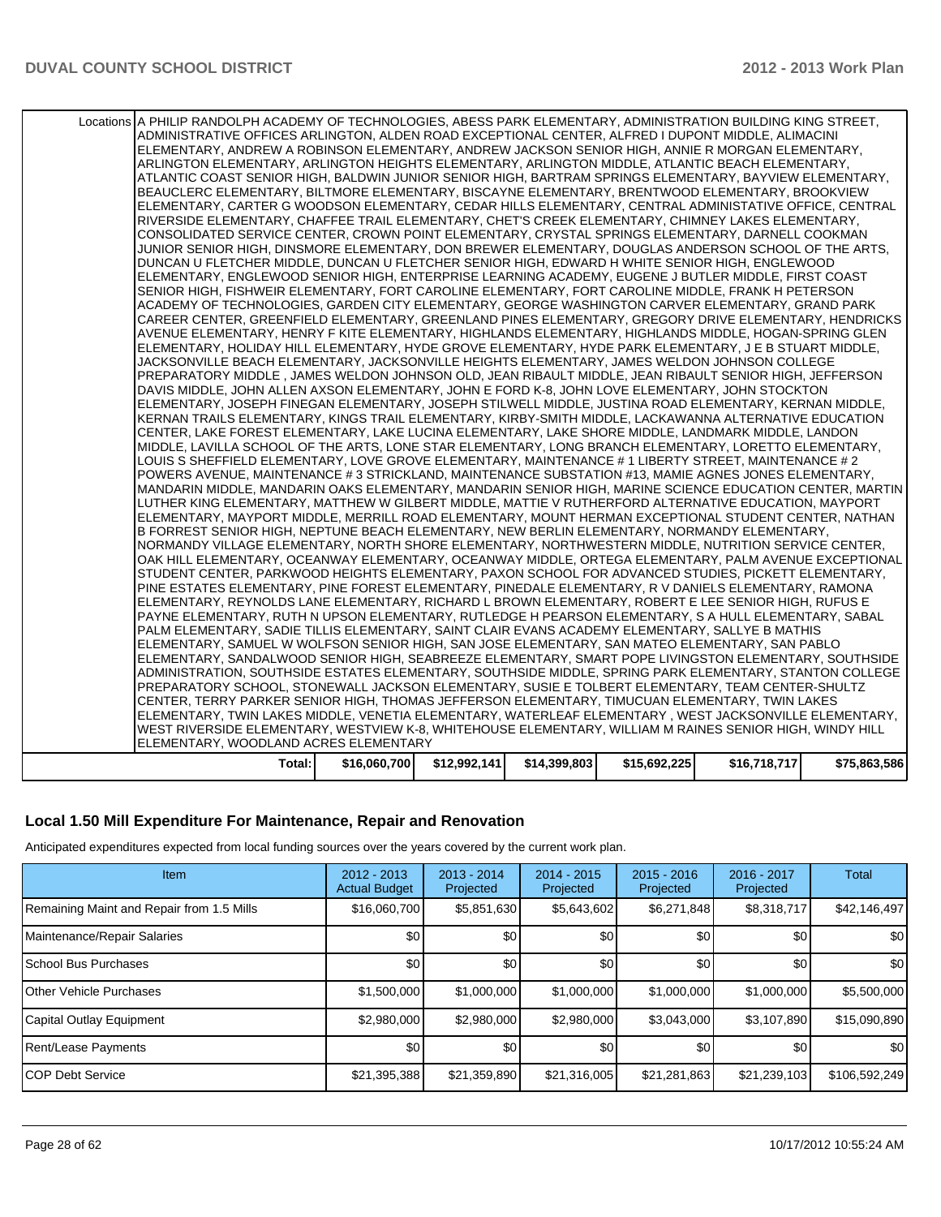| | | | | | | |
|---|---|---|---|---|---|---|
| Locations | A PHILIP RANDOLPH ACADEMY OF TECHNOLOGIES, ABESS PARK ELEMENTARY, ADMINISTRATION BUILDING KING STREET, ADMINISTRATIVE OFFICES ARLINGTON, ALDEN ROAD EXCEPTIONAL CENTER, ALFRED I DUPONT MIDDLE, ALIMACINI ELEMENTARY, ANDREW A ROBINSON ELEMENTARY, ANDREW JACKSON SENIOR HIGH, ANNIE R MORGAN ELEMENTARY, ARLINGTON ELEMENTARY, ARLINGTON HEIGHTS ELEMENTARY, ARLINGTON MIDDLE, ATLANTIC BEACH ELEMENTARY, ATLANTIC COAST SENIOR HIGH, BALDWIN JUNIOR SENIOR HIGH, BARTRAM SPRINGS ELEMENTARY, BAYVIEW ELEMENTARY, BEAUCLERC ELEMENTARY, BILTMORE ELEMENTARY, BISCAYNE ELEMENTARY, BRENTWOOD ELEMENTARY, BROOKVIEW ELEMENTARY, CARTER G WOODSON ELEMENTARY, CEDAR HILLS ELEMENTARY, CENTRAL ADMINISTATIVE OFFICE, CENTRAL RIVERSIDE ELEMENTARY, CHAFFEE TRAIL ELEMENTARY, CHET'S CREEK ELEMENTARY, CHIMNEY LAKES ELEMENTARY, CONSOLIDATED SERVICE CENTER, CROWN POINT ELEMENTARY, CRYSTAL SPRINGS ELEMENTARY, DARNELL COOKMAN JUNIOR SENIOR HIGH, DINSMORE ELEMENTARY, DON BREWER ELEMENTARY, DOUGLAS ANDERSON SCHOOL OF THE ARTS, DUNCAN U FLETCHER MIDDLE, DUNCAN U FLETCHER SENIOR HIGH, EDWARD H WHITE SENIOR HIGH, ENGLEWOOD ELEMENTARY, ENGLEWOOD SENIOR HIGH, ENTERPRISE LEARNING ACADEMY, EUGENE J BUTLER MIDDLE, FIRST COAST SENIOR HIGH, FISHWEIR ELEMENTARY, FORT CAROLINE ELEMENTARY, FORT CAROLINE MIDDLE, FRANK H PETERSON ACADEMY OF TECHNOLOGIES, GARDEN CITY ELEMENTARY, GEORGE WASHINGTON CARVER ELEMENTARY, GRAND PARK CAREER CENTER, GREENFIELD ELEMENTARY, GREENLAND PINES ELEMENTARY, GREGORY DRIVE ELEMENTARY, HENDRICKS AVENUE ELEMENTARY, HENRY F KITE ELEMENTARY, HIGHLANDS ELEMENTARY, HIGHLANDS MIDDLE, HOGAN-SPRING GLEN ELEMENTARY, HOLIDAY HILL ELEMENTARY, HYDE GROVE ELEMENTARY, HYDE PARK ELEMENTARY, J E B STUART MIDDLE, JACKSONVILLE BEACH ELEMENTARY, JACKSONVILLE HEIGHTS ELEMENTARY, JAMES WELDON JOHNSON COLLEGE PREPARATORY MIDDLE , JAMES WELDON JOHNSON OLD, JEAN RIBAULT MIDDLE, JEAN RIBAULT SENIOR HIGH, JEFFERSON DAVIS MIDDLE, JOHN ALLEN AXSON ELEMENTARY, JOHN E FORD K-8, JOHN LOVE ELEMENTARY, JOHN STOCKTON ELEMENTARY, JOSEPH FINEGAN ELEMENTARY, JOSEPH STILWELL MIDDLE, JUSTINA ROAD ELEMENTARY, KERNAN MIDDLE, KERNAN TRAILS ELEMENTARY, KINGS TRAIL ELEMENTARY, KIRBY-SMITH MIDDLE, LACKAWANNA ALTERNATIVE EDUCATION CENTER, LAKE FOREST ELEMENTARY, LAKE LUCINA ELEMENTARY, LAKE SHORE MIDDLE, LANDMARK MIDDLE, LANDON MIDDLE, LAVILLA SCHOOL OF THE ARTS, LONE STAR ELEMENTARY, LONG BRANCH ELEMENTARY, LORETTO ELEMENTARY, LOUIS S SHEFFIELD ELEMENTARY, LOVE GROVE ELEMENTARY, MAINTENANCE # 1 LIBERTY STREET, MAINTENANCE # 2 POWERS AVENUE, MAINTENANCE # 3 STRICKLAND, MAINTENANCE SUBSTATION #13, MAMIE AGNES JONES ELEMENTARY, MANDARIN MIDDLE, MANDARIN OAKS ELEMENTARY, MANDARIN SENIOR HIGH, MARINE SCIENCE EDUCATION CENTER, MARTIN LUTHER KING ELEMENTARY, MATTHEW W GILBERT MIDDLE, MATTIE V RUTHERFORD ALTERNATIVE EDUCATION, MAYPORT ELEMENTARY, MAYPORT MIDDLE, MERRILL ROAD ELEMENTARY, MOUNT HERMAN EXCEPTIONAL STUDENT CENTER, NATHAN B FORREST SENIOR HIGH, NEPTUNE BEACH ELEMENTARY, NEW BERLIN ELEMENTARY, NORMANDY ELEMENTARY, NORMANDY VILLAGE ELEMENTARY, NORTH SHORE ELEMENTARY, NORTHWESTERN MIDDLE, NUTRITION SERVICE CENTER, OAK HILL ELEMENTARY, OCEANWAY ELEMENTARY, OCEANWAY MIDDLE, ORTEGA ELEMENTARY, PALM AVENUE EXCEPTIONAL STUDENT CENTER, PARKWOOD HEIGHTS ELEMENTARY, PAXON SCHOOL FOR ADVANCED STUDIES, PICKETT ELEMENTARY, PINE ESTATES ELEMENTARY, PINE FOREST ELEMENTARY, PINEDALE ELEMENTARY, R V DANIELS ELEMENTARY, RAMONA ELEMENTARY, REYNOLDS LANE ELEMENTARY, RICHARD L BROWN ELEMENTARY, ROBERT E LEE SENIOR HIGH, RUFUS E PAYNE ELEMENTARY, RUTH N UPSON ELEMENTARY, RUTLEDGE H PEARSON ELEMENTARY, S A HULL ELEMENTARY, SABAL PALM ELEMENTARY, SADIE TILLIS ELEMENTARY, SAINT CLAIR EVANS ACADEMY ELEMENTARY, SALLYE B MATHIS ELEMENTARY, SAMUEL W WOLFSON SENIOR HIGH, SAN JOSE ELEMENTARY, SAN MATEO ELEMENTARY, SAN PABLO ELEMENTARY, SANDALWOOD SENIOR HIGH, SEABREEZE ELEMENTARY, SMART POPE LIVINGSTON ELEMENTARY, SOUTHSIDE ADMINISTRATION, SOUTHSIDE ESTATES ELEMENTARY, SOUTHSIDE MIDDLE, SPRING PARK ELEMENTARY, STANTON COLLEGE PREPARATORY SCHOOL, STONEWALL JACKSON ELEMENTARY, SUSIE E TOLBERT ELEMENTARY, TEAM CENTER-SHULTZ CENTER, TERRY PARKER SENIOR HIGH, THOMAS JEFFERSON ELEMENTARY, TIMUCUAN ELEMENTARY, TWIN LAKES ELEMENTARY, TWIN LAKES MIDDLE, VENETIA ELEMENTARY, WATERLEAF ELEMENTARY , WEST JACKSONVILLE ELEMENTARY, WEST RIVERSIDE ELEMENTARY, WESTVIEW K-8, WHITEHOUSE ELEMENTARY, WILLIAM M RAINES SENIOR HIGH, WINDY HILL ELEMENTARY, WOODLAND ACRES ELEMENTARY | | | | | |
| Total: | $16,060,700 | $12,992,141 | $14,399,803 | $15,692,225 | $16,718,717 | $75,863,586 |

## Local 1.50 Mill Expenditure For Maintenance, Repair and Renovation

Anticipated expenditures expected from local funding sources over the years covered by the current work plan.

| Item | 2012 - 2013 Actual Budget | 2013 - 2014 Projected | 2014 - 2015 Projected | 2015 - 2016 Projected | 2016 - 2017 Projected | Total |
|---|---|---|---|---|---|---|
| Remaining Maint and Repair from 1.5 Mills | $16,060,700 | $5,851,630 | $5,643,602 | $6,271,848 | $8,318,717 | $42,146,497 |
| Maintenance/Repair Salaries | $0 | $0 | $0 | $0 | $0 | $0 |
| School Bus Purchases | $0 | $0 | $0 | $0 | $0 | $0 |
| Other Vehicle Purchases | $1,500,000 | $1,000,000 | $1,000,000 | $1,000,000 | $1,000,000 | $5,500,000 |
| Capital Outlay Equipment | $2,980,000 | $2,980,000 | $2,980,000 | $3,043,000 | $3,107,890 | $15,090,890 |
| Rent/Lease Payments | $0 | $0 | $0 | $0 | $0 | $0 |
| COP Debt Service | $21,395,388 | $21,359,890 | $21,316,005 | $21,281,863 | $21,239,103 | $106,592,249 |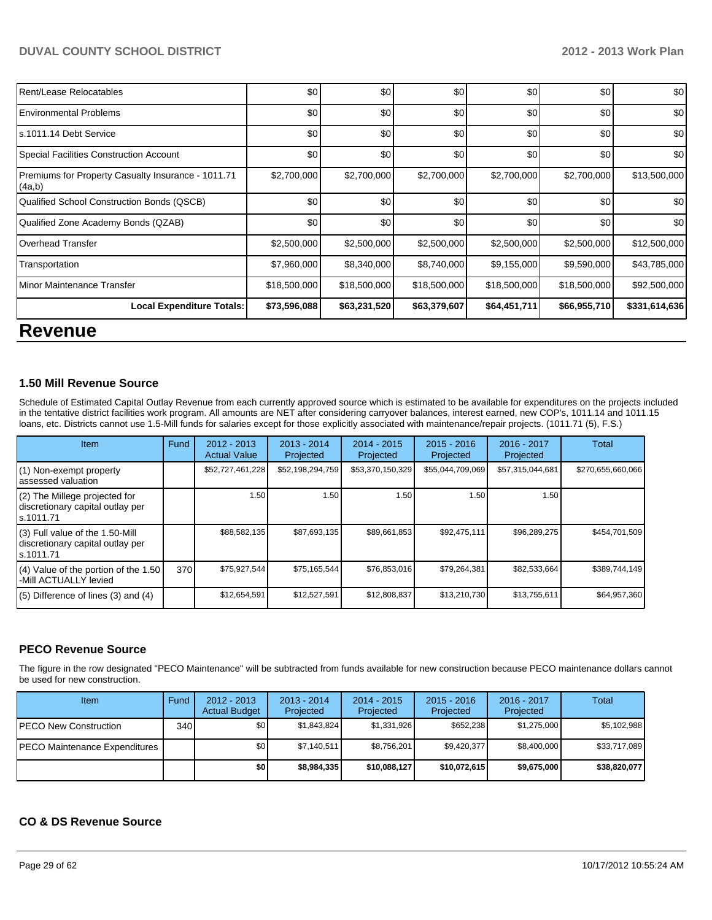| | | | | | | |
|---|---|---|---|---|---|---|
| Rent/Lease Relocatables | $0 | $0 | $0 | $0 | $0 | $0 |
| Environmental Problems | $0 | $0 | $0 | $0 | $0 | $0 |
| s.1011.14 Debt Service | $0 | $0 | $0 | $0 | $0 | $0 |
| Special Facilities Construction Account | $0 | $0 | $0 | $0 | $0 | $0 |
| Premiums for Property Casualty Insurance - 1011.71 (4a,b) | $2,700,000 | $2,700,000 | $2,700,000 | $2,700,000 | $2,700,000 | $13,500,000 |
| Qualified School Construction Bonds (QSCB) | $0 | $0 | $0 | $0 | $0 | $0 |
| Qualified Zone Academy Bonds (QZAB) | $0 | $0 | $0 | $0 | $0 | $0 |
| Overhead Transfer | $2,500,000 | $2,500,000 | $2,500,000 | $2,500,000 | $2,500,000 | $12,500,000 |
| Transportation | $7,960,000 | $8,340,000 | $8,740,000 | $9,155,000 | $9,590,000 | $43,785,000 |
| Minor Maintenance Transfer | $18,500,000 | $18,500,000 | $18,500,000 | $18,500,000 | $18,500,000 | $92,500,000 |
| **Local Expenditure Totals:** | **$73,596,088** | **$63,231,520** | **$63,379,607** | **$64,451,711** | **$66,955,710** | **$331,614,636** |

# Revenue

### 1.50 Mill Revenue Source

Schedule of Estimated Capital Outlay Revenue from each currently approved source which is estimated to be available for expenditures on the projects included in the tentative district facilities work program. All amounts are NET after considering carryover balances, interest earned, new COP's, 1011.14 and 1011.15 loans, etc. Districts cannot use 1.5-Mill funds for salaries except for those explicitly associated with maintenance/repair projects. (1011.71 (5), F.S.)

| Item | Fund | 2012 - 2013 Actual Value | 2013 - 2014 Projected | 2014 - 2015 Projected | 2015 - 2016 Projected | 2016 - 2017 Projected | Total |
|---|---|---|---|---|---|---|---|
| (1) Non-exempt property assessed valuation | | $52,727,461,228 | $52,198,294,759 | $53,370,150,329 | $55,044,709,069 | $57,315,044,681 | $270,655,660,066 |
| (2) The Millege projected for discretionary capital outlay per s.1011.71 | | 1.50 | 1.50 | 1.50 | 1.50 | 1.50 | |
| (3) Full value of the 1.50-Mill discretionary capital outlay per s.1011.71 | | $88,582,135 | $87,693,135 | $89,661,853 | $92,475,111 | $96,289,275 | $454,701,509 |
| (4) Value of the portion of the 1.50 -Mill ACTUALLY levied | 370 | $75,927,544 | $75,165,544 | $76,853,016 | $79,264,381 | $82,533,664 | $389,744,149 |
| (5) Difference of lines (3) and (4) | | $12,654,591 | $12,527,591 | $12,808,837 | $13,210,730 | $13,755,611 | $64,957,360 |

### PECO Revenue Source

The figure in the row designated "PECO Maintenance" will be subtracted from funds available for new construction because PECO maintenance dollars cannot be used for new construction.

| Item | Fund | 2012 - 2013 Actual Budget | 2013 - 2014 Projected | 2014 - 2015 Projected | 2015 - 2016 Projected | 2016 - 2017 Projected | Total |
|---|---|---|---|---|---|---|---|
| PECO New Construction | 340 | $0 | $1,843,824 | $1,331,926 | $652,238 | $1,275,000 | $5,102,988 |
| PECO Maintenance Expenditures | | $0 | $7,140,511 | $8,756,201 | $9,420,377 | $8,400,000 | $33,717,089 |
| | | **$0** | **$8,984,335** | **$10,088,127** | **$10,072,615** | **$9,675,000** | **$38,820,077** |

### CO & DS Revenue Source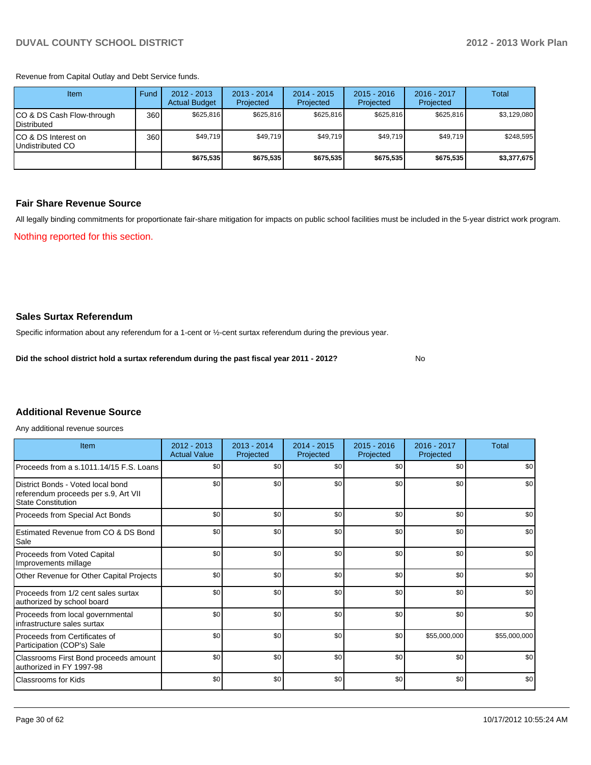Revenue from Capital Outlay and Debt Service funds.

| Item | Fund | 2012 - 2013 Actual Budget | 2013 - 2014 Projected | 2014 - 2015 Projected | 2015 - 2016 Projected | 2016 - 2017 Projected | Total |
|---|---|---|---|---|---|---|---|
| CO & DS Cash Flow-through Distributed | 360 | $625,816 | $625,816 | $625,816 | $625,816 | $625,816 | $3,129,080 |
| CO & DS Interest on Undistributed CO | 360 | $49,719 | $49,719 | $49,719 | $49,719 | $49,719 | $248,595 |
| | | **$675,535** | **$675,535** | **$675,535** | **$675,535** | **$675,535** | **$3,377,675** |

## Fair Share Revenue Source

All legally binding commitments for proportionate fair-share mitigation for impacts on public school facilities must be included in the 5-year district work program.

Nothing reported for this section.

## Sales Surtax Referendum

Specific information about any referendum for a 1-cent or ½-cent surtax referendum during the previous year.

**Did the school district hold a surtax referendum during the past fiscal year 2011 - 2012?** No

## Additional Revenue Source

Any additional revenue sources

| Item | 2012 - 2013 Actual Value | 2013 - 2014 Projected | 2014 - 2015 Projected | 2015 - 2016 Projected | 2016 - 2017 Projected | Total |
|---|---|---|---|---|---|---|
| Proceeds from a s.1011.14/15 F.S. Loans | $0 | $0 | $0 | $0 | $0 | $0 |
| District Bonds - Voted local bond referendum proceeds per s.9, Art VII State Constitution | $0 | $0 | $0 | $0 | $0 | $0 |
| Proceeds from Special Act Bonds | $0 | $0 | $0 | $0 | $0 | $0 |
| Estimated Revenue from CO & DS Bond Sale | $0 | $0 | $0 | $0 | $0 | $0 |
| Proceeds from Voted Capital Improvements millage | $0 | $0 | $0 | $0 | $0 | $0 |
| Other Revenue for Other Capital Projects | $0 | $0 | $0 | $0 | $0 | $0 |
| Proceeds from 1/2 cent sales surtax authorized by school board | $0 | $0 | $0 | $0 | $0 | $0 |
| Proceeds from local governmental infrastructure sales surtax | $0 | $0 | $0 | $0 | $0 | $0 |
| Proceeds from Certificates of Participation (COP's) Sale | $0 | $0 | $0 | $0 | $55,000,000 | $55,000,000 |
| Classrooms First Bond proceeds amount authorized in FY 1997-98 | $0 | $0 | $0 | $0 | $0 | $0 |
| Classrooms for Kids | $0 | $0 | $0 | $0 | $0 | $0 |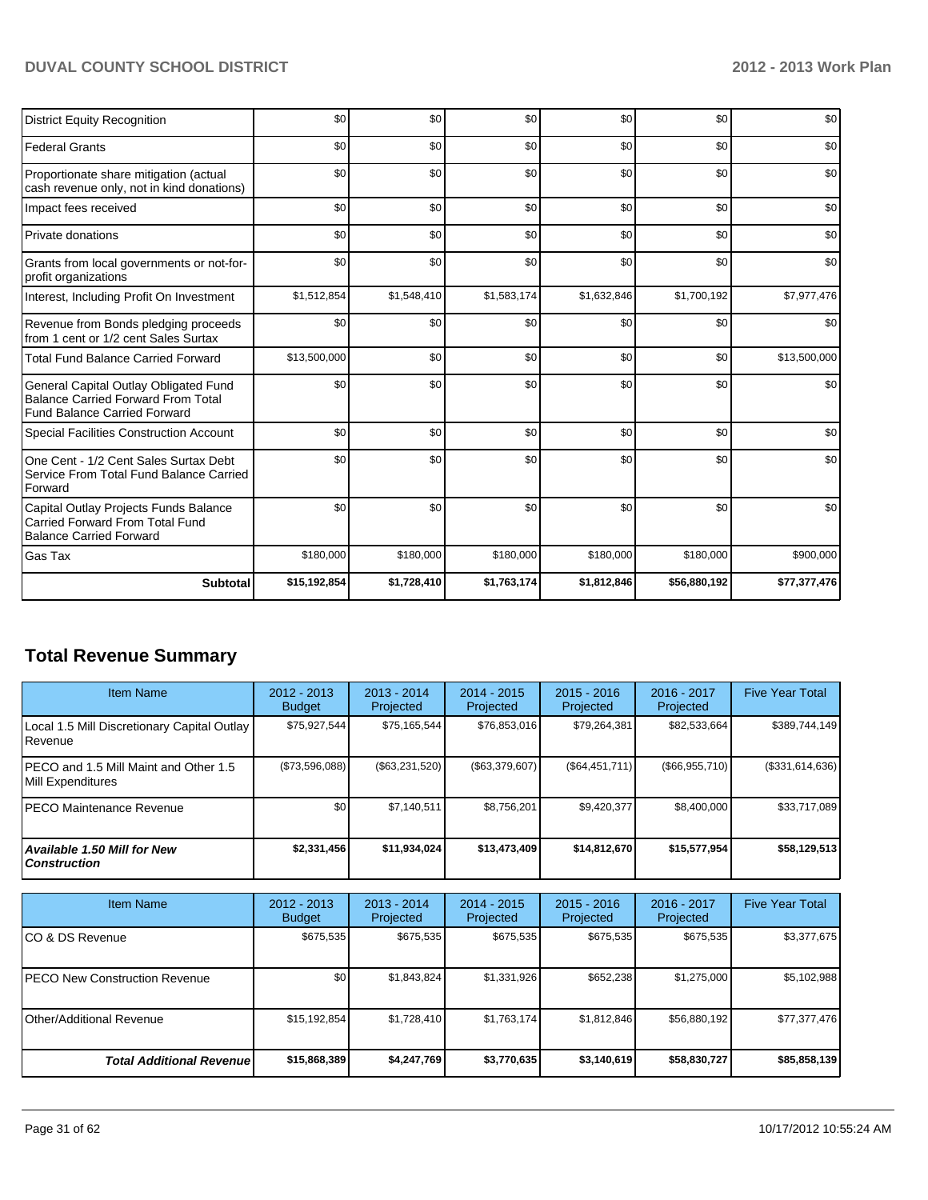| | | | | | | |
|---|---|---|---|---|---|---|
| District Equity Recognition | $0 | $0 | $0 | $0 | $0 | $0 |
| Federal Grants | $0 | $0 | $0 | $0 | $0 | $0 |
| Proportionate share mitigation (actual cash revenue only, not in kind donations) | $0 | $0 | $0 | $0 | $0 | $0 |
| Impact fees received | $0 | $0 | $0 | $0 | $0 | $0 |
| Private donations | $0 | $0 | $0 | $0 | $0 | $0 |
| Grants from local governments or not-for-profit organizations | $0 | $0 | $0 | $0 | $0 | $0 |
| Interest, Including Profit On Investment | $1,512,854 | $1,548,410 | $1,583,174 | $1,632,846 | $1,700,192 | $7,977,476 |
| Revenue from Bonds pledging proceeds from 1 cent or 1/2 cent Sales Surtax | $0 | $0 | $0 | $0 | $0 | $0 |
| Total Fund Balance Carried Forward | $13,500,000 | $0 | $0 | $0 | $0 | $13,500,000 |
| General Capital Outlay Obligated Fund Balance Carried Forward From Total Fund Balance Carried Forward | $0 | $0 | $0 | $0 | $0 | $0 |
| Special Facilities Construction Account | $0 | $0 | $0 | $0 | $0 | $0 |
| One Cent - 1/2 Cent Sales Surtax Debt Service From Total Fund Balance Carried Forward | $0 | $0 | $0 | $0 | $0 | $0 |
| Capital Outlay Projects Funds Balance Carried Forward From Total Fund Balance Carried Forward | $0 | $0 | $0 | $0 | $0 | $0 |
| Gas Tax | $180,000 | $180,000 | $180,000 | $180,000 | $180,000 | $900,000 |
| **Subtotal** | **$15,192,854** | **$1,728,410** | **$1,763,174** | **$1,812,846** | **$56,880,192** | **$77,377,476** |

## Total Revenue Summary

| Item Name | 2012 - 2013 Budget | 2013 - 2014 Projected | 2014 - 2015 Projected | 2015 - 2016 Projected | 2016 - 2017 Projected | Five Year Total |
|---|---|---|---|---|---|---|
| Local 1.5 Mill Discretionary Capital Outlay Revenue | $75,927,544 | $75,165,544 | $76,853,016 | $79,264,381 | $82,533,664 | $389,744,149 |
| PECO and 1.5 Mill Maint and Other 1.5 Mill Expenditures | ($73,596,088) | ($63,231,520) | ($63,379,607) | ($64,451,711) | ($66,955,710) | ($331,614,636) |
| PECO Maintenance Revenue | $0 | $7,140,511 | $8,756,201 | $9,420,377 | $8,400,000 | $33,717,089 |
| ***Available 1.50 Mill for New Construction*** | **$2,331,456** | **$11,934,024** | **$13,473,409** | **$14,812,670** | **$15,577,954** | **$58,129,513** |

| Item Name | 2012 - 2013 Budget | 2013 - 2014 Projected | 2014 - 2015 Projected | 2015 - 2016 Projected | 2016 - 2017 Projected | Five Year Total |
|---|---|---|---|---|---|---|
| CO & DS Revenue | $675,535 | $675,535 | $675,535 | $675,535 | $675,535 | $3,377,675 |
| PECO New Construction Revenue | $0 | $1,843,824 | $1,331,926 | $652,238 | $1,275,000 | $5,102,988 |
| Other/Additional Revenue | $15,192,854 | $1,728,410 | $1,763,174 | $1,812,846 | $56,880,192 | $77,377,476 |
| ***Total Additional Revenue*** | **$15,868,389** | **$4,247,769** | **$3,770,635** | **$3,140,619** | **$58,830,727** | **$85,858,139** |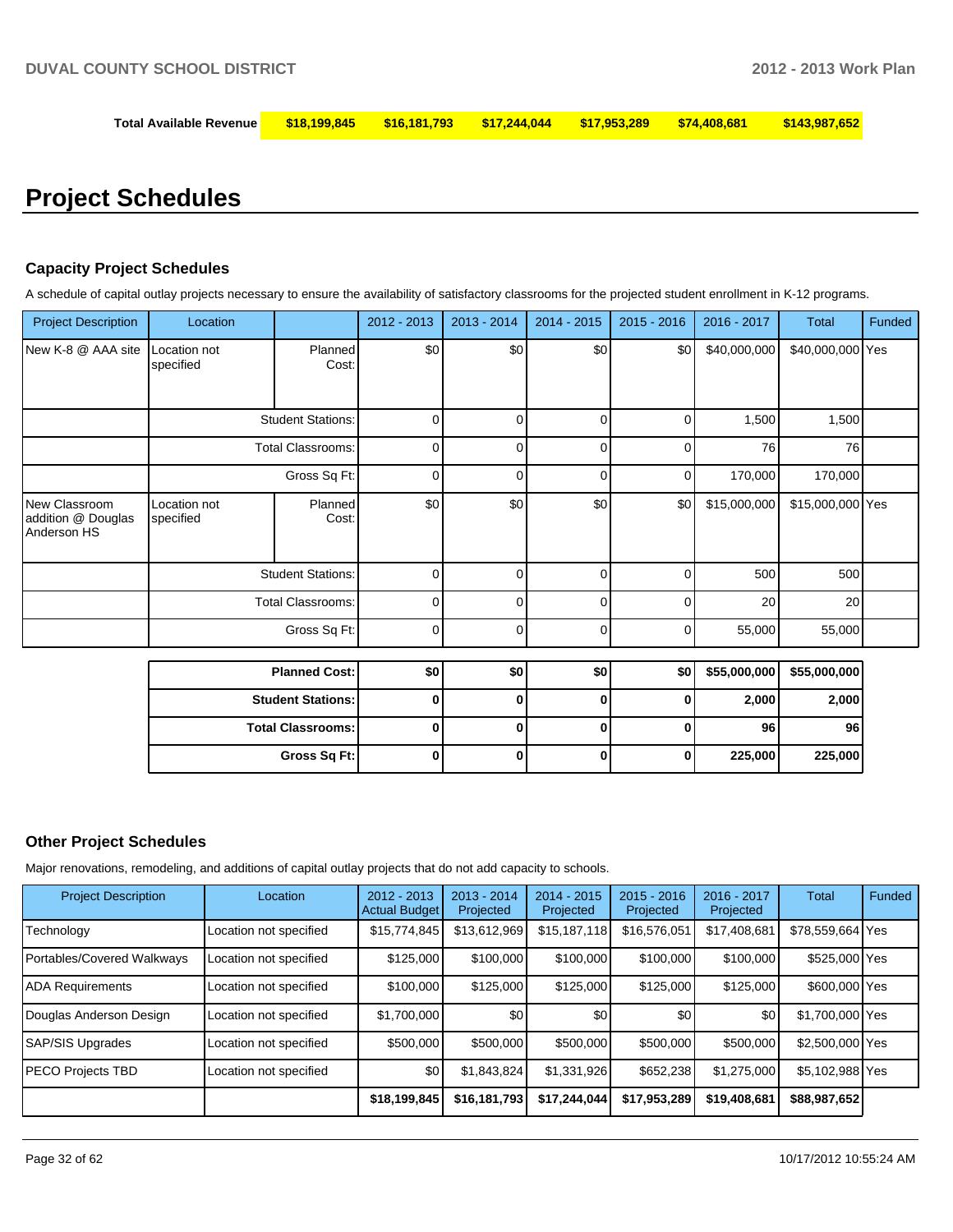| Total Available Revenue | $18,199,845 | $16,181,793 | $17,244,044 | $17,953,289 | $74,408,681 | $143,987,652 |
|---|---|---|---|---|---|---|

# Project Schedules

### Capacity Project Schedules

A schedule of capital outlay projects necessary to ensure the availability of satisfactory classrooms for the projected student enrollment in K-12 programs.

| Project Description | Location | | 2012 - 2013 | 2013 - 2014 | 2014 - 2015 | 2015 - 2016 | 2016 - 2017 | Total | Funded |
|---|---|---|---|---|---|---|---|---|---|
| New K-8 @ AAA site | Location not specified | Planned Cost: | $0 | $0 | $0 | $0 | $40,000,000 | $40,000,000 | Yes |
| | | Student Stations: | 0 | 0 | 0 | 0 | 1,500 | 1,500 | |
| | | Total Classrooms: | 0 | 0 | 0 | 0 | 76 | 76 | |
| | | Gross Sq Ft: | 0 | 0 | 0 | 0 | 170,000 | 170,000 | |
| New Classroom addition @ Douglas Anderson HS | Location not specified | Planned Cost: | $0 | $0 | $0 | $0 | $15,000,000 | $15,000,000 | Yes |
| | | Student Stations: | 0 | 0 | 0 | 0 | 500 | 500 | |
| | | Total Classrooms: | 0 | 0 | 0 | 0 | 20 | 20 | |
| | | Gross Sq Ft: | 0 | 0 | 0 | 0 | 55,000 | 55,000 | |

| | 2012 - 2013 | 2013 - 2014 | 2014 - 2015 | 2015 - 2016 | 2016 - 2017 | Total |
|---|---|---|---|---|---|---|
| **Planned Cost:** | **$0** | **$0** | **$0** | **$0** | **$55,000,000** | **$55,000,000** |
| **Student Stations:** | **0** | **0** | **0** | **0** | **2,000** | **2,000** |
| **Total Classrooms:** | **0** | **0** | **0** | **0** | **96** | **96** |
| **Gross Sq Ft:** | **0** | **0** | **0** | **0** | **225,000** | **225,000** |

### Other Project Schedules

Major renovations, remodeling, and additions of capital outlay projects that do not add capacity to schools.

| Project Description | Location | 2012 - 2013 Actual Budget | 2013 - 2014 Projected | 2014 - 2015 Projected | 2015 - 2016 Projected | 2016 - 2017 Projected | Total | Funded |
|---|---|---|---|---|---|---|---|---|
| Technology | Location not specified | $15,774,845 | $13,612,969 | $15,187,118 | $16,576,051 | $17,408,681 | $78,559,664 | Yes |
| Portables/Covered Walkways | Location not specified | $125,000 | $100,000 | $100,000 | $100,000 | $100,000 | $525,000 | Yes |
| ADA Requirements | Location not specified | $100,000 | $125,000 | $125,000 | $125,000 | $125,000 | $600,000 | Yes |
| Douglas Anderson Design | Location not specified | $1,700,000 | $0 | $0 | $0 | $0 | $1,700,000 | Yes |
| SAP/SIS Upgrades | Location not specified | $500,000 | $500,000 | $500,000 | $500,000 | $500,000 | $2,500,000 | Yes |
| PECO Projects TBD | Location not specified | $0 | $1,843,824 | $1,331,926 | $652,238 | $1,275,000 | $5,102,988 | Yes |
| | | **$18,199,845** | **$16,181,793** | **$17,244,044** | **$17,953,289** | **$19,408,681** | **$88,987,652** | |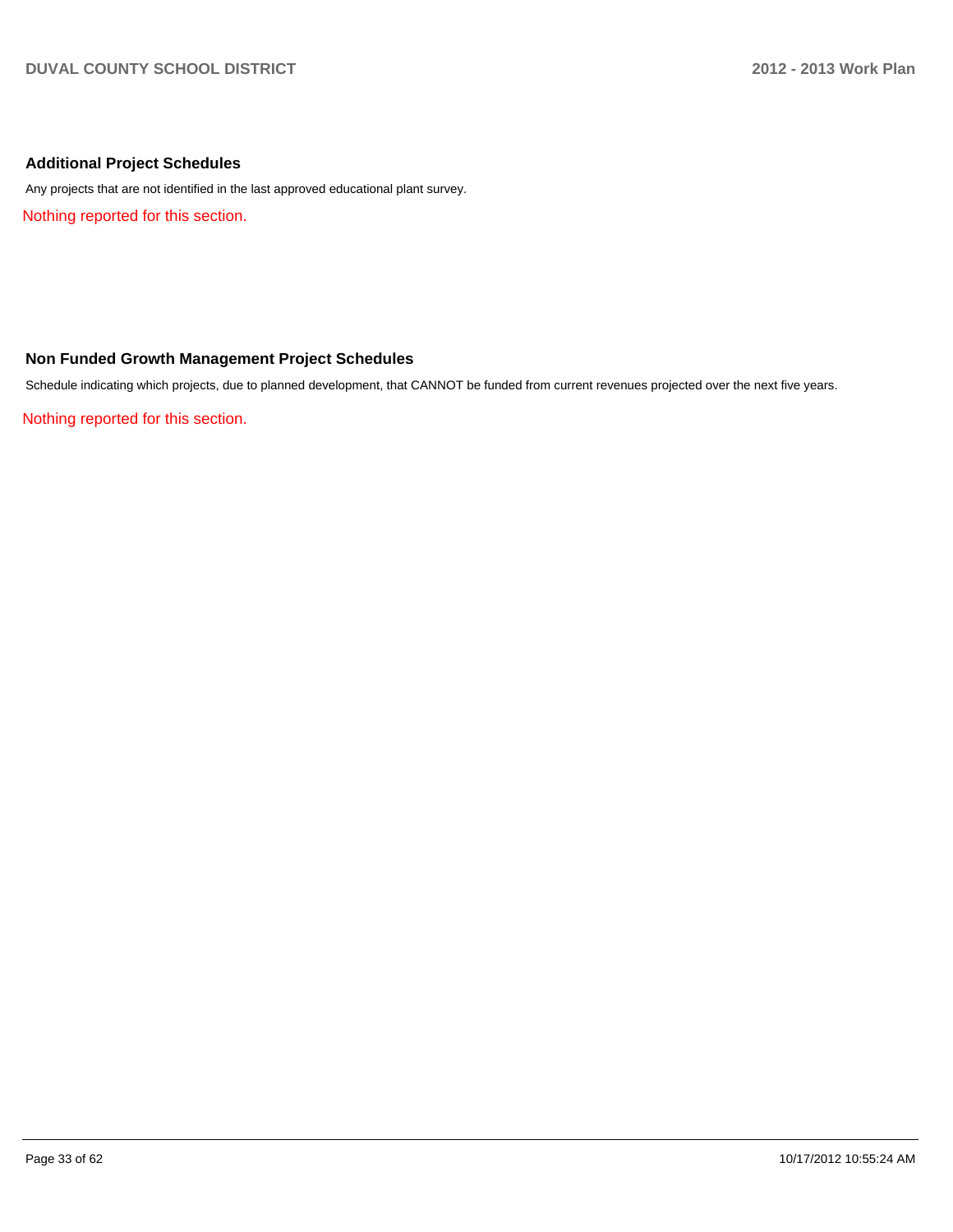## Additional Project Schedules

Any projects that are not identified in the last approved educational plant survey.

Nothing reported for this section.

## Non Funded Growth Management Project Schedules

Schedule indicating which projects, due to planned development, that CANNOT be funded from current revenues projected over the next five years.

Nothing reported for this section.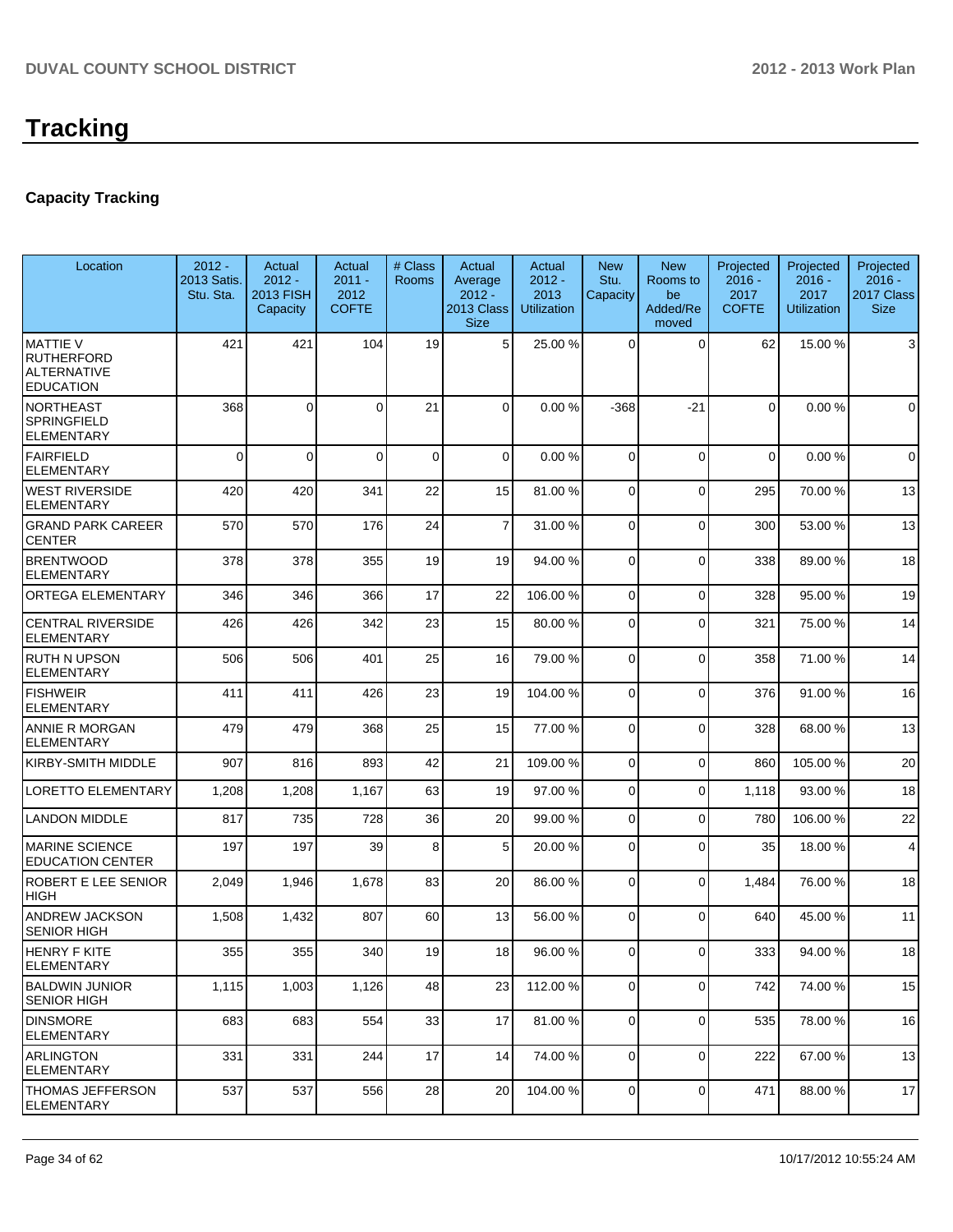# Tracking

## Capacity Tracking

| Location | 2012 - 2013 Satis. Stu. Sta. | Actual 2012 - 2013 FISH Capacity | Actual 2011 - 2012 COFTE | # Class Rooms | Actual Average 2012 - 2013 Class Size | Actual 2012 - 2013 Utilization | New Stu. Capacity | New Rooms to be Added/Removed | Projected 2016 - 2017 COFTE | Projected 2016 - 2017 Utilization | Projected 2016 - 2017 Class Size |
|---|---|---|---|---|---|---|---|---|---|---|---|
| MATTIE V RUTHERFORD ALTERNATIVE EDUCATION | 421 | 421 | 104 | 19 | 5 | 25.00 % | 0 | 0 | 62 | 15.00 % | 3 |
| NORTHEAST SPRINGFIELD ELEMENTARY | 368 | 0 | 0 | 21 | 0 | 0.00 % | -368 | -21 | 0 | 0.00 % | 0 |
| FAIRFIELD ELEMENTARY | 0 | 0 | 0 | 0 | 0 | 0.00 % | 0 | 0 | 0 | 0.00 % | 0 |
| WEST RIVERSIDE ELEMENTARY | 420 | 420 | 341 | 22 | 15 | 81.00 % | 0 | 0 | 295 | 70.00 % | 13 |
| GRAND PARK CAREER CENTER | 570 | 570 | 176 | 24 | 7 | 31.00 % | 0 | 0 | 300 | 53.00 % | 13 |
| BRENTWOOD ELEMENTARY | 378 | 378 | 355 | 19 | 19 | 94.00 % | 0 | 0 | 338 | 89.00 % | 18 |
| ORTEGA ELEMENTARY | 346 | 346 | 366 | 17 | 22 | 106.00 % | 0 | 0 | 328 | 95.00 % | 19 |
| CENTRAL RIVERSIDE ELEMENTARY | 426 | 426 | 342 | 23 | 15 | 80.00 % | 0 | 0 | 321 | 75.00 % | 14 |
| RUTH N UPSON ELEMENTARY | 506 | 506 | 401 | 25 | 16 | 79.00 % | 0 | 0 | 358 | 71.00 % | 14 |
| FISHWEIR ELEMENTARY | 411 | 411 | 426 | 23 | 19 | 104.00 % | 0 | 0 | 376 | 91.00 % | 16 |
| ANNIE R MORGAN ELEMENTARY | 479 | 479 | 368 | 25 | 15 | 77.00 % | 0 | 0 | 328 | 68.00 % | 13 |
| KIRBY-SMITH MIDDLE | 907 | 816 | 893 | 42 | 21 | 109.00 % | 0 | 0 | 860 | 105.00 % | 20 |
| LORETTO ELEMENTARY | 1,208 | 1,208 | 1,167 | 63 | 19 | 97.00 % | 0 | 0 | 1,118 | 93.00 % | 18 |
| LANDON MIDDLE | 817 | 735 | 728 | 36 | 20 | 99.00 % | 0 | 0 | 780 | 106.00 % | 22 |
| MARINE SCIENCE EDUCATION CENTER | 197 | 197 | 39 | 8 | 5 | 20.00 % | 0 | 0 | 35 | 18.00 % | 4 |
| ROBERT E LEE SENIOR HIGH | 2,049 | 1,946 | 1,678 | 83 | 20 | 86.00 % | 0 | 0 | 1,484 | 76.00 % | 18 |
| ANDREW JACKSON SENIOR HIGH | 1,508 | 1,432 | 807 | 60 | 13 | 56.00 % | 0 | 0 | 640 | 45.00 % | 11 |
| HENRY F KITE ELEMENTARY | 355 | 355 | 340 | 19 | 18 | 96.00 % | 0 | 0 | 333 | 94.00 % | 18 |
| BALDWIN JUNIOR SENIOR HIGH | 1,115 | 1,003 | 1,126 | 48 | 23 | 112.00 % | 0 | 0 | 742 | 74.00 % | 15 |
| DINSMORE ELEMENTARY | 683 | 683 | 554 | 33 | 17 | 81.00 % | 0 | 0 | 535 | 78.00 % | 16 |
| ARLINGTON ELEMENTARY | 331 | 331 | 244 | 17 | 14 | 74.00 % | 0 | 0 | 222 | 67.00 % | 13 |
| THOMAS JEFFERSON ELEMENTARY | 537 | 537 | 556 | 28 | 20 | 104.00 % | 0 | 0 | 471 | 88.00 % | 17 |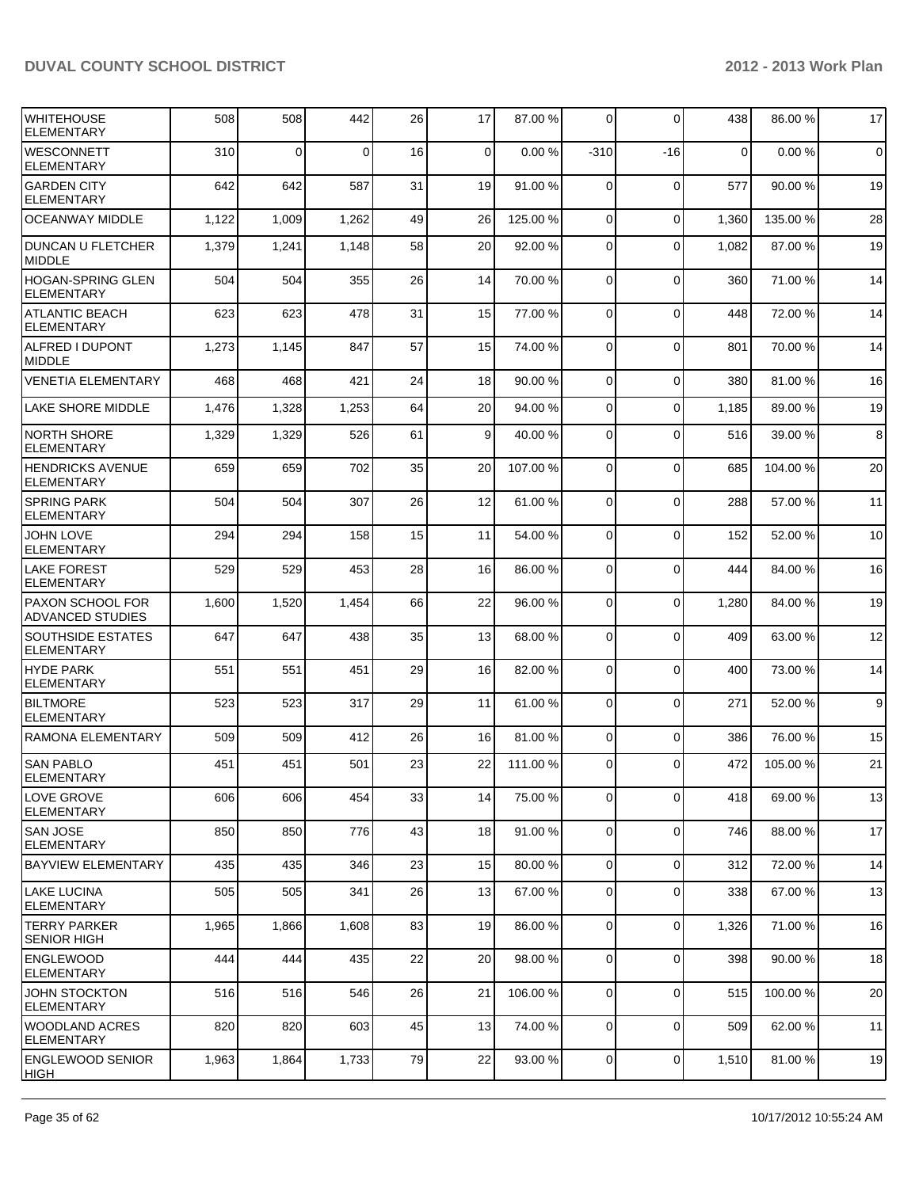| | | | | | | | | | | | |
|---|---|---|---|---|---|---|---|---|---|---|---|
| WHITEHOUSE ELEMENTARY | 508 | 508 | 442 | 26 | 17 | 87.00 % | 0 | 0 | 438 | 86.00 % | 17 |
| WESCONNETT ELEMENTARY | 310 | 0 | 0 | 16 | 0 | 0.00 % | -310 | -16 | 0 | 0.00 % | 0 |
| GARDEN CITY ELEMENTARY | 642 | 642 | 587 | 31 | 19 | 91.00 % | 0 | 0 | 577 | 90.00 % | 19 |
| OCEANWAY MIDDLE | 1,122 | 1,009 | 1,262 | 49 | 26 | 125.00 % | 0 | 0 | 1,360 | 135.00 % | 28 |
| DUNCAN U FLETCHER MIDDLE | 1,379 | 1,241 | 1,148 | 58 | 20 | 92.00 % | 0 | 0 | 1,082 | 87.00 % | 19 |
| HOGAN-SPRING GLEN ELEMENTARY | 504 | 504 | 355 | 26 | 14 | 70.00 % | 0 | 0 | 360 | 71.00 % | 14 |
| ATLANTIC BEACH ELEMENTARY | 623 | 623 | 478 | 31 | 15 | 77.00 % | 0 | 0 | 448 | 72.00 % | 14 |
| ALFRED I DUPONT MIDDLE | 1,273 | 1,145 | 847 | 57 | 15 | 74.00 % | 0 | 0 | 801 | 70.00 % | 14 |
| VENETIA ELEMENTARY | 468 | 468 | 421 | 24 | 18 | 90.00 % | 0 | 0 | 380 | 81.00 % | 16 |
| LAKE SHORE MIDDLE | 1,476 | 1,328 | 1,253 | 64 | 20 | 94.00 % | 0 | 0 | 1,185 | 89.00 % | 19 |
| NORTH SHORE ELEMENTARY | 1,329 | 1,329 | 526 | 61 | 9 | 40.00 % | 0 | 0 | 516 | 39.00 % | 8 |
| HENDRICKS AVENUE ELEMENTARY | 659 | 659 | 702 | 35 | 20 | 107.00 % | 0 | 0 | 685 | 104.00 % | 20 |
| SPRING PARK ELEMENTARY | 504 | 504 | 307 | 26 | 12 | 61.00 % | 0 | 0 | 288 | 57.00 % | 11 |
| JOHN LOVE ELEMENTARY | 294 | 294 | 158 | 15 | 11 | 54.00 % | 0 | 0 | 152 | 52.00 % | 10 |
| LAKE FOREST ELEMENTARY | 529 | 529 | 453 | 28 | 16 | 86.00 % | 0 | 0 | 444 | 84.00 % | 16 |
| PAXON SCHOOL FOR ADVANCED STUDIES | 1,600 | 1,520 | 1,454 | 66 | 22 | 96.00 % | 0 | 0 | 1,280 | 84.00 % | 19 |
| SOUTHSIDE ESTATES ELEMENTARY | 647 | 647 | 438 | 35 | 13 | 68.00 % | 0 | 0 | 409 | 63.00 % | 12 |
| HYDE PARK ELEMENTARY | 551 | 551 | 451 | 29 | 16 | 82.00 % | 0 | 0 | 400 | 73.00 % | 14 |
| BILTMORE ELEMENTARY | 523 | 523 | 317 | 29 | 11 | 61.00 % | 0 | 0 | 271 | 52.00 % | 9 |
| RAMONA ELEMENTARY | 509 | 509 | 412 | 26 | 16 | 81.00 % | 0 | 0 | 386 | 76.00 % | 15 |
| SAN PABLO ELEMENTARY | 451 | 451 | 501 | 23 | 22 | 111.00 % | 0 | 0 | 472 | 105.00 % | 21 |
| LOVE GROVE ELEMENTARY | 606 | 606 | 454 | 33 | 14 | 75.00 % | 0 | 0 | 418 | 69.00 % | 13 |
| SAN JOSE ELEMENTARY | 850 | 850 | 776 | 43 | 18 | 91.00 % | 0 | 0 | 746 | 88.00 % | 17 |
| BAYVIEW ELEMENTARY | 435 | 435 | 346 | 23 | 15 | 80.00 % | 0 | 0 | 312 | 72.00 % | 14 |
| LAKE LUCINA ELEMENTARY | 505 | 505 | 341 | 26 | 13 | 67.00 % | 0 | 0 | 338 | 67.00 % | 13 |
| TERRY PARKER SENIOR HIGH | 1,965 | 1,866 | 1,608 | 83 | 19 | 86.00 % | 0 | 0 | 1,326 | 71.00 % | 16 |
| ENGLEWOOD ELEMENTARY | 444 | 444 | 435 | 22 | 20 | 98.00 % | 0 | 0 | 398 | 90.00 % | 18 |
| JOHN STOCKTON ELEMENTARY | 516 | 516 | 546 | 26 | 21 | 106.00 % | 0 | 0 | 515 | 100.00 % | 20 |
| WOODLAND ACRES ELEMENTARY | 820 | 820 | 603 | 45 | 13 | 74.00 % | 0 | 0 | 509 | 62.00 % | 11 |
| ENGLEWOOD SENIOR HIGH | 1,963 | 1,864 | 1,733 | 79 | 22 | 93.00 % | 0 | 0 | 1,510 | 81.00 % | 19 |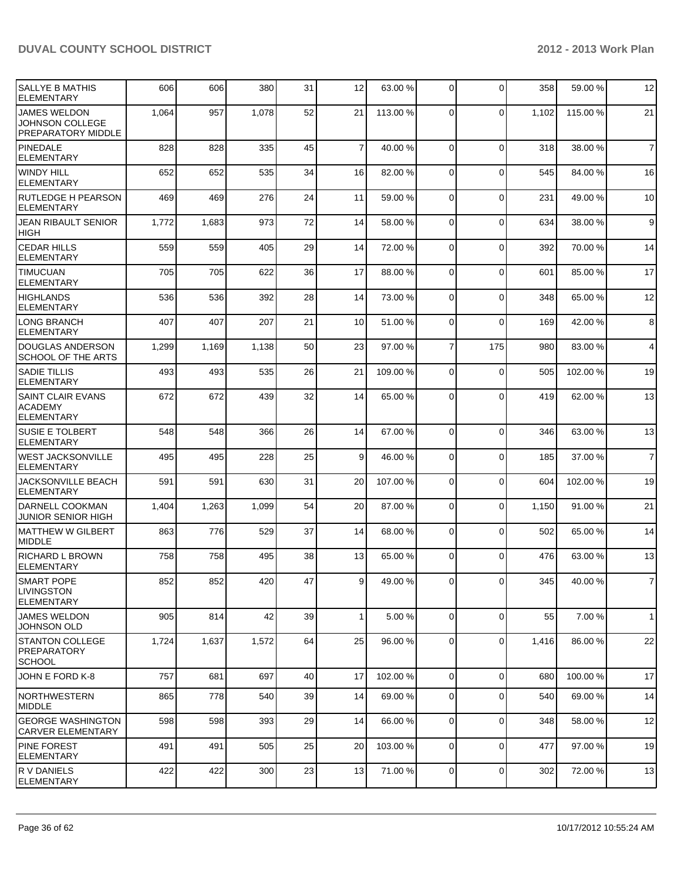| | | | | | | | | | | |
|---|---|---|---|---|---|---|---|---|---|---|
| SALLYE B MATHIS ELEMENTARY | 606 | 606 | 380 | 31 | 12 | 63.00 % | 0 | 0 | 358 | 59.00 % | 12 |
| JAMES WELDON JOHNSON COLLEGE PREPARATORY MIDDLE | 1,064 | 957 | 1,078 | 52 | 21 | 113.00 % | 0 | 0 | 1,102 | 115.00 % | 21 |
| PINEDALE ELEMENTARY | 828 | 828 | 335 | 45 | 7 | 40.00 % | 0 | 0 | 318 | 38.00 % | 7 |
| WINDY HILL ELEMENTARY | 652 | 652 | 535 | 34 | 16 | 82.00 % | 0 | 0 | 545 | 84.00 % | 16 |
| RUTLEDGE H PEARSON ELEMENTARY | 469 | 469 | 276 | 24 | 11 | 59.00 % | 0 | 0 | 231 | 49.00 % | 10 |
| JEAN RIBAULT SENIOR HIGH | 1,772 | 1,683 | 973 | 72 | 14 | 58.00 % | 0 | 0 | 634 | 38.00 % | 9 |
| CEDAR HILLS ELEMENTARY | 559 | 559 | 405 | 29 | 14 | 72.00 % | 0 | 0 | 392 | 70.00 % | 14 |
| TIMUCUAN ELEMENTARY | 705 | 705 | 622 | 36 | 17 | 88.00 % | 0 | 0 | 601 | 85.00 % | 17 |
| HIGHLANDS ELEMENTARY | 536 | 536 | 392 | 28 | 14 | 73.00 % | 0 | 0 | 348 | 65.00 % | 12 |
| LONG BRANCH ELEMENTARY | 407 | 407 | 207 | 21 | 10 | 51.00 % | 0 | 0 | 169 | 42.00 % | 8 |
| DOUGLAS ANDERSON SCHOOL OF THE ARTS | 1,299 | 1,169 | 1,138 | 50 | 23 | 97.00 % | 7 | 175 | 980 | 83.00 % | 4 |
| SADIE TILLIS ELEMENTARY | 493 | 493 | 535 | 26 | 21 | 109.00 % | 0 | 0 | 505 | 102.00 % | 19 |
| SAINT CLAIR EVANS ACADEMY ELEMENTARY | 672 | 672 | 439 | 32 | 14 | 65.00 % | 0 | 0 | 419 | 62.00 % | 13 |
| SUSIE E TOLBERT ELEMENTARY | 548 | 548 | 366 | 26 | 14 | 67.00 % | 0 | 0 | 346 | 63.00 % | 13 |
| WEST JACKSONVILLE ELEMENTARY | 495 | 495 | 228 | 25 | 9 | 46.00 % | 0 | 0 | 185 | 37.00 % | 7 |
| JACKSONVILLE BEACH ELEMENTARY | 591 | 591 | 630 | 31 | 20 | 107.00 % | 0 | 0 | 604 | 102.00 % | 19 |
| DARNELL COOKMAN JUNIOR SENIOR HIGH | 1,404 | 1,263 | 1,099 | 54 | 20 | 87.00 % | 0 | 0 | 1,150 | 91.00 % | 21 |
| MATTHEW W GILBERT MIDDLE | 863 | 776 | 529 | 37 | 14 | 68.00 % | 0 | 0 | 502 | 65.00 % | 14 |
| RICHARD L BROWN ELEMENTARY | 758 | 758 | 495 | 38 | 13 | 65.00 % | 0 | 0 | 476 | 63.00 % | 13 |
| SMART POPE LIVINGSTON ELEMENTARY | 852 | 852 | 420 | 47 | 9 | 49.00 % | 0 | 0 | 345 | 40.00 % | 7 |
| JAMES WELDON JOHNSON OLD | 905 | 814 | 42 | 39 | 1 | 5.00 % | 0 | 0 | 55 | 7.00 % | 1 |
| STANTON COLLEGE PREPARATORY SCHOOL | 1,724 | 1,637 | 1,572 | 64 | 25 | 96.00 % | 0 | 0 | 1,416 | 86.00 % | 22 |
| JOHN E FORD K-8 | 757 | 681 | 697 | 40 | 17 | 102.00 % | 0 | 0 | 680 | 100.00 % | 17 |
| NORTHWESTERN MIDDLE | 865 | 778 | 540 | 39 | 14 | 69.00 % | 0 | 0 | 540 | 69.00 % | 14 |
| GEORGE WASHINGTON CARVER ELEMENTARY | 598 | 598 | 393 | 29 | 14 | 66.00 % | 0 | 0 | 348 | 58.00 % | 12 |
| PINE FOREST ELEMENTARY | 491 | 491 | 505 | 25 | 20 | 103.00 % | 0 | 0 | 477 | 97.00 % | 19 |
| R V DANIELS ELEMENTARY | 422 | 422 | 300 | 23 | 13 | 71.00 % | 0 | 0 | 302 | 72.00 % | 13 |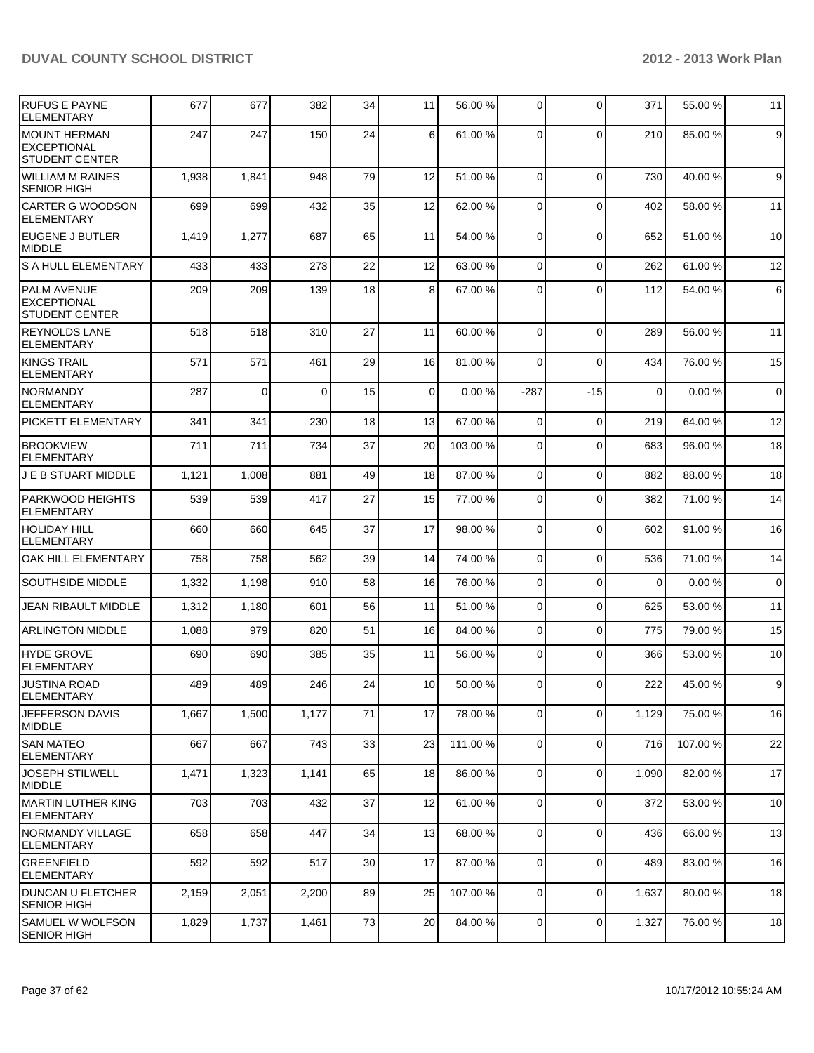| | | | | | | | | | | | |
|---|---|---|---|---|---|---|---|---|---|---|---|
| RUFUS E PAYNE ELEMENTARY | 677 | 677 | 382 | 34 | 11 | 56.00 % | 0 | 0 | 371 | 55.00 % | 11 |
| MOUNT HERMAN EXCEPTIONAL STUDENT CENTER | 247 | 247 | 150 | 24 | 6 | 61.00 % | 0 | 0 | 210 | 85.00 % | 9 |
| WILLIAM M RAINES SENIOR HIGH | 1,938 | 1,841 | 948 | 79 | 12 | 51.00 % | 0 | 0 | 730 | 40.00 % | 9 |
| CARTER G WOODSON ELEMENTARY | 699 | 699 | 432 | 35 | 12 | 62.00 % | 0 | 0 | 402 | 58.00 % | 11 |
| EUGENE J BUTLER MIDDLE | 1,419 | 1,277 | 687 | 65 | 11 | 54.00 % | 0 | 0 | 652 | 51.00 % | 10 |
| S A HULL ELEMENTARY | 433 | 433 | 273 | 22 | 12 | 63.00 % | 0 | 0 | 262 | 61.00 % | 12 |
| PALM AVENUE EXCEPTIONAL STUDENT CENTER | 209 | 209 | 139 | 18 | 8 | 67.00 % | 0 | 0 | 112 | 54.00 % | 6 |
| REYNOLDS LANE ELEMENTARY | 518 | 518 | 310 | 27 | 11 | 60.00 % | 0 | 0 | 289 | 56.00 % | 11 |
| KINGS TRAIL ELEMENTARY | 571 | 571 | 461 | 29 | 16 | 81.00 % | 0 | 0 | 434 | 76.00 % | 15 |
| NORMANDY ELEMENTARY | 287 | 0 | 0 | 15 | 0 | 0.00 % | -287 | -15 | 0 | 0.00 % | 0 |
| PICKETT ELEMENTARY | 341 | 341 | 230 | 18 | 13 | 67.00 % | 0 | 0 | 219 | 64.00 % | 12 |
| BROOKVIEW ELEMENTARY | 711 | 711 | 734 | 37 | 20 | 103.00 % | 0 | 0 | 683 | 96.00 % | 18 |
| J E B STUART MIDDLE | 1,121 | 1,008 | 881 | 49 | 18 | 87.00 % | 0 | 0 | 882 | 88.00 % | 18 |
| PARKWOOD HEIGHTS ELEMENTARY | 539 | 539 | 417 | 27 | 15 | 77.00 % | 0 | 0 | 382 | 71.00 % | 14 |
| HOLIDAY HILL ELEMENTARY | 660 | 660 | 645 | 37 | 17 | 98.00 % | 0 | 0 | 602 | 91.00 % | 16 |
| OAK HILL ELEMENTARY | 758 | 758 | 562 | 39 | 14 | 74.00 % | 0 | 0 | 536 | 71.00 % | 14 |
| SOUTHSIDE MIDDLE | 1,332 | 1,198 | 910 | 58 | 16 | 76.00 % | 0 | 0 | 0 | 0.00 % | 0 |
| JEAN RIBAULT MIDDLE | 1,312 | 1,180 | 601 | 56 | 11 | 51.00 % | 0 | 0 | 625 | 53.00 % | 11 |
| ARLINGTON MIDDLE | 1,088 | 979 | 820 | 51 | 16 | 84.00 % | 0 | 0 | 775 | 79.00 % | 15 |
| HYDE GROVE ELEMENTARY | 690 | 690 | 385 | 35 | 11 | 56.00 % | 0 | 0 | 366 | 53.00 % | 10 |
| JUSTINA ROAD ELEMENTARY | 489 | 489 | 246 | 24 | 10 | 50.00 % | 0 | 0 | 222 | 45.00 % | 9 |
| JEFFERSON DAVIS MIDDLE | 1,667 | 1,500 | 1,177 | 71 | 17 | 78.00 % | 0 | 0 | 1,129 | 75.00 % | 16 |
| SAN MATEO ELEMENTARY | 667 | 667 | 743 | 33 | 23 | 111.00 % | 0 | 0 | 716 | 107.00 % | 22 |
| JOSEPH STILWELL MIDDLE | 1,471 | 1,323 | 1,141 | 65 | 18 | 86.00 % | 0 | 0 | 1,090 | 82.00 % | 17 |
| MARTIN LUTHER KING ELEMENTARY | 703 | 703 | 432 | 37 | 12 | 61.00 % | 0 | 0 | 372 | 53.00 % | 10 |
| NORMANDY VILLAGE ELEMENTARY | 658 | 658 | 447 | 34 | 13 | 68.00 % | 0 | 0 | 436 | 66.00 % | 13 |
| GREENFIELD ELEMENTARY | 592 | 592 | 517 | 30 | 17 | 87.00 % | 0 | 0 | 489 | 83.00 % | 16 |
| DUNCAN U FLETCHER SENIOR HIGH | 2,159 | 2,051 | 2,200 | 89 | 25 | 107.00 % | 0 | 0 | 1,637 | 80.00 % | 18 |
| SAMUEL W WOLFSON SENIOR HIGH | 1,829 | 1,737 | 1,461 | 73 | 20 | 84.00 % | 0 | 0 | 1,327 | 76.00 % | 18 |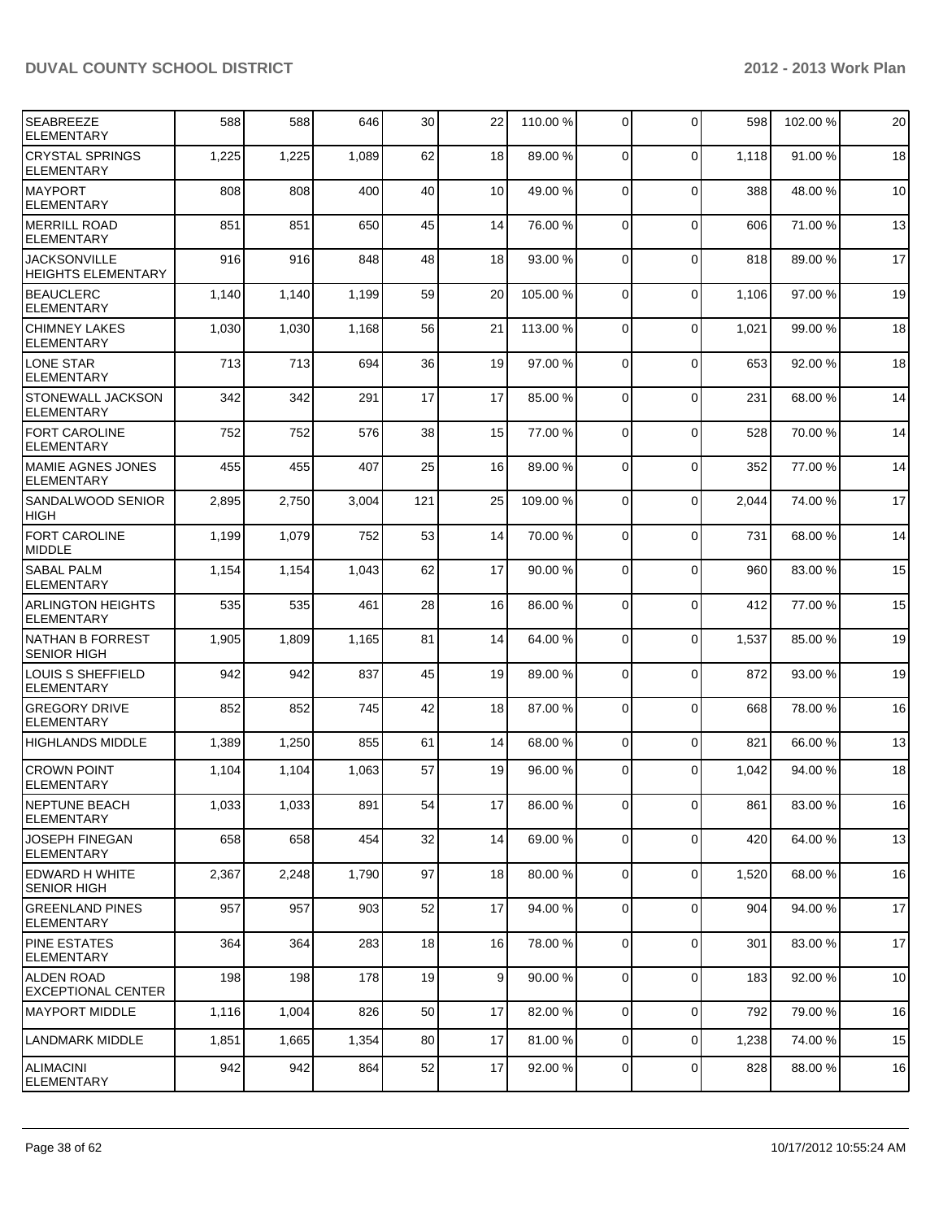| | | | | | | | | | | | |
|---|---|---|---|---|---|---|---|---|---|---|---|
| SEABREEZE ELEMENTARY | 588 | 588 | 646 | 30 | 22 | 110.00 % | 0 | 0 | 598 | 102.00 % | 20 |
| CRYSTAL SPRINGS ELEMENTARY | 1,225 | 1,225 | 1,089 | 62 | 18 | 89.00 % | 0 | 0 | 1,118 | 91.00 % | 18 |
| MAYPORT ELEMENTARY | 808 | 808 | 400 | 40 | 10 | 49.00 % | 0 | 0 | 388 | 48.00 % | 10 |
| MERRILL ROAD ELEMENTARY | 851 | 851 | 650 | 45 | 14 | 76.00 % | 0 | 0 | 606 | 71.00 % | 13 |
| JACKSONVILLE HEIGHTS ELEMENTARY | 916 | 916 | 848 | 48 | 18 | 93.00 % | 0 | 0 | 818 | 89.00 % | 17 |
| BEAUCLERC ELEMENTARY | 1,140 | 1,140 | 1,199 | 59 | 20 | 105.00 % | 0 | 0 | 1,106 | 97.00 % | 19 |
| CHIMNEY LAKES ELEMENTARY | 1,030 | 1,030 | 1,168 | 56 | 21 | 113.00 % | 0 | 0 | 1,021 | 99.00 % | 18 |
| LONE STAR ELEMENTARY | 713 | 713 | 694 | 36 | 19 | 97.00 % | 0 | 0 | 653 | 92.00 % | 18 |
| STONEWALL JACKSON ELEMENTARY | 342 | 342 | 291 | 17 | 17 | 85.00 % | 0 | 0 | 231 | 68.00 % | 14 |
| FORT CAROLINE ELEMENTARY | 752 | 752 | 576 | 38 | 15 | 77.00 % | 0 | 0 | 528 | 70.00 % | 14 |
| MAMIE AGNES JONES ELEMENTARY | 455 | 455 | 407 | 25 | 16 | 89.00 % | 0 | 0 | 352 | 77.00 % | 14 |
| SANDALWOOD SENIOR HIGH | 2,895 | 2,750 | 3,004 | 121 | 25 | 109.00 % | 0 | 0 | 2,044 | 74.00 % | 17 |
| FORT CAROLINE MIDDLE | 1,199 | 1,079 | 752 | 53 | 14 | 70.00 % | 0 | 0 | 731 | 68.00 % | 14 |
| SABAL PALM ELEMENTARY | 1,154 | 1,154 | 1,043 | 62 | 17 | 90.00 % | 0 | 0 | 960 | 83.00 % | 15 |
| ARLINGTON HEIGHTS ELEMENTARY | 535 | 535 | 461 | 28 | 16 | 86.00 % | 0 | 0 | 412 | 77.00 % | 15 |
| NATHAN B FORREST SENIOR HIGH | 1,905 | 1,809 | 1,165 | 81 | 14 | 64.00 % | 0 | 0 | 1,537 | 85.00 % | 19 |
| LOUIS S SHEFFIELD ELEMENTARY | 942 | 942 | 837 | 45 | 19 | 89.00 % | 0 | 0 | 872 | 93.00 % | 19 |
| GREGORY DRIVE ELEMENTARY | 852 | 852 | 745 | 42 | 18 | 87.00 % | 0 | 0 | 668 | 78.00 % | 16 |
| HIGHLANDS MIDDLE | 1,389 | 1,250 | 855 | 61 | 14 | 68.00 % | 0 | 0 | 821 | 66.00 % | 13 |
| CROWN POINT ELEMENTARY | 1,104 | 1,104 | 1,063 | 57 | 19 | 96.00 % | 0 | 0 | 1,042 | 94.00 % | 18 |
| NEPTUNE BEACH ELEMENTARY | 1,033 | 1,033 | 891 | 54 | 17 | 86.00 % | 0 | 0 | 861 | 83.00 % | 16 |
| JOSEPH FINEGAN ELEMENTARY | 658 | 658 | 454 | 32 | 14 | 69.00 % | 0 | 0 | 420 | 64.00 % | 13 |
| EDWARD H WHITE SENIOR HIGH | 2,367 | 2,248 | 1,790 | 97 | 18 | 80.00 % | 0 | 0 | 1,520 | 68.00 % | 16 |
| GREENLAND PINES ELEMENTARY | 957 | 957 | 903 | 52 | 17 | 94.00 % | 0 | 0 | 904 | 94.00 % | 17 |
| PINE ESTATES ELEMENTARY | 364 | 364 | 283 | 18 | 16 | 78.00 % | 0 | 0 | 301 | 83.00 % | 17 |
| ALDEN ROAD EXCEPTIONAL CENTER | 198 | 198 | 178 | 19 | 9 | 90.00 % | 0 | 0 | 183 | 92.00 % | 10 |
| MAYPORT MIDDLE | 1,116 | 1,004 | 826 | 50 | 17 | 82.00 % | 0 | 0 | 792 | 79.00 % | 16 |
| LANDMARK MIDDLE | 1,851 | 1,665 | 1,354 | 80 | 17 | 81.00 % | 0 | 0 | 1,238 | 74.00 % | 15 |
| ALIMACINI ELEMENTARY | 942 | 942 | 864 | 52 | 17 | 92.00 % | 0 | 0 | 828 | 88.00 % | 16 |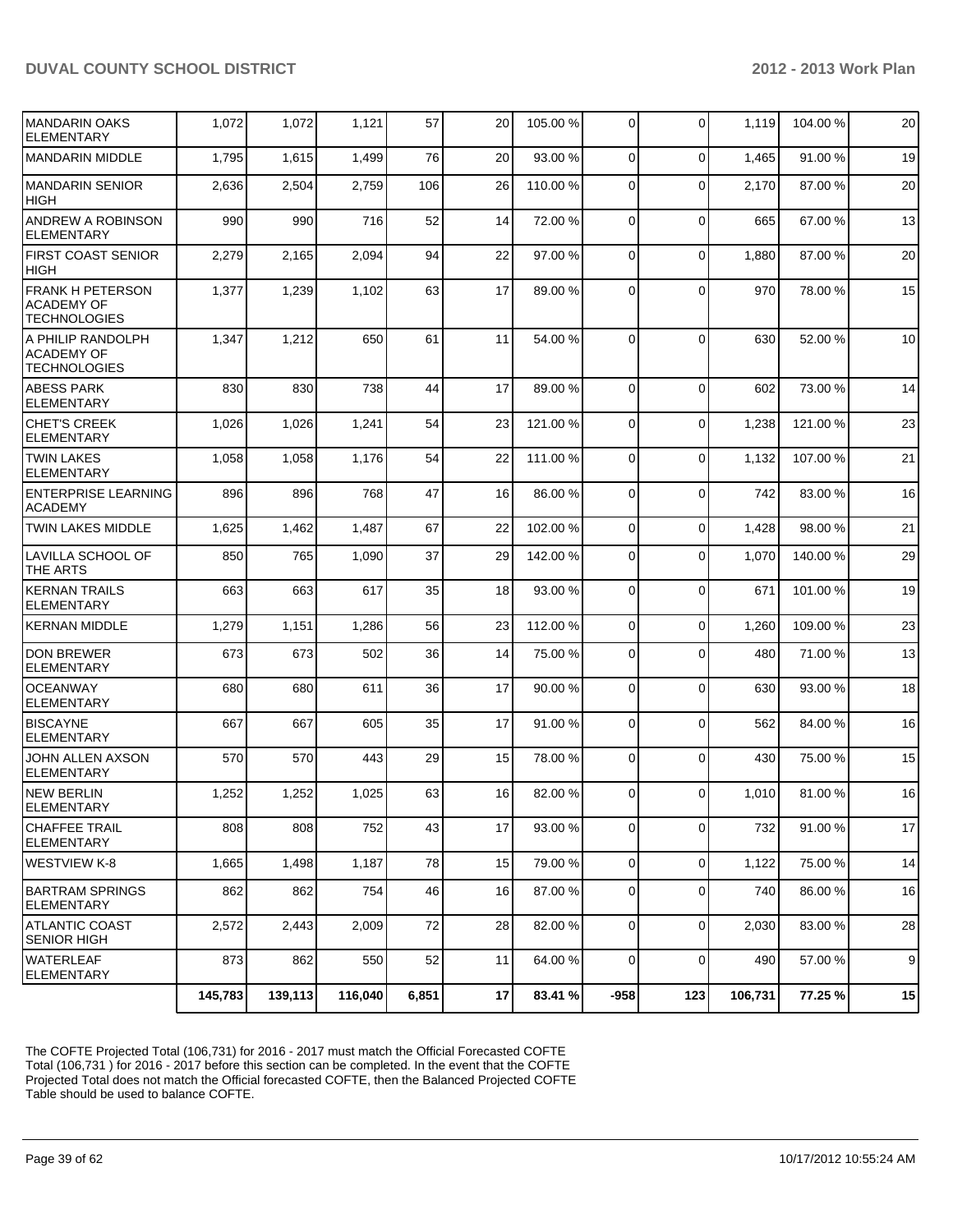| | | | | | | | | | | | |
|---|---|---|---|---|---|---|---|---|---|---|---|
| MANDARIN OAKS ELEMENTARY | 1,072 | 1,072 | 1,121 | 57 | 20 | 105.00 % | 0 | 0 | 1,119 | 104.00 % | 20 |
| MANDARIN MIDDLE | 1,795 | 1,615 | 1,499 | 76 | 20 | 93.00 % | 0 | 0 | 1,465 | 91.00 % | 19 |
| MANDARIN SENIOR HIGH | 2,636 | 2,504 | 2,759 | 106 | 26 | 110.00 % | 0 | 0 | 2,170 | 87.00 % | 20 |
| ANDREW A ROBINSON ELEMENTARY | 990 | 990 | 716 | 52 | 14 | 72.00 % | 0 | 0 | 665 | 67.00 % | 13 |
| FIRST COAST SENIOR HIGH | 2,279 | 2,165 | 2,094 | 94 | 22 | 97.00 % | 0 | 0 | 1,880 | 87.00 % | 20 |
| FRANK H PETERSON ACADEMY OF TECHNOLOGIES | 1,377 | 1,239 | 1,102 | 63 | 17 | 89.00 % | 0 | 0 | 970 | 78.00 % | 15 |
| A PHILIP RANDOLPH ACADEMY OF TECHNOLOGIES | 1,347 | 1,212 | 650 | 61 | 11 | 54.00 % | 0 | 0 | 630 | 52.00 % | 10 |
| ABESS PARK ELEMENTARY | 830 | 830 | 738 | 44 | 17 | 89.00 % | 0 | 0 | 602 | 73.00 % | 14 |
| CHET'S CREEK ELEMENTARY | 1,026 | 1,026 | 1,241 | 54 | 23 | 121.00 % | 0 | 0 | 1,238 | 121.00 % | 23 |
| TWIN LAKES ELEMENTARY | 1,058 | 1,058 | 1,176 | 54 | 22 | 111.00 % | 0 | 0 | 1,132 | 107.00 % | 21 |
| ENTERPRISE LEARNING ACADEMY | 896 | 896 | 768 | 47 | 16 | 86.00 % | 0 | 0 | 742 | 83.00 % | 16 |
| TWIN LAKES MIDDLE | 1,625 | 1,462 | 1,487 | 67 | 22 | 102.00 % | 0 | 0 | 1,428 | 98.00 % | 21 |
| LAVILLA SCHOOL OF THE ARTS | 850 | 765 | 1,090 | 37 | 29 | 142.00 % | 0 | 0 | 1,070 | 140.00 % | 29 |
| KERNAN TRAILS ELEMENTARY | 663 | 663 | 617 | 35 | 18 | 93.00 % | 0 | 0 | 671 | 101.00 % | 19 |
| KERNAN MIDDLE | 1,279 | 1,151 | 1,286 | 56 | 23 | 112.00 % | 0 | 0 | 1,260 | 109.00 % | 23 |
| DON BREWER ELEMENTARY | 673 | 673 | 502 | 36 | 14 | 75.00 % | 0 | 0 | 480 | 71.00 % | 13 |
| OCEANWAY ELEMENTARY | 680 | 680 | 611 | 36 | 17 | 90.00 % | 0 | 0 | 630 | 93.00 % | 18 |
| BISCAYNE ELEMENTARY | 667 | 667 | 605 | 35 | 17 | 91.00 % | 0 | 0 | 562 | 84.00 % | 16 |
| JOHN ALLEN AXSON ELEMENTARY | 570 | 570 | 443 | 29 | 15 | 78.00 % | 0 | 0 | 430 | 75.00 % | 15 |
| NEW BERLIN ELEMENTARY | 1,252 | 1,252 | 1,025 | 63 | 16 | 82.00 % | 0 | 0 | 1,010 | 81.00 % | 16 |
| CHAFFEE TRAIL ELEMENTARY | 808 | 808 | 752 | 43 | 17 | 93.00 % | 0 | 0 | 732 | 91.00 % | 17 |
| WESTVIEW K-8 | 1,665 | 1,498 | 1,187 | 78 | 15 | 79.00 % | 0 | 0 | 1,122 | 75.00 % | 14 |
| BARTRAM SPRINGS ELEMENTARY | 862 | 862 | 754 | 46 | 16 | 87.00 % | 0 | 0 | 740 | 86.00 % | 16 |
| ATLANTIC COAST SENIOR HIGH | 2,572 | 2,443 | 2,009 | 72 | 28 | 82.00 % | 0 | 0 | 2,030 | 83.00 % | 28 |
| WATERLEAF ELEMENTARY | 873 | 862 | 550 | 52 | 11 | 64.00 % | 0 | 0 | 490 | 57.00 % | 9 |
| | **145,783** | **139,113** | **116,040** | **6,851** | **17** | **83.41 %** | **-958** | **123** | **106,731** | **77.25 %** | **15** |

The COFTE Projected Total (106,731) for 2016 - 2017 must match the Official Forecasted COFTE Total (106,731 ) for 2016 - 2017 before this section can be completed. In the event that the COFTE Projected Total does not match the Official forecasted COFTE, then the Balanced Projected COFTE Table should be used to balance COFTE.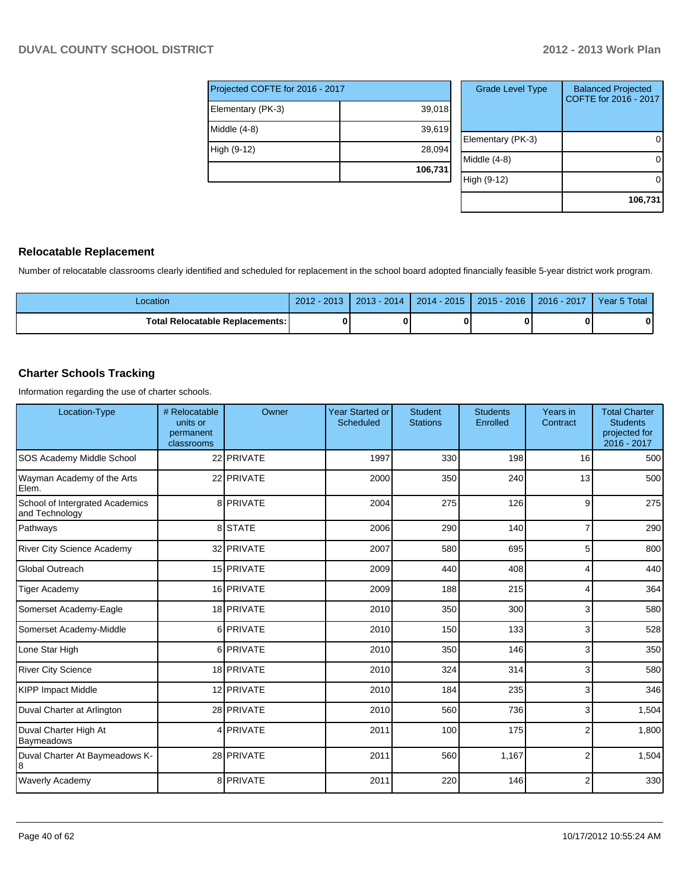| Projected COFTE for 2016 - 2017 | |
|---|---|
| Elementary (PK-3) | 39,018 |
| Middle (4-8) | 39,619 |
| High (9-12) | 28,094 |
| | **106,731** |

| Grade Level Type | Balanced Projected COFTE for 2016 - 2017 |
|---|---|
| Elementary (PK-3) | 0 |
| Middle (4-8) | 0 |
| High (9-12) | 0 |
| | **106,731** |

## Relocatable Replacement

Number of relocatable classrooms clearly identified and scheduled for replacement in the school board adopted financially feasible 5-year district work program.

| Location | 2012 - 2013 | 2013 - 2014 | 2014 - 2015 | 2015 - 2016 | 2016 - 2017 | Year 5 Total |
|---|---|---|---|---|---|---|
| **Total Relocatable Replacements:** | **0** | **0** | **0** | **0** | **0** | **0** |

## Charter Schools Tracking

Information regarding the use of charter schools.

| Location-Type | # Relocatable units or permanent classrooms | Owner | Year Started or Scheduled | Student Stations | Students Enrolled | Years in Contract | Total Charter Students projected for 2016 - 2017 |
|---|---|---|---|---|---|---|---|
| SOS Academy Middle School | 22 | PRIVATE | 1997 | 330 | 198 | 16 | 500 |
| Wayman Academy of the Arts Elem. | 22 | PRIVATE | 2000 | 350 | 240 | 13 | 500 |
| School of Intergrated Academics and Technology | 8 | PRIVATE | 2004 | 275 | 126 | 9 | 275 |
| Pathways | 8 | STATE | 2006 | 290 | 140 | 7 | 290 |
| River City Science Academy | 32 | PRIVATE | 2007 | 580 | 695 | 5 | 800 |
| Global Outreach | 15 | PRIVATE | 2009 | 440 | 408 | 4 | 440 |
| Tiger Academy | 16 | PRIVATE | 2009 | 188 | 215 | 4 | 364 |
| Somerset Academy-Eagle | 18 | PRIVATE | 2010 | 350 | 300 | 3 | 580 |
| Somerset Academy-Middle | 6 | PRIVATE | 2010 | 150 | 133 | 3 | 528 |
| Lone Star High | 6 | PRIVATE | 2010 | 350 | 146 | 3 | 350 |
| River City Science | 18 | PRIVATE | 2010 | 324 | 314 | 3 | 580 |
| KIPP Impact Middle | 12 | PRIVATE | 2010 | 184 | 235 | 3 | 346 |
| Duval Charter at Arlington | 28 | PRIVATE | 2010 | 560 | 736 | 3 | 1,504 |
| Duval Charter High At Baymeadows | 4 | PRIVATE | 2011 | 100 | 175 | 2 | 1,800 |
| Duval Charter At Baymeadows K-8 | 28 | PRIVATE | 2011 | 560 | 1,167 | 2 | 1,504 |
| Waverly Academy | 8 | PRIVATE | 2011 | 220 | 146 | 2 | 330 |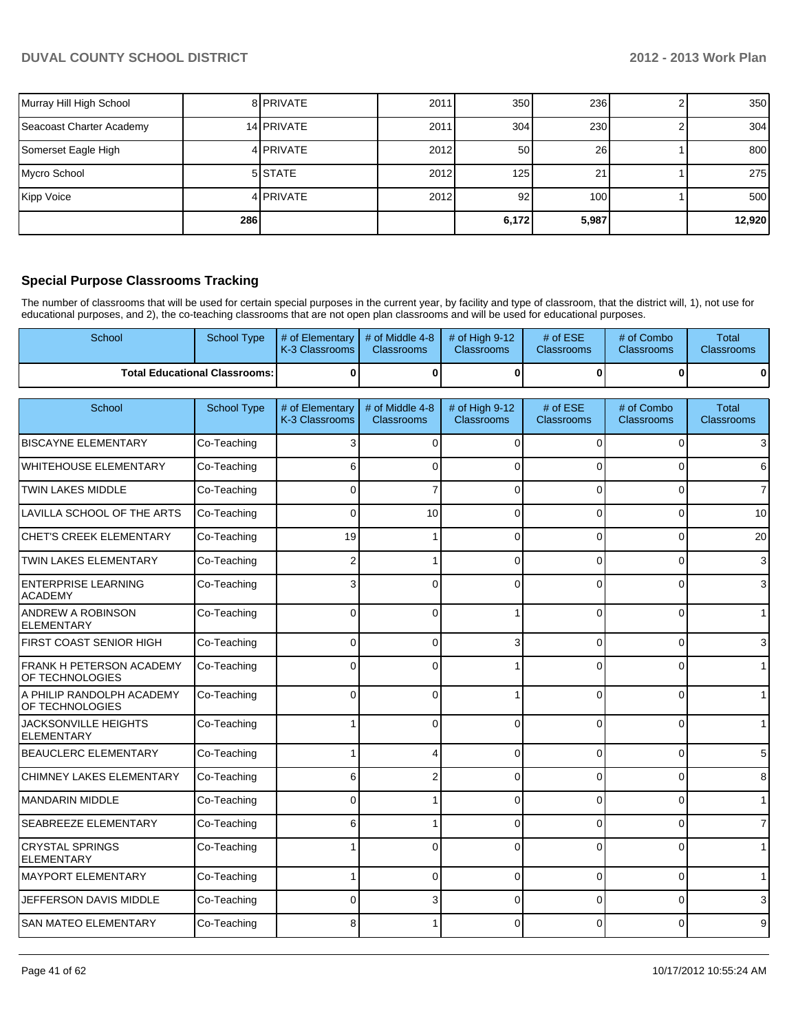| Murray Hill High School | 8 | PRIVATE | 2011 | 350 | 236 | 2 | 350 |
|---|---|---|---|---|---|---|---|
| Seacoast Charter Academy | 14 | PRIVATE | 2011 | 304 | 230 | 2 | 304 |
| Somerset Eagle High | 4 | PRIVATE | 2012 | 50 | 26 | 1 | 800 |
| Mycro School | 5 | STATE | 2012 | 125 | 21 | 1 | 275 |
| Kipp Voice | 4 | PRIVATE | 2012 | 92 | 100 | 1 | 500 |
| | 286 | | | 6,172 | 5,987 | | 12,920 |

## Special Purpose Classrooms Tracking

The number of classrooms that will be used for certain special purposes in the current year, by facility and type of classroom, that the district will, 1), not use for educational purposes, and 2), the co-teaching classrooms that are not open plan classrooms and will be used for educational purposes.

| School | School Type | # of Elementary K-3 Classrooms | # of Middle 4-8 Classrooms | # of High 9-12 Classrooms | # of ESE Classrooms | # of Combo Classrooms | Total Classrooms |
|---|---|---|---|---|---|---|---|
| Total Educational Classrooms: | | 0 | 0 | 0 | 0 | 0 | 0 |

| School | School Type | # of Elementary K-3 Classrooms | # of Middle 4-8 Classrooms | # of High 9-12 Classrooms | # of ESE Classrooms | # of Combo Classrooms | Total Classrooms |
|---|---|---|---|---|---|---|---|
| BISCAYNE ELEMENTARY | Co-Teaching | 3 | 0 | 0 | 0 | 0 | 3 |
| WHITEHOUSE ELEMENTARY | Co-Teaching | 6 | 0 | 0 | 0 | 0 | 6 |
| TWIN LAKES MIDDLE | Co-Teaching | 0 | 7 | 0 | 0 | 0 | 7 |
| LAVILLA SCHOOL OF THE ARTS | Co-Teaching | 0 | 10 | 0 | 0 | 0 | 10 |
| CHET'S CREEK ELEMENTARY | Co-Teaching | 19 | 1 | 0 | 0 | 0 | 20 |
| TWIN LAKES ELEMENTARY | Co-Teaching | 2 | 1 | 0 | 0 | 0 | 3 |
| ENTERPRISE LEARNING ACADEMY | Co-Teaching | 3 | 0 | 0 | 0 | 0 | 3 |
| ANDREW A ROBINSON ELEMENTARY | Co-Teaching | 0 | 0 | 1 | 0 | 0 | 1 |
| FIRST COAST SENIOR HIGH | Co-Teaching | 0 | 0 | 3 | 0 | 0 | 3 |
| FRANK H PETERSON ACADEMY OF TECHNOLOGIES | Co-Teaching | 0 | 0 | 1 | 0 | 0 | 1 |
| A PHILIP RANDOLPH ACADEMY OF TECHNOLOGIES | Co-Teaching | 0 | 0 | 1 | 0 | 0 | 1 |
| JACKSONVILLE HEIGHTS ELEMENTARY | Co-Teaching | 1 | 0 | 0 | 0 | 0 | 1 |
| BEAUCLERC ELEMENTARY | Co-Teaching | 1 | 4 | 0 | 0 | 0 | 5 |
| CHIMNEY LAKES ELEMENTARY | Co-Teaching | 6 | 2 | 0 | 0 | 0 | 8 |
| MANDARIN MIDDLE | Co-Teaching | 0 | 1 | 0 | 0 | 0 | 1 |
| SEABREEZE ELEMENTARY | Co-Teaching | 6 | 1 | 0 | 0 | 0 | 7 |
| CRYSTAL SPRINGS ELEMENTARY | Co-Teaching | 1 | 0 | 0 | 0 | 0 | 1 |
| MAYPORT ELEMENTARY | Co-Teaching | 1 | 0 | 0 | 0 | 0 | 1 |
| JEFFERSON DAVIS MIDDLE | Co-Teaching | 0 | 3 | 0 | 0 | 0 | 3 |
| SAN MATEO ELEMENTARY | Co-Teaching | 8 | 1 | 0 | 0 | 0 | 9 |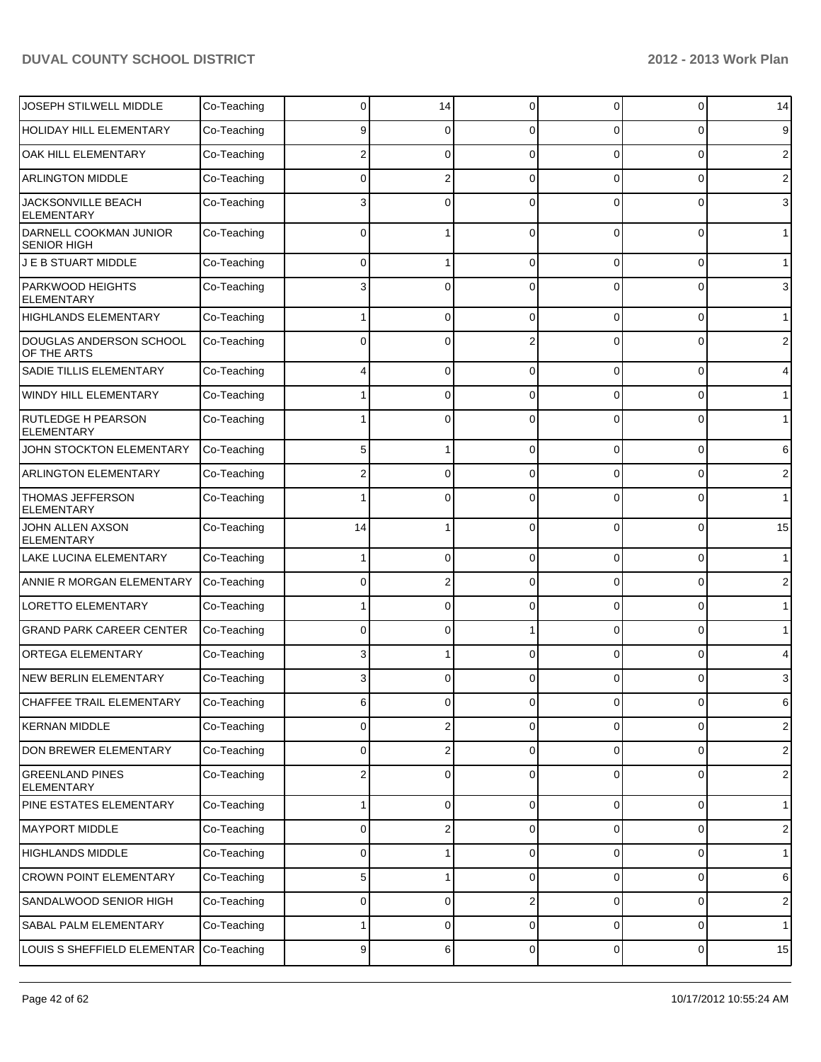| | | | | | | | |
|---|---|---|---|---|---|---|---|
| JOSEPH STILWELL MIDDLE | Co-Teaching | 0 | 14 | 0 | 0 | 0 | 14 |
| HOLIDAY HILL ELEMENTARY | Co-Teaching | 9 | 0 | 0 | 0 | 0 | 9 |
| OAK HILL ELEMENTARY | Co-Teaching | 2 | 0 | 0 | 0 | 0 | 2 |
| ARLINGTON MIDDLE | Co-Teaching | 0 | 2 | 0 | 0 | 0 | 2 |
| JACKSONVILLE BEACH ELEMENTARY | Co-Teaching | 3 | 0 | 0 | 0 | 0 | 3 |
| DARNELL COOKMAN JUNIOR SENIOR HIGH | Co-Teaching | 0 | 1 | 0 | 0 | 0 | 1 |
| J E B STUART MIDDLE | Co-Teaching | 0 | 1 | 0 | 0 | 0 | 1 |
| PARKWOOD HEIGHTS ELEMENTARY | Co-Teaching | 3 | 0 | 0 | 0 | 0 | 3 |
| HIGHLANDS ELEMENTARY | Co-Teaching | 1 | 0 | 0 | 0 | 0 | 1 |
| DOUGLAS ANDERSON SCHOOL OF THE ARTS | Co-Teaching | 0 | 0 | 2 | 0 | 0 | 2 |
| SADIE TILLIS ELEMENTARY | Co-Teaching | 4 | 0 | 0 | 0 | 0 | 4 |
| WINDY HILL ELEMENTARY | Co-Teaching | 1 | 0 | 0 | 0 | 0 | 1 |
| RUTLEDGE H PEARSON ELEMENTARY | Co-Teaching | 1 | 0 | 0 | 0 | 0 | 1 |
| JOHN STOCKTON ELEMENTARY | Co-Teaching | 5 | 1 | 0 | 0 | 0 | 6 |
| ARLINGTON ELEMENTARY | Co-Teaching | 2 | 0 | 0 | 0 | 0 | 2 |
| THOMAS JEFFERSON ELEMENTARY | Co-Teaching | 1 | 0 | 0 | 0 | 0 | 1 |
| JOHN ALLEN AXSON ELEMENTARY | Co-Teaching | 14 | 1 | 0 | 0 | 0 | 15 |
| LAKE LUCINA ELEMENTARY | Co-Teaching | 1 | 0 | 0 | 0 | 0 | 1 |
| ANNIE R MORGAN ELEMENTARY | Co-Teaching | 0 | 2 | 0 | 0 | 0 | 2 |
| LORETTO ELEMENTARY | Co-Teaching | 1 | 0 | 0 | 0 | 0 | 1 |
| GRAND PARK CAREER CENTER | Co-Teaching | 0 | 0 | 1 | 0 | 0 | 1 |
| ORTEGA ELEMENTARY | Co-Teaching | 3 | 1 | 0 | 0 | 0 | 4 |
| NEW BERLIN ELEMENTARY | Co-Teaching | 3 | 0 | 0 | 0 | 0 | 3 |
| CHAFFEE TRAIL ELEMENTARY | Co-Teaching | 6 | 0 | 0 | 0 | 0 | 6 |
| KERNAN MIDDLE | Co-Teaching | 0 | 2 | 0 | 0 | 0 | 2 |
| DON BREWER ELEMENTARY | Co-Teaching | 0 | 2 | 0 | 0 | 0 | 2 |
| GREENLAND PINES ELEMENTARY | Co-Teaching | 2 | 0 | 0 | 0 | 0 | 2 |
| PINE ESTATES ELEMENTARY | Co-Teaching | 1 | 0 | 0 | 0 | 0 | 1 |
| MAYPORT MIDDLE | Co-Teaching | 0 | 2 | 0 | 0 | 0 | 2 |
| HIGHLANDS MIDDLE | Co-Teaching | 0 | 1 | 0 | 0 | 0 | 1 |
| CROWN POINT ELEMENTARY | Co-Teaching | 5 | 1 | 0 | 0 | 0 | 6 |
| SANDALWOOD SENIOR HIGH | Co-Teaching | 0 | 0 | 2 | 0 | 0 | 2 |
| SABAL PALM ELEMENTARY | Co-Teaching | 1 | 0 | 0 | 0 | 0 | 1 |
| LOUIS S SHEFFIELD ELEMENTAR | Co-Teaching | 9 | 6 | 0 | 0 | 0 | 15 |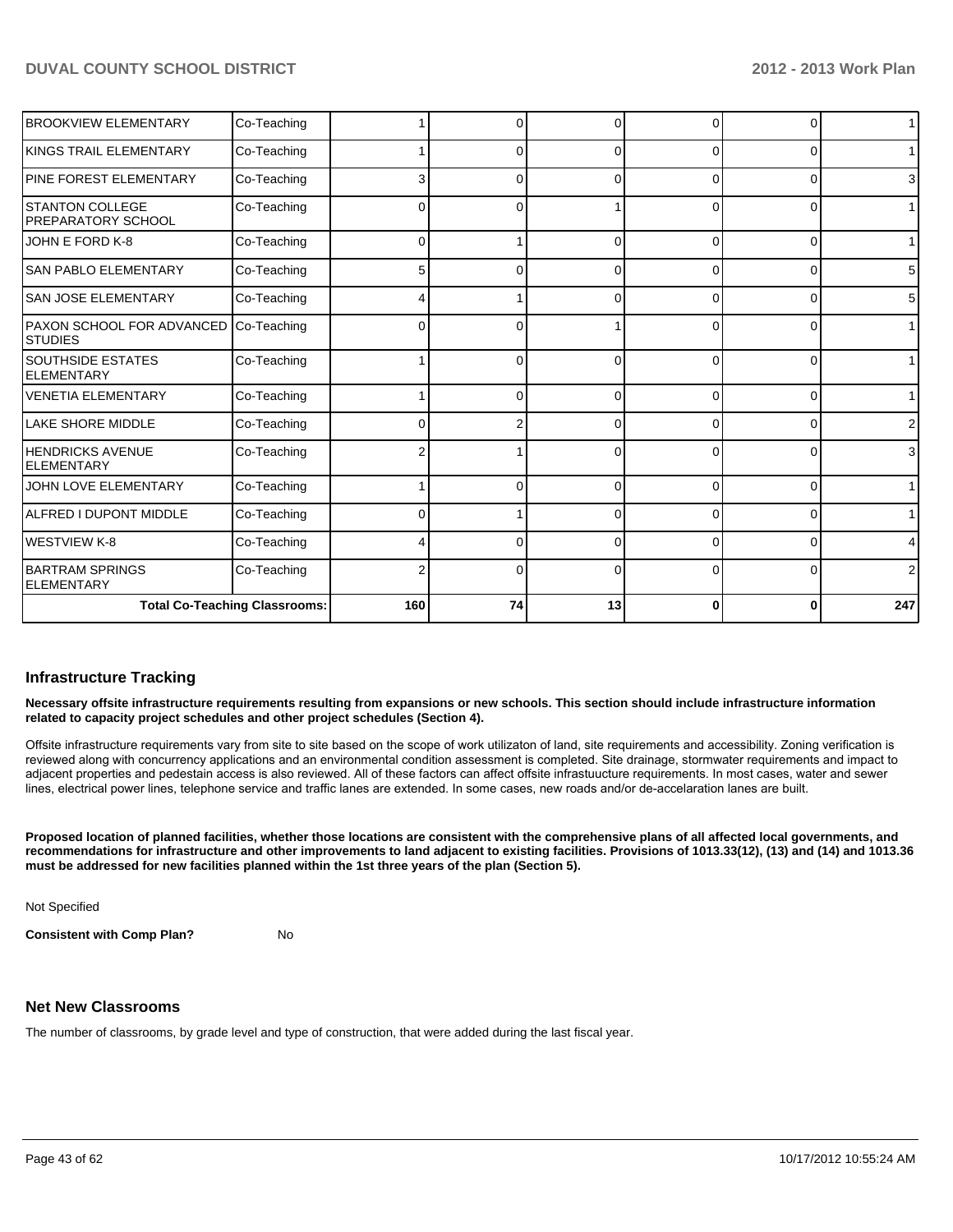| | | | | | | | |
|---|---|---|---|---|---|---|---|
| BROOKVIEW ELEMENTARY | Co-Teaching | 1 | 0 | 0 | 0 | 0 | 1 |
| KINGS TRAIL ELEMENTARY | Co-Teaching | 1 | 0 | 0 | 0 | 0 | 1 |
| PINE FOREST ELEMENTARY | Co-Teaching | 3 | 0 | 0 | 0 | 0 | 3 |
| STANTON COLLEGE PREPARATORY SCHOOL | Co-Teaching | 0 | 0 | 1 | 0 | 0 | 1 |
| JOHN E FORD K-8 | Co-Teaching | 0 | 1 | 0 | 0 | 0 | 1 |
| SAN PABLO ELEMENTARY | Co-Teaching | 5 | 0 | 0 | 0 | 0 | 5 |
| SAN JOSE ELEMENTARY | Co-Teaching | 4 | 1 | 0 | 0 | 0 | 5 |
| PAXON SCHOOL FOR ADVANCED STUDIES | Co-Teaching | 0 | 0 | 1 | 0 | 0 | 1 |
| SOUTHSIDE ESTATES ELEMENTARY | Co-Teaching | 1 | 0 | 0 | 0 | 0 | 1 |
| VENETIA ELEMENTARY | Co-Teaching | 1 | 0 | 0 | 0 | 0 | 1 |
| LAKE SHORE MIDDLE | Co-Teaching | 0 | 2 | 0 | 0 | 0 | 2 |
| HENDRICKS AVENUE ELEMENTARY | Co-Teaching | 2 | 1 | 0 | 0 | 0 | 3 |
| JOHN LOVE ELEMENTARY | Co-Teaching | 1 | 0 | 0 | 0 | 0 | 1 |
| ALFRED I DUPONT MIDDLE | Co-Teaching | 0 | 1 | 0 | 0 | 0 | 1 |
| WESTVIEW K-8 | Co-Teaching | 4 | 0 | 0 | 0 | 0 | 4 |
| BARTRAM SPRINGS ELEMENTARY | Co-Teaching | 2 | 0 | 0 | 0 | 0 | 2 |
| Total Co-Teaching Classrooms: | | 160 | 74 | 13 | 0 | 0 | 247 |

## Infrastructure Tracking

**Necessary offsite infrastructure requirements resulting from expansions or new schools. This section should include infrastructure information related to capacity project schedules and other project schedules (Section 4).**

Offsite infrastructure requirements vary from site to site based on the scope of work utilizaton of land, site requirements and accessibility. Zoning verification is reviewed along with concurrency applications and an environmental condition assessment is completed. Site drainage, stormwater requirements and impact to adjacent properties and pedestain access is also reviewed. All of these factors can affect offsite infrastuucture requirements. In most cases, water and sewer lines, electrical power lines, telephone service and traffic lanes are extended. In some cases, new roads and/or de-accelaration lanes are built.

**Proposed location of planned facilities, whether those locations are consistent with the comprehensive plans of all affected local governments, and recommendations for infrastructure and other improvements to land adjacent to existing facilities. Provisions of 1013.33(12), (13) and (14) and 1013.36 must be addressed for new facilities planned within the 1st three years of the plan (Section 5).**

Not Specified

**Consistent with Comp Plan?** No

## Net New Classrooms

The number of classrooms, by grade level and type of construction, that were added during the last fiscal year.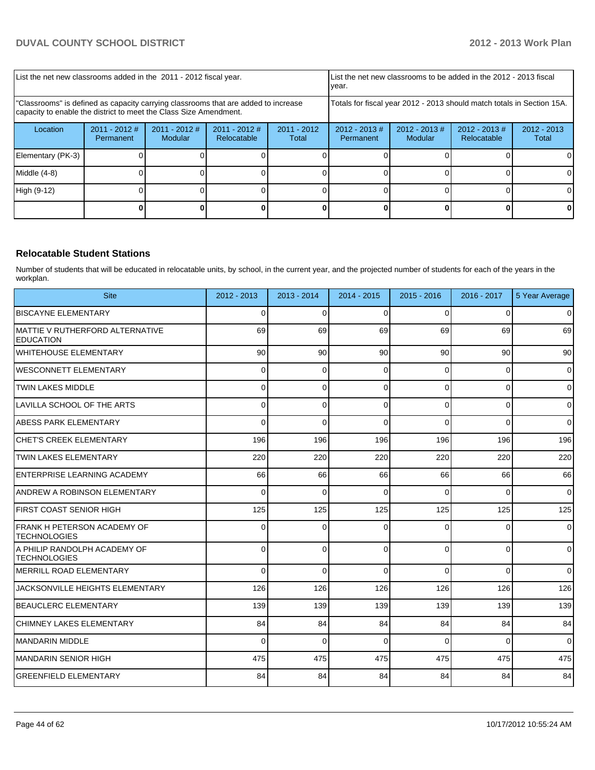| List the net new classrooms added in the 2011 - 2012 fiscal year. | | | | | List the net new classrooms to be added in the 2012 - 2013 fiscal year. | | | |
|---|---|---|---|---|---|---|---|---|
| "Classrooms" is defined as capacity carrying classrooms that are added to increase capacity to enable the district to meet the Class Size Amendment. | | | | | Totals for fiscal year 2012 - 2013 should match totals in Section 15A. | | | |
| Location | 2011 - 2012 # Permanent | 2011 - 2012 # Modular | 2011 - 2012 # Relocatable | 2011 - 2012 Total | 2012 - 2013 # Permanent | 2012 - 2013 # Modular | 2012 - 2013 # Relocatable | 2012 - 2013 Total |
| Elementary (PK-3) | 0 | 0 | 0 | 0 | 0 | 0 | 0 | 0 |
| Middle (4-8) | 0 | 0 | 0 | 0 | 0 | 0 | 0 | 0 |
| High (9-12) | 0 | 0 | 0 | 0 | 0 | 0 | 0 | 0 |
| | **0** | **0** | **0** | **0** | **0** | **0** | **0** | **0** |

### Relocatable Student Stations

Number of students that will be educated in relocatable units, by school, in the current year, and the projected number of students for each of the years in the workplan.

| Site | 2012 - 2013 | 2013 - 2014 | 2014 - 2015 | 2015 - 2016 | 2016 - 2017 | 5 Year Average |
|---|---|---|---|---|---|---|
| BISCAYNE ELEMENTARY | 0 | 0 | 0 | 0 | 0 | 0 |
| MATTIE V RUTHERFORD ALTERNATIVE EDUCATION | 69 | 69 | 69 | 69 | 69 | 69 |
| WHITEHOUSE ELEMENTARY | 90 | 90 | 90 | 90 | 90 | 90 |
| WESCONNETT ELEMENTARY | 0 | 0 | 0 | 0 | 0 | 0 |
| TWIN LAKES MIDDLE | 0 | 0 | 0 | 0 | 0 | 0 |
| LAVILLA SCHOOL OF THE ARTS | 0 | 0 | 0 | 0 | 0 | 0 |
| ABESS PARK ELEMENTARY | 0 | 0 | 0 | 0 | 0 | 0 |
| CHET'S CREEK ELEMENTARY | 196 | 196 | 196 | 196 | 196 | 196 |
| TWIN LAKES ELEMENTARY | 220 | 220 | 220 | 220 | 220 | 220 |
| ENTERPRISE LEARNING ACADEMY | 66 | 66 | 66 | 66 | 66 | 66 |
| ANDREW A ROBINSON ELEMENTARY | 0 | 0 | 0 | 0 | 0 | 0 |
| FIRST COAST SENIOR HIGH | 125 | 125 | 125 | 125 | 125 | 125 |
| FRANK H PETERSON ACADEMY OF TECHNOLOGIES | 0 | 0 | 0 | 0 | 0 | 0 |
| A PHILIP RANDOLPH ACADEMY OF TECHNOLOGIES | 0 | 0 | 0 | 0 | 0 | 0 |
| MERRILL ROAD ELEMENTARY | 0 | 0 | 0 | 0 | 0 | 0 |
| JACKSONVILLE HEIGHTS ELEMENTARY | 126 | 126 | 126 | 126 | 126 | 126 |
| BEAUCLERC ELEMENTARY | 139 | 139 | 139 | 139 | 139 | 139 |
| CHIMNEY LAKES ELEMENTARY | 84 | 84 | 84 | 84 | 84 | 84 |
| MANDARIN MIDDLE | 0 | 0 | 0 | 0 | 0 | 0 |
| MANDARIN SENIOR HIGH | 475 | 475 | 475 | 475 | 475 | 475 |
| GREENFIELD ELEMENTARY | 84 | 84 | 84 | 84 | 84 | 84 |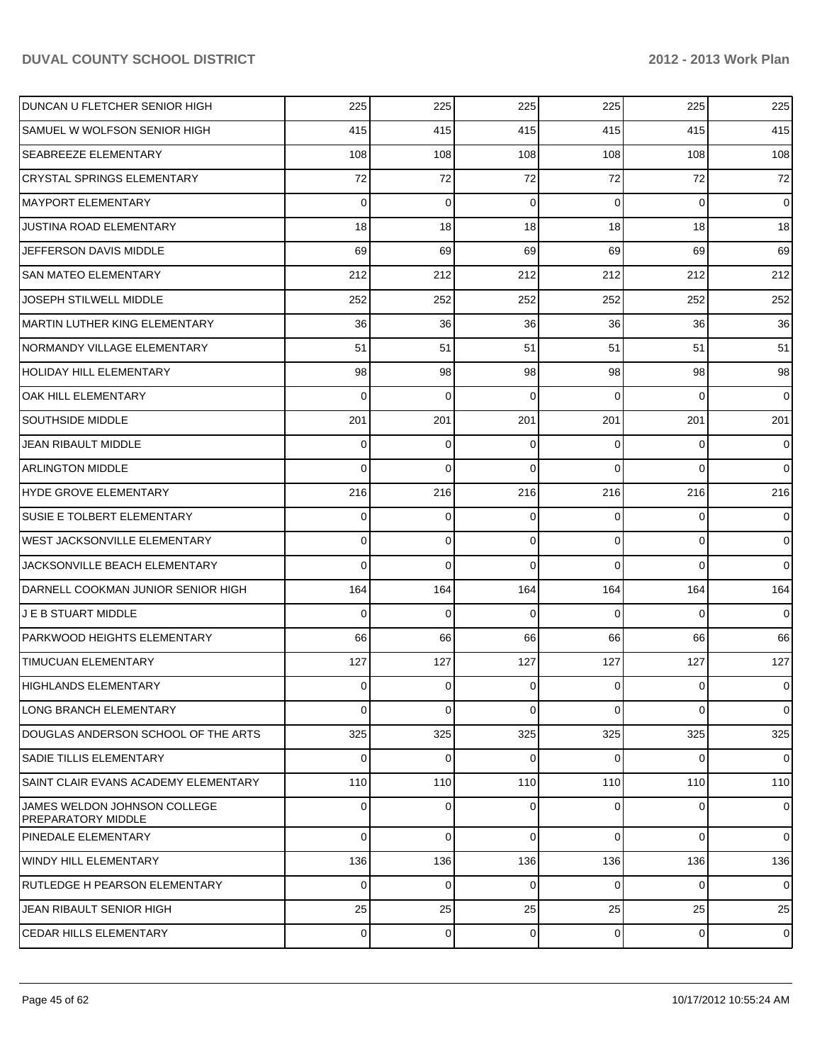| | | | | | | |
|---|---|---|---|---|---|---|
| DUNCAN U FLETCHER SENIOR HIGH | 225 | 225 | 225 | 225 | 225 | 225 |
| SAMUEL W WOLFSON SENIOR HIGH | 415 | 415 | 415 | 415 | 415 | 415 |
| SEABREEZE ELEMENTARY | 108 | 108 | 108 | 108 | 108 | 108 |
| CRYSTAL SPRINGS ELEMENTARY | 72 | 72 | 72 | 72 | 72 | 72 |
| MAYPORT ELEMENTARY | 0 | 0 | 0 | 0 | 0 | 0 |
| JUSTINA ROAD ELEMENTARY | 18 | 18 | 18 | 18 | 18 | 18 |
| JEFFERSON DAVIS MIDDLE | 69 | 69 | 69 | 69 | 69 | 69 |
| SAN MATEO ELEMENTARY | 212 | 212 | 212 | 212 | 212 | 212 |
| JOSEPH STILWELL MIDDLE | 252 | 252 | 252 | 252 | 252 | 252 |
| MARTIN LUTHER KING ELEMENTARY | 36 | 36 | 36 | 36 | 36 | 36 |
| NORMANDY VILLAGE ELEMENTARY | 51 | 51 | 51 | 51 | 51 | 51 |
| HOLIDAY HILL ELEMENTARY | 98 | 98 | 98 | 98 | 98 | 98 |
| OAK HILL ELEMENTARY | 0 | 0 | 0 | 0 | 0 | 0 |
| SOUTHSIDE MIDDLE | 201 | 201 | 201 | 201 | 201 | 201 |
| JEAN RIBAULT MIDDLE | 0 | 0 | 0 | 0 | 0 | 0 |
| ARLINGTON MIDDLE | 0 | 0 | 0 | 0 | 0 | 0 |
| HYDE GROVE ELEMENTARY | 216 | 216 | 216 | 216 | 216 | 216 |
| SUSIE E TOLBERT ELEMENTARY | 0 | 0 | 0 | 0 | 0 | 0 |
| WEST JACKSONVILLE ELEMENTARY | 0 | 0 | 0 | 0 | 0 | 0 |
| JACKSONVILLE BEACH ELEMENTARY | 0 | 0 | 0 | 0 | 0 | 0 |
| DARNELL COOKMAN JUNIOR SENIOR HIGH | 164 | 164 | 164 | 164 | 164 | 164 |
| J E B STUART MIDDLE | 0 | 0 | 0 | 0 | 0 | 0 |
| PARKWOOD HEIGHTS ELEMENTARY | 66 | 66 | 66 | 66 | 66 | 66 |
| TIMUCUAN ELEMENTARY | 127 | 127 | 127 | 127 | 127 | 127 |
| HIGHLANDS ELEMENTARY | 0 | 0 | 0 | 0 | 0 | 0 |
| LONG BRANCH ELEMENTARY | 0 | 0 | 0 | 0 | 0 | 0 |
| DOUGLAS ANDERSON SCHOOL OF THE ARTS | 325 | 325 | 325 | 325 | 325 | 325 |
| SADIE TILLIS ELEMENTARY | 0 | 0 | 0 | 0 | 0 | 0 |
| SAINT CLAIR EVANS ACADEMY ELEMENTARY | 110 | 110 | 110 | 110 | 110 | 110 |
| JAMES WELDON JOHNSON COLLEGE PREPARATORY MIDDLE | 0 | 0 | 0 | 0 | 0 | 0 |
| PINEDALE ELEMENTARY | 0 | 0 | 0 | 0 | 0 | 0 |
| WINDY HILL ELEMENTARY | 136 | 136 | 136 | 136 | 136 | 136 |
| RUTLEDGE H PEARSON ELEMENTARY | 0 | 0 | 0 | 0 | 0 | 0 |
| JEAN RIBAULT SENIOR HIGH | 25 | 25 | 25 | 25 | 25 | 25 |
| CEDAR HILLS ELEMENTARY | 0 | 0 | 0 | 0 | 0 | 0 |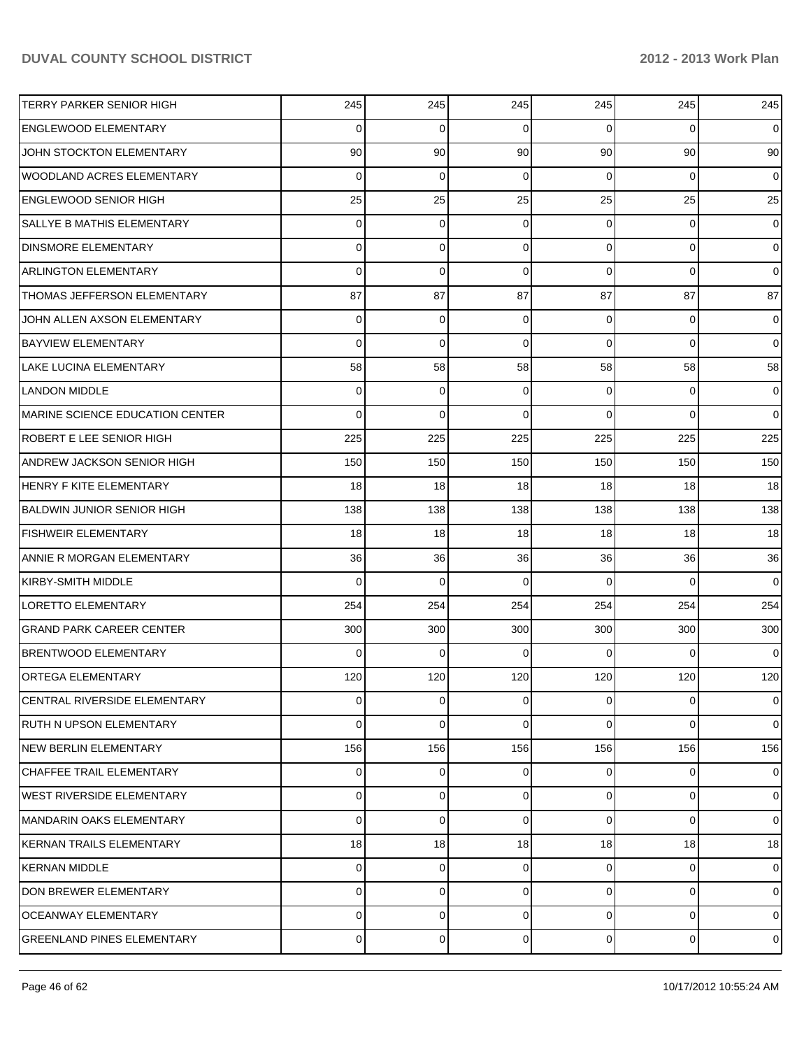| | | | | | | |
|---|---|---|---|---|---|---|
| TERRY PARKER SENIOR HIGH | 245 | 245 | 245 | 245 | 245 | 245 |
| ENGLEWOOD ELEMENTARY | 0 | 0 | 0 | 0 | 0 | 0 |
| JOHN STOCKTON ELEMENTARY | 90 | 90 | 90 | 90 | 90 | 90 |
| WOODLAND ACRES ELEMENTARY | 0 | 0 | 0 | 0 | 0 | 0 |
| ENGLEWOOD SENIOR HIGH | 25 | 25 | 25 | 25 | 25 | 25 |
| SALLYE B MATHIS ELEMENTARY | 0 | 0 | 0 | 0 | 0 | 0 |
| DINSMORE ELEMENTARY | 0 | 0 | 0 | 0 | 0 | 0 |
| ARLINGTON ELEMENTARY | 0 | 0 | 0 | 0 | 0 | 0 |
| THOMAS JEFFERSON ELEMENTARY | 87 | 87 | 87 | 87 | 87 | 87 |
| JOHN ALLEN AXSON ELEMENTARY | 0 | 0 | 0 | 0 | 0 | 0 |
| BAYVIEW ELEMENTARY | 0 | 0 | 0 | 0 | 0 | 0 |
| LAKE LUCINA ELEMENTARY | 58 | 58 | 58 | 58 | 58 | 58 |
| LANDON MIDDLE | 0 | 0 | 0 | 0 | 0 | 0 |
| MARINE SCIENCE EDUCATION CENTER | 0 | 0 | 0 | 0 | 0 | 0 |
| ROBERT E LEE SENIOR HIGH | 225 | 225 | 225 | 225 | 225 | 225 |
| ANDREW JACKSON SENIOR HIGH | 150 | 150 | 150 | 150 | 150 | 150 |
| HENRY F KITE ELEMENTARY | 18 | 18 | 18 | 18 | 18 | 18 |
| BALDWIN JUNIOR SENIOR HIGH | 138 | 138 | 138 | 138 | 138 | 138 |
| FISHWEIR ELEMENTARY | 18 | 18 | 18 | 18 | 18 | 18 |
| ANNIE R MORGAN ELEMENTARY | 36 | 36 | 36 | 36 | 36 | 36 |
| KIRBY-SMITH MIDDLE | 0 | 0 | 0 | 0 | 0 | 0 |
| LORETTO ELEMENTARY | 254 | 254 | 254 | 254 | 254 | 254 |
| GRAND PARK CAREER CENTER | 300 | 300 | 300 | 300 | 300 | 300 |
| BRENTWOOD ELEMENTARY | 0 | 0 | 0 | 0 | 0 | 0 |
| ORTEGA ELEMENTARY | 120 | 120 | 120 | 120 | 120 | 120 |
| CENTRAL RIVERSIDE ELEMENTARY | 0 | 0 | 0 | 0 | 0 | 0 |
| RUTH N UPSON ELEMENTARY | 0 | 0 | 0 | 0 | 0 | 0 |
| NEW BERLIN ELEMENTARY | 156 | 156 | 156 | 156 | 156 | 156 |
| CHAFFEE TRAIL ELEMENTARY | 0 | 0 | 0 | 0 | 0 | 0 |
| WEST RIVERSIDE ELEMENTARY | 0 | 0 | 0 | 0 | 0 | 0 |
| MANDARIN OAKS ELEMENTARY | 0 | 0 | 0 | 0 | 0 | 0 |
| KERNAN TRAILS ELEMENTARY | 18 | 18 | 18 | 18 | 18 | 18 |
| KERNAN MIDDLE | 0 | 0 | 0 | 0 | 0 | 0 |
| DON BREWER ELEMENTARY | 0 | 0 | 0 | 0 | 0 | 0 |
| OCEANWAY ELEMENTARY | 0 | 0 | 0 | 0 | 0 | 0 |
| GREENLAND PINES ELEMENTARY | 0 | 0 | 0 | 0 | 0 | 0 |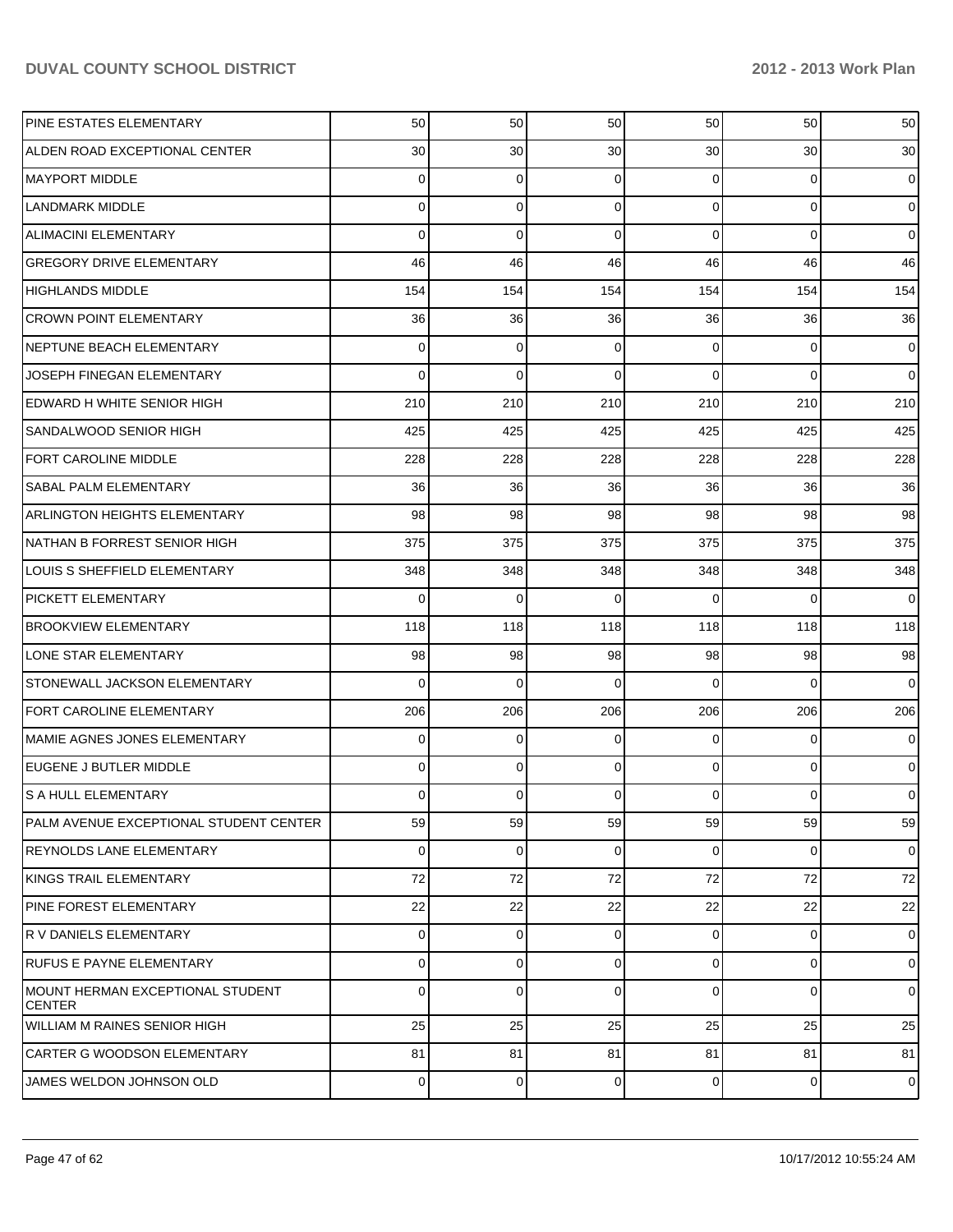| | | | | | | |
|---|---|---|---|---|---|---|
| PINE ESTATES ELEMENTARY | 50 | 50 | 50 | 50 | 50 | 50 |
| ALDEN ROAD EXCEPTIONAL CENTER | 30 | 30 | 30 | 30 | 30 | 30 |
| MAYPORT MIDDLE | 0 | 0 | 0 | 0 | 0 | 0 |
| LANDMARK MIDDLE | 0 | 0 | 0 | 0 | 0 | 0 |
| ALIMACINI ELEMENTARY | 0 | 0 | 0 | 0 | 0 | 0 |
| GREGORY DRIVE ELEMENTARY | 46 | 46 | 46 | 46 | 46 | 46 |
| HIGHLANDS MIDDLE | 154 | 154 | 154 | 154 | 154 | 154 |
| CROWN POINT ELEMENTARY | 36 | 36 | 36 | 36 | 36 | 36 |
| NEPTUNE BEACH ELEMENTARY | 0 | 0 | 0 | 0 | 0 | 0 |
| JOSEPH FINEGAN ELEMENTARY | 0 | 0 | 0 | 0 | 0 | 0 |
| EDWARD H WHITE SENIOR HIGH | 210 | 210 | 210 | 210 | 210 | 210 |
| SANDALWOOD SENIOR HIGH | 425 | 425 | 425 | 425 | 425 | 425 |
| FORT CAROLINE MIDDLE | 228 | 228 | 228 | 228 | 228 | 228 |
| SABAL PALM ELEMENTARY | 36 | 36 | 36 | 36 | 36 | 36 |
| ARLINGTON HEIGHTS ELEMENTARY | 98 | 98 | 98 | 98 | 98 | 98 |
| NATHAN B FORREST SENIOR HIGH | 375 | 375 | 375 | 375 | 375 | 375 |
| LOUIS S SHEFFIELD ELEMENTARY | 348 | 348 | 348 | 348 | 348 | 348 |
| PICKETT ELEMENTARY | 0 | 0 | 0 | 0 | 0 | 0 |
| BROOKVIEW ELEMENTARY | 118 | 118 | 118 | 118 | 118 | 118 |
| LONE STAR ELEMENTARY | 98 | 98 | 98 | 98 | 98 | 98 |
| STONEWALL JACKSON ELEMENTARY | 0 | 0 | 0 | 0 | 0 | 0 |
| FORT CAROLINE ELEMENTARY | 206 | 206 | 206 | 206 | 206 | 206 |
| MAMIE AGNES JONES ELEMENTARY | 0 | 0 | 0 | 0 | 0 | 0 |
| EUGENE J BUTLER MIDDLE | 0 | 0 | 0 | 0 | 0 | 0 |
| S A HULL ELEMENTARY | 0 | 0 | 0 | 0 | 0 | 0 |
| PALM AVENUE EXCEPTIONAL STUDENT CENTER | 59 | 59 | 59 | 59 | 59 | 59 |
| REYNOLDS LANE ELEMENTARY | 0 | 0 | 0 | 0 | 0 | 0 |
| KINGS TRAIL ELEMENTARY | 72 | 72 | 72 | 72 | 72 | 72 |
| PINE FOREST ELEMENTARY | 22 | 22 | 22 | 22 | 22 | 22 |
| R V DANIELS ELEMENTARY | 0 | 0 | 0 | 0 | 0 | 0 |
| RUFUS E PAYNE ELEMENTARY | 0 | 0 | 0 | 0 | 0 | 0 |
| MOUNT HERMAN EXCEPTIONAL STUDENT CENTER | 0 | 0 | 0 | 0 | 0 | 0 |
| WILLIAM M RAINES SENIOR HIGH | 25 | 25 | 25 | 25 | 25 | 25 |
| CARTER G WOODSON ELEMENTARY | 81 | 81 | 81 | 81 | 81 | 81 |
| JAMES WELDON JOHNSON OLD | 0 | 0 | 0 | 0 | 0 | 0 |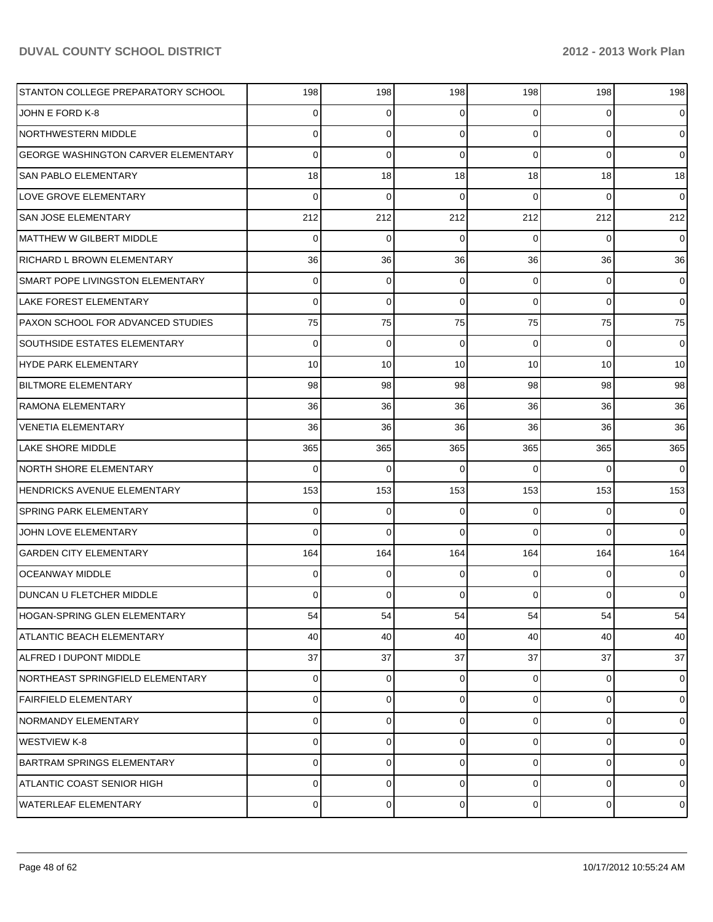| | | | | | | |
|---|---|---|---|---|---|---|
| STANTON COLLEGE PREPARATORY SCHOOL | 198 | 198 | 198 | 198 | 198 | 198 |
| JOHN E FORD K-8 | 0 | 0 | 0 | 0 | 0 | 0 |
| NORTHWESTERN MIDDLE | 0 | 0 | 0 | 0 | 0 | 0 |
| GEORGE WASHINGTON CARVER ELEMENTARY | 0 | 0 | 0 | 0 | 0 | 0 |
| SAN PABLO ELEMENTARY | 18 | 18 | 18 | 18 | 18 | 18 |
| LOVE GROVE ELEMENTARY | 0 | 0 | 0 | 0 | 0 | 0 |
| SAN JOSE ELEMENTARY | 212 | 212 | 212 | 212 | 212 | 212 |
| MATTHEW W GILBERT MIDDLE | 0 | 0 | 0 | 0 | 0 | 0 |
| RICHARD L BROWN ELEMENTARY | 36 | 36 | 36 | 36 | 36 | 36 |
| SMART POPE LIVINGSTON ELEMENTARY | 0 | 0 | 0 | 0 | 0 | 0 |
| LAKE FOREST ELEMENTARY | 0 | 0 | 0 | 0 | 0 | 0 |
| PAXON SCHOOL FOR ADVANCED STUDIES | 75 | 75 | 75 | 75 | 75 | 75 |
| SOUTHSIDE ESTATES ELEMENTARY | 0 | 0 | 0 | 0 | 0 | 0 |
| HYDE PARK ELEMENTARY | 10 | 10 | 10 | 10 | 10 | 10 |
| BILTMORE ELEMENTARY | 98 | 98 | 98 | 98 | 98 | 98 |
| RAMONA ELEMENTARY | 36 | 36 | 36 | 36 | 36 | 36 |
| VENETIA ELEMENTARY | 36 | 36 | 36 | 36 | 36 | 36 |
| LAKE SHORE MIDDLE | 365 | 365 | 365 | 365 | 365 | 365 |
| NORTH SHORE ELEMENTARY | 0 | 0 | 0 | 0 | 0 | 0 |
| HENDRICKS AVENUE ELEMENTARY | 153 | 153 | 153 | 153 | 153 | 153 |
| SPRING PARK ELEMENTARY | 0 | 0 | 0 | 0 | 0 | 0 |
| JOHN LOVE ELEMENTARY | 0 | 0 | 0 | 0 | 0 | 0 |
| GARDEN CITY ELEMENTARY | 164 | 164 | 164 | 164 | 164 | 164 |
| OCEANWAY MIDDLE | 0 | 0 | 0 | 0 | 0 | 0 |
| DUNCAN U FLETCHER MIDDLE | 0 | 0 | 0 | 0 | 0 | 0 |
| HOGAN-SPRING GLEN ELEMENTARY | 54 | 54 | 54 | 54 | 54 | 54 |
| ATLANTIC BEACH ELEMENTARY | 40 | 40 | 40 | 40 | 40 | 40 |
| ALFRED I DUPONT MIDDLE | 37 | 37 | 37 | 37 | 37 | 37 |
| NORTHEAST SPRINGFIELD ELEMENTARY | 0 | 0 | 0 | 0 | 0 | 0 |
| FAIRFIELD ELEMENTARY | 0 | 0 | 0 | 0 | 0 | 0 |
| NORMANDY ELEMENTARY | 0 | 0 | 0 | 0 | 0 | 0 |
| WESTVIEW K-8 | 0 | 0 | 0 | 0 | 0 | 0 |
| BARTRAM SPRINGS ELEMENTARY | 0 | 0 | 0 | 0 | 0 | 0 |
| ATLANTIC COAST SENIOR HIGH | 0 | 0 | 0 | 0 | 0 | 0 |
| WATERLEAF ELEMENTARY | 0 | 0 | 0 | 0 | 0 | 0 |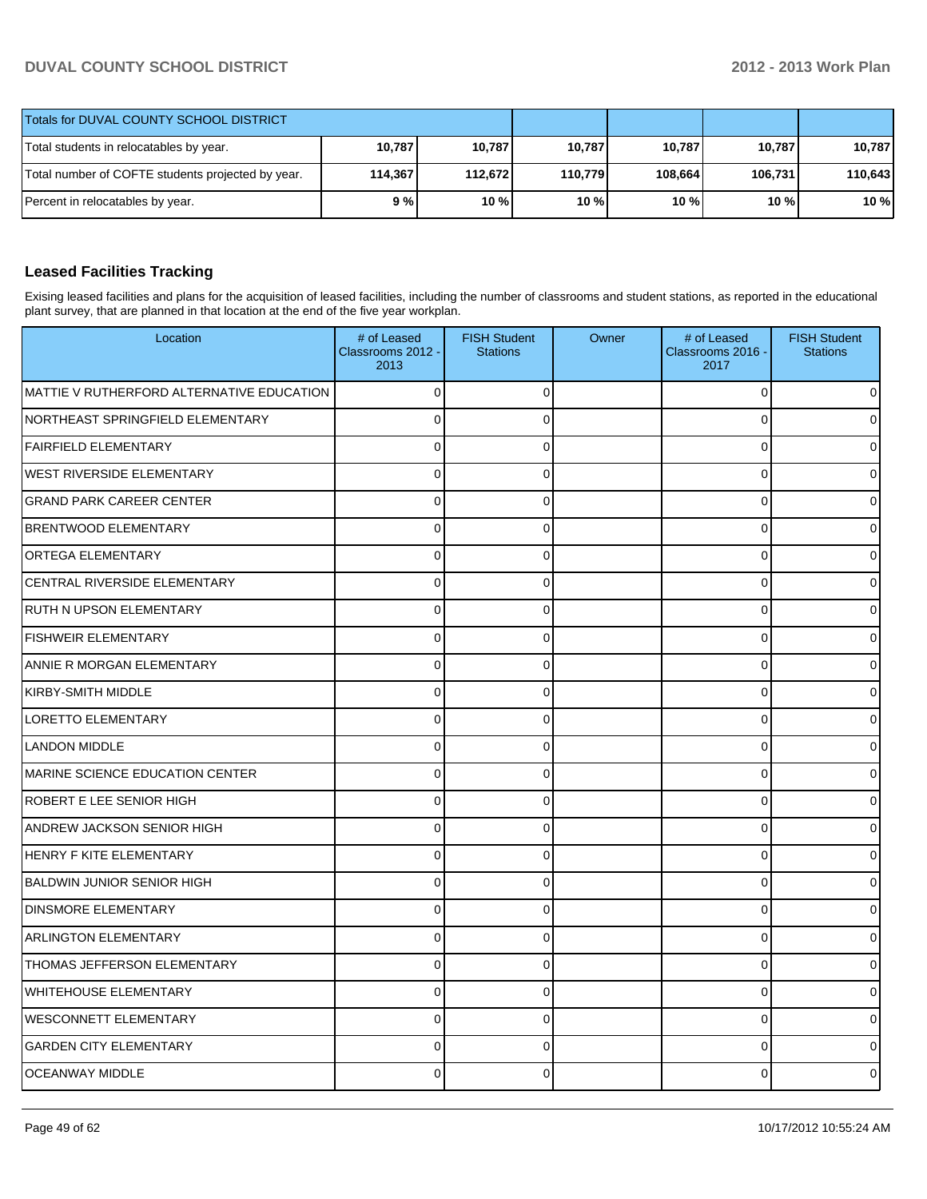| Totals for DUVAL COUNTY SCHOOL DISTRICT | | | | | | |
|---|---|---|---|---|---|---|
| Total students in relocatables by year. | 10,787 | 10,787 | 10,787 | 10,787 | 10,787 | 10,787 |
| Total number of COFTE students projected by year. | 114,367 | 112,672 | 110,779 | 108,664 | 106,731 | 110,643 |
| Percent in relocatables by year. | 9 % | 10 % | 10 % | 10 % | 10 % | 10 % |

## Leased Facilities Tracking

Exising leased facilities and plans for the acquisition of leased facilities, including the number of classrooms and student stations, as reported in the educational plant survey, that are planned in that location at the end of the five year workplan.

| Location | # of Leased Classrooms 2012 - 2013 | FISH Student Stations | Owner | # of Leased Classrooms 2016 - 2017 | FISH Student Stations |
|---|---|---|---|---|---|
| MATTIE V RUTHERFORD ALTERNATIVE EDUCATION | 0 | 0 | | 0 | 0 |
| NORTHEAST SPRINGFIELD ELEMENTARY | 0 | 0 | | 0 | 0 |
| FAIRFIELD ELEMENTARY | 0 | 0 | | 0 | 0 |
| WEST RIVERSIDE ELEMENTARY | 0 | 0 | | 0 | 0 |
| GRAND PARK CAREER CENTER | 0 | 0 | | 0 | 0 |
| BRENTWOOD ELEMENTARY | 0 | 0 | | 0 | 0 |
| ORTEGA ELEMENTARY | 0 | 0 | | 0 | 0 |
| CENTRAL RIVERSIDE ELEMENTARY | 0 | 0 | | 0 | 0 |
| RUTH N UPSON ELEMENTARY | 0 | 0 | | 0 | 0 |
| FISHWEIR ELEMENTARY | 0 | 0 | | 0 | 0 |
| ANNIE R MORGAN ELEMENTARY | 0 | 0 | | 0 | 0 |
| KIRBY-SMITH MIDDLE | 0 | 0 | | 0 | 0 |
| LORETTO ELEMENTARY | 0 | 0 | | 0 | 0 |
| LANDON MIDDLE | 0 | 0 | | 0 | 0 |
| MARINE SCIENCE EDUCATION CENTER | 0 | 0 | | 0 | 0 |
| ROBERT E LEE SENIOR HIGH | 0 | 0 | | 0 | 0 |
| ANDREW JACKSON SENIOR HIGH | 0 | 0 | | 0 | 0 |
| HENRY F KITE ELEMENTARY | 0 | 0 | | 0 | 0 |
| BALDWIN JUNIOR SENIOR HIGH | 0 | 0 | | 0 | 0 |
| DINSMORE ELEMENTARY | 0 | 0 | | 0 | 0 |
| ARLINGTON ELEMENTARY | 0 | 0 | | 0 | 0 |
| THOMAS JEFFERSON ELEMENTARY | 0 | 0 | | 0 | 0 |
| WHITEHOUSE ELEMENTARY | 0 | 0 | | 0 | 0 |
| WESCONNETT ELEMENTARY | 0 | 0 | | 0 | 0 |
| GARDEN CITY ELEMENTARY | 0 | 0 | | 0 | 0 |
| OCEANWAY MIDDLE | 0 | 0 | | 0 | 0 |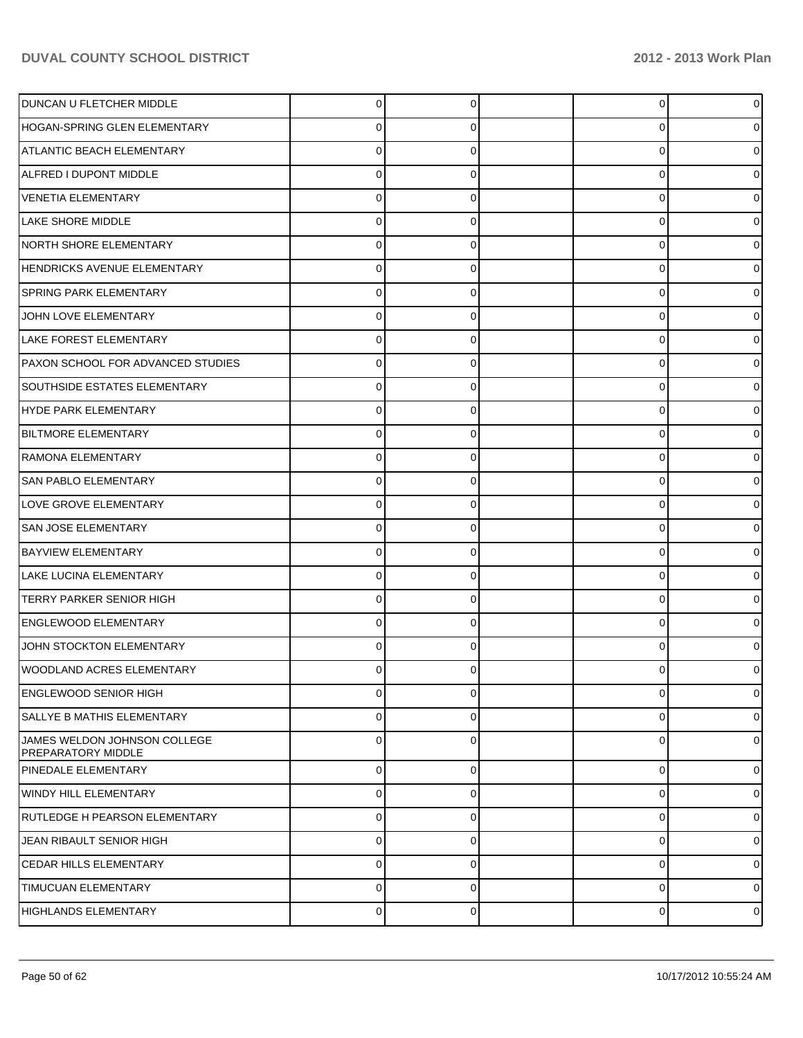| | | | | | |
|---|---|---|---|---|---|
| DUNCAN U FLETCHER MIDDLE | 0 | 0 | | 0 | 0 |
| HOGAN-SPRING GLEN ELEMENTARY | 0 | 0 | | 0 | 0 |
| ATLANTIC BEACH ELEMENTARY | 0 | 0 | | 0 | 0 |
| ALFRED I DUPONT MIDDLE | 0 | 0 | | 0 | 0 |
| VENETIA ELEMENTARY | 0 | 0 | | 0 | 0 |
| LAKE SHORE MIDDLE | 0 | 0 | | 0 | 0 |
| NORTH SHORE ELEMENTARY | 0 | 0 | | 0 | 0 |
| HENDRICKS AVENUE ELEMENTARY | 0 | 0 | | 0 | 0 |
| SPRING PARK ELEMENTARY | 0 | 0 | | 0 | 0 |
| JOHN LOVE ELEMENTARY | 0 | 0 | | 0 | 0 |
| LAKE FOREST ELEMENTARY | 0 | 0 | | 0 | 0 |
| PAXON SCHOOL FOR ADVANCED STUDIES | 0 | 0 | | 0 | 0 |
| SOUTHSIDE ESTATES ELEMENTARY | 0 | 0 | | 0 | 0 |
| HYDE PARK ELEMENTARY | 0 | 0 | | 0 | 0 |
| BILTMORE ELEMENTARY | 0 | 0 | | 0 | 0 |
| RAMONA ELEMENTARY | 0 | 0 | | 0 | 0 |
| SAN PABLO ELEMENTARY | 0 | 0 | | 0 | 0 |
| LOVE GROVE ELEMENTARY | 0 | 0 | | 0 | 0 |
| SAN JOSE ELEMENTARY | 0 | 0 | | 0 | 0 |
| BAYVIEW ELEMENTARY | 0 | 0 | | 0 | 0 |
| LAKE LUCINA ELEMENTARY | 0 | 0 | | 0 | 0 |
| TERRY PARKER SENIOR HIGH | 0 | 0 | | 0 | 0 |
| ENGLEWOOD ELEMENTARY | 0 | 0 | | 0 | 0 |
| JOHN STOCKTON ELEMENTARY | 0 | 0 | | 0 | 0 |
| WOODLAND ACRES ELEMENTARY | 0 | 0 | | 0 | 0 |
| ENGLEWOOD SENIOR HIGH | 0 | 0 | | 0 | 0 |
| SALLYE B MATHIS ELEMENTARY | 0 | 0 | | 0 | 0 |
| JAMES WELDON JOHNSON COLLEGE PREPARATORY MIDDLE | 0 | 0 | | 0 | 0 |
| PINEDALE ELEMENTARY | 0 | 0 | | 0 | 0 |
| WINDY HILL ELEMENTARY | 0 | 0 | | 0 | 0 |
| RUTLEDGE H PEARSON ELEMENTARY | 0 | 0 | | 0 | 0 |
| JEAN RIBAULT SENIOR HIGH | 0 | 0 | | 0 | 0 |
| CEDAR HILLS ELEMENTARY | 0 | 0 | | 0 | 0 |
| TIMUCUAN ELEMENTARY | 0 | 0 | | 0 | 0 |
| HIGHLANDS ELEMENTARY | 0 | 0 | | 0 | 0 |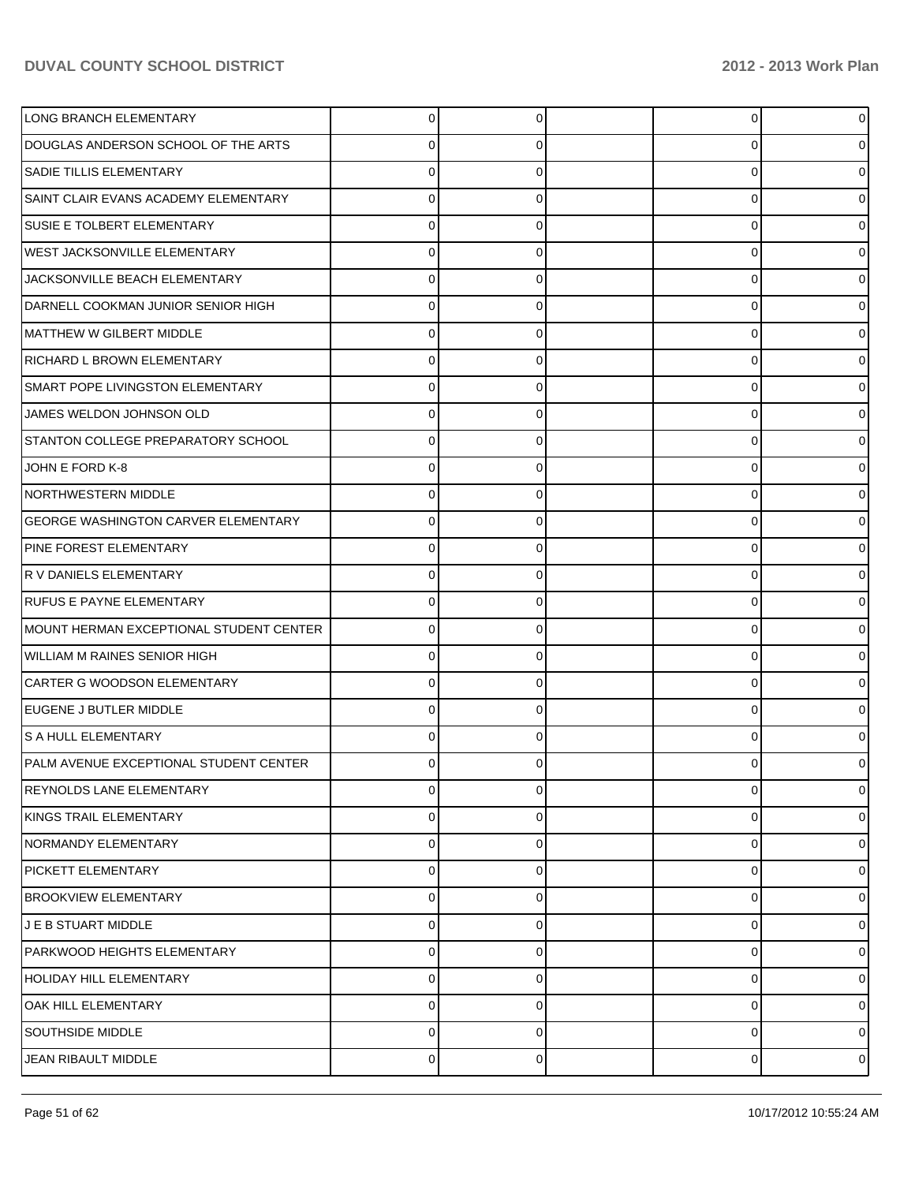| | | | | | |
|---|---|---|---|---|---|
| LONG BRANCH ELEMENTARY | 0 | 0 | | 0 | 0 |
| DOUGLAS ANDERSON SCHOOL OF THE ARTS | 0 | 0 | | 0 | 0 |
| SADIE TILLIS ELEMENTARY | 0 | 0 | | 0 | 0 |
| SAINT CLAIR EVANS ACADEMY ELEMENTARY | 0 | 0 | | 0 | 0 |
| SUSIE E TOLBERT ELEMENTARY | 0 | 0 | | 0 | 0 |
| WEST JACKSONVILLE ELEMENTARY | 0 | 0 | | 0 | 0 |
| JACKSONVILLE BEACH ELEMENTARY | 0 | 0 | | 0 | 0 |
| DARNELL COOKMAN JUNIOR SENIOR HIGH | 0 | 0 | | 0 | 0 |
| MATTHEW W GILBERT MIDDLE | 0 | 0 | | 0 | 0 |
| RICHARD L BROWN ELEMENTARY | 0 | 0 | | 0 | 0 |
| SMART POPE LIVINGSTON ELEMENTARY | 0 | 0 | | 0 | 0 |
| JAMES WELDON JOHNSON OLD | 0 | 0 | | 0 | 0 |
| STANTON COLLEGE PREPARATORY SCHOOL | 0 | 0 | | 0 | 0 |
| JOHN E FORD K-8 | 0 | 0 | | 0 | 0 |
| NORTHWESTERN MIDDLE | 0 | 0 | | 0 | 0 |
| GEORGE WASHINGTON CARVER ELEMENTARY | 0 | 0 | | 0 | 0 |
| PINE FOREST ELEMENTARY | 0 | 0 | | 0 | 0 |
| R V DANIELS ELEMENTARY | 0 | 0 | | 0 | 0 |
| RUFUS E PAYNE ELEMENTARY | 0 | 0 | | 0 | 0 |
| MOUNT HERMAN EXCEPTIONAL STUDENT CENTER | 0 | 0 | | 0 | 0 |
| WILLIAM M RAINES SENIOR HIGH | 0 | 0 | | 0 | 0 |
| CARTER G WOODSON ELEMENTARY | 0 | 0 | | 0 | 0 |
| EUGENE J BUTLER MIDDLE | 0 | 0 | | 0 | 0 |
| S A HULL ELEMENTARY | 0 | 0 | | 0 | 0 |
| PALM AVENUE EXCEPTIONAL STUDENT CENTER | 0 | 0 | | 0 | 0 |
| REYNOLDS LANE ELEMENTARY | 0 | 0 | | 0 | 0 |
| KINGS TRAIL ELEMENTARY | 0 | 0 | | 0 | 0 |
| NORMANDY ELEMENTARY | 0 | 0 | | 0 | 0 |
| PICKETT ELEMENTARY | 0 | 0 | | 0 | 0 |
| BROOKVIEW ELEMENTARY | 0 | 0 | | 0 | 0 |
| J E B STUART MIDDLE | 0 | 0 | | 0 | 0 |
| PARKWOOD HEIGHTS ELEMENTARY | 0 | 0 | | 0 | 0 |
| HOLIDAY HILL ELEMENTARY | 0 | 0 | | 0 | 0 |
| OAK HILL ELEMENTARY | 0 | 0 | | 0 | 0 |
| SOUTHSIDE MIDDLE | 0 | 0 | | 0 | 0 |
| JEAN RIBAULT MIDDLE | 0 | 0 | | 0 | 0 |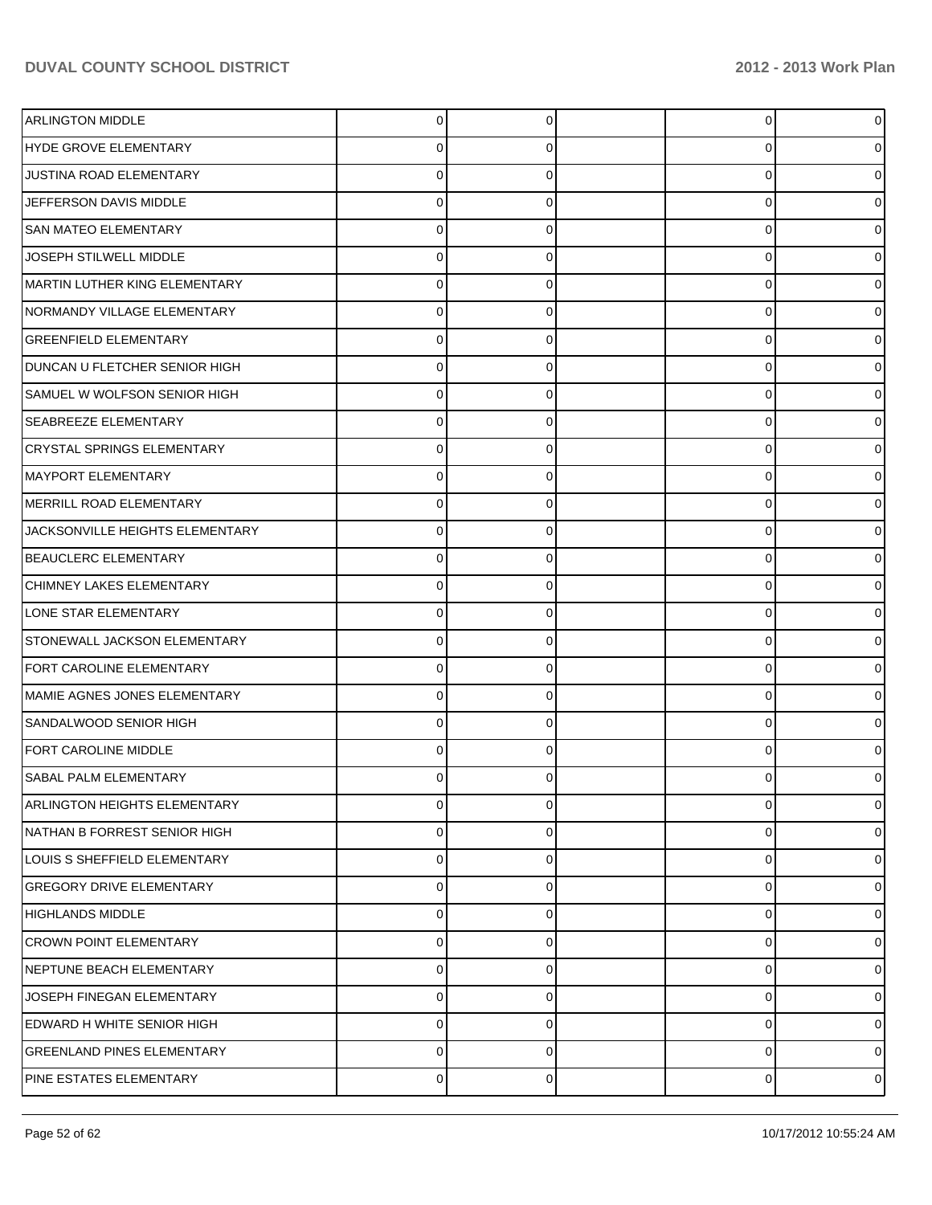| | | | | | |
|---|---|---|---|---|---|
| ARLINGTON MIDDLE | 0 | 0 | | 0 | 0 |
| HYDE GROVE ELEMENTARY | 0 | 0 | | 0 | 0 |
| JUSTINA ROAD ELEMENTARY | 0 | 0 | | 0 | 0 |
| JEFFERSON DAVIS MIDDLE | 0 | 0 | | 0 | 0 |
| SAN MATEO ELEMENTARY | 0 | 0 | | 0 | 0 |
| JOSEPH STILWELL MIDDLE | 0 | 0 | | 0 | 0 |
| MARTIN LUTHER KING ELEMENTARY | 0 | 0 | | 0 | 0 |
| NORMANDY VILLAGE ELEMENTARY | 0 | 0 | | 0 | 0 |
| GREENFIELD ELEMENTARY | 0 | 0 | | 0 | 0 |
| DUNCAN U FLETCHER SENIOR HIGH | 0 | 0 | | 0 | 0 |
| SAMUEL W WOLFSON SENIOR HIGH | 0 | 0 | | 0 | 0 |
| SEABREEZE ELEMENTARY | 0 | 0 | | 0 | 0 |
| CRYSTAL SPRINGS ELEMENTARY | 0 | 0 | | 0 | 0 |
| MAYPORT ELEMENTARY | 0 | 0 | | 0 | 0 |
| MERRILL ROAD ELEMENTARY | 0 | 0 | | 0 | 0 |
| JACKSONVILLE HEIGHTS ELEMENTARY | 0 | 0 | | 0 | 0 |
| BEAUCLERC ELEMENTARY | 0 | 0 | | 0 | 0 |
| CHIMNEY LAKES ELEMENTARY | 0 | 0 | | 0 | 0 |
| LONE STAR ELEMENTARY | 0 | 0 | | 0 | 0 |
| STONEWALL JACKSON ELEMENTARY | 0 | 0 | | 0 | 0 |
| FORT CAROLINE ELEMENTARY | 0 | 0 | | 0 | 0 |
| MAMIE AGNES JONES ELEMENTARY | 0 | 0 | | 0 | 0 |
| SANDALWOOD SENIOR HIGH | 0 | 0 | | 0 | 0 |
| FORT CAROLINE MIDDLE | 0 | 0 | | 0 | 0 |
| SABAL PALM ELEMENTARY | 0 | 0 | | 0 | 0 |
| ARLINGTON HEIGHTS ELEMENTARY | 0 | 0 | | 0 | 0 |
| NATHAN B FORREST SENIOR HIGH | 0 | 0 | | 0 | 0 |
| LOUIS S SHEFFIELD ELEMENTARY | 0 | 0 | | 0 | 0 |
| GREGORY DRIVE ELEMENTARY | 0 | 0 | | 0 | 0 |
| HIGHLANDS MIDDLE | 0 | 0 | | 0 | 0 |
| CROWN POINT ELEMENTARY | 0 | 0 | | 0 | 0 |
| NEPTUNE BEACH ELEMENTARY | 0 | 0 | | 0 | 0 |
| JOSEPH FINEGAN ELEMENTARY | 0 | 0 | | 0 | 0 |
| EDWARD H WHITE SENIOR HIGH | 0 | 0 | | 0 | 0 |
| GREENLAND PINES ELEMENTARY | 0 | 0 | | 0 | 0 |
| PINE ESTATES ELEMENTARY | 0 | 0 | | 0 | 0 |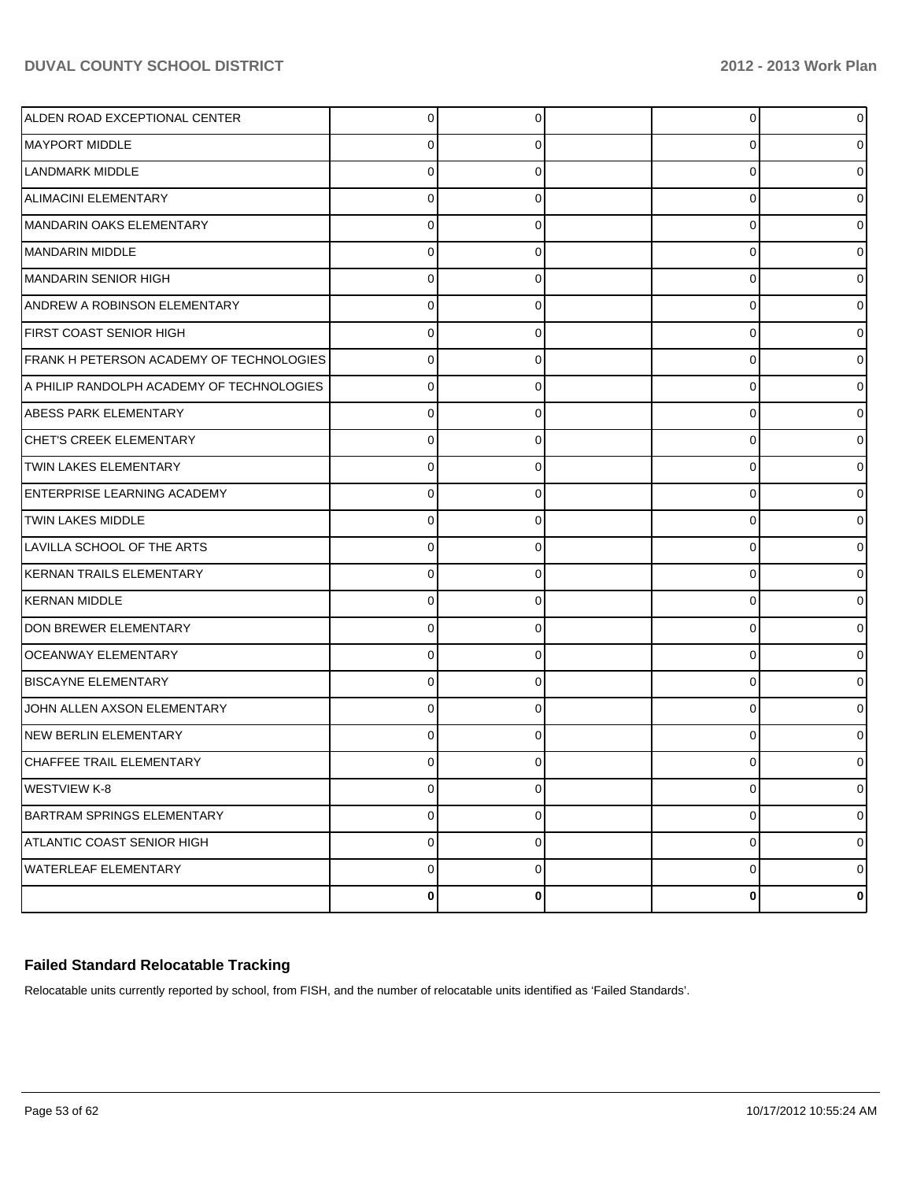| | | | | | |
|---|---|---|---|---|---|
| ALDEN ROAD EXCEPTIONAL CENTER | 0 | 0 | | 0 | 0 |
| MAYPORT MIDDLE | 0 | 0 | | 0 | 0 |
| LANDMARK MIDDLE | 0 | 0 | | 0 | 0 |
| ALIMACINI ELEMENTARY | 0 | 0 | | 0 | 0 |
| MANDARIN OAKS ELEMENTARY | 0 | 0 | | 0 | 0 |
| MANDARIN MIDDLE | 0 | 0 | | 0 | 0 |
| MANDARIN SENIOR HIGH | 0 | 0 | | 0 | 0 |
| ANDREW A ROBINSON ELEMENTARY | 0 | 0 | | 0 | 0 |
| FIRST COAST SENIOR HIGH | 0 | 0 | | 0 | 0 |
| FRANK H PETERSON ACADEMY OF TECHNOLOGIES | 0 | 0 | | 0 | 0 |
| A PHILIP RANDOLPH ACADEMY OF TECHNOLOGIES | 0 | 0 | | 0 | 0 |
| ABESS PARK ELEMENTARY | 0 | 0 | | 0 | 0 |
| CHET'S CREEK ELEMENTARY | 0 | 0 | | 0 | 0 |
| TWIN LAKES ELEMENTARY | 0 | 0 | | 0 | 0 |
| ENTERPRISE LEARNING ACADEMY | 0 | 0 | | 0 | 0 |
| TWIN LAKES MIDDLE | 0 | 0 | | 0 | 0 |
| LAVILLA SCHOOL OF THE ARTS | 0 | 0 | | 0 | 0 |
| KERNAN TRAILS ELEMENTARY | 0 | 0 | | 0 | 0 |
| KERNAN MIDDLE | 0 | 0 | | 0 | 0 |
| DON BREWER ELEMENTARY | 0 | 0 | | 0 | 0 |
| OCEANWAY ELEMENTARY | 0 | 0 | | 0 | 0 |
| BISCAYNE ELEMENTARY | 0 | 0 | | 0 | 0 |
| JOHN ALLEN AXSON ELEMENTARY | 0 | 0 | | 0 | 0 |
| NEW BERLIN ELEMENTARY | 0 | 0 | | 0 | 0 |
| CHAFFEE TRAIL ELEMENTARY | 0 | 0 | | 0 | 0 |
| WESTVIEW K-8 | 0 | 0 | | 0 | 0 |
| BARTRAM SPRINGS ELEMENTARY | 0 | 0 | | 0 | 0 |
| ATLANTIC COAST SENIOR HIGH | 0 | 0 | | 0 | 0 |
| WATERLEAF ELEMENTARY | 0 | 0 | | 0 | 0 |
| | **0** | **0** | | **0** | **0** |

### Failed Standard Relocatable Tracking

Relocatable units currently reported by school, from FISH, and the number of relocatable units identified as 'Failed Standards'.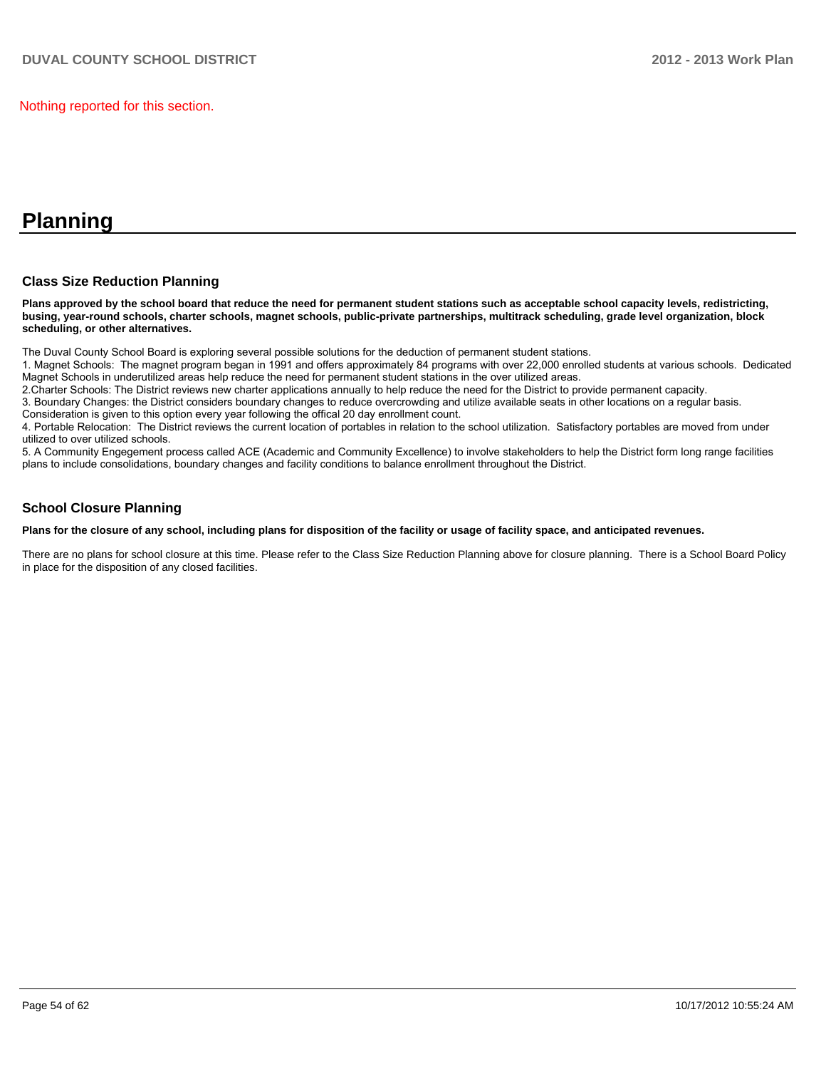Nothing reported for this section.

# Planning

### Class Size Reduction Planning

**Plans approved by the school board that reduce the need for permanent student stations such as acceptable school capacity levels, redistricting, busing, year-round schools, charter schools, magnet schools, public-private partnerships, multitrack scheduling, grade level organization, block scheduling, or other alternatives.**

The Duval County School Board is exploring several possible solutions for the deduction of permanent student stations.
1. Magnet Schools: The magnet program began in 1991 and offers approximately 84 programs with over 22,000 enrolled students at various schools. Dedicated Magnet Schools in underutilized areas help reduce the need for permanent student stations in the over utilized areas.
2.Charter Schools: The District reviews new charter applications annually to help reduce the need for the District to provide permanent capacity.
3. Boundary Changes: the District considers boundary changes to reduce overcrowding and utilize available seats in other locations on a regular basis. Consideration is given to this option every year following the offical 20 day enrollment count.
4. Portable Relocation: The District reviews the current location of portables in relation to the school utilization. Satisfactory portables are moved from under utilized to over utilized schools.
5. A Community Engegement process called ACE (Academic and Community Excellence) to involve stakeholders to help the District form long range facilities plans to include consolidations, boundary changes and facility conditions to balance enrollment throughout the District.

### School Closure Planning

**Plans for the closure of any school, including plans for disposition of the facility or usage of facility space, and anticipated revenues.**

There are no plans for school closure at this time. Please refer to the Class Size Reduction Planning above for closure planning. There is a School Board Policy in place for the disposition of any closed facilities.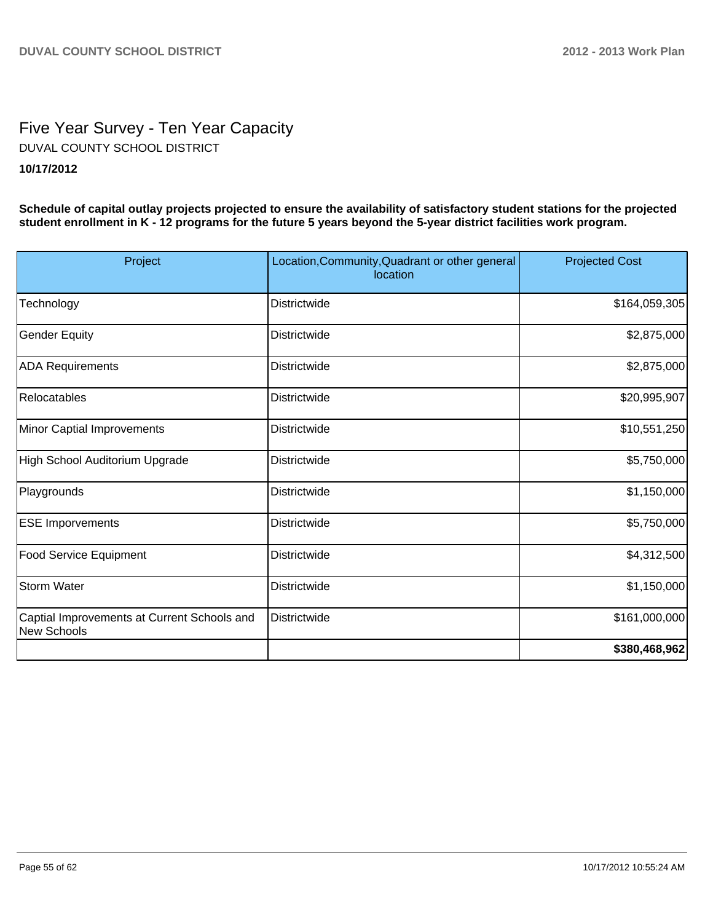# Five Year Survey - Ten Year Capacity

DUVAL COUNTY SCHOOL DISTRICT

**10/17/2012**

**Schedule of capital outlay projects projected to ensure the availability of satisfactory student stations for the projected student enrollment in K - 12 programs for the future 5 years beyond the 5-year district facilities work program.**

| Project | Location,Community,Quadrant or other general location | Projected Cost |
|---|---|---|
| Technology | Districtwide | $164,059,305 |
| Gender Equity | Districtwide | $2,875,000 |
| ADA Requirements | Districtwide | $2,875,000 |
| Relocatables | Districtwide | $20,995,907 |
| Minor Captial Improvements | Districtwide | $10,551,250 |
| High School Auditorium Upgrade | Districtwide | $5,750,000 |
| Playgrounds | Districtwide | $1,150,000 |
| ESE Imporvements | Districtwide | $5,750,000 |
| Food Service Equipment | Districtwide | $4,312,500 |
| Storm Water | Districtwide | $1,150,000 |
| Captial Improvements at Current Schools and New Schools | Districtwide | $161,000,000 |
| | | **$380,468,962** |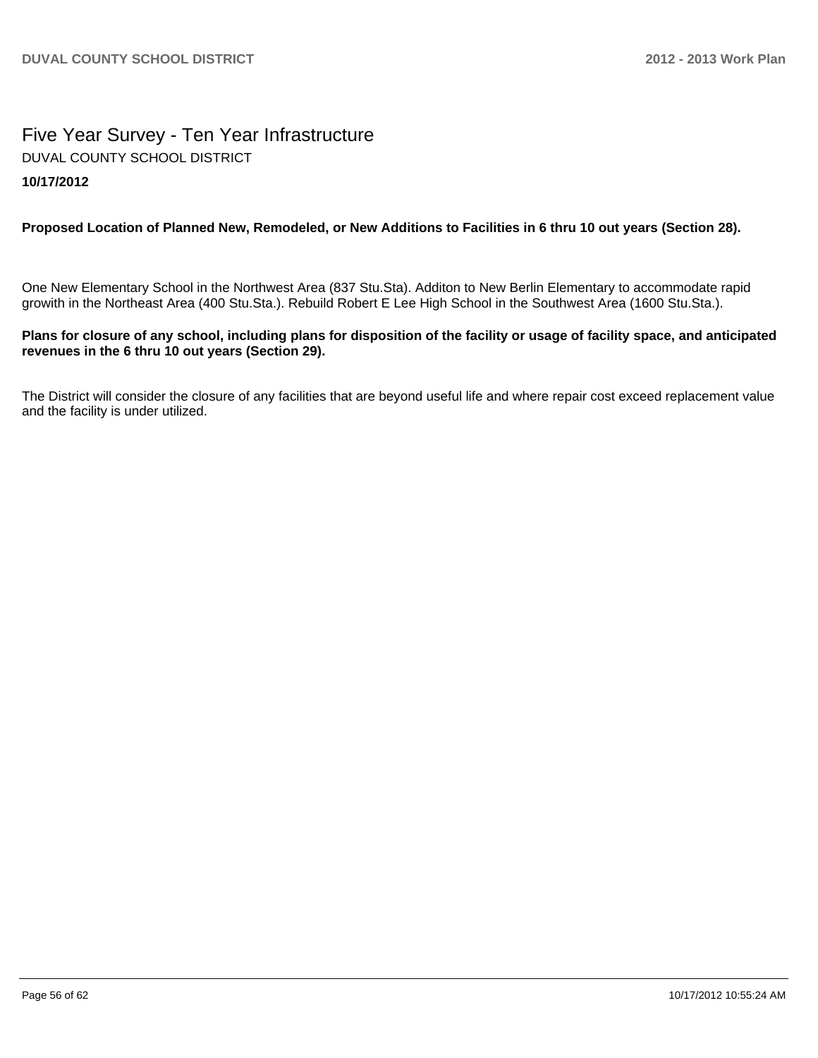# Five Year Survey - Ten Year Infrastructure

DUVAL COUNTY SCHOOL DISTRICT

**10/17/2012**

**Proposed Location of Planned New, Remodeled, or New Additions to Facilities in 6 thru 10 out years (Section 28).**

One New Elementary School in the Northwest Area (837 Stu.Sta). Additon to New Berlin Elementary to accommodate rapid growith in the Northeast Area (400 Stu.Sta.). Rebuild Robert E Lee High School in the Southwest Area (1600 Stu.Sta.).

**Plans for closure of any school, including plans for disposition of the facility or usage of facility space, and anticipated revenues in the 6 thru 10 out years (Section 29).**

The District will consider the closure of any facilities that are beyond useful life and where repair cost exceed replacement value and the facility is under utilized.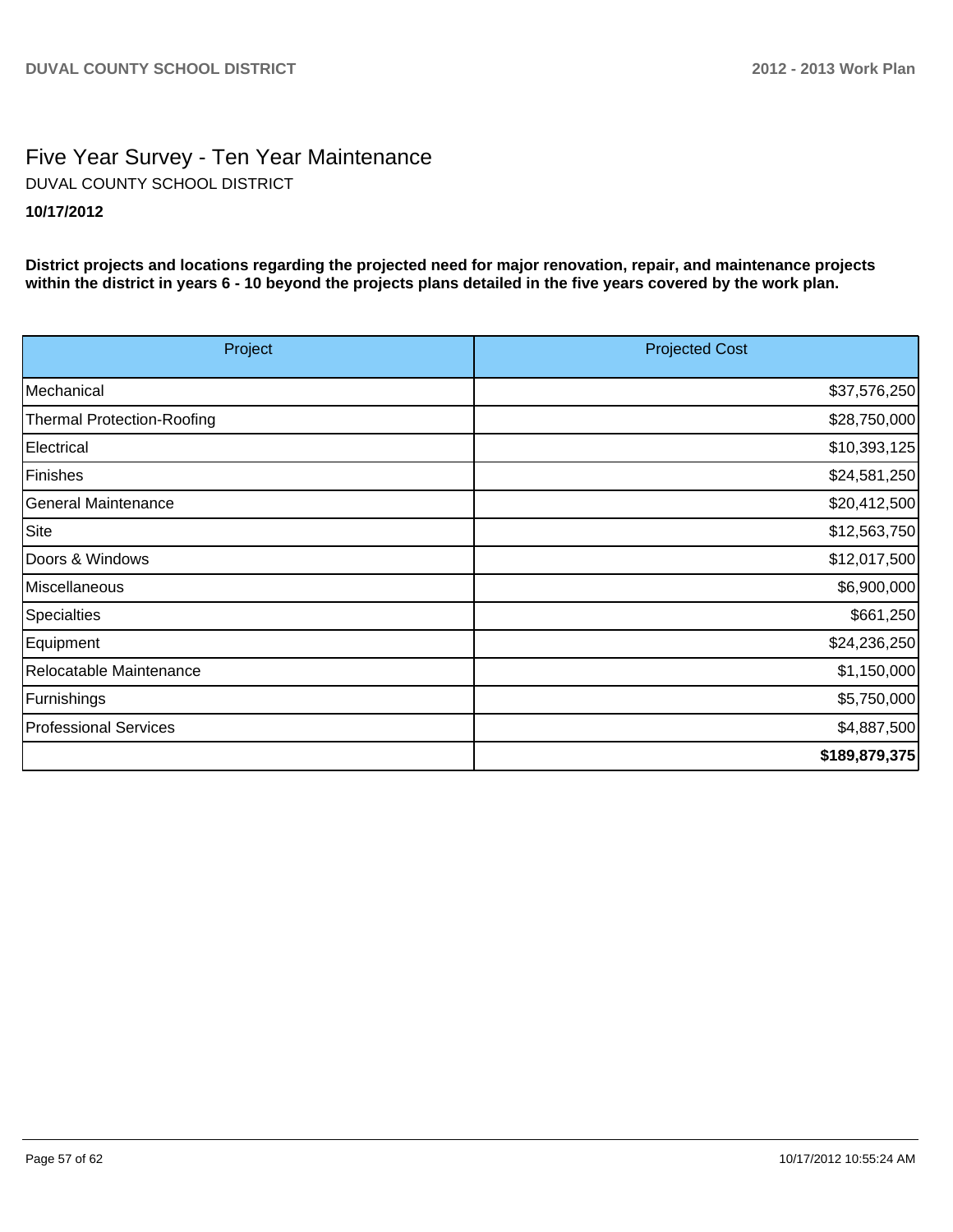# Five Year Survey - Ten Year Maintenance

DUVAL COUNTY SCHOOL DISTRICT

**10/17/2012**

**District projects and locations regarding the projected need for major renovation, repair, and maintenance projects within the district in years 6 - 10 beyond the projects plans detailed in the five years covered by the work plan.**

| Project | Projected Cost |
|---|---|
| Mechanical | $37,576,250 |
| Thermal Protection-Roofing | $28,750,000 |
| Electrical | $10,393,125 |
| Finishes | $24,581,250 |
| General Maintenance | $20,412,500 |
| Site | $12,563,750 |
| Doors & Windows | $12,017,500 |
| Miscellaneous | $6,900,000 |
| Specialties | $661,250 |
| Equipment | $24,236,250 |
| Relocatable Maintenance | $1,150,000 |
| Furnishings | $5,750,000 |
| Professional Services | $4,887,500 |
| | **$189,879,375** |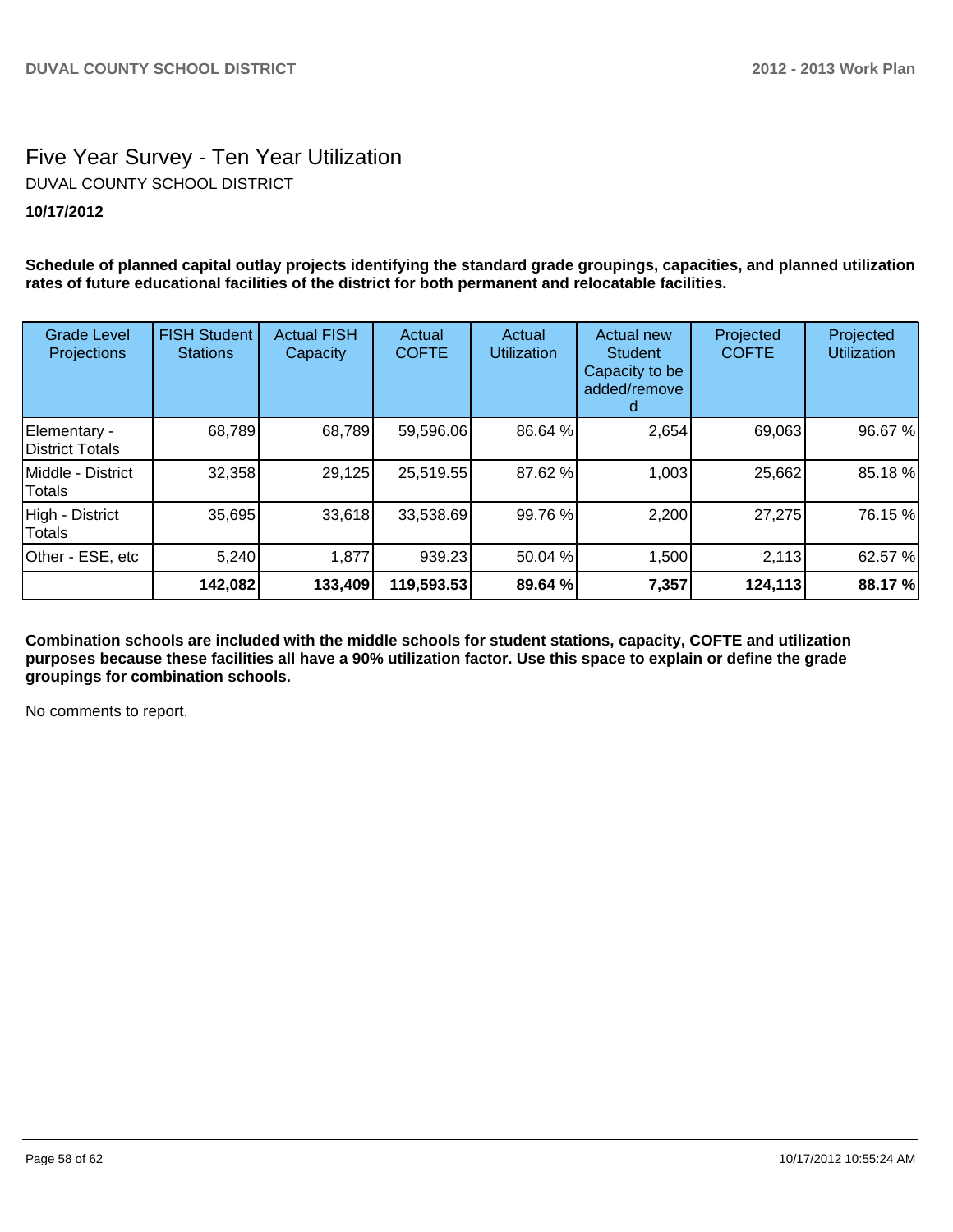# Five Year Survey - Ten Year Utilization

DUVAL COUNTY SCHOOL DISTRICT

**10/17/2012**

**Schedule of planned capital outlay projects identifying the standard grade groupings, capacities, and planned utilization rates of future educational facilities of the district for both permanent and relocatable facilities.**

| Grade Level Projections | FISH Student Stations | Actual FISH Capacity | Actual COFTE | Actual Utilization | Actual new Student Capacity to be added/removed | Projected COFTE | Projected Utilization |
|---|---|---|---|---|---|---|---|
| Elementary - District Totals | 68,789 | 68,789 | 59,596.06 | 86.64 % | 2,654 | 69,063 | 96.67 % |
| Middle - District Totals | 32,358 | 29,125 | 25,519.55 | 87.62 % | 1,003 | 25,662 | 85.18 % |
| High - District Totals | 35,695 | 33,618 | 33,538.69 | 99.76 % | 2,200 | 27,275 | 76.15 % |
| Other - ESE, etc | 5,240 | 1,877 | 939.23 | 50.04 % | 1,500 | 2,113 | 62.57 % |
| | **142,082** | **133,409** | **119,593.53** | **89.64 %** | **7,357** | **124,113** | **88.17 %** |

**Combination schools are included with the middle schools for student stations, capacity, COFTE and utilization purposes because these facilities all have a 90% utilization factor. Use this space to explain or define the grade groupings for combination schools.**

No comments to report.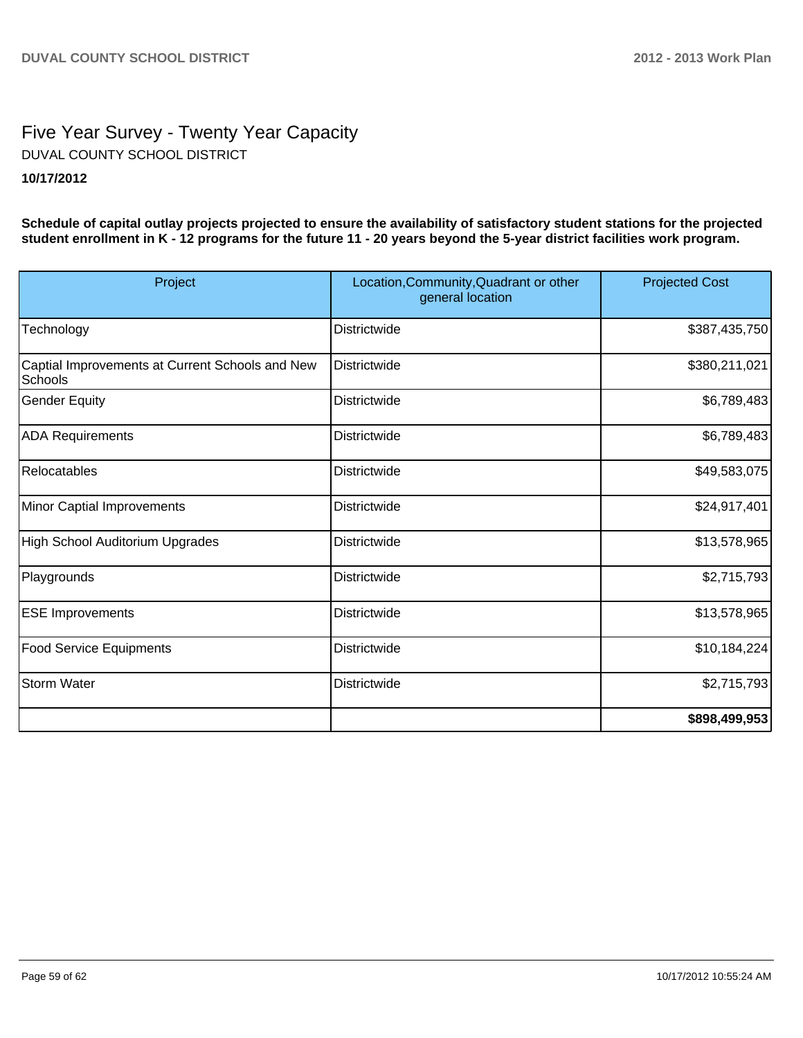# Five Year Survey - Twenty Year Capacity

DUVAL COUNTY SCHOOL DISTRICT

**10/17/2012**

**Schedule of capital outlay projects projected to ensure the availability of satisfactory student stations for the projected student enrollment in K - 12 programs for the future 11 - 20 years beyond the 5-year district facilities work program.**

| Project | Location,Community,Quadrant or other general location | Projected Cost |
|---|---|---|
| Technology | Districtwide | $387,435,750 |
| Captial Improvements at Current Schools and New Schools | Districtwide | $380,211,021 |
| Gender Equity | Districtwide | $6,789,483 |
| ADA Requirements | Districtwide | $6,789,483 |
| Relocatables | Districtwide | $49,583,075 |
| Minor Captial Improvements | Districtwide | $24,917,401 |
| High School Auditorium Upgrades | Districtwide | $13,578,965 |
| Playgrounds | Districtwide | $2,715,793 |
| ESE Improvements | Districtwide | $13,578,965 |
| Food Service Equipments | Districtwide | $10,184,224 |
| Storm Water | Districtwide | $2,715,793 |
| | | **$898,499,953** |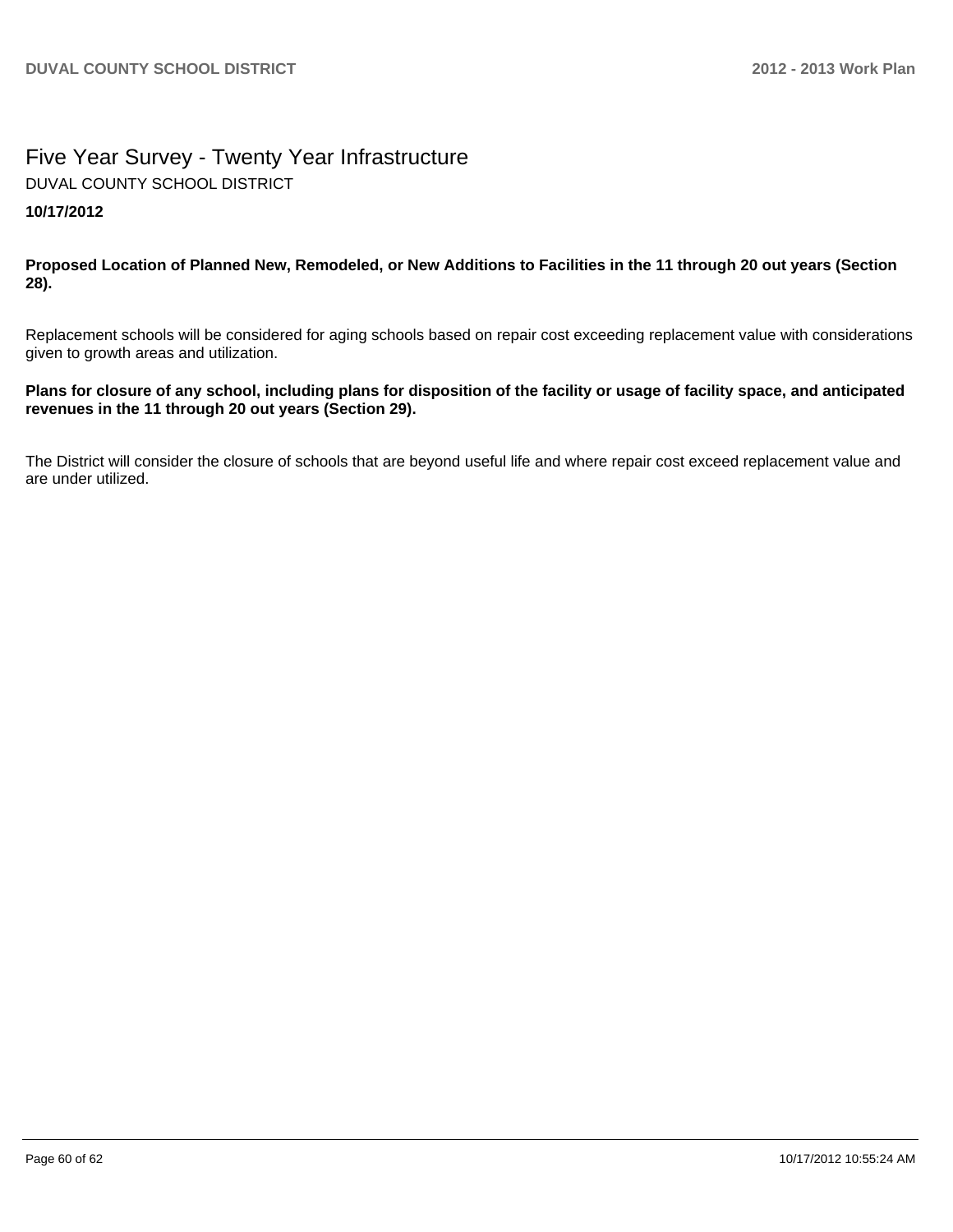# Five Year Survey - Twenty Year Infrastructure

DUVAL COUNTY SCHOOL DISTRICT

**10/17/2012**

**Proposed Location of Planned New, Remodeled, or New Additions to Facilities in the 11 through 20 out years (Section 28).**

Replacement schools will be considered for aging schools based on repair cost exceeding replacement value with considerations given to growth areas and utilization.

**Plans for closure of any school, including plans for disposition of the facility or usage of facility space, and anticipated revenues in the 11 through 20 out years (Section 29).**

The District will consider the closure of schools that are beyond useful life and where repair cost exceed replacement value and are under utilized.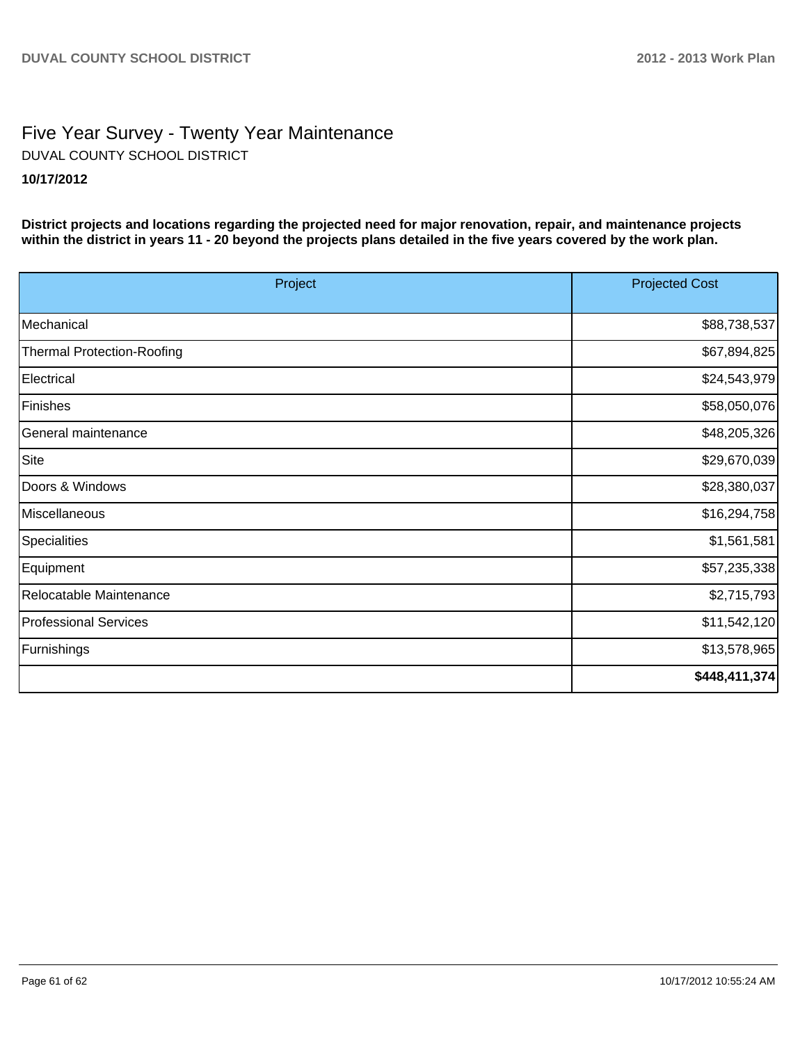# Five Year Survey - Twenty Year Maintenance

DUVAL COUNTY SCHOOL DISTRICT

**10/17/2012**

**District projects and locations regarding the projected need for major renovation, repair, and maintenance projects within the district in years 11 - 20 beyond the projects plans detailed in the five years covered by the work plan.**

| Project | Projected Cost |
|---|---:|
| Mechanical | $88,738,537 |
| Thermal Protection-Roofing | $67,894,825 |
| Electrical | $24,543,979 |
| Finishes | $58,050,076 |
| General maintenance | $48,205,326 |
| Site | $29,670,039 |
| Doors & Windows | $28,380,037 |
| Miscellaneous | $16,294,758 |
| Specialities | $1,561,581 |
| Equipment | $57,235,338 |
| Relocatable Maintenance | $2,715,793 |
| Professional Services | $11,542,120 |
| Furnishings | $13,578,965 |
| | **$448,411,374** |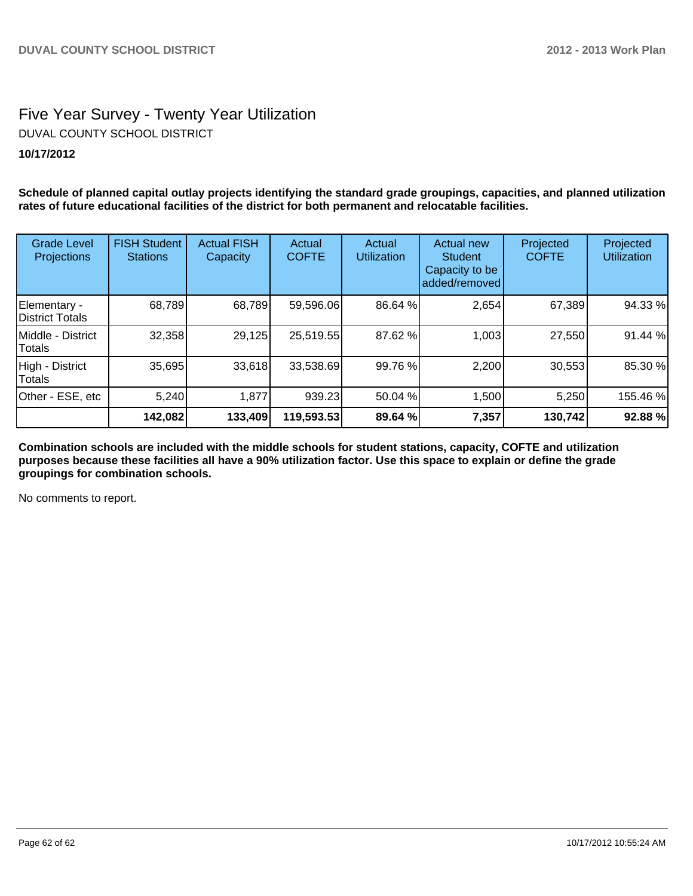# Five Year Survey - Twenty Year Utilization

DUVAL COUNTY SCHOOL DISTRICT

**10/17/2012**

**Schedule of planned capital outlay projects identifying the standard grade groupings, capacities, and planned utilization rates of future educational facilities of the district for both permanent and relocatable facilities.**

| Grade Level Projections | FISH Student Stations | Actual FISH Capacity | Actual COFTE | Actual Utilization | Actual new Student Capacity to be added/removed | Projected COFTE | Projected Utilization |
|---|---|---|---|---|---|---|---|
| Elementary - District Totals | 68,789 | 68,789 | 59,596.06 | 86.64 % | 2,654 | 67,389 | 94.33 % |
| Middle - District Totals | 32,358 | 29,125 | 25,519.55 | 87.62 % | 1,003 | 27,550 | 91.44 % |
| High - District Totals | 35,695 | 33,618 | 33,538.69 | 99.76 % | 2,200 | 30,553 | 85.30 % |
| Other - ESE, etc | 5,240 | 1,877 | 939.23 | 50.04 % | 1,500 | 5,250 | 155.46 % |
| | **142,082** | **133,409** | **119,593.53** | **89.64 %** | **7,357** | **130,742** | **92.88 %** |

**Combination schools are included with the middle schools for student stations, capacity, COFTE and utilization purposes because these facilities all have a 90% utilization factor. Use this space to explain or define the grade groupings for combination schools.**

No comments to report.